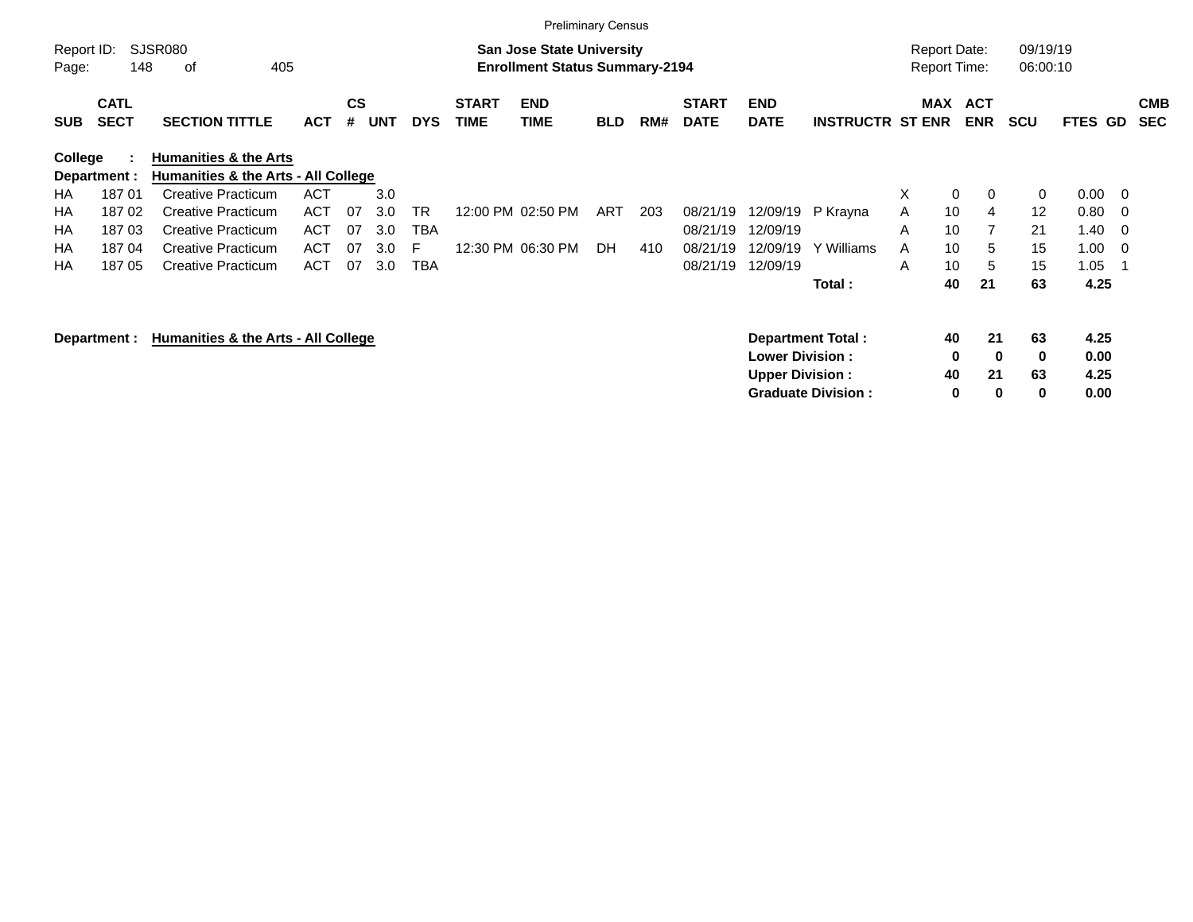Preliminary Census

Report ID: SJSR080

**San Jose State University**
**Enrollment Status Summary-2194**

Report Date: 09/19/19
Report Time: 06:00:10

| SUB | CATL SECT | SECTION TITTLE | ACT | CS # | UNT | DYS | START TIME | END TIME | BLD | RM# | START DATE | END DATE | INSTRUCTR | ST | MAX ENR | ACT ENR | SCU | FTES | GD | CMB SEC |
|---|---|---|---|---|---|---|---|---|---|---|---|---|---|---|---|---|---|---|---|---|
| **College :** | | **Humanities & the Arts** | | | | | | | | | | | | | | | | | | |
| **Department :** | | **Humanities & the Arts - All College** | | | | | | | | | | | | | | | | | | |
| HA | 187 01 | Creative Practicum | ACT | | 3.0 | | | | | | | | | X | 0 | 0 | 0 | 0.00 | 0 | |
| HA | 187 02 | Creative Practicum | ACT | 07 | 3.0 | TR | 12:00 PM | 02:50 PM | ART | 203 | 08/21/19 | 12/09/19 | P Krayna | A | 10 | 4 | 12 | 0.80 | 0 | |
| HA | 187 03 | Creative Practicum | ACT | 07 | 3.0 | TBA | | | | | 08/21/19 | 12/09/19 | | A | 10 | 7 | 21 | 1.40 | 0 | |
| HA | 187 04 | Creative Practicum | ACT | 07 | 3.0 | F | 12:30 PM | 06:30 PM | DH | 410 | 08/21/19 | 12/09/19 | Y Williams | A | 10 | 5 | 15 | 1.00 | 0 | |
| HA | 187 05 | Creative Practicum | ACT | 07 | 3.0 | TBA | | | | | 08/21/19 | 12/09/19 | | A | 10 | 5 | 15 | 1.05 | 1 | |
| | | | | | | | | | | | | | **Total :** | | **40** | **21** | **63** | **4.25** | | |

**Department : Humanities & the Arts - All College**

| | MAX ENR | ACT ENR | SCU | FTES |
|---|---|---|---|---|
| **Department Total :** | **40** | **21** | **63** | **4.25** |
| **Lower Division :** | **0** | **0** | **0** | **0.00** |
| **Upper Division :** | **40** | **21** | **63** | **4.25** |
| **Graduate Division :** | **0** | **0** | **0** | **0.00** |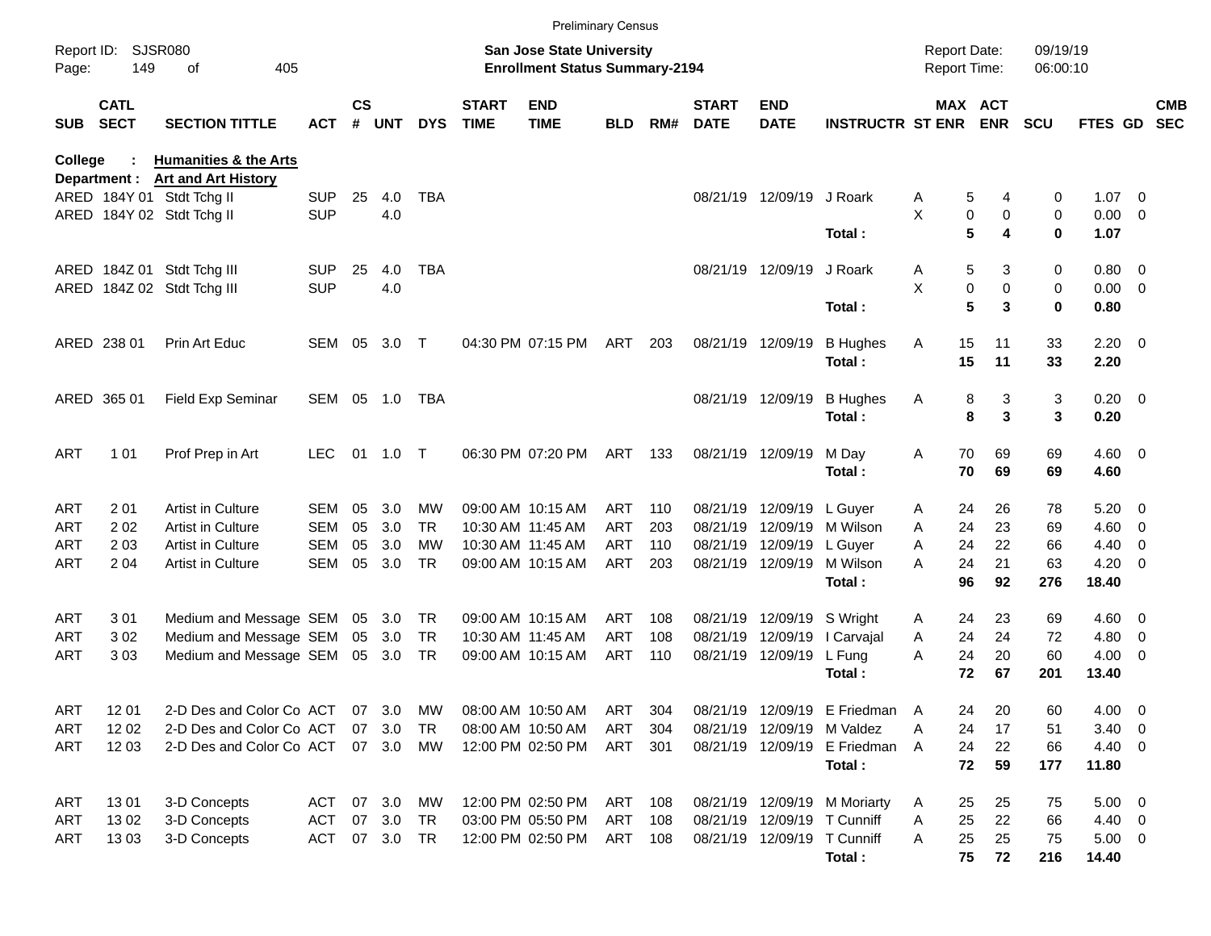Preliminary Census

Report ID: SJSR080

**San Jose State University**
**Enrollment Status Summary-2194**

Report Date: 09/19/19
Report Time: 06:00:10

**College : Humanities & the Arts**
**Department : Art and Art History**

| SUB | CATL SECT | SECTION TITTLE | ACT | CS # | UNT | DYS | START TIME | END TIME | BLD | RM# | START DATE | END DATE | INSTRUCTR | ST | MAX ENR | ACT ENR | SCU | FTES | GD | CMB SEC |
|---|---|---|---|---|---|---|---|---|---|---|---|---|---|---|---|---|---|---|---|---|
| ARED | 184Y 01 | Stdt Tchg II | SUP | 25 | 4.0 | TBA | | | | | 08/21/19 | 12/09/19 | J Roark | A | 5 | 4 | 0 | 1.07 | 0 | |
| ARED | 184Y 02 | Stdt Tchg II | SUP | | 4.0 | | | | | | | | | X | 0 | 0 | 0 | 0.00 | 0 | |
| | | | | | | | | | | | | | **Total :** | | **5** | **4** | **0** | **1.07** | | |
| ARED | 184Z 01 | Stdt Tchg III | SUP | 25 | 4.0 | TBA | | | | | 08/21/19 | 12/09/19 | J Roark | A | 5 | 3 | 0 | 0.80 | 0 | |
| ARED | 184Z 02 | Stdt Tchg III | SUP | | 4.0 | | | | | | | | | X | 0 | 0 | 0 | 0.00 | 0 | |
| | | | | | | | | | | | | | **Total :** | | **5** | **3** | **0** | **0.80** | | |
| ARED | 238 01 | Prin Art Educ | SEM | 05 | 3.0 | T | 04:30 PM | 07:15 PM | ART | 203 | 08/21/19 | 12/09/19 | B Hughes | A | 15 | 11 | 33 | 2.20 | 0 | |
| | | | | | | | | | | | | | **Total :** | | **15** | **11** | **33** | **2.20** | | |
| ARED | 365 01 | Field Exp Seminar | SEM | 05 | 1.0 | TBA | | | | | 08/21/19 | 12/09/19 | B Hughes | A | 8 | 3 | 3 | 0.20 | 0 | |
| | | | | | | | | | | | | | **Total :** | | **8** | **3** | **3** | **0.20** | | |
| ART | 1 01 | Prof Prep in Art | LEC | 01 | 1.0 | T | 06:30 PM | 07:20 PM | ART | 133 | 08/21/19 | 12/09/19 | M Day | A | 70 | 69 | 69 | 4.60 | 0 | |
| | | | | | | | | | | | | | **Total :** | | **70** | **69** | **69** | **4.60** | | |
| ART | 2 01 | Artist in Culture | SEM | 05 | 3.0 | MW | 09:00 AM | 10:15 AM | ART | 110 | 08/21/19 | 12/09/19 | L Guyer | A | 24 | 26 | 78 | 5.20 | 0 | |
| ART | 2 02 | Artist in Culture | SEM | 05 | 3.0 | TR | 10:30 AM | 11:45 AM | ART | 203 | 08/21/19 | 12/09/19 | M Wilson | A | 24 | 23 | 69 | 4.60 | 0 | |
| ART | 2 03 | Artist in Culture | SEM | 05 | 3.0 | MW | 10:30 AM | 11:45 AM | ART | 110 | 08/21/19 | 12/09/19 | L Guyer | A | 24 | 22 | 66 | 4.40 | 0 | |
| ART | 2 04 | Artist in Culture | SEM | 05 | 3.0 | TR | 09:00 AM | 10:15 AM | ART | 203 | 08/21/19 | 12/09/19 | M Wilson | A | 24 | 21 | 63 | 4.20 | 0 | |
| | | | | | | | | | | | | | **Total :** | | **96** | **92** | **276** | **18.40** | | |
| ART | 3 01 | Medium and Message | SEM | 05 | 3.0 | TR | 09:00 AM | 10:15 AM | ART | 108 | 08/21/19 | 12/09/19 | S Wright | A | 24 | 23 | 69 | 4.60 | 0 | |
| ART | 3 02 | Medium and Message | SEM | 05 | 3.0 | TR | 10:30 AM | 11:45 AM | ART | 108 | 08/21/19 | 12/09/19 | I Carvajal | A | 24 | 24 | 72 | 4.80 | 0 | |
| ART | 3 03 | Medium and Message | SEM | 05 | 3.0 | TR | 09:00 AM | 10:15 AM | ART | 110 | 08/21/19 | 12/09/19 | L Fung | A | 24 | 20 | 60 | 4.00 | 0 | |
| | | | | | | | | | | | | | **Total :** | | **72** | **67** | **201** | **13.40** | | |
| ART | 12 01 | 2-D Des and Color Co | ACT | 07 | 3.0 | MW | 08:00 AM | 10:50 AM | ART | 304 | 08/21/19 | 12/09/19 | E Friedman | A | 24 | 20 | 60 | 4.00 | 0 | |
| ART | 12 02 | 2-D Des and Color Co | ACT | 07 | 3.0 | TR | 08:00 AM | 10:50 AM | ART | 304 | 08/21/19 | 12/09/19 | M Valdez | A | 24 | 17 | 51 | 3.40 | 0 | |
| ART | 12 03 | 2-D Des and Color Co | ACT | 07 | 3.0 | MW | 12:00 PM | 02:50 PM | ART | 301 | 08/21/19 | 12/09/19 | E Friedman | A | 24 | 22 | 66 | 4.40 | 0 | |
| | | | | | | | | | | | | | **Total :** | | **72** | **59** | **177** | **11.80** | | |
| ART | 13 01 | 3-D Concepts | ACT | 07 | 3.0 | MW | 12:00 PM | 02:50 PM | ART | 108 | 08/21/19 | 12/09/19 | M Moriarty | A | 25 | 25 | 75 | 5.00 | 0 | |
| ART | 13 02 | 3-D Concepts | ACT | 07 | 3.0 | TR | 03:00 PM | 05:50 PM | ART | 108 | 08/21/19 | 12/09/19 | T Cunniff | A | 25 | 22 | 66 | 4.40 | 0 | |
| ART | 13 03 | 3-D Concepts | ACT | 07 | 3.0 | TR | 12:00 PM | 02:50 PM | ART | 108 | 08/21/19 | 12/09/19 | T Cunniff | A | 25 | 25 | 75 | 5.00 | 0 | |
| | | | | | | | | | | | | | **Total :** | | **75** | **72** | **216** | **14.40** | | |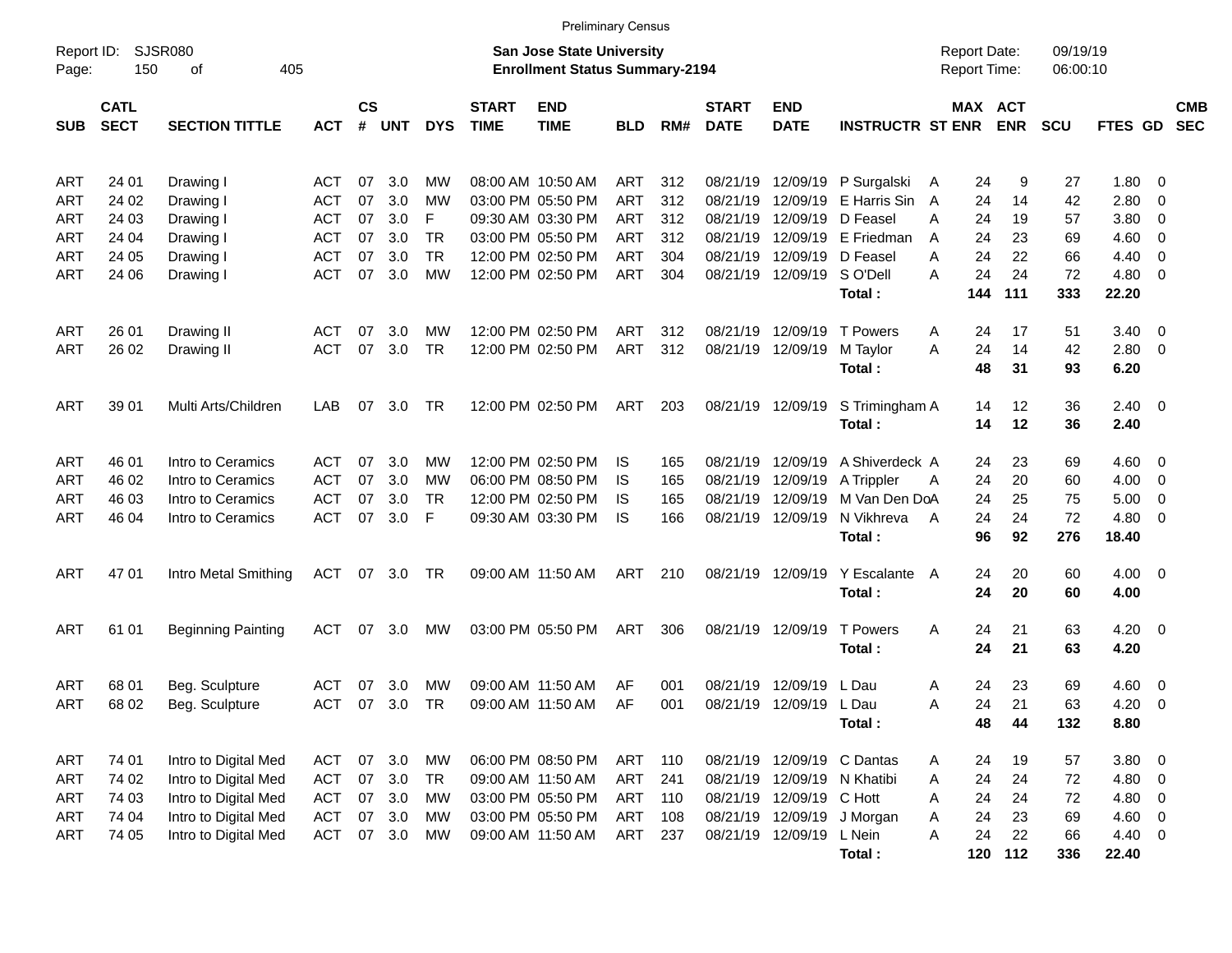Preliminary Census

Report ID: SJSR080

**San Jose State University**
**Enrollment Status Summary-2194**

Report Date: 09/19/19
Report Time: 06:00:10

| SUB | CATL SECT | SECTION TITTLE | ACT | CS # | UNT | DYS | START TIME | END TIME | BLD | RM# | START DATE | END DATE | INSTRUCTR | ST | MAX ENR | ACT ENR | SCU | FTES | GD | CMB SEC |
|---|---|---|---|---|---|---|---|---|---|---|---|---|---|---|---|---|---|---|---|---|
| ART | 24 01 | Drawing I | ACT | 07 | 3.0 | MW | 08:00 AM | 10:50 AM | ART | 312 | 08/21/19 | 12/09/19 | P Surgalski | A | 24 | 9 | 27 | 1.80 | 0 | |
| ART | 24 02 | Drawing I | ACT | 07 | 3.0 | MW | 03:00 PM | 05:50 PM | ART | 312 | 08/21/19 | 12/09/19 | E Harris Sin | A | 24 | 14 | 42 | 2.80 | 0 | |
| ART | 24 03 | Drawing I | ACT | 07 | 3.0 | F | 09:30 AM | 03:30 PM | ART | 312 | 08/21/19 | 12/09/19 | D Feasel | A | 24 | 19 | 57 | 3.80 | 0 | |
| ART | 24 04 | Drawing I | ACT | 07 | 3.0 | TR | 03:00 PM | 05:50 PM | ART | 312 | 08/21/19 | 12/09/19 | E Friedman | A | 24 | 23 | 69 | 4.60 | 0 | |
| ART | 24 05 | Drawing I | ACT | 07 | 3.0 | TR | 12:00 PM | 02:50 PM | ART | 304 | 08/21/19 | 12/09/19 | D Feasel | A | 24 | 22 | 66 | 4.40 | 0 | |
| ART | 24 06 | Drawing I | ACT | 07 | 3.0 | MW | 12:00 PM | 02:50 PM | ART | 304 | 08/21/19 | 12/09/19 | S O'Dell | A | 24 | 24 | 72 | 4.80 | 0 | |
| | | | | | | | | | | | | | **Total :** | | **144** | **111** | **333** | **22.20** | | |
| ART | 26 01 | Drawing II | ACT | 07 | 3.0 | MW | 12:00 PM | 02:50 PM | ART | 312 | 08/21/19 | 12/09/19 | T Powers | A | 24 | 17 | 51 | 3.40 | 0 | |
| ART | 26 02 | Drawing II | ACT | 07 | 3.0 | TR | 12:00 PM | 02:50 PM | ART | 312 | 08/21/19 | 12/09/19 | M Taylor | A | 24 | 14 | 42 | 2.80 | 0 | |
| | | | | | | | | | | | | | **Total :** | | **48** | **31** | **93** | **6.20** | | |
| ART | 39 01 | Multi Arts/Children | LAB | 07 | 3.0 | TR | 12:00 PM | 02:50 PM | ART | 203 | 08/21/19 | 12/09/19 | S Trimingham | A | 14 | 12 | 36 | 2.40 | 0 | |
| | | | | | | | | | | | | | **Total :** | | **14** | **12** | **36** | **2.40** | | |
| ART | 46 01 | Intro to Ceramics | ACT | 07 | 3.0 | MW | 12:00 PM | 02:50 PM | IS | 165 | 08/21/19 | 12/09/19 | A Shiverdeck | A | 24 | 23 | 69 | 4.60 | 0 | |
| ART | 46 02 | Intro to Ceramics | ACT | 07 | 3.0 | MW | 06:00 PM | 08:50 PM | IS | 165 | 08/21/19 | 12/09/19 | A Trippler | A | 24 | 20 | 60 | 4.00 | 0 | |
| ART | 46 03 | Intro to Ceramics | ACT | 07 | 3.0 | TR | 12:00 PM | 02:50 PM | IS | 165 | 08/21/19 | 12/09/19 | M Van Den Do | A | 24 | 25 | 75 | 5.00 | 0 | |
| ART | 46 04 | Intro to Ceramics | ACT | 07 | 3.0 | F | 09:30 AM | 03:30 PM | IS | 166 | 08/21/19 | 12/09/19 | N Vikhreva | A | 24 | 24 | 72 | 4.80 | 0 | |
| | | | | | | | | | | | | | **Total :** | | **96** | **92** | **276** | **18.40** | | |
| ART | 47 01 | Intro Metal Smithing | ACT | 07 | 3.0 | TR | 09:00 AM | 11:50 AM | ART | 210 | 08/21/19 | 12/09/19 | Y Escalante | A | 24 | 20 | 60 | 4.00 | 0 | |
| | | | | | | | | | | | | | **Total :** | | **24** | **20** | **60** | **4.00** | | |
| ART | 61 01 | Beginning Painting | ACT | 07 | 3.0 | MW | 03:00 PM | 05:50 PM | ART | 306 | 08/21/19 | 12/09/19 | T Powers | A | 24 | 21 | 63 | 4.20 | 0 | |
| | | | | | | | | | | | | | **Total :** | | **24** | **21** | **63** | **4.20** | | |
| ART | 68 01 | Beg. Sculpture | ACT | 07 | 3.0 | MW | 09:00 AM | 11:50 AM | AF | 001 | 08/21/19 | 12/09/19 | L Dau | A | 24 | 23 | 69 | 4.60 | 0 | |
| ART | 68 02 | Beg. Sculpture | ACT | 07 | 3.0 | TR | 09:00 AM | 11:50 AM | AF | 001 | 08/21/19 | 12/09/19 | L Dau | A | 24 | 21 | 63 | 4.20 | 0 | |
| | | | | | | | | | | | | | **Total :** | | **48** | **44** | **132** | **8.80** | | |
| ART | 74 01 | Intro to Digital Med | ACT | 07 | 3.0 | MW | 06:00 PM | 08:50 PM | ART | 110 | 08/21/19 | 12/09/19 | C Dantas | A | 24 | 19 | 57 | 3.80 | 0 | |
| ART | 74 02 | Intro to Digital Med | ACT | 07 | 3.0 | TR | 09:00 AM | 11:50 AM | ART | 241 | 08/21/19 | 12/09/19 | N Khatibi | A | 24 | 24 | 72 | 4.80 | 0 | |
| ART | 74 03 | Intro to Digital Med | ACT | 07 | 3.0 | MW | 03:00 PM | 05:50 PM | ART | 110 | 08/21/19 | 12/09/19 | C Hott | A | 24 | 24 | 72 | 4.80 | 0 | |
| ART | 74 04 | Intro to Digital Med | ACT | 07 | 3.0 | MW | 03:00 PM | 05:50 PM | ART | 108 | 08/21/19 | 12/09/19 | J Morgan | A | 24 | 23 | 69 | 4.60 | 0 | |
| ART | 74 05 | Intro to Digital Med | ACT | 07 | 3.0 | MW | 09:00 AM | 11:50 AM | ART | 237 | 08/21/19 | 12/09/19 | L Nein | A | 24 | 22 | 66 | 4.40 | 0 | |
| | | | | | | | | | | | | | **Total :** | | **120** | **112** | **336** | **22.40** | | |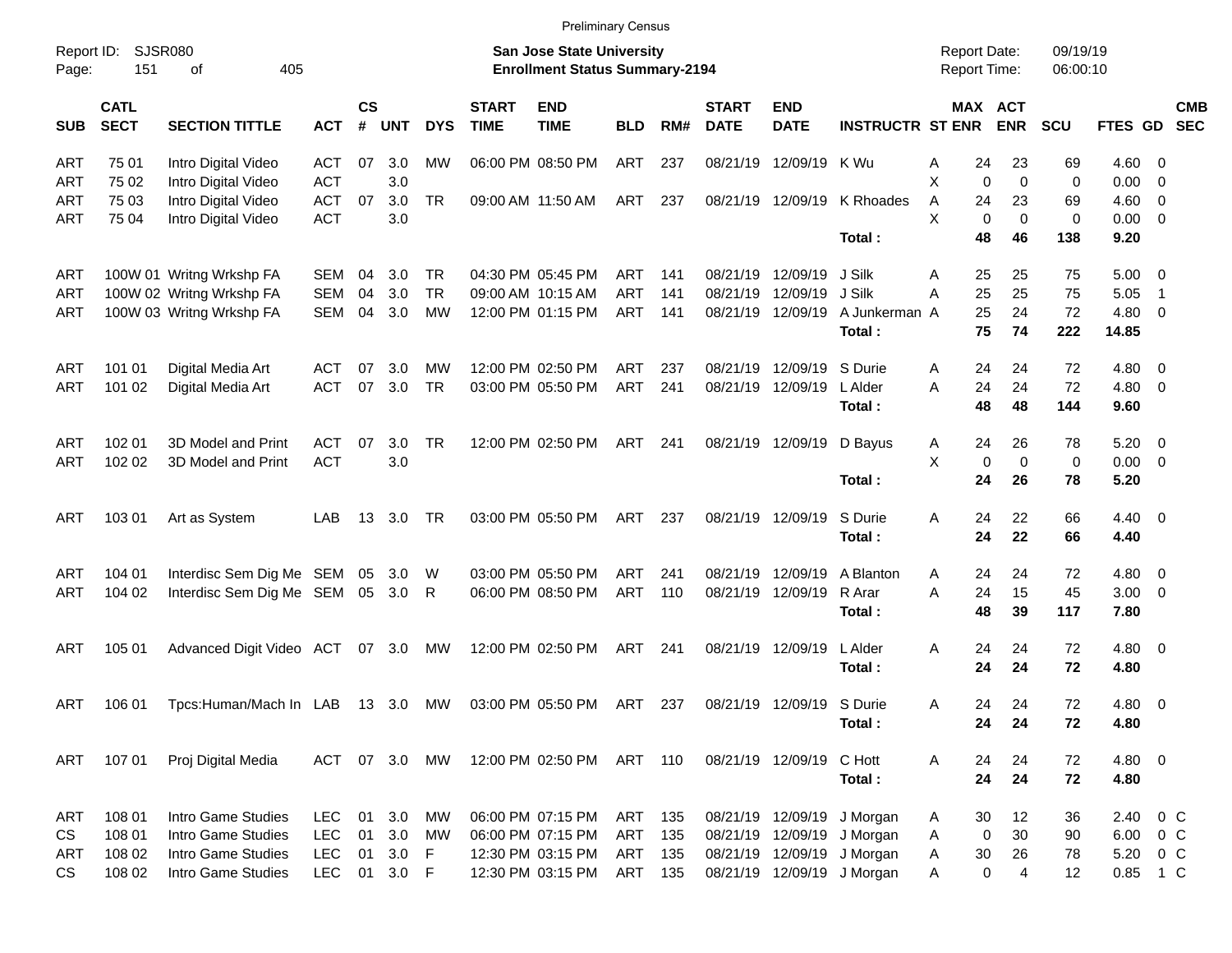Preliminary Census

Report ID: SJSR080
Page: 151 of 405

**San Jose State University**
**Enrollment Status Summary-2194**

Report Date: 09/19/19
Report Time: 06:00:10

| SUB | CATL SECT | SECTION TITTLE | ACT | CS # | UNT | DYS | START TIME | END TIME | BLD | RM# | START DATE | END DATE | INSTRUCTR | ST | MAX ENR | ACT ENR | SCU | FTES | GD | CMB SEC |
|---|---|---|---|---|---|---|---|---|---|---|---|---|---|---|---|---|---|---|---|---|
| ART | 75 01 | Intro Digital Video | ACT | 07 | 3.0 | MW | 06:00 PM | 08:50 PM | ART | 237 | 08/21/19 | 12/09/19 | K Wu | A | 24 | 23 | 69 | 4.60 | 0 | |
| ART | 75 02 | Intro Digital Video | ACT | | 3.0 | | | | | | | | | X | 0 | 0 | 0 | 0.00 | 0 | |
| ART | 75 03 | Intro Digital Video | ACT | 07 | 3.0 | TR | 09:00 AM | 11:50 AM | ART | 237 | 08/21/19 | 12/09/19 | K Rhoades | A | 24 | 23 | 69 | 4.60 | 0 | |
| ART | 75 04 | Intro Digital Video | ACT | | 3.0 | | | | | | | | | X | 0 | 0 | 0 | 0.00 | 0 | |
| | | | | | | | | | | | | | **Total :** | | **48** | **46** | **138** | **9.20** | | |
| ART | 100W 01 | Writng Wrkshp FA | SEM | 04 | 3.0 | TR | 04:30 PM | 05:45 PM | ART | 141 | 08/21/19 | 12/09/19 | J Silk | A | 25 | 25 | 75 | 5.00 | 0 | |
| ART | 100W 02 | Writng Wrkshp FA | SEM | 04 | 3.0 | TR | 09:00 AM | 10:15 AM | ART | 141 | 08/21/19 | 12/09/19 | J Silk | A | 25 | 25 | 75 | 5.05 | 1 | |
| ART | 100W 03 | Writng Wrkshp FA | SEM | 04 | 3.0 | MW | 12:00 PM | 01:15 PM | ART | 141 | 08/21/19 | 12/09/19 | A Junkerman | A | 25 | 24 | 72 | 4.80 | 0 | |
| | | | | | | | | | | | | | **Total :** | | **75** | **74** | **222** | **14.85** | | |
| ART | 101 01 | Digital Media Art | ACT | 07 | 3.0 | MW | 12:00 PM | 02:50 PM | ART | 237 | 08/21/19 | 12/09/19 | S Durie | A | 24 | 24 | 72 | 4.80 | 0 | |
| ART | 101 02 | Digital Media Art | ACT | 07 | 3.0 | TR | 03:00 PM | 05:50 PM | ART | 241 | 08/21/19 | 12/09/19 | L Alder | A | 24 | 24 | 72 | 4.80 | 0 | |
| | | | | | | | | | | | | | **Total :** | | **48** | **48** | **144** | **9.60** | | |
| ART | 102 01 | 3D Model and Print | ACT | 07 | 3.0 | TR | 12:00 PM | 02:50 PM | ART | 241 | 08/21/19 | 12/09/19 | D Bayus | A | 24 | 26 | 78 | 5.20 | 0 | |
| ART | 102 02 | 3D Model and Print | ACT | | 3.0 | | | | | | | | | X | 0 | 0 | 0 | 0.00 | 0 | |
| | | | | | | | | | | | | | **Total :** | | **24** | **26** | **78** | **5.20** | | |
| ART | 103 01 | Art as System | LAB | 13 | 3.0 | TR | 03:00 PM | 05:50 PM | ART | 237 | 08/21/19 | 12/09/19 | S Durie | A | 24 | 22 | 66 | 4.40 | 0 | |
| | | | | | | | | | | | | | **Total :** | | **24** | **22** | **66** | **4.40** | | |
| ART | 104 01 | Interdisc Sem Dig Me | SEM | 05 | 3.0 | W | 03:00 PM | 05:50 PM | ART | 241 | 08/21/19 | 12/09/19 | A Blanton | A | 24 | 24 | 72 | 4.80 | 0 | |
| ART | 104 02 | Interdisc Sem Dig Me | SEM | 05 | 3.0 | R | 06:00 PM | 08:50 PM | ART | 110 | 08/21/19 | 12/09/19 | R Arar | A | 24 | 15 | 45 | 3.00 | 0 | |
| | | | | | | | | | | | | | **Total :** | | **48** | **39** | **117** | **7.80** | | |
| ART | 105 01 | Advanced Digit Video | ACT | 07 | 3.0 | MW | 12:00 PM | 02:50 PM | ART | 241 | 08/21/19 | 12/09/19 | L Alder | A | 24 | 24 | 72 | 4.80 | 0 | |
| | | | | | | | | | | | | | **Total :** | | **24** | **24** | **72** | **4.80** | | |
| ART | 106 01 | Tpcs:Human/Mach In | LAB | 13 | 3.0 | MW | 03:00 PM | 05:50 PM | ART | 237 | 08/21/19 | 12/09/19 | S Durie | A | 24 | 24 | 72 | 4.80 | 0 | |
| | | | | | | | | | | | | | **Total :** | | **24** | **24** | **72** | **4.80** | | |
| ART | 107 01 | Proj Digital Media | ACT | 07 | 3.0 | MW | 12:00 PM | 02:50 PM | ART | 110 | 08/21/19 | 12/09/19 | C Hott | A | 24 | 24 | 72 | 4.80 | 0 | |
| | | | | | | | | | | | | | **Total :** | | **24** | **24** | **72** | **4.80** | | |
| ART | 108 01 | Intro Game Studies | LEC | 01 | 3.0 | MW | 06:00 PM | 07:15 PM | ART | 135 | 08/21/19 | 12/09/19 | J Morgan | A | 30 | 12 | 36 | 2.40 | 0 | C |
| CS | 108 01 | Intro Game Studies | LEC | 01 | 3.0 | MW | 06:00 PM | 07:15 PM | ART | 135 | 08/21/19 | 12/09/19 | J Morgan | A | 0 | 30 | 90 | 6.00 | 0 | C |
| ART | 108 02 | Intro Game Studies | LEC | 01 | 3.0 | F | 12:30 PM | 03:15 PM | ART | 135 | 08/21/19 | 12/09/19 | J Morgan | A | 30 | 26 | 78 | 5.20 | 0 | C |
| CS | 108 02 | Intro Game Studies | LEC | 01 | 3.0 | F | 12:30 PM | 03:15 PM | ART | 135 | 08/21/19 | 12/09/19 | J Morgan | A | 0 | 4 | 12 | 0.85 | 1 | C |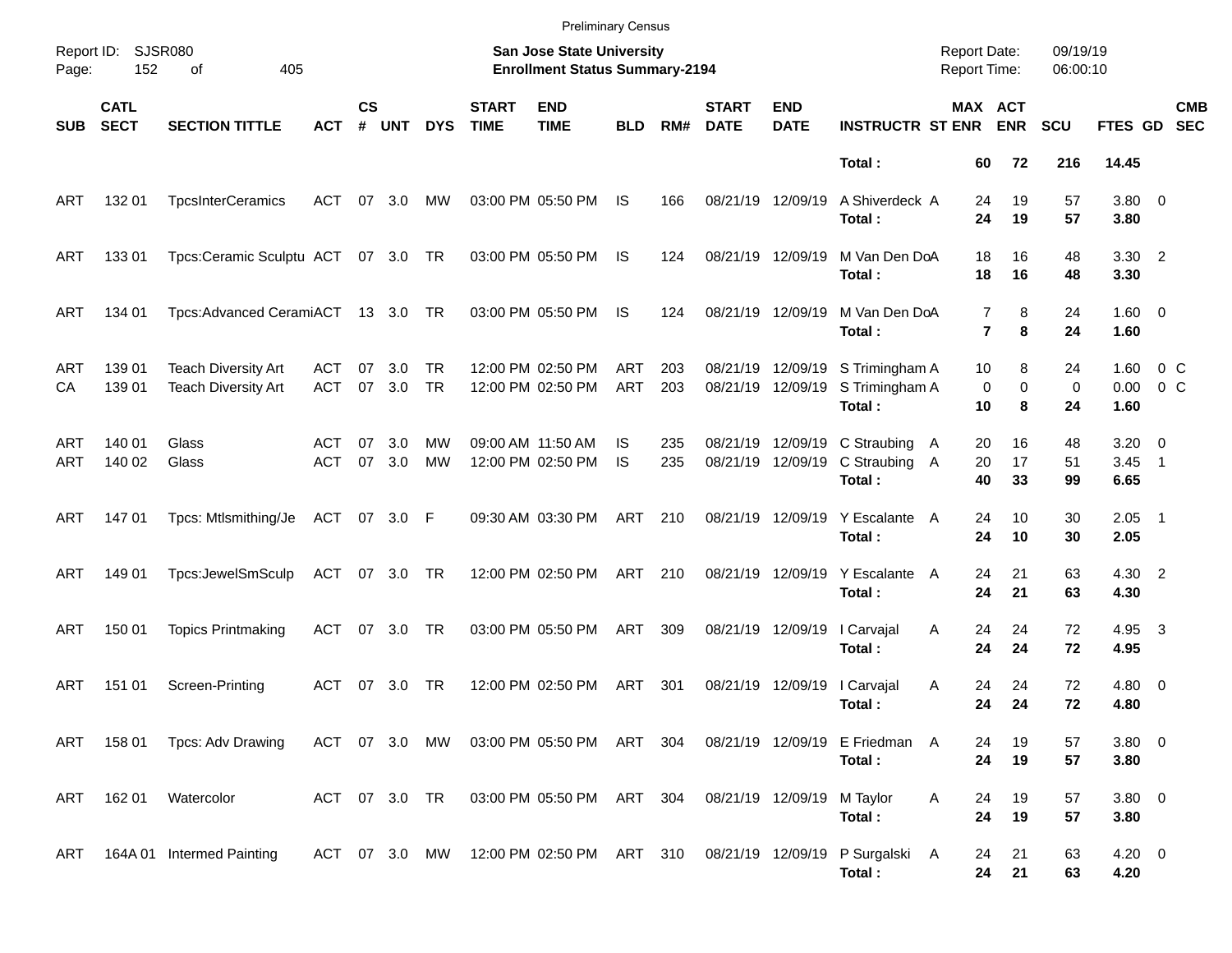Preliminary Census

Report ID: SJSR080

**San Jose State University**
**Enrollment Status Summary-2194**

Report Date: 09/19/19
Report Time: 06:00:10

| SUB | CATL SECT | SECTION TITTLE | ACT | CS # | UNT | DYS | START TIME | END TIME | BLD | RM# | START DATE | END DATE | INSTRUCTR | ST | MAX ENR | ACT ENR | SCU | FTES | GD | CMB SEC |
|---|---|---|---|---|---|---|---|---|---|---|---|---|---|---|---|---|---|---|---|---|
| | | | | | | | | | | | | | **Total :** | | **60** | **72** | **216** | **14.45** | | |
| ART | 132 01 | TpcsInterCeramics | ACT | 07 | 3.0 | MW | 03:00 PM | 05:50 PM | IS | 166 | 08/21/19 | 12/09/19 | A Shiverdeck | A | 24 | 19 | 57 | 3.80 | 0 | |
| | | | | | | | | | | | | | **Total :** | | **24** | **19** | **57** | **3.80** | | |
| ART | 133 01 | Tpcs:Ceramic Sculptu | ACT | 07 | 3.0 | TR | 03:00 PM | 05:50 PM | IS | 124 | 08/21/19 | 12/09/19 | M Van Den Do | A | 18 | 16 | 48 | 3.30 | 2 | |
| | | | | | | | | | | | | | **Total :** | | **18** | **16** | **48** | **3.30** | | |
| ART | 134 01 | Tpcs:Advanced Cerami | ACT | 13 | 3.0 | TR | 03:00 PM | 05:50 PM | IS | 124 | 08/21/19 | 12/09/19 | M Van Den Do | A | 7 | 8 | 24 | 1.60 | 0 | |
| | | | | | | | | | | | | | **Total :** | | **7** | **8** | **24** | **1.60** | | |
| ART | 139 01 | Teach Diversity Art | ACT | 07 | 3.0 | TR | 12:00 PM | 02:50 PM | ART | 203 | 08/21/19 | 12/09/19 | S Trimingham | A | 10 | 8 | 24 | 1.60 | 0 | C |
| CA | 139 01 | Teach Diversity Art | ACT | 07 | 3.0 | TR | 12:00 PM | 02:50 PM | ART | 203 | 08/21/19 | 12/09/19 | S Trimingham | A | 0 | 0 | 0 | 0.00 | 0 | C |
| | | | | | | | | | | | | | **Total :** | | **10** | **8** | **24** | **1.60** | | |
| ART | 140 01 | Glass | ACT | 07 | 3.0 | MW | 09:00 AM | 11:50 AM | IS | 235 | 08/21/19 | 12/09/19 | C Straubing | A | 20 | 16 | 48 | 3.20 | 0 | |
| ART | 140 02 | Glass | ACT | 07 | 3.0 | MW | 12:00 PM | 02:50 PM | IS | 235 | 08/21/19 | 12/09/19 | C Straubing | A | 20 | 17 | 51 | 3.45 | 1 | |
| | | | | | | | | | | | | | **Total :** | | **40** | **33** | **99** | **6.65** | | |
| ART | 147 01 | Tpcs: Mtlsmithing/Je | ACT | 07 | 3.0 | F | 09:30 AM | 03:30 PM | ART | 210 | 08/21/19 | 12/09/19 | Y Escalante | A | 24 | 10 | 30 | 2.05 | 1 | |
| | | | | | | | | | | | | | **Total :** | | **24** | **10** | **30** | **2.05** | | |
| ART | 149 01 | Tpcs:JewelSmSculp | ACT | 07 | 3.0 | TR | 12:00 PM | 02:50 PM | ART | 210 | 08/21/19 | 12/09/19 | Y Escalante | A | 24 | 21 | 63 | 4.30 | 2 | |
| | | | | | | | | | | | | | **Total :** | | **24** | **21** | **63** | **4.30** | | |
| ART | 150 01 | Topics Printmaking | ACT | 07 | 3.0 | TR | 03:00 PM | 05:50 PM | ART | 309 | 08/21/19 | 12/09/19 | I Carvajal | A | 24 | 24 | 72 | 4.95 | 3 | |
| | | | | | | | | | | | | | **Total :** | | **24** | **24** | **72** | **4.95** | | |
| ART | 151 01 | Screen-Printing | ACT | 07 | 3.0 | TR | 12:00 PM | 02:50 PM | ART | 301 | 08/21/19 | 12/09/19 | I Carvajal | A | 24 | 24 | 72 | 4.80 | 0 | |
| | | | | | | | | | | | | | **Total :** | | **24** | **24** | **72** | **4.80** | | |
| ART | 158 01 | Tpcs: Adv Drawing | ACT | 07 | 3.0 | MW | 03:00 PM | 05:50 PM | ART | 304 | 08/21/19 | 12/09/19 | E Friedman | A | 24 | 19 | 57 | 3.80 | 0 | |
| | | | | | | | | | | | | | **Total :** | | **24** | **19** | **57** | **3.80** | | |
| ART | 162 01 | Watercolor | ACT | 07 | 3.0 | TR | 03:00 PM | 05:50 PM | ART | 304 | 08/21/19 | 12/09/19 | M Taylor | A | 24 | 19 | 57 | 3.80 | 0 | |
| | | | | | | | | | | | | | **Total :** | | **24** | **19** | **57** | **3.80** | | |
| ART | 164A 01 | Intermed Painting | ACT | 07 | 3.0 | MW | 12:00 PM | 02:50 PM | ART | 310 | 08/21/19 | 12/09/19 | P Surgalski | A | 24 | 21 | 63 | 4.20 | 0 | |
| | | | | | | | | | | | | | **Total :** | | **24** | **21** | **63** | **4.20** | | |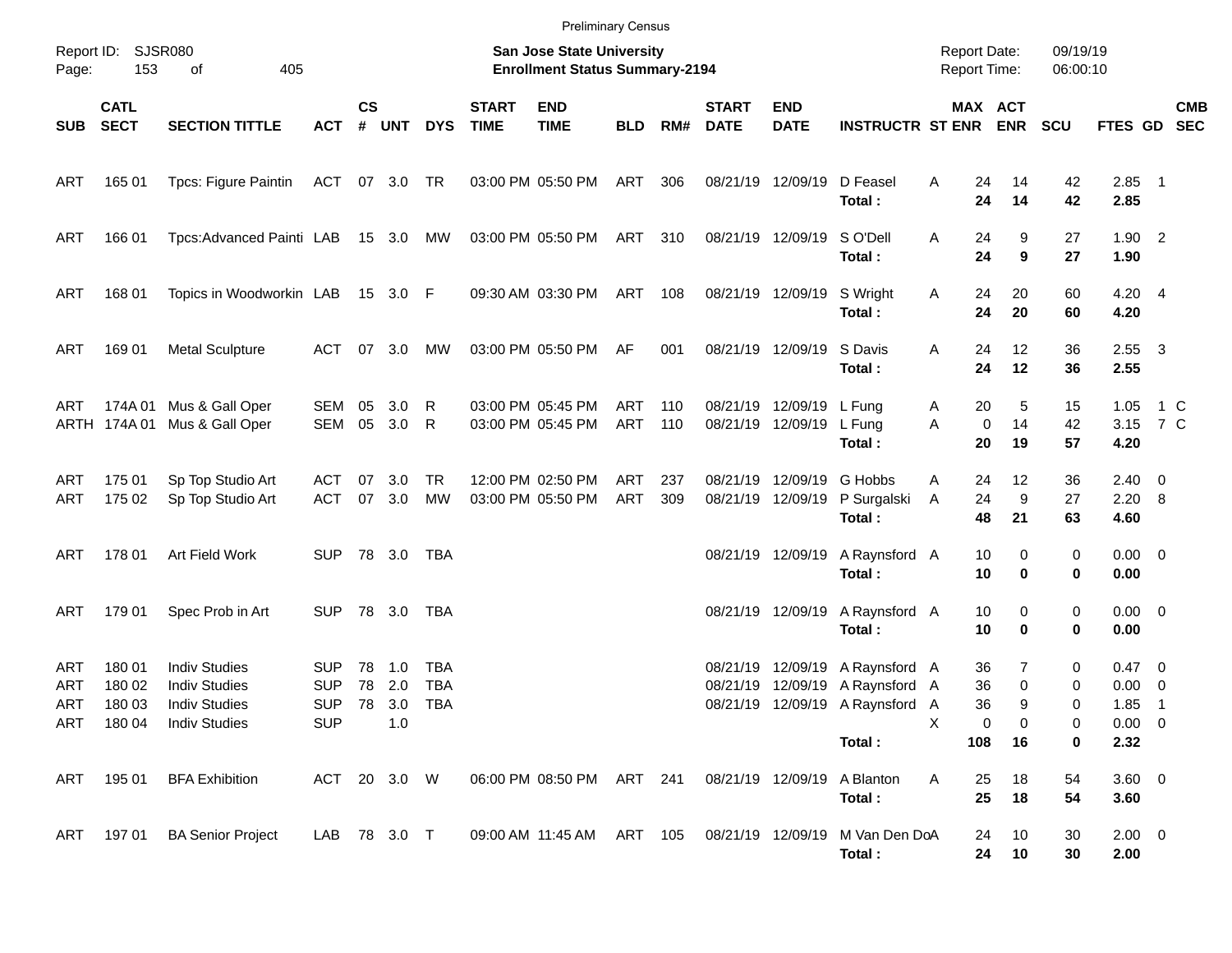Preliminary Census

Report ID: SJSR080
Page: 153 of 405

**San Jose State University**
**Enrollment Status Summary-2194**

Report Date: 09/19/19
Report Time: 06:00:10

| SUB | CATL SECT | SECTION TITTLE | ACT | CS # | UNT | DYS | START TIME | END TIME | BLD | RM# | START DATE | END DATE | INSTRUCTR | ST | MAX ENR | ACT ENR | SCU | FTES | GD | CMB SEC |
|---|---|---|---|---|---|---|---|---|---|---|---|---|---|---|---|---|---|---|---|---|
| ART | 165 01 | Tpcs: Figure Paintin | ACT | 07 | 3.0 | TR | 03:00 PM | 05:50 PM | ART | 306 | 08/21/19 | 12/09/19 | D Feasel | A | 24 | 14 | 42 | 2.85 | 1 | |
| | | | | | | | | | | | | | **Total :** | | **24** | **14** | **42** | **2.85** | | |
| ART | 166 01 | Tpcs:Advanced Painti | LAB | 15 | 3.0 | MW | 03:00 PM | 05:50 PM | ART | 310 | 08/21/19 | 12/09/19 | S O'Dell | A | 24 | 9 | 27 | 1.90 | 2 | |
| | | | | | | | | | | | | | **Total :** | | **24** | **9** | **27** | **1.90** | | |
| ART | 168 01 | Topics in Woodworkin | LAB | 15 | 3.0 | F | 09:30 AM | 03:30 PM | ART | 108 | 08/21/19 | 12/09/19 | S Wright | A | 24 | 20 | 60 | 4.20 | 4 | |
| | | | | | | | | | | | | | **Total :** | | **24** | **20** | **60** | **4.20** | | |
| ART | 169 01 | Metal Sculpture | ACT | 07 | 3.0 | MW | 03:00 PM | 05:50 PM | AF | 001 | 08/21/19 | 12/09/19 | S Davis | A | 24 | 12 | 36 | 2.55 | 3 | |
| | | | | | | | | | | | | | **Total :** | | **24** | **12** | **36** | **2.55** | | |
| ART | 174A 01 | Mus & Gall Oper | SEM | 05 | 3.0 | R | 03:00 PM | 05:45 PM | ART | 110 | 08/21/19 | 12/09/19 | L Fung | A | 20 | 5 | 15 | 1.05 | 1 | C |
| ARTH | 174A 01 | Mus & Gall Oper | SEM | 05 | 3.0 | R | 03:00 PM | 05:45 PM | ART | 110 | 08/21/19 | 12/09/19 | L Fung | A | 0 | 14 | 42 | 3.15 | 7 | C |
| | | | | | | | | | | | | | **Total :** | | **20** | **19** | **57** | **4.20** | | |
| ART | 175 01 | Sp Top Studio Art | ACT | 07 | 3.0 | TR | 12:00 PM | 02:50 PM | ART | 237 | 08/21/19 | 12/09/19 | G Hobbs | A | 24 | 12 | 36 | 2.40 | 0 | |
| ART | 175 02 | Sp Top Studio Art | ACT | 07 | 3.0 | MW | 03:00 PM | 05:50 PM | ART | 309 | 08/21/19 | 12/09/19 | P Surgalski | A | 24 | 9 | 27 | 2.20 | 8 | |
| | | | | | | | | | | | | | **Total :** | | **48** | **21** | **63** | **4.60** | | |
| ART | 178 01 | Art Field Work | SUP | 78 | 3.0 | TBA | | | | | 08/21/19 | 12/09/19 | A Raynsford | A | 10 | 0 | 0 | 0.00 | 0 | |
| | | | | | | | | | | | | | **Total :** | | **10** | **0** | **0** | **0.00** | | |
| ART | 179 01 | Spec Prob in Art | SUP | 78 | 3.0 | TBA | | | | | 08/21/19 | 12/09/19 | A Raynsford | A | 10 | 0 | 0 | 0.00 | 0 | |
| | | | | | | | | | | | | | **Total :** | | **10** | **0** | **0** | **0.00** | | |
| ART | 180 01 | Indiv Studies | SUP | 78 | 1.0 | TBA | | | | | 08/21/19 | 12/09/19 | A Raynsford | A | 36 | 7 | 0 | 0.47 | 0 | |
| ART | 180 02 | Indiv Studies | SUP | 78 | 2.0 | TBA | | | | | 08/21/19 | 12/09/19 | A Raynsford | A | 36 | 0 | 0 | 0.00 | 0 | |
| ART | 180 03 | Indiv Studies | SUP | 78 | 3.0 | TBA | | | | | 08/21/19 | 12/09/19 | A Raynsford | A | 36 | 9 | 0 | 1.85 | 1 | |
| ART | 180 04 | Indiv Studies | SUP | | 1.0 | | | | | | | | | X | 0 | 0 | 0 | 0.00 | 0 | |
| | | | | | | | | | | | | | **Total :** | | **108** | **16** | **0** | **2.32** | | |
| ART | 195 01 | BFA Exhibition | ACT | 20 | 3.0 | W | 06:00 PM | 08:50 PM | ART | 241 | 08/21/19 | 12/09/19 | A Blanton | A | 25 | 18 | 54 | 3.60 | 0 | |
| | | | | | | | | | | | | | **Total :** | | **25** | **18** | **54** | **3.60** | | |
| ART | 197 01 | BA Senior Project | LAB | 78 | 3.0 | T | 09:00 AM | 11:45 AM | ART | 105 | 08/21/19 | 12/09/19 | M Van Den Do | A | 24 | 10 | 30 | 2.00 | 0 | |
| | | | | | | | | | | | | | **Total :** | | **24** | **10** | **30** | **2.00** | | |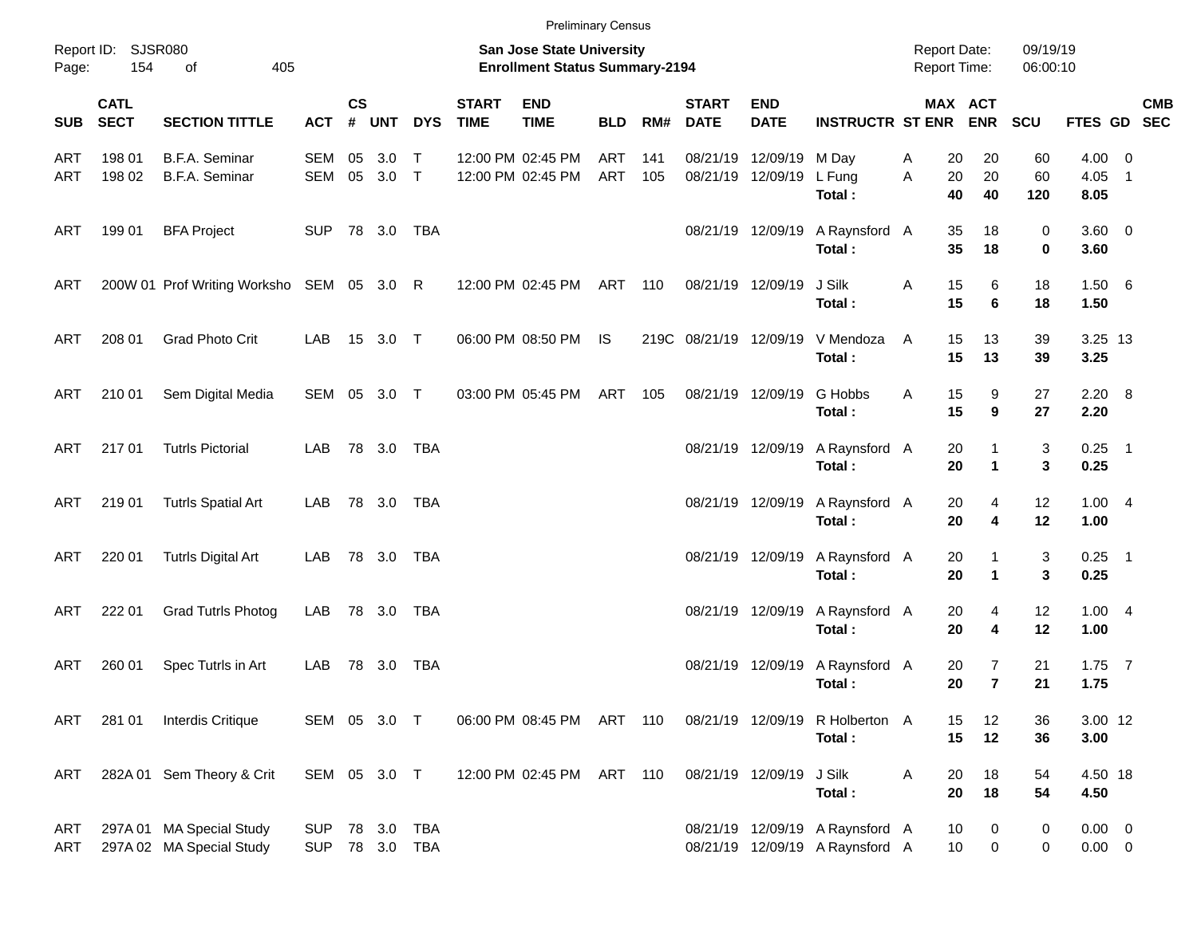Preliminary Census

Report ID: SJSR080

**San Jose State University**
**Enrollment Status Summary-2194**

Report Date: 09/19/19
Report Time: 06:00:10

| SUB | CATL SECT | SECTION TITTLE | ACT | CS # | UNT | DYS | START TIME | END TIME | BLD | RM# | START DATE | END DATE | INSTRUCTR | ST | MAX ENR | ACT ENR | SCU | FTES | GD | CMB SEC |
|---|---|---|---|---|---|---|---|---|---|---|---|---|---|---|---|---|---|---|---|---|
| ART | 198 01 | B.F.A. Seminar | SEM | 05 | 3.0 | T | 12:00 PM | 02:45 PM | ART | 141 | 08/21/19 | 12/09/19 | M Day | A | 20 | 20 | 60 | 4.00 | 0 | |
| ART | 198 02 | B.F.A. Seminar | SEM | 05 | 3.0 | T | 12:00 PM | 02:45 PM | ART | 105 | 08/21/19 | 12/09/19 | L Fung | A | 20 | 20 | 60 | 4.05 | 1 | |
| | | | | | | | | | | | | | **Total :** | | **40** | **40** | **120** | **8.05** | | |
| ART | 199 01 | BFA Project | SUP | 78 | 3.0 | TBA | | | | | 08/21/19 | 12/09/19 | A Raynsford | A | 35 | 18 | 0 | 3.60 | 0 | |
| | | | | | | | | | | | | | **Total :** | | **35** | **18** | **0** | **3.60** | | |
| ART | 200W 01 | Prof Writing Worksho | SEM | 05 | 3.0 | R | 12:00 PM | 02:45 PM | ART | 110 | 08/21/19 | 12/09/19 | J Silk | A | 15 | 6 | 18 | 1.50 | 6 | |
| | | | | | | | | | | | | | **Total :** | | **15** | **6** | **18** | **1.50** | | |
| ART | 208 01 | Grad Photo Crit | LAB | 15 | 3.0 | T | 06:00 PM | 08:50 PM | IS | 219C | 08/21/19 | 12/09/19 | V Mendoza | A | 15 | 13 | 39 | 3.25 | 13 | |
| | | | | | | | | | | | | | **Total :** | | **15** | **13** | **39** | **3.25** | | |
| ART | 210 01 | Sem Digital Media | SEM | 05 | 3.0 | T | 03:00 PM | 05:45 PM | ART | 105 | 08/21/19 | 12/09/19 | G Hobbs | A | 15 | 9 | 27 | 2.20 | 8 | |
| | | | | | | | | | | | | | **Total :** | | **15** | **9** | **27** | **2.20** | | |
| ART | 217 01 | Tutrls Pictorial | LAB | 78 | 3.0 | TBA | | | | | 08/21/19 | 12/09/19 | A Raynsford | A | 20 | 1 | 3 | 0.25 | 1 | |
| | | | | | | | | | | | | | **Total :** | | **20** | **1** | **3** | **0.25** | | |
| ART | 219 01 | Tutrls Spatial Art | LAB | 78 | 3.0 | TBA | | | | | 08/21/19 | 12/09/19 | A Raynsford | A | 20 | 4 | 12 | 1.00 | 4 | |
| | | | | | | | | | | | | | **Total :** | | **20** | **4** | **12** | **1.00** | | |
| ART | 220 01 | Tutrls Digital Art | LAB | 78 | 3.0 | TBA | | | | | 08/21/19 | 12/09/19 | A Raynsford | A | 20 | 1 | 3 | 0.25 | 1 | |
| | | | | | | | | | | | | | **Total :** | | **20** | **1** | **3** | **0.25** | | |
| ART | 222 01 | Grad Tutrls Photog | LAB | 78 | 3.0 | TBA | | | | | 08/21/19 | 12/09/19 | A Raynsford | A | 20 | 4 | 12 | 1.00 | 4 | |
| | | | | | | | | | | | | | **Total :** | | **20** | **4** | **12** | **1.00** | | |
| ART | 260 01 | Spec Tutrls in Art | LAB | 78 | 3.0 | TBA | | | | | 08/21/19 | 12/09/19 | A Raynsford | A | 20 | 7 | 21 | 1.75 | 7 | |
| | | | | | | | | | | | | | **Total :** | | **20** | **7** | **21** | **1.75** | | |
| ART | 281 01 | Interdis Critique | SEM | 05 | 3.0 | T | 06:00 PM | 08:45 PM | ART | 110 | 08/21/19 | 12/09/19 | R Holberton | A | 15 | 12 | 36 | 3.00 | 12 | |
| | | | | | | | | | | | | | **Total :** | | **15** | **12** | **36** | **3.00** | | |
| ART | 282A 01 | Sem Theory & Crit | SEM | 05 | 3.0 | T | 12:00 PM | 02:45 PM | ART | 110 | 08/21/19 | 12/09/19 | J Silk | A | 20 | 18 | 54 | 4.50 | 18 | |
| | | | | | | | | | | | | | **Total :** | | **20** | **18** | **54** | **4.50** | | |
| ART | 297A 01 | MA Special Study | SUP | 78 | 3.0 | TBA | | | | | 08/21/19 | 12/09/19 | A Raynsford | A | 10 | 0 | 0 | 0.00 | 0 | |
| ART | 297A 02 | MA Special Study | SUP | 78 | 3.0 | TBA | | | | | 08/21/19 | 12/09/19 | A Raynsford | A | 10 | 0 | 0 | 0.00 | 0 | |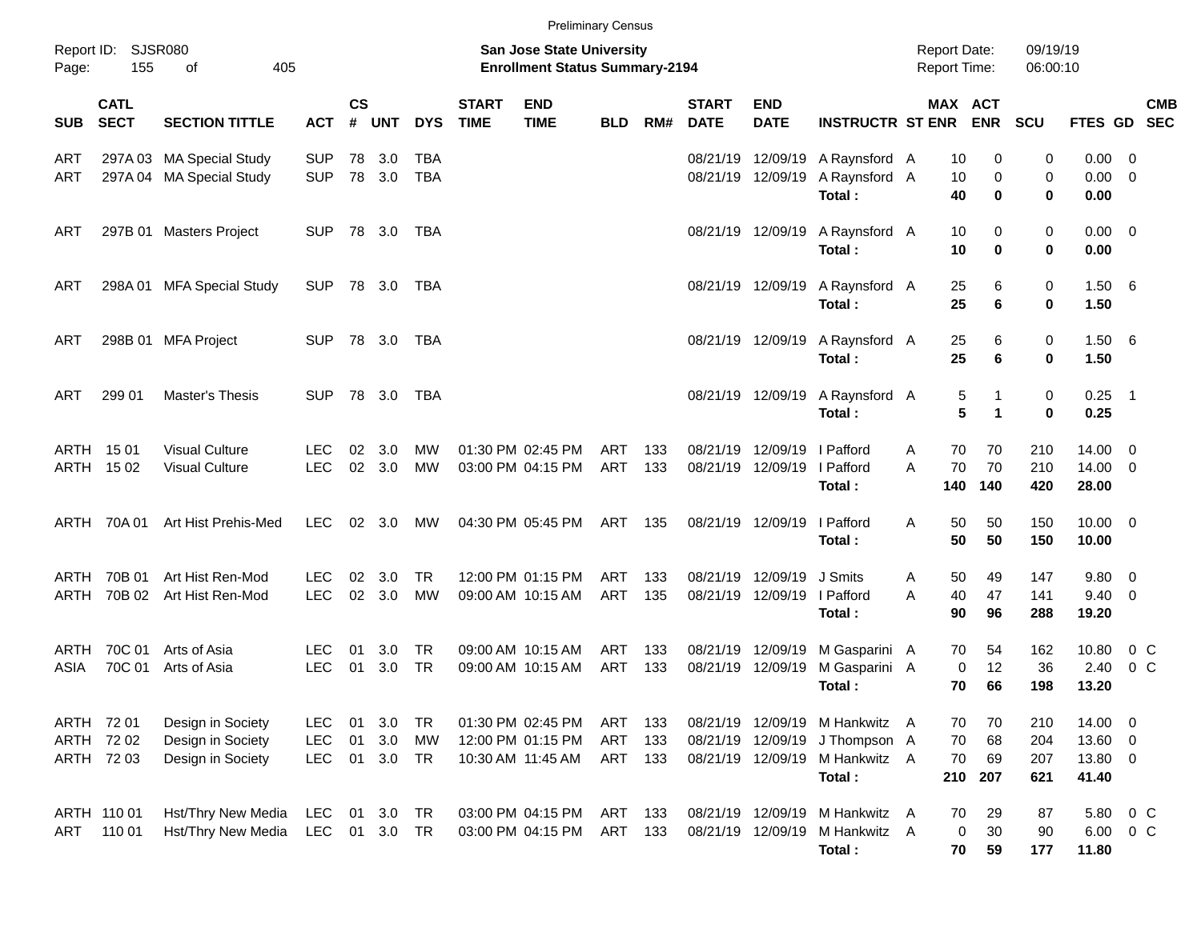Preliminary Census

Report ID: SJSR080
Page: 155 of 405

**San Jose State University**
**Enrollment Status Summary-2194**

Report Date: 09/19/19
Report Time: 06:00:10

| SUB | CATL SECT | SECTION TITTLE | ACT | CS # | UNT | DYS | START TIME | END TIME | BLD | RM# | START DATE | END DATE | INSTRUCTR | ST | MAX ENR | ACT ENR | SCU | FTES | GD | CMB SEC |
|---|---|---|---|---|---|---|---|---|---|---|---|---|---|---|---|---|---|---|---|---|
| ART | 297A 03 | MA Special Study | SUP | 78 | 3.0 | TBA | | | | | 08/21/19 | 12/09/19 | A Raynsford | A | 10 | 0 | 0 | 0.00 | 0 | |
| ART | 297A 04 | MA Special Study | SUP | 78 | 3.0 | TBA | | | | | 08/21/19 | 12/09/19 | A Raynsford | A | 10 | 0 | 0 | 0.00 | 0 | |
| | | | | | | | | | | | | | **Total :** | | **40** | **0** | **0** | **0.00** | | |
| ART | 297B 01 | Masters Project | SUP | 78 | 3.0 | TBA | | | | | 08/21/19 | 12/09/19 | A Raynsford | A | 10 | 0 | 0 | 0.00 | 0 | |
| | | | | | | | | | | | | | **Total :** | | **10** | **0** | **0** | **0.00** | | |
| ART | 298A 01 | MFA Special Study | SUP | 78 | 3.0 | TBA | | | | | 08/21/19 | 12/09/19 | A Raynsford | A | 25 | 6 | 0 | 1.50 | 6 | |
| | | | | | | | | | | | | | **Total :** | | **25** | **6** | **0** | **1.50** | | |
| ART | 298B 01 | MFA Project | SUP | 78 | 3.0 | TBA | | | | | 08/21/19 | 12/09/19 | A Raynsford | A | 25 | 6 | 0 | 1.50 | 6 | |
| | | | | | | | | | | | | | **Total :** | | **25** | **6** | **0** | **1.50** | | |
| ART | 299 01 | Master's Thesis | SUP | 78 | 3.0 | TBA | | | | | 08/21/19 | 12/09/19 | A Raynsford | A | 5 | 1 | 0 | 0.25 | 1 | |
| | | | | | | | | | | | | | **Total :** | | **5** | **1** | **0** | **0.25** | | |
| ARTH | 15 01 | Visual Culture | LEC | 02 | 3.0 | MW | 01:30 PM | 02:45 PM | ART | 133 | 08/21/19 | 12/09/19 | I Pafford | A | 70 | 70 | 210 | 14.00 | 0 | |
| ARTH | 15 02 | Visual Culture | LEC | 02 | 3.0 | MW | 03:00 PM | 04:15 PM | ART | 133 | 08/21/19 | 12/09/19 | I Pafford | A | 70 | 70 | 210 | 14.00 | 0 | |
| | | | | | | | | | | | | | **Total :** | | **140** | **140** | **420** | **28.00** | | |
| ARTH | 70A 01 | Art Hist Prehis-Med | LEC | 02 | 3.0 | MW | 04:30 PM | 05:45 PM | ART | 135 | 08/21/19 | 12/09/19 | I Pafford | A | 50 | 50 | 150 | 10.00 | 0 | |
| | | | | | | | | | | | | | **Total :** | | **50** | **50** | **150** | **10.00** | | |
| ARTH | 70B 01 | Art Hist Ren-Mod | LEC | 02 | 3.0 | TR | 12:00 PM | 01:15 PM | ART | 133 | 08/21/19 | 12/09/19 | J Smits | A | 50 | 49 | 147 | 9.80 | 0 | |
| ARTH | 70B 02 | Art Hist Ren-Mod | LEC | 02 | 3.0 | MW | 09:00 AM | 10:15 AM | ART | 135 | 08/21/19 | 12/09/19 | I Pafford | A | 40 | 47 | 141 | 9.40 | 0 | |
| | | | | | | | | | | | | | **Total :** | | **90** | **96** | **288** | **19.20** | | |
| ARTH | 70C 01 | Arts of Asia | LEC | 01 | 3.0 | TR | 09:00 AM | 10:15 AM | ART | 133 | 08/21/19 | 12/09/19 | M Gasparini | A | 70 | 54 | 162 | 10.80 | 0 | C |
| ASIA | 70C 01 | Arts of Asia | LEC | 01 | 3.0 | TR | 09:00 AM | 10:15 AM | ART | 133 | 08/21/19 | 12/09/19 | M Gasparini | A | 0 | 12 | 36 | 2.40 | 0 | C |
| | | | | | | | | | | | | | **Total :** | | **70** | **66** | **198** | **13.20** | | |
| ARTH | 72 01 | Design in Society | LEC | 01 | 3.0 | TR | 01:30 PM | 02:45 PM | ART | 133 | 08/21/19 | 12/09/19 | M Hankwitz | A | 70 | 70 | 210 | 14.00 | 0 | |
| ARTH | 72 02 | Design in Society | LEC | 01 | 3.0 | MW | 12:00 PM | 01:15 PM | ART | 133 | 08/21/19 | 12/09/19 | J Thompson | A | 70 | 68 | 204 | 13.60 | 0 | |
| ARTH | 72 03 | Design in Society | LEC | 01 | 3.0 | TR | 10:30 AM | 11:45 AM | ART | 133 | 08/21/19 | 12/09/19 | M Hankwitz | A | 70 | 69 | 207 | 13.80 | 0 | |
| | | | | | | | | | | | | | **Total :** | | **210** | **207** | **621** | **41.40** | | |
| ARTH | 110 01 | Hst/Thry New Media | LEC | 01 | 3.0 | TR | 03:00 PM | 04:15 PM | ART | 133 | 08/21/19 | 12/09/19 | M Hankwitz | A | 70 | 29 | 87 | 5.80 | 0 | C |
| ART | 110 01 | Hst/Thry New Media | LEC | 01 | 3.0 | TR | 03:00 PM | 04:15 PM | ART | 133 | 08/21/19 | 12/09/19 | M Hankwitz | A | 0 | 30 | 90 | 6.00 | 0 | C |
| | | | | | | | | | | | | | **Total :** | | **70** | **59** | **177** | **11.80** | | |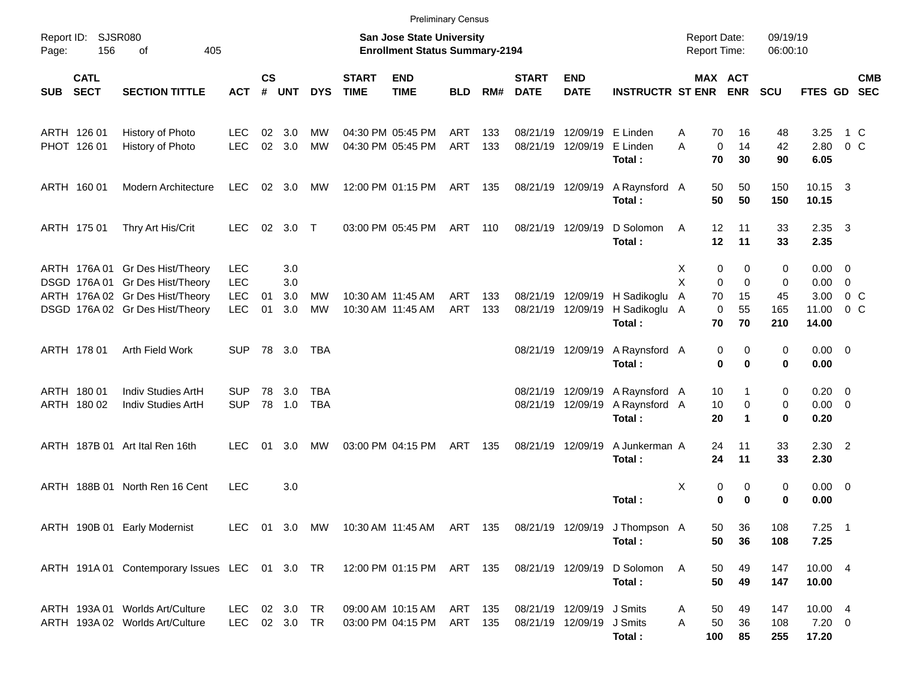Preliminary Census

Report ID: SJSR080
Page: 156 of 405

**San Jose State University**
**Enrollment Status Summary-2194**

Report Date: 09/19/19
Report Time: 06:00:10

| SUB | CATL SECT | SECTION TITTLE | ACT | CS # | UNT | DYS | START TIME | END TIME | BLD | RM# | START DATE | END DATE | INSTRUCTR | ST | MAX ENR | ACT ENR | SCU | FTES | GD | CMB SEC |
|---|---|---|---|---|---|---|---|---|---|---|---|---|---|---|---|---|---|---|---|---|
| ARTH | 126 01 | History of Photo | LEC | 02 | 3.0 | MW | 04:30 PM | 05:45 PM | ART | 133 | 08/21/19 | 12/09/19 | E Linden | A | 70 | 16 | 48 | 3.25 | 1 | C |
| PHOT | 126 01 | History of Photo | LEC | 02 | 3.0 | MW | 04:30 PM | 05:45 PM | ART | 133 | 08/21/19 | 12/09/19 | E Linden | A | 0 | 14 | 42 | 2.80 | 0 | C |
| | | | | | | | | | | | | | **Total :** | | **70** | **30** | **90** | **6.05** | | |
| ARTH | 160 01 | Modern Architecture | LEC | 02 | 3.0 | MW | 12:00 PM | 01:15 PM | ART | 135 | 08/21/19 | 12/09/19 | A Raynsford | A | 50 | 50 | 150 | 10.15 | 3 | |
| | | | | | | | | | | | | | **Total :** | | **50** | **50** | **150** | **10.15** | | |
| ARTH | 175 01 | Thry Art His/Crit | LEC | 02 | 3.0 | T | 03:00 PM | 05:45 PM | ART | 110 | 08/21/19 | 12/09/19 | D Solomon | A | 12 | 11 | 33 | 2.35 | 3 | |
| | | | | | | | | | | | | | **Total :** | | **12** | **11** | **33** | **2.35** | | |
| ARTH | 176A 01 | Gr Des Hist/Theory | LEC | | 3.0 | | | | | | | | | X | 0 | 0 | 0 | 0.00 | 0 | |
| DSGD | 176A 01 | Gr Des Hist/Theory | LEC | | 3.0 | | | | | | | | | X | 0 | 0 | 0 | 0.00 | 0 | |
| ARTH | 176A 02 | Gr Des Hist/Theory | LEC | 01 | 3.0 | MW | 10:30 AM | 11:45 AM | ART | 133 | 08/21/19 | 12/09/19 | H Sadikoglu | A | 70 | 15 | 45 | 3.00 | 0 | C |
| DSGD | 176A 02 | Gr Des Hist/Theory | LEC | 01 | 3.0 | MW | 10:30 AM | 11:45 AM | ART | 133 | 08/21/19 | 12/09/19 | H Sadikoglu | A | 0 | 55 | 165 | 11.00 | 0 | C |
| | | | | | | | | | | | | | **Total :** | | **70** | **70** | **210** | **14.00** | | |
| ARTH | 178 01 | Arth Field Work | SUP | 78 | 3.0 | TBA | | | | | 08/21/19 | 12/09/19 | A Raynsford | A | 0 | 0 | 0 | 0.00 | 0 | |
| | | | | | | | | | | | | | **Total :** | | **0** | **0** | **0** | **0.00** | | |
| ARTH | 180 01 | Indiv Studies ArtH | SUP | 78 | 3.0 | TBA | | | | | 08/21/19 | 12/09/19 | A Raynsford | A | 10 | 1 | 0 | 0.20 | 0 | |
| ARTH | 180 02 | Indiv Studies ArtH | SUP | 78 | 1.0 | TBA | | | | | 08/21/19 | 12/09/19 | A Raynsford | A | 10 | 0 | 0 | 0.00 | 0 | |
| | | | | | | | | | | | | | **Total :** | | **20** | **1** | **0** | **0.20** | | |
| ARTH | 187B 01 | Art Ital Ren 16th | LEC | 01 | 3.0 | MW | 03:00 PM | 04:15 PM | ART | 135 | 08/21/19 | 12/09/19 | A Junkerman | A | 24 | 11 | 33 | 2.30 | 2 | |
| | | | | | | | | | | | | | **Total :** | | **24** | **11** | **33** | **2.30** | | |
| ARTH | 188B 01 | North Ren 16 Cent | LEC | | 3.0 | | | | | | | | | X | 0 | 0 | 0 | 0.00 | 0 | |
| | | | | | | | | | | | | | **Total :** | | **0** | **0** | **0** | **0.00** | | |
| ARTH | 190B 01 | Early Modernist | LEC | 01 | 3.0 | MW | 10:30 AM | 11:45 AM | ART | 135 | 08/21/19 | 12/09/19 | J Thompson | A | 50 | 36 | 108 | 7.25 | 1 | |
| | | | | | | | | | | | | | **Total :** | | **50** | **36** | **108** | **7.25** | | |
| ARTH | 191A 01 | Contemporary Issues | LEC | 01 | 3.0 | TR | 12:00 PM | 01:15 PM | ART | 135 | 08/21/19 | 12/09/19 | D Solomon | A | 50 | 49 | 147 | 10.00 | 4 | |
| | | | | | | | | | | | | | **Total :** | | **50** | **49** | **147** | **10.00** | | |
| ARTH | 193A 01 | Worlds Art/Culture | LEC | 02 | 3.0 | TR | 09:00 AM | 10:15 AM | ART | 135 | 08/21/19 | 12/09/19 | J Smits | A | 50 | 49 | 147 | 10.00 | 4 | |
| ARTH | 193A 02 | Worlds Art/Culture | LEC | 02 | 3.0 | TR | 03:00 PM | 04:15 PM | ART | 135 | 08/21/19 | 12/09/19 | J Smits | A | 50 | 36 | 108 | 7.20 | 0 | |
| | | | | | | | | | | | | | **Total :** | | **100** | **85** | **255** | **17.20** | | |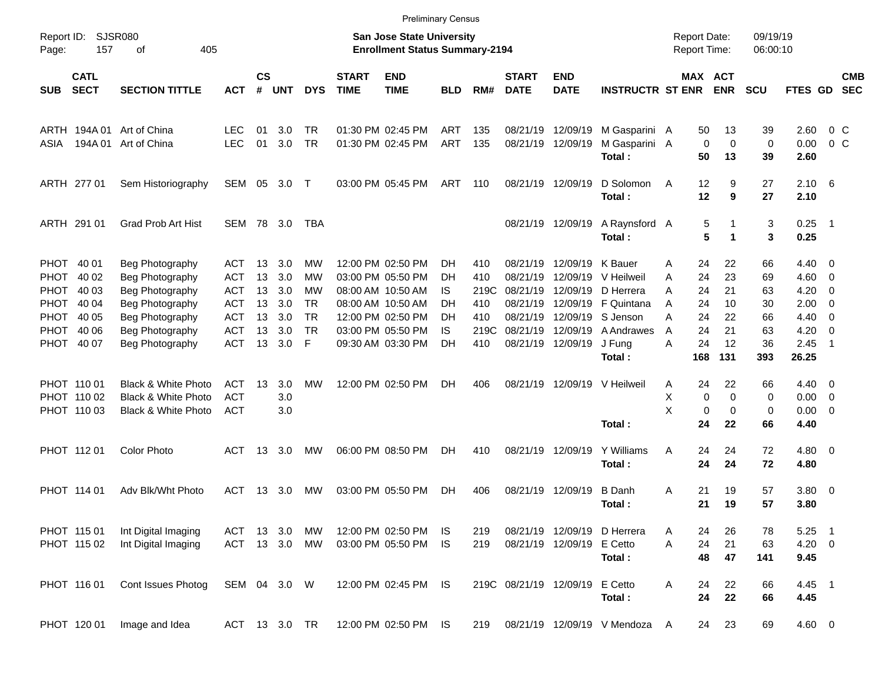Preliminary Census

Report ID: SJSR080

**San Jose State University**
**Enrollment Status Summary-2194**

Report Date: 09/19/19
Report Time: 06:00:10

| SUB | CATL SECT | SECTION TITTLE | ACT | CS # | UNT | DYS | START TIME | END TIME | BLD | RM# | START DATE | END DATE | INSTRUCTR | ST | MAX ENR | ACT ENR | SCU | FTES | GD | CMB SEC |
|---|---|---|---|---|---|---|---|---|---|---|---|---|---|---|---|---|---|---|---|---|
| ARTH | 194A 01 | Art of China | LEC | 01 | 3.0 | TR | 01:30 PM | 02:45 PM | ART | 135 | 08/21/19 | 12/09/19 | M Gasparini | A | 50 | 13 | 39 | 2.60 | 0 | C |
| ASIA | 194A 01 | Art of China | LEC | 01 | 3.0 | TR | 01:30 PM | 02:45 PM | ART | 135 | 08/21/19 | 12/09/19 | M Gasparini | A | 0 | 0 | 0 | 0.00 | 0 | C |
| | | | | | | | | | | | | | **Total :** | | **50** | **13** | **39** | **2.60** | | |
| ARTH | 277 01 | Sem Historiography | SEM | 05 | 3.0 | T | 03:00 PM | 05:45 PM | ART | 110 | 08/21/19 | 12/09/19 | D Solomon | A | 12 | 9 | 27 | 2.10 | 6 | |
| | | | | | | | | | | | | | **Total :** | | **12** | **9** | **27** | **2.10** | | |
| ARTH | 291 01 | Grad Prob Art Hist | SEM | 78 | 3.0 | TBA | | | | | 08/21/19 | 12/09/19 | A Raynsford | A | 5 | 1 | 3 | 0.25 | 1 | |
| | | | | | | | | | | | | | **Total :** | | **5** | **1** | **3** | **0.25** | | |
| PHOT | 40 01 | Beg Photography | ACT | 13 | 3.0 | MW | 12:00 PM | 02:50 PM | DH | 410 | 08/21/19 | 12/09/19 | K Bauer | A | 24 | 22 | 66 | 4.40 | 0 | |
| PHOT | 40 02 | Beg Photography | ACT | 13 | 3.0 | MW | 03:00 PM | 05:50 PM | DH | 410 | 08/21/19 | 12/09/19 | V Heilweil | A | 24 | 23 | 69 | 4.60 | 0 | |
| PHOT | 40 03 | Beg Photography | ACT | 13 | 3.0 | MW | 08:00 AM | 10:50 AM | IS | 219C | 08/21/19 | 12/09/19 | D Herrera | A | 24 | 21 | 63 | 4.20 | 0 | |
| PHOT | 40 04 | Beg Photography | ACT | 13 | 3.0 | TR | 08:00 AM | 10:50 AM | DH | 410 | 08/21/19 | 12/09/19 | F Quintana | A | 24 | 10 | 30 | 2.00 | 0 | |
| PHOT | 40 05 | Beg Photography | ACT | 13 | 3.0 | TR | 12:00 PM | 02:50 PM | DH | 410 | 08/21/19 | 12/09/19 | S Jenson | A | 24 | 22 | 66 | 4.40 | 0 | |
| PHOT | 40 06 | Beg Photography | ACT | 13 | 3.0 | TR | 03:00 PM | 05:50 PM | IS | 219C | 08/21/19 | 12/09/19 | A Andrawes | A | 24 | 21 | 63 | 4.20 | 0 | |
| PHOT | 40 07 | Beg Photography | ACT | 13 | 3.0 | F | 09:30 AM | 03:30 PM | DH | 410 | 08/21/19 | 12/09/19 | J Fung | A | 24 | 12 | 36 | 2.45 | 1 | |
| | | | | | | | | | | | | | **Total :** | | **168** | **131** | **393** | **26.25** | | |
| PHOT | 110 01 | Black & White Photo | ACT | 13 | 3.0 | MW | 12:00 PM | 02:50 PM | DH | 406 | 08/21/19 | 12/09/19 | V Heilweil | A | 24 | 22 | 66 | 4.40 | 0 | |
| PHOT | 110 02 | Black & White Photo | ACT | | 3.0 | | | | | | | | | X | 0 | 0 | 0 | 0.00 | 0 | |
| PHOT | 110 03 | Black & White Photo | ACT | | 3.0 | | | | | | | | | X | 0 | 0 | 0 | 0.00 | 0 | |
| | | | | | | | | | | | | | **Total :** | | **24** | **22** | **66** | **4.40** | | |
| PHOT | 112 01 | Color Photo | ACT | 13 | 3.0 | MW | 06:00 PM | 08:50 PM | DH | 410 | 08/21/19 | 12/09/19 | Y Williams | A | 24 | 24 | 72 | 4.80 | 0 | |
| | | | | | | | | | | | | | **Total :** | | **24** | **24** | **72** | **4.80** | | |
| PHOT | 114 01 | Adv Blk/Wht Photo | ACT | 13 | 3.0 | MW | 03:00 PM | 05:50 PM | DH | 406 | 08/21/19 | 12/09/19 | B Danh | A | 21 | 19 | 57 | 3.80 | 0 | |
| | | | | | | | | | | | | | **Total :** | | **21** | **19** | **57** | **3.80** | | |
| PHOT | 115 01 | Int Digital Imaging | ACT | 13 | 3.0 | MW | 12:00 PM | 02:50 PM | IS | 219 | 08/21/19 | 12/09/19 | D Herrera | A | 24 | 26 | 78 | 5.25 | 1 | |
| PHOT | 115 02 | Int Digital Imaging | ACT | 13 | 3.0 | MW | 03:00 PM | 05:50 PM | IS | 219 | 08/21/19 | 12/09/19 | E Cetto | A | 24 | 21 | 63 | 4.20 | 0 | |
| | | | | | | | | | | | | | **Total :** | | **48** | **47** | **141** | **9.45** | | |
| PHOT | 116 01 | Cont Issues Photog | SEM | 04 | 3.0 | W | 12:00 PM | 02:45 PM | IS | 219C | 08/21/19 | 12/09/19 | E Cetto | A | 24 | 22 | 66 | 4.45 | 1 | |
| | | | | | | | | | | | | | **Total :** | | **24** | **22** | **66** | **4.45** | | |
| PHOT | 120 01 | Image and Idea | ACT | 13 | 3.0 | TR | 12:00 PM | 02:50 PM | IS | 219 | 08/21/19 | 12/09/19 | V Mendoza | A | 24 | 23 | 69 | 4.60 | 0 | |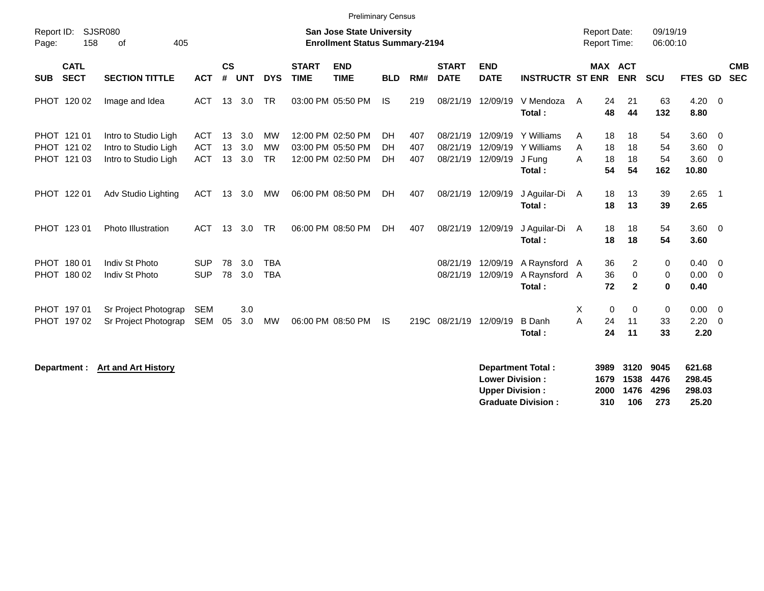Preliminary Census

Report ID: SJSR080

**San Jose State University**
**Enrollment Status Summary-2194**

Report Date: 09/19/19
Report Time: 06:00:10

| SUB | CATL SECT | SECTION TITTLE | ACT | CS # | UNT | DYS | START TIME | END TIME | BLD | RM# | START DATE | END DATE | INSTRUCTR | ST | MAX ENR | ACT ENR | SCU | FTES | GD | CMB SEC |
|---|---|---|---|---|---|---|---|---|---|---|---|---|---|---|---|---|---|---|---|---|
| PHOT | 120 02 | Image and Idea | ACT | 13 | 3.0 | TR | 03:00 PM | 05:50 PM | IS | 219 | 08/21/19 | 12/09/19 | V Mendoza | A | 24 | 21 | 63 | 4.20 | 0 | |
| | | | | | | | | | | | | | **Total :** | | **48** | **44** | **132** | **8.80** | | |
| PHOT | 121 01 | Intro to Studio Ligh | ACT | 13 | 3.0 | MW | 12:00 PM | 02:50 PM | DH | 407 | 08/21/19 | 12/09/19 | Y Williams | A | 18 | 18 | 54 | 3.60 | 0 | |
| PHOT | 121 02 | Intro to Studio Ligh | ACT | 13 | 3.0 | MW | 03:00 PM | 05:50 PM | DH | 407 | 08/21/19 | 12/09/19 | Y Williams | A | 18 | 18 | 54 | 3.60 | 0 | |
| PHOT | 121 03 | Intro to Studio Ligh | ACT | 13 | 3.0 | TR | 12:00 PM | 02:50 PM | DH | 407 | 08/21/19 | 12/09/19 | J Fung | A | 18 | 18 | 54 | 3.60 | 0 | |
| | | | | | | | | | | | | | **Total :** | | **54** | **54** | **162** | **10.80** | | |
| PHOT | 122 01 | Adv Studio Lighting | ACT | 13 | 3.0 | MW | 06:00 PM | 08:50 PM | DH | 407 | 08/21/19 | 12/09/19 | J Aguilar-Di | A | 18 | 13 | 39 | 2.65 | 1 | |
| | | | | | | | | | | | | | **Total :** | | **18** | **13** | **39** | **2.65** | | |
| PHOT | 123 01 | Photo Illustration | ACT | 13 | 3.0 | TR | 06:00 PM | 08:50 PM | DH | 407 | 08/21/19 | 12/09/19 | J Aguilar-Di | A | 18 | 18 | 54 | 3.60 | 0 | |
| | | | | | | | | | | | | | **Total :** | | **18** | **18** | **54** | **3.60** | | |
| PHOT | 180 01 | Indiv St Photo | SUP | 78 | 3.0 | TBA | | | | | 08/21/19 | 12/09/19 | A Raynsford | A | 36 | 2 | 0 | 0.40 | 0 | |
| PHOT | 180 02 | Indiv St Photo | SUP | 78 | 3.0 | TBA | | | | | 08/21/19 | 12/09/19 | A Raynsford | A | 36 | 0 | 0 | 0.00 | 0 | |
| | | | | | | | | | | | | | **Total :** | | **72** | **2** | **0** | **0.40** | | |
| PHOT | 197 01 | Sr Project Photograp | SEM | | 3.0 | | | | | | | | | X | 0 | 0 | 0 | 0.00 | 0 | |
| PHOT | 197 02 | Sr Project Photograp | SEM | 05 | 3.0 | MW | 06:00 PM | 08:50 PM | IS | 219C | 08/21/19 | 12/09/19 | B Danh | A | 24 | 11 | 33 | 2.20 | 0 | |
| | | | | | | | | | | | | | **Total :** | | **24** | **11** | **33** | **2.20** | | |

**Department :** **Art and Art History**

| | MAX ENR | ACT ENR | SCU | FTES |
|---|---|---|---|---|
| **Department Total :** | **3989** | **3120** | **9045** | **621.68** |
| **Lower Division :** | **1679** | **1538** | **4476** | **298.45** |
| **Upper Division :** | **2000** | **1476** | **4296** | **298.03** |
| **Graduate Division :** | **310** | **106** | **273** | **25.20** |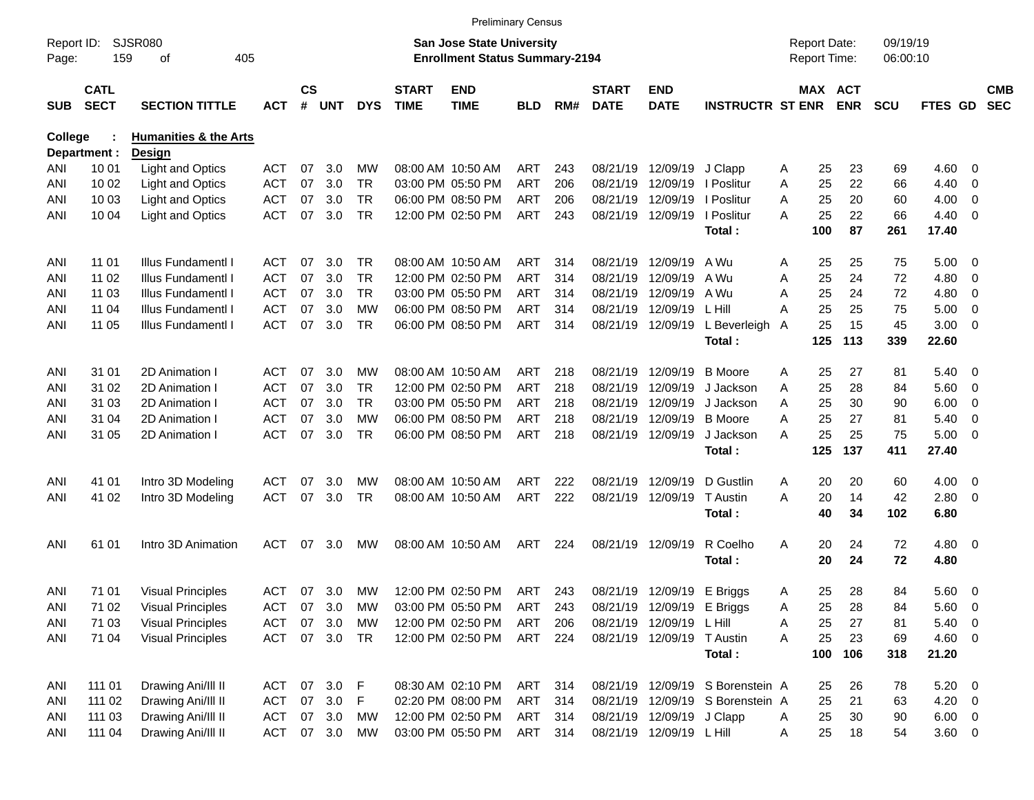Preliminary Census

Report ID: SJSR080
Page: 159 of 405

**San Jose State University**
**Enrollment Status Summary-2194**

Report Date: 09/19/19
Report Time: 06:00:10

College : **Humanities & the Arts**
Department : **Design**

| SUB | CATL SECT | SECTION TITTLE | ACT | CS # | UNT | DYS | START TIME | END TIME | BLD | RM# | START DATE | END DATE | INSTRUCTR | ST | MAX ENR | ACT ENR | SCU | FTES | GD | CMB SEC |
|---|---|---|---|---|---|---|---|---|---|---|---|---|---|---|---|---|---|---|---|---|
| ANI | 10 01 | Light and Optics | ACT | 07 | 3.0 | MW | 08:00 AM | 10:50 AM | ART | 243 | 08/21/19 | 12/09/19 | J Clapp | A | 25 | 23 | 69 | 4.60 | 0 | |
| ANI | 10 02 | Light and Optics | ACT | 07 | 3.0 | TR | 03:00 PM | 05:50 PM | ART | 206 | 08/21/19 | 12/09/19 | I Poslitur | A | 25 | 22 | 66 | 4.40 | 0 | |
| ANI | 10 03 | Light and Optics | ACT | 07 | 3.0 | TR | 06:00 PM | 08:50 PM | ART | 206 | 08/21/19 | 12/09/19 | I Poslitur | A | 25 | 20 | 60 | 4.00 | 0 | |
| ANI | 10 04 | Light and Optics | ACT | 07 | 3.0 | TR | 12:00 PM | 02:50 PM | ART | 243 | 08/21/19 | 12/09/19 | I Poslitur | A | 25 | 22 | 66 | 4.40 | 0 | |
| | | | | | | | | | | | | | **Total :** | | **100** | **87** | **261** | **17.40** | | |
| ANI | 11 01 | Illus Fundamentl I | ACT | 07 | 3.0 | TR | 08:00 AM | 10:50 AM | ART | 314 | 08/21/19 | 12/09/19 | A Wu | A | 25 | 25 | 75 | 5.00 | 0 | |
| ANI | 11 02 | Illus Fundamentl I | ACT | 07 | 3.0 | TR | 12:00 PM | 02:50 PM | ART | 314 | 08/21/19 | 12/09/19 | A Wu | A | 25 | 24 | 72 | 4.80 | 0 | |
| ANI | 11 03 | Illus Fundamentl I | ACT | 07 | 3.0 | TR | 03:00 PM | 05:50 PM | ART | 314 | 08/21/19 | 12/09/19 | A Wu | A | 25 | 24 | 72 | 4.80 | 0 | |
| ANI | 11 04 | Illus Fundamentl I | ACT | 07 | 3.0 | MW | 06:00 PM | 08:50 PM | ART | 314 | 08/21/19 | 12/09/19 | L Hill | A | 25 | 25 | 75 | 5.00 | 0 | |
| ANI | 11 05 | Illus Fundamentl I | ACT | 07 | 3.0 | TR | 06:00 PM | 08:50 PM | ART | 314 | 08/21/19 | 12/09/19 | L Beverleigh | A | 25 | 15 | 45 | 3.00 | 0 | |
| | | | | | | | | | | | | | **Total :** | | **125** | **113** | **339** | **22.60** | | |
| ANI | 31 01 | 2D Animation I | ACT | 07 | 3.0 | MW | 08:00 AM | 10:50 AM | ART | 218 | 08/21/19 | 12/09/19 | B Moore | A | 25 | 27 | 81 | 5.40 | 0 | |
| ANI | 31 02 | 2D Animation I | ACT | 07 | 3.0 | TR | 12:00 PM | 02:50 PM | ART | 218 | 08/21/19 | 12/09/19 | J Jackson | A | 25 | 28 | 84 | 5.60 | 0 | |
| ANI | 31 03 | 2D Animation I | ACT | 07 | 3.0 | TR | 03:00 PM | 05:50 PM | ART | 218 | 08/21/19 | 12/09/19 | J Jackson | A | 25 | 30 | 90 | 6.00 | 0 | |
| ANI | 31 04 | 2D Animation I | ACT | 07 | 3.0 | MW | 06:00 PM | 08:50 PM | ART | 218 | 08/21/19 | 12/09/19 | B Moore | A | 25 | 27 | 81 | 5.40 | 0 | |
| ANI | 31 05 | 2D Animation I | ACT | 07 | 3.0 | TR | 06:00 PM | 08:50 PM | ART | 218 | 08/21/19 | 12/09/19 | J Jackson | A | 25 | 25 | 75 | 5.00 | 0 | |
| | | | | | | | | | | | | | **Total :** | | **125** | **137** | **411** | **27.40** | | |
| ANI | 41 01 | Intro 3D Modeling | ACT | 07 | 3.0 | MW | 08:00 AM | 10:50 AM | ART | 222 | 08/21/19 | 12/09/19 | D Gustlin | A | 20 | 20 | 60 | 4.00 | 0 | |
| ANI | 41 02 | Intro 3D Modeling | ACT | 07 | 3.0 | TR | 08:00 AM | 10:50 AM | ART | 222 | 08/21/19 | 12/09/19 | T Austin | A | 20 | 14 | 42 | 2.80 | 0 | |
| | | | | | | | | | | | | | **Total :** | | **40** | **34** | **102** | **6.80** | | |
| ANI | 61 01 | Intro 3D Animation | ACT | 07 | 3.0 | MW | 08:00 AM | 10:50 AM | ART | 224 | 08/21/19 | 12/09/19 | R Coelho | A | 20 | 24 | 72 | 4.80 | 0 | |
| | | | | | | | | | | | | | **Total :** | | **20** | **24** | **72** | **4.80** | | |
| ANI | 71 01 | Visual Principles | ACT | 07 | 3.0 | MW | 12:00 PM | 02:50 PM | ART | 243 | 08/21/19 | 12/09/19 | E Briggs | A | 25 | 28 | 84 | 5.60 | 0 | |
| ANI | 71 02 | Visual Principles | ACT | 07 | 3.0 | MW | 03:00 PM | 05:50 PM | ART | 243 | 08/21/19 | 12/09/19 | E Briggs | A | 25 | 28 | 84 | 5.60 | 0 | |
| ANI | 71 03 | Visual Principles | ACT | 07 | 3.0 | MW | 12:00 PM | 02:50 PM | ART | 206 | 08/21/19 | 12/09/19 | L Hill | A | 25 | 27 | 81 | 5.40 | 0 | |
| ANI | 71 04 | Visual Principles | ACT | 07 | 3.0 | TR | 12:00 PM | 02:50 PM | ART | 224 | 08/21/19 | 12/09/19 | T Austin | A | 25 | 23 | 69 | 4.60 | 0 | |
| | | | | | | | | | | | | | **Total :** | | **100** | **106** | **318** | **21.20** | | |
| ANI | 111 01 | Drawing Ani/Ill II | ACT | 07 | 3.0 | F | 08:30 AM | 02:10 PM | ART | 314 | 08/21/19 | 12/09/19 | S Borenstein | A | 25 | 26 | 78 | 5.20 | 0 | |
| ANI | 111 02 | Drawing Ani/Ill II | ACT | 07 | 3.0 | F | 02:20 PM | 08:00 PM | ART | 314 | 08/21/19 | 12/09/19 | S Borenstein | A | 25 | 21 | 63 | 4.20 | 0 | |
| ANI | 111 03 | Drawing Ani/Ill II | ACT | 07 | 3.0 | MW | 12:00 PM | 02:50 PM | ART | 314 | 08/21/19 | 12/09/19 | J Clapp | A | 25 | 30 | 90 | 6.00 | 0 | |
| ANI | 111 04 | Drawing Ani/Ill II | ACT | 07 | 3.0 | MW | 03:00 PM | 05:50 PM | ART | 314 | 08/21/19 | 12/09/19 | L Hill | A | 25 | 18 | 54 | 3.60 | 0 | |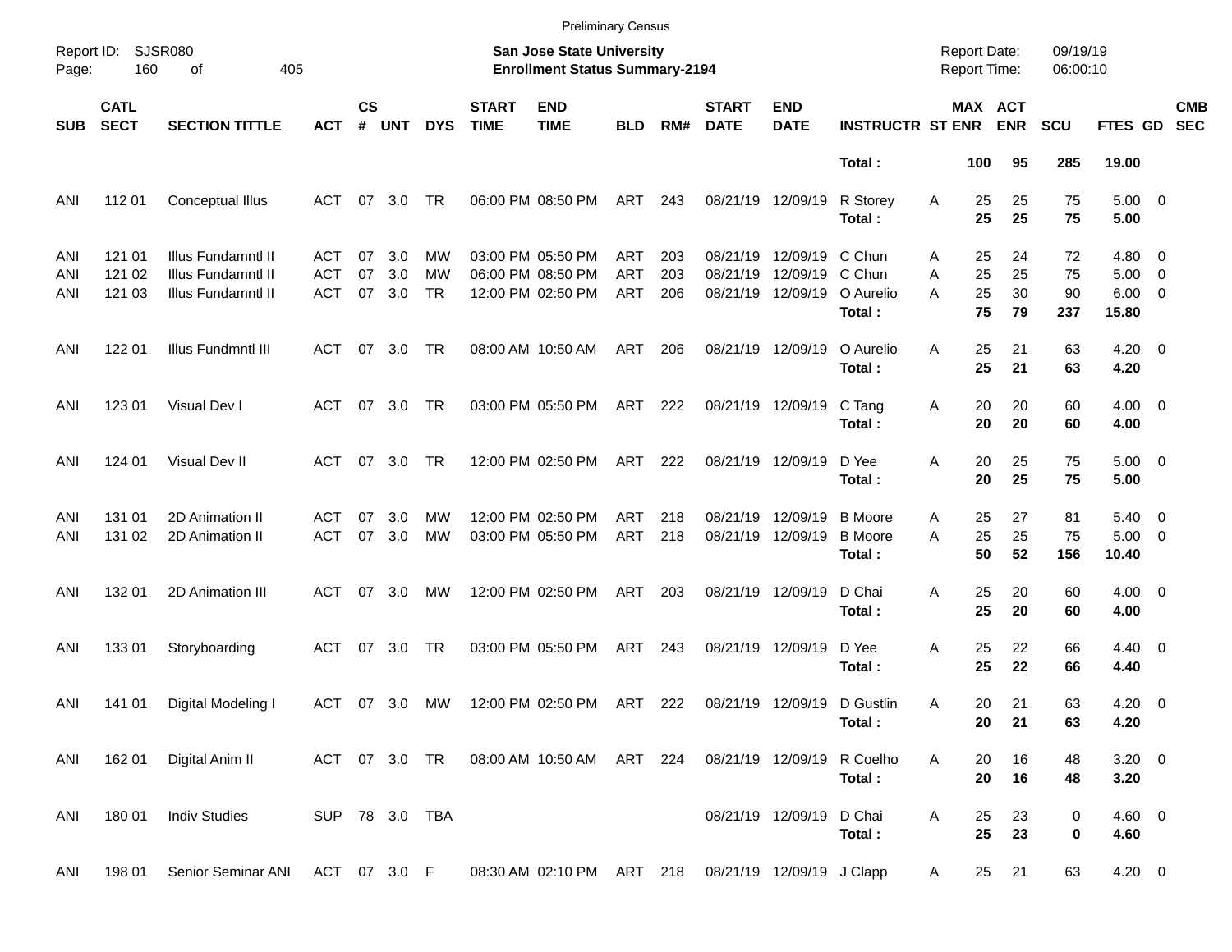Preliminary Census

Report ID: SJSR080

**San Jose State University**
**Enrollment Status Summary-2194**

Report Date: 09/19/19
Report Time: 06:00:10

| SUB | CATL SECT | SECTION TITTLE | ACT | CS # | UNT | DYS | START TIME | END TIME | BLD | RM# | START DATE | END DATE | INSTRUCTR | ST | MAX ENR | ACT ENR | SCU | FTES | GD | CMB SEC |
|---|---|---|---|---|---|---|---|---|---|---|---|---|---|---|---|---|---|---|---|---|
| | | | | | | | | | | | | | **Total :** | | **100** | **95** | **285** | **19.00** | | |
| ANI | 112 01 | Conceptual Illus | ACT | 07 | 3.0 | TR | 06:00 PM | 08:50 PM | ART | 243 | 08/21/19 | 12/09/19 | R Storey | A | 25 | 25 | 75 | 5.00 | 0 | |
| | | | | | | | | | | | | | **Total :** | | **25** | **25** | **75** | **5.00** | | |
| ANI | 121 01 | Illus Fundamntl II | ACT | 07 | 3.0 | MW | 03:00 PM | 05:50 PM | ART | 203 | 08/21/19 | 12/09/19 | C Chun | A | 25 | 24 | 72 | 4.80 | 0 | |
| ANI | 121 02 | Illus Fundamntl II | ACT | 07 | 3.0 | MW | 06:00 PM | 08:50 PM | ART | 203 | 08/21/19 | 12/09/19 | C Chun | A | 25 | 25 | 75 | 5.00 | 0 | |
| ANI | 121 03 | Illus Fundamntl II | ACT | 07 | 3.0 | TR | 12:00 PM | 02:50 PM | ART | 206 | 08/21/19 | 12/09/19 | O Aurelio | A | 25 | 30 | 90 | 6.00 | 0 | |
| | | | | | | | | | | | | | **Total :** | | **75** | **79** | **237** | **15.80** | | |
| ANI | 122 01 | Illus Fundmntl III | ACT | 07 | 3.0 | TR | 08:00 AM | 10:50 AM | ART | 206 | 08/21/19 | 12/09/19 | O Aurelio | A | 25 | 21 | 63 | 4.20 | 0 | |
| | | | | | | | | | | | | | **Total :** | | **25** | **21** | **63** | **4.20** | | |
| ANI | 123 01 | Visual Dev I | ACT | 07 | 3.0 | TR | 03:00 PM | 05:50 PM | ART | 222 | 08/21/19 | 12/09/19 | C Tang | A | 20 | 20 | 60 | 4.00 | 0 | |
| | | | | | | | | | | | | | **Total :** | | **20** | **20** | **60** | **4.00** | | |
| ANI | 124 01 | Visual Dev II | ACT | 07 | 3.0 | TR | 12:00 PM | 02:50 PM | ART | 222 | 08/21/19 | 12/09/19 | D Yee | A | 20 | 25 | 75 | 5.00 | 0 | |
| | | | | | | | | | | | | | **Total :** | | **20** | **25** | **75** | **5.00** | | |
| ANI | 131 01 | 2D Animation II | ACT | 07 | 3.0 | MW | 12:00 PM | 02:50 PM | ART | 218 | 08/21/19 | 12/09/19 | B Moore | A | 25 | 27 | 81 | 5.40 | 0 | |
| ANI | 131 02 | 2D Animation II | ACT | 07 | 3.0 | MW | 03:00 PM | 05:50 PM | ART | 218 | 08/21/19 | 12/09/19 | B Moore | A | 25 | 25 | 75 | 5.00 | 0 | |
| | | | | | | | | | | | | | **Total :** | | **50** | **52** | **156** | **10.40** | | |
| ANI | 132 01 | 2D Animation III | ACT | 07 | 3.0 | MW | 12:00 PM | 02:50 PM | ART | 203 | 08/21/19 | 12/09/19 | D Chai | A | 25 | 20 | 60 | 4.00 | 0 | |
| | | | | | | | | | | | | | **Total :** | | **25** | **20** | **60** | **4.00** | | |
| ANI | 133 01 | Storyboarding | ACT | 07 | 3.0 | TR | 03:00 PM | 05:50 PM | ART | 243 | 08/21/19 | 12/09/19 | D Yee | A | 25 | 22 | 66 | 4.40 | 0 | |
| | | | | | | | | | | | | | **Total :** | | **25** | **22** | **66** | **4.40** | | |
| ANI | 141 01 | Digital Modeling I | ACT | 07 | 3.0 | MW | 12:00 PM | 02:50 PM | ART | 222 | 08/21/19 | 12/09/19 | D Gustlin | A | 20 | 21 | 63 | 4.20 | 0 | |
| | | | | | | | | | | | | | **Total :** | | **20** | **21** | **63** | **4.20** | | |
| ANI | 162 01 | Digital Anim II | ACT | 07 | 3.0 | TR | 08:00 AM | 10:50 AM | ART | 224 | 08/21/19 | 12/09/19 | R Coelho | A | 20 | 16 | 48 | 3.20 | 0 | |
| | | | | | | | | | | | | | **Total :** | | **20** | **16** | **48** | **3.20** | | |
| ANI | 180 01 | Indiv Studies | SUP | 78 | 3.0 | TBA | | | | | 08/21/19 | 12/09/19 | D Chai | A | 25 | 23 | 0 | 4.60 | 0 | |
| | | | | | | | | | | | | | **Total :** | | **25** | **23** | **0** | **4.60** | | |
| ANI | 198 01 | Senior Seminar ANI | ACT | 07 | 3.0 | F | 08:30 AM | 02:10 PM | ART | 218 | 08/21/19 | 12/09/19 | J Clapp | A | 25 | 21 | 63 | 4.20 | 0 | |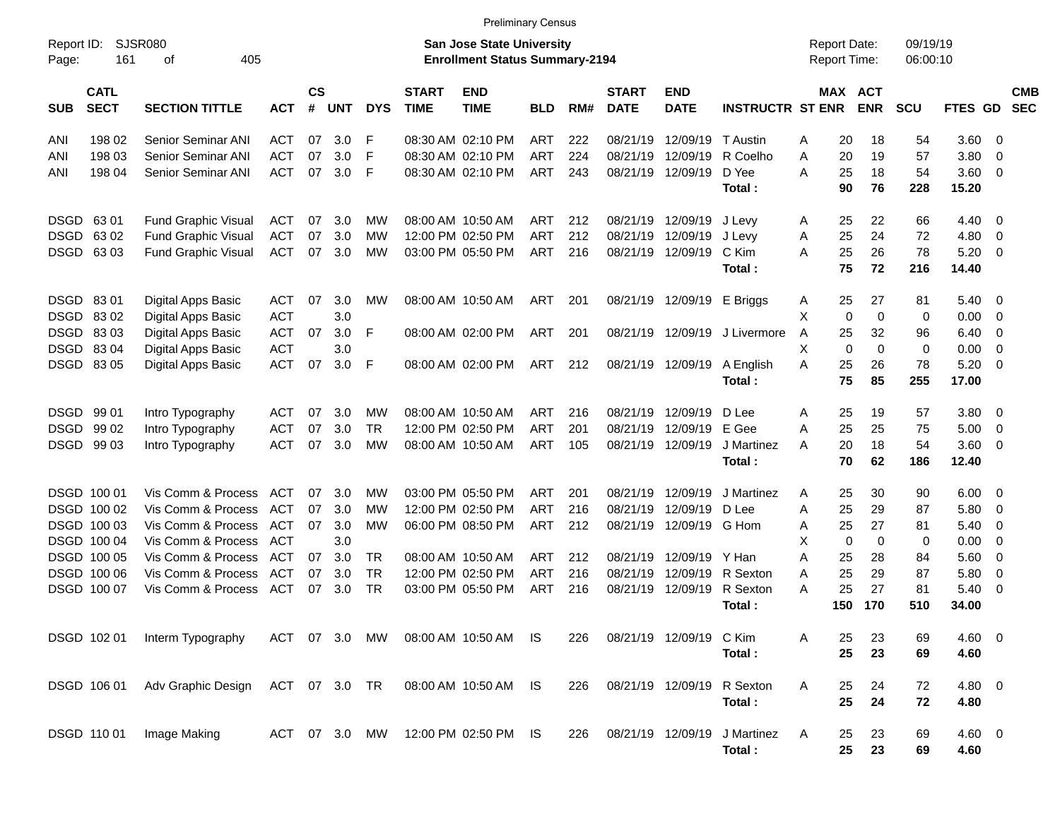Preliminary Census

Report ID: SJSR080

**San Jose State University**
**Enrollment Status Summary-2194**

Report Date: 09/19/19
Report Time: 06:00:10

| SUB | CATL SECT | SECTION TITTLE | ACT | CS # | UNT | DYS | START TIME | END TIME | BLD | RM# | START DATE | END DATE | INSTRUCTR | ST | MAX ENR | ACT ENR | SCU | FTES | GD | CMB SEC |
|---|---|---|---|---|---|---|---|---|---|---|---|---|---|---|---|---|---|---|---|---|
| ANI | 198 02 | Senior Seminar ANI | ACT | 07 | 3.0 | F | 08:30 AM | 02:10 PM | ART | 222 | 08/21/19 | 12/09/19 | T Austin | A | 20 | 18 | 54 | 3.60 | 0 | |
| ANI | 198 03 | Senior Seminar ANI | ACT | 07 | 3.0 | F | 08:30 AM | 02:10 PM | ART | 224 | 08/21/19 | 12/09/19 | R Coelho | A | 20 | 19 | 57 | 3.80 | 0 | |
| ANI | 198 04 | Senior Seminar ANI | ACT | 07 | 3.0 | F | 08:30 AM | 02:10 PM | ART | 243 | 08/21/19 | 12/09/19 | D Yee | A | 25 | 18 | 54 | 3.60 | 0 | |
| | | | | | | | | | | | | | **Total :** | | **90** | **76** | **228** | **15.20** | | |
| DSGD | 63 01 | Fund Graphic Visual | ACT | 07 | 3.0 | MW | 08:00 AM | 10:50 AM | ART | 212 | 08/21/19 | 12/09/19 | J Levy | A | 25 | 22 | 66 | 4.40 | 0 | |
| DSGD | 63 02 | Fund Graphic Visual | ACT | 07 | 3.0 | MW | 12:00 PM | 02:50 PM | ART | 212 | 08/21/19 | 12/09/19 | J Levy | A | 25 | 24 | 72 | 4.80 | 0 | |
| DSGD | 63 03 | Fund Graphic Visual | ACT | 07 | 3.0 | MW | 03:00 PM | 05:50 PM | ART | 216 | 08/21/19 | 12/09/19 | C Kim | A | 25 | 26 | 78 | 5.20 | 0 | |
| | | | | | | | | | | | | | **Total :** | | **75** | **72** | **216** | **14.40** | | |
| DSGD | 83 01 | Digital Apps Basic | ACT | 07 | 3.0 | MW | 08:00 AM | 10:50 AM | ART | 201 | 08/21/19 | 12/09/19 | E Briggs | A | 25 | 27 | 81 | 5.40 | 0 | |
| DSGD | 83 02 | Digital Apps Basic | ACT | | 3.0 | | | | | | | | | X | 0 | 0 | 0 | 0.00 | 0 | |
| DSGD | 83 03 | Digital Apps Basic | ACT | 07 | 3.0 | F | 08:00 AM | 02:00 PM | ART | 201 | 08/21/19 | 12/09/19 | J Livermore | A | 25 | 32 | 96 | 6.40 | 0 | |
| DSGD | 83 04 | Digital Apps Basic | ACT | | 3.0 | | | | | | | | | X | 0 | 0 | 0 | 0.00 | 0 | |
| DSGD | 83 05 | Digital Apps Basic | ACT | 07 | 3.0 | F | 08:00 AM | 02:00 PM | ART | 212 | 08/21/19 | 12/09/19 | A English | A | 25 | 26 | 78 | 5.20 | 0 | |
| | | | | | | | | | | | | | **Total :** | | **75** | **85** | **255** | **17.00** | | |
| DSGD | 99 01 | Intro Typography | ACT | 07 | 3.0 | MW | 08:00 AM | 10:50 AM | ART | 216 | 08/21/19 | 12/09/19 | D Lee | A | 25 | 19 | 57 | 3.80 | 0 | |
| DSGD | 99 02 | Intro Typography | ACT | 07 | 3.0 | TR | 12:00 PM | 02:50 PM | ART | 201 | 08/21/19 | 12/09/19 | E Gee | A | 25 | 25 | 75 | 5.00 | 0 | |
| DSGD | 99 03 | Intro Typography | ACT | 07 | 3.0 | MW | 08:00 AM | 10:50 AM | ART | 105 | 08/21/19 | 12/09/19 | J Martinez | A | 20 | 18 | 54 | 3.60 | 0 | |
| | | | | | | | | | | | | | **Total :** | | **70** | **62** | **186** | **12.40** | | |
| DSGD | 100 01 | Vis Comm & Process | ACT | 07 | 3.0 | MW | 03:00 PM | 05:50 PM | ART | 201 | 08/21/19 | 12/09/19 | J Martinez | A | 25 | 30 | 90 | 6.00 | 0 | |
| DSGD | 100 02 | Vis Comm & Process | ACT | 07 | 3.0 | MW | 12:00 PM | 02:50 PM | ART | 216 | 08/21/19 | 12/09/19 | D Lee | A | 25 | 29 | 87 | 5.80 | 0 | |
| DSGD | 100 03 | Vis Comm & Process | ACT | 07 | 3.0 | MW | 06:00 PM | 08:50 PM | ART | 212 | 08/21/19 | 12/09/19 | G Hom | A | 25 | 27 | 81 | 5.40 | 0 | |
| DSGD | 100 04 | Vis Comm & Process | ACT | | 3.0 | | | | | | | | | X | 0 | 0 | 0 | 0.00 | 0 | |
| DSGD | 100 05 | Vis Comm & Process | ACT | 07 | 3.0 | TR | 08:00 AM | 10:50 AM | ART | 212 | 08/21/19 | 12/09/19 | Y Han | A | 25 | 28 | 84 | 5.60 | 0 | |
| DSGD | 100 06 | Vis Comm & Process | ACT | 07 | 3.0 | TR | 12:00 PM | 02:50 PM | ART | 216 | 08/21/19 | 12/09/19 | R Sexton | A | 25 | 29 | 87 | 5.80 | 0 | |
| DSGD | 100 07 | Vis Comm & Process | ACT | 07 | 3.0 | TR | 03:00 PM | 05:50 PM | ART | 216 | 08/21/19 | 12/09/19 | R Sexton | A | 25 | 27 | 81 | 5.40 | 0 | |
| | | | | | | | | | | | | | **Total :** | | **150** | **170** | **510** | **34.00** | | |
| DSGD | 102 01 | Interm Typography | ACT | 07 | 3.0 | MW | 08:00 AM | 10:50 AM | IS | 226 | 08/21/19 | 12/09/19 | C Kim | A | 25 | 23 | 69 | 4.60 | 0 | |
| | | | | | | | | | | | | | **Total :** | | **25** | **23** | **69** | **4.60** | | |
| DSGD | 106 01 | Adv Graphic Design | ACT | 07 | 3.0 | TR | 08:00 AM | 10:50 AM | IS | 226 | 08/21/19 | 12/09/19 | R Sexton | A | 25 | 24 | 72 | 4.80 | 0 | |
| | | | | | | | | | | | | | **Total :** | | **25** | **24** | **72** | **4.80** | | |
| DSGD | 110 01 | Image Making | ACT | 07 | 3.0 | MW | 12:00 PM | 02:50 PM | IS | 226 | 08/21/19 | 12/09/19 | J Martinez | A | 25 | 23 | 69 | 4.60 | 0 | |
| | | | | | | | | | | | | | **Total :** | | **25** | **23** | **69** | **4.60** | | |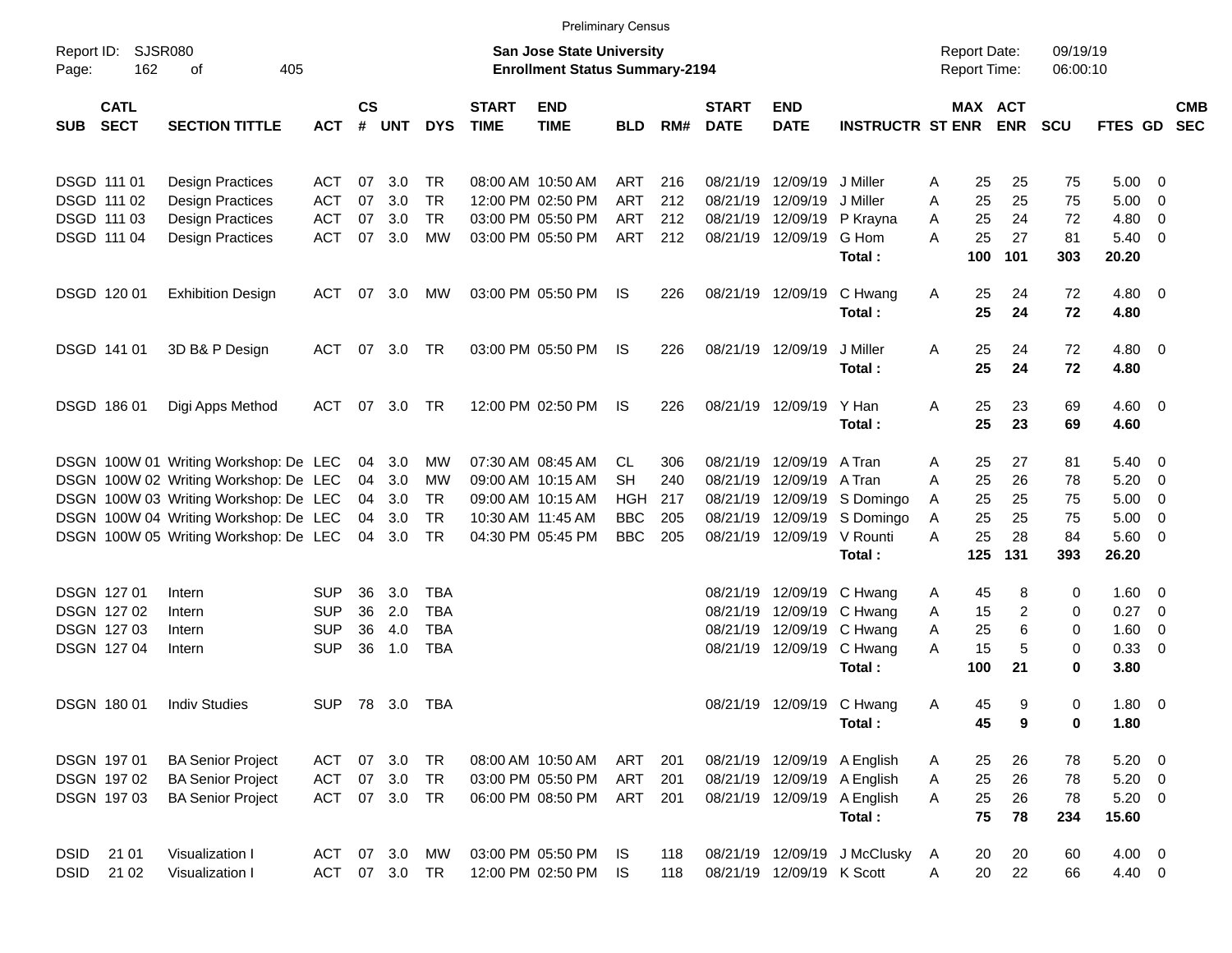Preliminary Census

Report ID: SJSR080

**San Jose State University**
**Enrollment Status Summary-2194**

Report Date: 09/19/19
Report Time: 06:00:10

| SUB | CATL SECT | SECTION TITTLE | ACT | CS # | UNT | DYS | START TIME | END TIME | BLD | RM# | START DATE | END DATE | INSTRUCTR | ST | MAX ENR | ACT ENR | SCU | FTES | GD | CMB SEC |
|---|---|---|---|---|---|---|---|---|---|---|---|---|---|---|---|---|---|---|---|---|
| DSGD | 111 01 | Design Practices | ACT | 07 | 3.0 | TR | 08:00 AM | 10:50 AM | ART | 216 | 08/21/19 | 12/09/19 | J Miller | A | 25 | 25 | 75 | 5.00 | 0 | |
| DSGD | 111 02 | Design Practices | ACT | 07 | 3.0 | TR | 12:00 PM | 02:50 PM | ART | 212 | 08/21/19 | 12/09/19 | J Miller | A | 25 | 25 | 75 | 5.00 | 0 | |
| DSGD | 111 03 | Design Practices | ACT | 07 | 3.0 | TR | 03:00 PM | 05:50 PM | ART | 212 | 08/21/19 | 12/09/19 | P Krayna | A | 25 | 24 | 72 | 4.80 | 0 | |
| DSGD | 111 04 | Design Practices | ACT | 07 | 3.0 | MW | 03:00 PM | 05:50 PM | ART | 212 | 08/21/19 | 12/09/19 | G Hom | A | 25 | 27 | 81 | 5.40 | 0 | |
| | | | | | | | | | | | | | **Total :** | | **100** | **101** | **303** | **20.20** | | |
| DSGD | 120 01 | Exhibition Design | ACT | 07 | 3.0 | MW | 03:00 PM | 05:50 PM | IS | 226 | 08/21/19 | 12/09/19 | C Hwang | A | 25 | 24 | 72 | 4.80 | 0 | |
| | | | | | | | | | | | | | **Total :** | | **25** | **24** | **72** | **4.80** | | |
| DSGD | 141 01 | 3D B& P Design | ACT | 07 | 3.0 | TR | 03:00 PM | 05:50 PM | IS | 226 | 08/21/19 | 12/09/19 | J Miller | A | 25 | 24 | 72 | 4.80 | 0 | |
| | | | | | | | | | | | | | **Total :** | | **25** | **24** | **72** | **4.80** | | |
| DSGD | 186 01 | Digi Apps Method | ACT | 07 | 3.0 | TR | 12:00 PM | 02:50 PM | IS | 226 | 08/21/19 | 12/09/19 | Y Han | A | 25 | 23 | 69 | 4.60 | 0 | |
| | | | | | | | | | | | | | **Total :** | | **25** | **23** | **69** | **4.60** | | |
| DSGN | 100W 01 | Writing Workshop: De | LEC | 04 | 3.0 | MW | 07:30 AM | 08:45 AM | CL | 306 | 08/21/19 | 12/09/19 | A Tran | A | 25 | 27 | 81 | 5.40 | 0 | |
| DSGN | 100W 02 | Writing Workshop: De | LEC | 04 | 3.0 | MW | 09:00 AM | 10:15 AM | SH | 240 | 08/21/19 | 12/09/19 | A Tran | A | 25 | 26 | 78 | 5.20 | 0 | |
| DSGN | 100W 03 | Writing Workshop: De | LEC | 04 | 3.0 | TR | 09:00 AM | 10:15 AM | HGH | 217 | 08/21/19 | 12/09/19 | S Domingo | A | 25 | 25 | 75 | 5.00 | 0 | |
| DSGN | 100W 04 | Writing Workshop: De | LEC | 04 | 3.0 | TR | 10:30 AM | 11:45 AM | BBC | 205 | 08/21/19 | 12/09/19 | S Domingo | A | 25 | 25 | 75 | 5.00 | 0 | |
| DSGN | 100W 05 | Writing Workshop: De | LEC | 04 | 3.0 | TR | 04:30 PM | 05:45 PM | BBC | 205 | 08/21/19 | 12/09/19 | V Rounti | A | 25 | 28 | 84 | 5.60 | 0 | |
| | | | | | | | | | | | | | **Total :** | | **125** | **131** | **393** | **26.20** | | |
| DSGN | 127 01 | Intern | SUP | 36 | 3.0 | TBA | | | | | 08/21/19 | 12/09/19 | C Hwang | A | 45 | 8 | 0 | 1.60 | 0 | |
| DSGN | 127 02 | Intern | SUP | 36 | 2.0 | TBA | | | | | 08/21/19 | 12/09/19 | C Hwang | A | 15 | 2 | 0 | 0.27 | 0 | |
| DSGN | 127 03 | Intern | SUP | 36 | 4.0 | TBA | | | | | 08/21/19 | 12/09/19 | C Hwang | A | 25 | 6 | 0 | 1.60 | 0 | |
| DSGN | 127 04 | Intern | SUP | 36 | 1.0 | TBA | | | | | 08/21/19 | 12/09/19 | C Hwang | A | 15 | 5 | 0 | 0.33 | 0 | |
| | | | | | | | | | | | | | **Total :** | | **100** | **21** | **0** | **3.80** | | |
| DSGN | 180 01 | Indiv Studies | SUP | 78 | 3.0 | TBA | | | | | 08/21/19 | 12/09/19 | C Hwang | A | 45 | 9 | 0 | 1.80 | 0 | |
| | | | | | | | | | | | | | **Total :** | | **45** | **9** | **0** | **1.80** | | |
| DSGN | 197 01 | BA Senior Project | ACT | 07 | 3.0 | TR | 08:00 AM | 10:50 AM | ART | 201 | 08/21/19 | 12/09/19 | A English | A | 25 | 26 | 78 | 5.20 | 0 | |
| DSGN | 197 02 | BA Senior Project | ACT | 07 | 3.0 | TR | 03:00 PM | 05:50 PM | ART | 201 | 08/21/19 | 12/09/19 | A English | A | 25 | 26 | 78 | 5.20 | 0 | |
| DSGN | 197 03 | BA Senior Project | ACT | 07 | 3.0 | TR | 06:00 PM | 08:50 PM | ART | 201 | 08/21/19 | 12/09/19 | A English | A | 25 | 26 | 78 | 5.20 | 0 | |
| | | | | | | | | | | | | | **Total :** | | **75** | **78** | **234** | **15.60** | | |
| DSID | 21 01 | Visualization I | ACT | 07 | 3.0 | MW | 03:00 PM | 05:50 PM | IS | 118 | 08/21/19 | 12/09/19 | J McClusky | A | 20 | 20 | 60 | 4.00 | 0 | |
| DSID | 21 02 | Visualization I | ACT | 07 | 3.0 | TR | 12:00 PM | 02:50 PM | IS | 118 | 08/21/19 | 12/09/19 | K Scott | A | 20 | 22 | 66 | 4.40 | 0 | |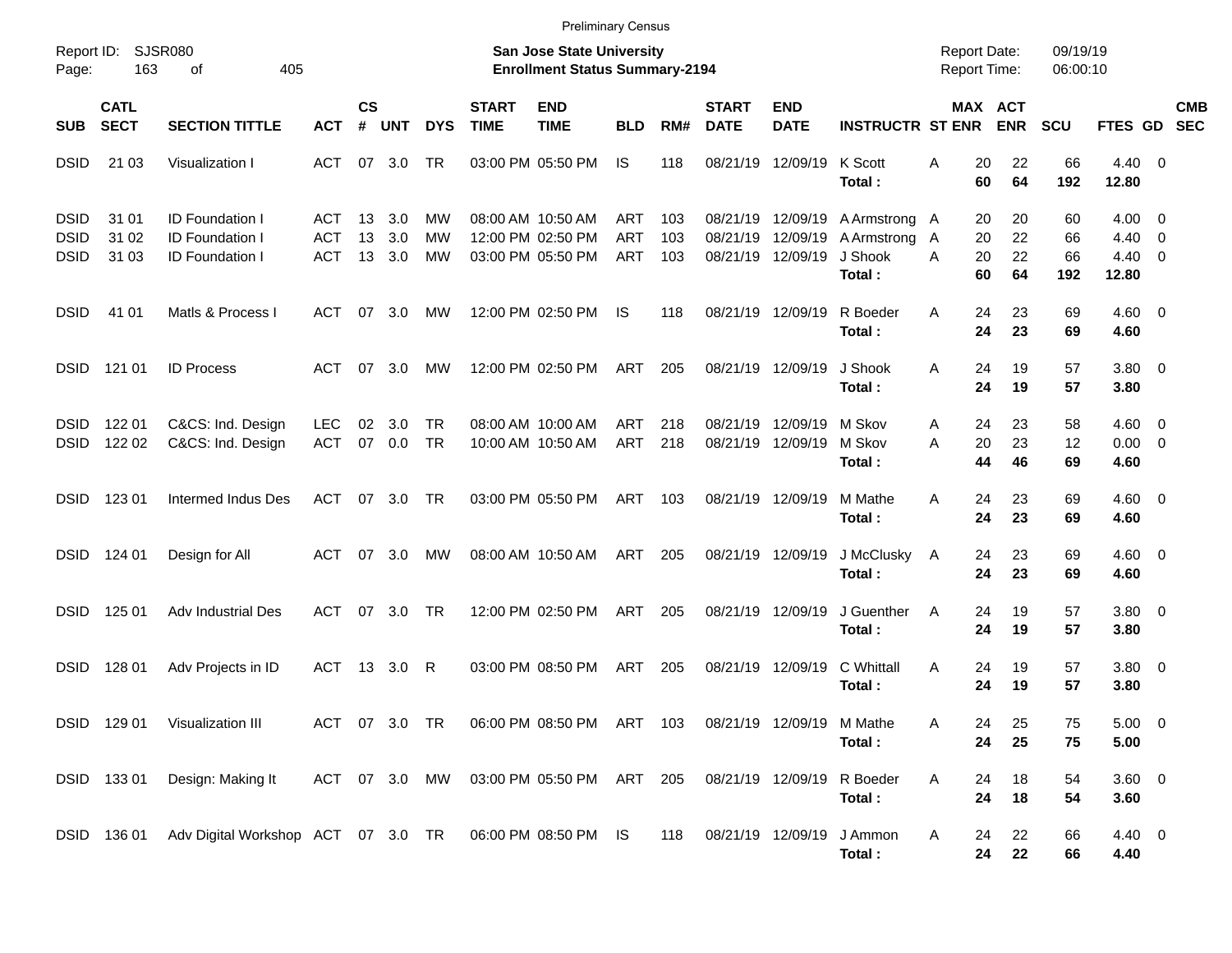Preliminary Census

Report ID: SJSR080
Page: 163 of 405

**San Jose State University**
**Enrollment Status Summary-2194**

Report Date: 09/19/19
Report Time: 06:00:10

| SUB | CATL SECT | SECTION TITTLE | ACT | CS # | UNT | DYS | START TIME | END TIME | BLD | RM# | START DATE | END DATE | INSTRUCTR | ST | MAX ENR | ACT ENR | SCU | FTES | GD | CMB SEC |
|---|---|---|---|---|---|---|---|---|---|---|---|---|---|---|---|---|---|---|---|---|
| DSID | 21 03 | Visualization I | ACT | 07 | 3.0 | TR | 03:00 PM | 05:50 PM | IS | 118 | 08/21/19 | 12/09/19 | K Scott | A | 20 | 22 | 66 | 4.40 | 0 | |
| | | | | | | | | | | | | | **Total :** | | **60** | **64** | **192** | **12.80** | | |
| DSID | 31 01 | ID Foundation I | ACT | 13 | 3.0 | MW | 08:00 AM | 10:50 AM | ART | 103 | 08/21/19 | 12/09/19 | A Armstrong | A | 20 | 20 | 60 | 4.00 | 0 | |
| DSID | 31 02 | ID Foundation I | ACT | 13 | 3.0 | MW | 12:00 PM | 02:50 PM | ART | 103 | 08/21/19 | 12/09/19 | A Armstrong | A | 20 | 22 | 66 | 4.40 | 0 | |
| DSID | 31 03 | ID Foundation I | ACT | 13 | 3.0 | MW | 03:00 PM | 05:50 PM | ART | 103 | 08/21/19 | 12/09/19 | J Shook | A | 20 | 22 | 66 | 4.40 | 0 | |
| | | | | | | | | | | | | | **Total :** | | **60** | **64** | **192** | **12.80** | | |
| DSID | 41 01 | Matls & Process I | ACT | 07 | 3.0 | MW | 12:00 PM | 02:50 PM | IS | 118 | 08/21/19 | 12/09/19 | R Boeder | A | 24 | 23 | 69 | 4.60 | 0 | |
| | | | | | | | | | | | | | **Total :** | | **24** | **23** | **69** | **4.60** | | |
| DSID | 121 01 | ID Process | ACT | 07 | 3.0 | MW | 12:00 PM | 02:50 PM | ART | 205 | 08/21/19 | 12/09/19 | J Shook | A | 24 | 19 | 57 | 3.80 | 0 | |
| | | | | | | | | | | | | | **Total :** | | **24** | **19** | **57** | **3.80** | | |
| DSID | 122 01 | C&CS: Ind. Design | LEC | 02 | 3.0 | TR | 08:00 AM | 10:00 AM | ART | 218 | 08/21/19 | 12/09/19 | M Skov | A | 24 | 23 | 58 | 4.60 | 0 | |
| DSID | 122 02 | C&CS: Ind. Design | ACT | 07 | 0.0 | TR | 10:00 AM | 10:50 AM | ART | 218 | 08/21/19 | 12/09/19 | M Skov | A | 20 | 23 | 12 | 0.00 | 0 | |
| | | | | | | | | | | | | | **Total :** | | **44** | **46** | **69** | **4.60** | | |
| DSID | 123 01 | Intermed Indus Des | ACT | 07 | 3.0 | TR | 03:00 PM | 05:50 PM | ART | 103 | 08/21/19 | 12/09/19 | M Mathe | A | 24 | 23 | 69 | 4.60 | 0 | |
| | | | | | | | | | | | | | **Total :** | | **24** | **23** | **69** | **4.60** | | |
| DSID | 124 01 | Design for All | ACT | 07 | 3.0 | MW | 08:00 AM | 10:50 AM | ART | 205 | 08/21/19 | 12/09/19 | J McClusky | A | 24 | 23 | 69 | 4.60 | 0 | |
| | | | | | | | | | | | | | **Total :** | | **24** | **23** | **69** | **4.60** | | |
| DSID | 125 01 | Adv Industrial Des | ACT | 07 | 3.0 | TR | 12:00 PM | 02:50 PM | ART | 205 | 08/21/19 | 12/09/19 | J Guenther | A | 24 | 19 | 57 | 3.80 | 0 | |
| | | | | | | | | | | | | | **Total :** | | **24** | **19** | **57** | **3.80** | | |
| DSID | 128 01 | Adv Projects in ID | ACT | 13 | 3.0 | R | 03:00 PM | 08:50 PM | ART | 205 | 08/21/19 | 12/09/19 | C Whittall | A | 24 | 19 | 57 | 3.80 | 0 | |
| | | | | | | | | | | | | | **Total :** | | **24** | **19** | **57** | **3.80** | | |
| DSID | 129 01 | Visualization III | ACT | 07 | 3.0 | TR | 06:00 PM | 08:50 PM | ART | 103 | 08/21/19 | 12/09/19 | M Mathe | A | 24 | 25 | 75 | 5.00 | 0 | |
| | | | | | | | | | | | | | **Total :** | | **24** | **25** | **75** | **5.00** | | |
| DSID | 133 01 | Design: Making It | ACT | 07 | 3.0 | MW | 03:00 PM | 05:50 PM | ART | 205 | 08/21/19 | 12/09/19 | R Boeder | A | 24 | 18 | 54 | 3.60 | 0 | |
| | | | | | | | | | | | | | **Total :** | | **24** | **18** | **54** | **3.60** | | |
| DSID | 136 01 | Adv Digital Workshop | ACT | 07 | 3.0 | TR | 06:00 PM | 08:50 PM | IS | 118 | 08/21/19 | 12/09/19 | J Ammon | A | 24 | 22 | 66 | 4.40 | 0 | |
| | | | | | | | | | | | | | **Total :** | | **24** | **22** | **66** | **4.40** | | |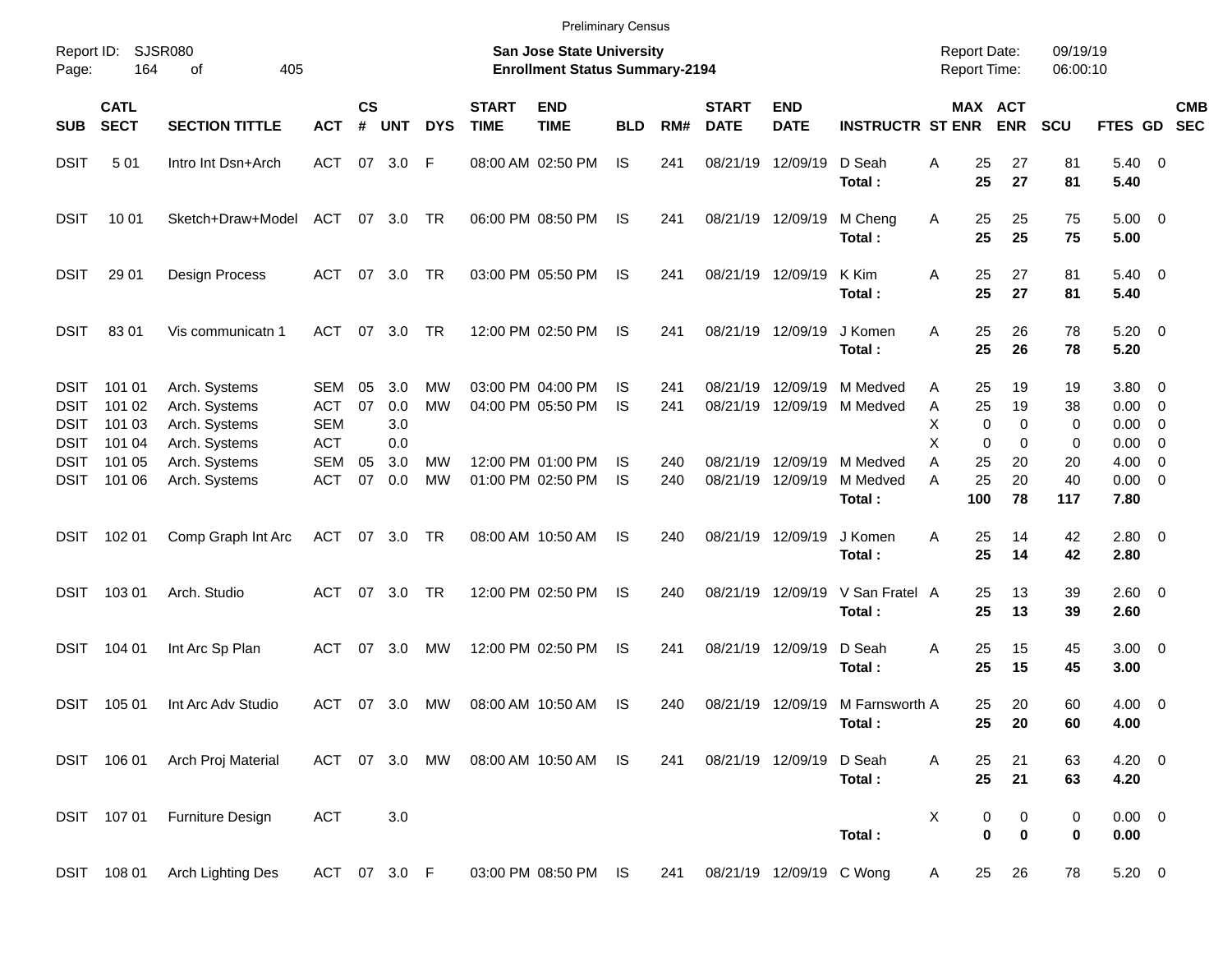Preliminary Census

Report ID: SJSR080
Page: 164 of 405

**San Jose State University**
**Enrollment Status Summary-2194**

Report Date: 09/19/19
Report Time: 06:00:10

| SUB | CATL SECT | SECTION TITTLE | ACT | CS # | UNT | DYS | START TIME | END TIME | BLD | RM# | START DATE | END DATE | INSTRUCTR | ST | MAX ENR | ACT ENR | SCU | FTES | GD | CMB SEC |
|---|---|---|---|---|---|---|---|---|---|---|---|---|---|---|---|---|---|---|---|---|
| DSIT | 5 01 | Intro Int Dsn+Arch | ACT | 07 | 3.0 | F | 08:00 AM | 02:50 PM | IS | 241 | 08/21/19 | 12/09/19 | D Seah | A | 25 | 27 | 81 | 5.40 | 0 | |
| | | | | | | | | | | | | | **Total :** | | **25** | **27** | **81** | **5.40** | | |
| DSIT | 10 01 | Sketch+Draw+Model | ACT | 07 | 3.0 | TR | 06:00 PM | 08:50 PM | IS | 241 | 08/21/19 | 12/09/19 | M Cheng | A | 25 | 25 | 75 | 5.00 | 0 | |
| | | | | | | | | | | | | | **Total :** | | **25** | **25** | **75** | **5.00** | | |
| DSIT | 29 01 | Design Process | ACT | 07 | 3.0 | TR | 03:00 PM | 05:50 PM | IS | 241 | 08/21/19 | 12/09/19 | K Kim | A | 25 | 27 | 81 | 5.40 | 0 | |
| | | | | | | | | | | | | | **Total :** | | **25** | **27** | **81** | **5.40** | | |
| DSIT | 83 01 | Vis communicatn 1 | ACT | 07 | 3.0 | TR | 12:00 PM | 02:50 PM | IS | 241 | 08/21/19 | 12/09/19 | J Komen | A | 25 | 26 | 78 | 5.20 | 0 | |
| | | | | | | | | | | | | | **Total :** | | **25** | **26** | **78** | **5.20** | | |
| DSIT | 101 01 | Arch. Systems | SEM | 05 | 3.0 | MW | 03:00 PM | 04:00 PM | IS | 241 | 08/21/19 | 12/09/19 | M Medved | A | 25 | 19 | 19 | 3.80 | 0 | |
| DSIT | 101 02 | Arch. Systems | ACT | 07 | 0.0 | MW | 04:00 PM | 05:50 PM | IS | 241 | 08/21/19 | 12/09/19 | M Medved | A | 25 | 19 | 38 | 0.00 | 0 | |
| DSIT | 101 03 | Arch. Systems | SEM | | 3.0 | | | | | | | | | X | 0 | 0 | 0 | 0.00 | 0 | |
| DSIT | 101 04 | Arch. Systems | ACT | | 0.0 | | | | | | | | | X | 0 | 0 | 0 | 0.00 | 0 | |
| DSIT | 101 05 | Arch. Systems | SEM | 05 | 3.0 | MW | 12:00 PM | 01:00 PM | IS | 240 | 08/21/19 | 12/09/19 | M Medved | A | 25 | 20 | 20 | 4.00 | 0 | |
| DSIT | 101 06 | Arch. Systems | ACT | 07 | 0.0 | MW | 01:00 PM | 02:50 PM | IS | 240 | 08/21/19 | 12/09/19 | M Medved | A | 25 | 20 | 40 | 0.00 | 0 | |
| | | | | | | | | | | | | | **Total :** | | **100** | **78** | **117** | **7.80** | | |
| DSIT | 102 01 | Comp Graph Int Arc | ACT | 07 | 3.0 | TR | 08:00 AM | 10:50 AM | IS | 240 | 08/21/19 | 12/09/19 | J Komen | A | 25 | 14 | 42 | 2.80 | 0 | |
| | | | | | | | | | | | | | **Total :** | | **25** | **14** | **42** | **2.80** | | |
| DSIT | 103 01 | Arch. Studio | ACT | 07 | 3.0 | TR | 12:00 PM | 02:50 PM | IS | 240 | 08/21/19 | 12/09/19 | V San Fratel | A | 25 | 13 | 39 | 2.60 | 0 | |
| | | | | | | | | | | | | | **Total :** | | **25** | **13** | **39** | **2.60** | | |
| DSIT | 104 01 | Int Arc Sp Plan | ACT | 07 | 3.0 | MW | 12:00 PM | 02:50 PM | IS | 241 | 08/21/19 | 12/09/19 | D Seah | A | 25 | 15 | 45 | 3.00 | 0 | |
| | | | | | | | | | | | | | **Total :** | | **25** | **15** | **45** | **3.00** | | |
| DSIT | 105 01 | Int Arc Adv Studio | ACT | 07 | 3.0 | MW | 08:00 AM | 10:50 AM | IS | 240 | 08/21/19 | 12/09/19 | M Farnsworth | A | 25 | 20 | 60 | 4.00 | 0 | |
| | | | | | | | | | | | | | **Total :** | | **25** | **20** | **60** | **4.00** | | |
| DSIT | 106 01 | Arch Proj Material | ACT | 07 | 3.0 | MW | 08:00 AM | 10:50 AM | IS | 241 | 08/21/19 | 12/09/19 | D Seah | A | 25 | 21 | 63 | 4.20 | 0 | |
| | | | | | | | | | | | | | **Total :** | | **25** | **21** | **63** | **4.20** | | |
| DSIT | 107 01 | Furniture Design | ACT | | 3.0 | | | | | | | | | X | 0 | 0 | 0 | 0.00 | 0 | |
| | | | | | | | | | | | | | **Total :** | | **0** | **0** | **0** | **0.00** | | |
| DSIT | 108 01 | Arch Lighting Des | ACT | 07 | 3.0 | F | 03:00 PM | 08:50 PM | IS | 241 | 08/21/19 | 12/09/19 | C Wong | A | 25 | 26 | 78 | 5.20 | 0 | |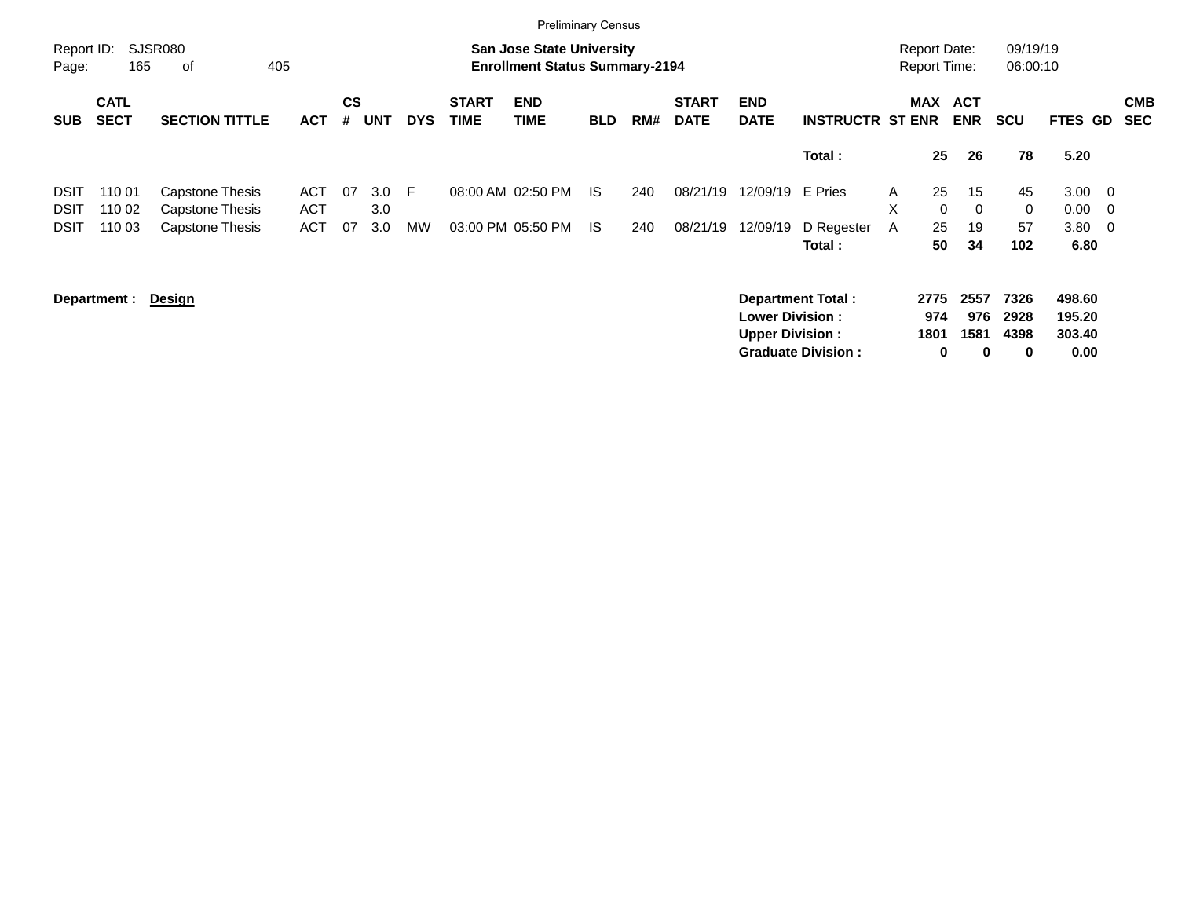Preliminary Census

Report ID: SJSR080

**San Jose State University**
**Enrollment Status Summary-2194**

Report Date: 09/19/19
Report Time: 06:00:10

| SUB | CATL SECT | SECTION TITTLE | ACT | CS # | UNT | DYS | START TIME | END TIME | BLD | RM# | START DATE | END DATE | INSTRUCTR | ST | MAX ENR | ACT ENR | SCU | FTES | GD | CMB SEC |
|---|---|---|---|---|---|---|---|---|---|---|---|---|---|---|---|---|---|---|---|---|
| | | | | | | | | | | | | | **Total :** | | **25** | **26** | **78** | **5.20** | | |
| DSIT | 110 01 | Capstone Thesis | ACT | 07 | 3.0 | F | 08:00 AM | 02:50 PM | IS | 240 | 08/21/19 | 12/09/19 | E Pries | A | 25 | 15 | 45 | 3.00 | 0 | |
| DSIT | 110 02 | Capstone Thesis | ACT | | 3.0 | | | | | | | | | X | 0 | 0 | 0 | 0.00 | 0 | |
| DSIT | 110 03 | Capstone Thesis | ACT | 07 | 3.0 | MW | 03:00 PM | 05:50 PM | IS | 240 | 08/21/19 | 12/09/19 | D Regester | A | 25 | 19 | 57 | 3.80 | 0 | |
| | | | | | | | | | | | | | **Total :** | | **50** | **34** | **102** | **6.80** | | |

**Department :** **Design**

| | MAX ENR | ACT ENR | SCU | FTES |
|---|---|---|---|---|
| **Department Total :** | **2775** | **2557** | **7326** | **498.60** |
| **Lower Division :** | **974** | **976** | **2928** | **195.20** |
| **Upper Division :** | **1801** | **1581** | **4398** | **303.40** |
| **Graduate Division :** | **0** | **0** | **0** | **0.00** |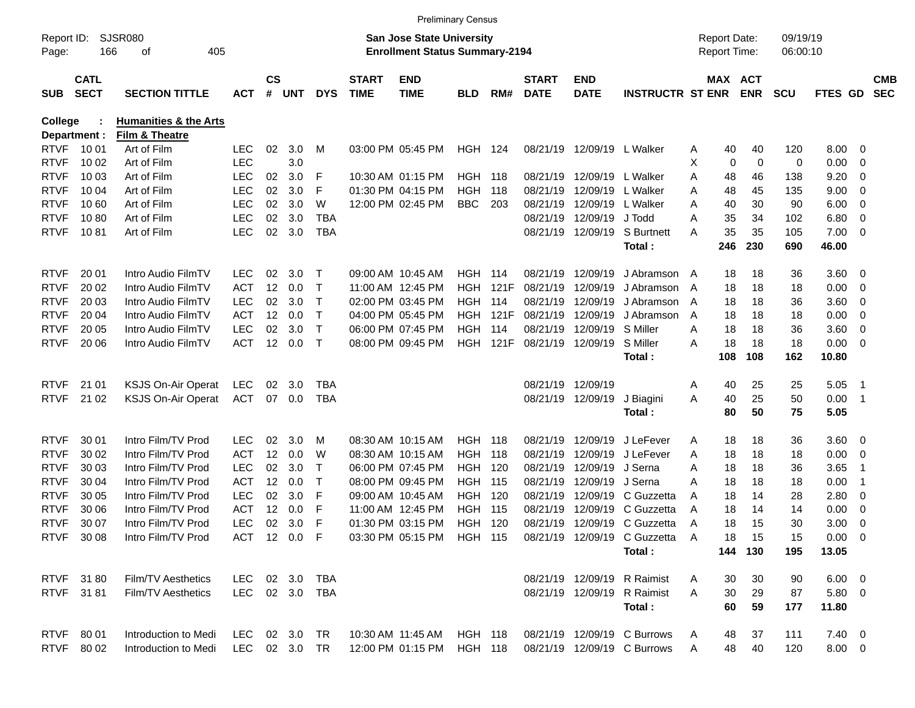Preliminary Census

Report ID: SJSR080
Page: 166 of 405

**San Jose State University**
**Enrollment Status Summary-2194**

Report Date: 09/19/19
Report Time: 06:00:10

**College : Humanities & the Arts**
**Department : Film & Theatre**

| SUB | CATL SECT | SECTION TITTLE | ACT | CS # | UNT | DYS | START TIME | END TIME | BLD | RM# | START DATE | END DATE | INSTRUCTR | ST | MAX ENR | ACT ENR | SCU | FTES | GD | CMB SEC |
|---|---|---|---|---|---|---|---|---|---|---|---|---|---|---|---|---|---|---|---|---|
| RTVF | 10 01 | Art of Film | LEC | 02 | 3.0 | M | 03:00 PM | 05:45 PM | HGH | 124 | 08/21/19 | 12/09/19 | L Walker | A | 40 | 40 | 120 | 8.00 | 0 | |
| RTVF | 10 02 | Art of Film | LEC | | 3.0 | | | | | | | | | X | 0 | 0 | 0 | 0.00 | 0 | |
| RTVF | 10 03 | Art of Film | LEC | 02 | 3.0 | F | 10:30 AM | 01:15 PM | HGH | 118 | 08/21/19 | 12/09/19 | L Walker | A | 48 | 46 | 138 | 9.20 | 0 | |
| RTVF | 10 04 | Art of Film | LEC | 02 | 3.0 | F | 01:30 PM | 04:15 PM | HGH | 118 | 08/21/19 | 12/09/19 | L Walker | A | 48 | 45 | 135 | 9.00 | 0 | |
| RTVF | 10 60 | Art of Film | LEC | 02 | 3.0 | W | 12:00 PM | 02:45 PM | BBC | 203 | 08/21/19 | 12/09/19 | L Walker | A | 40 | 30 | 90 | 6.00 | 0 | |
| RTVF | 10 80 | Art of Film | LEC | 02 | 3.0 | TBA | | | | | 08/21/19 | 12/09/19 | J Todd | A | 35 | 34 | 102 | 6.80 | 0 | |
| RTVF | 10 81 | Art of Film | LEC | 02 | 3.0 | TBA | | | | | 08/21/19 | 12/09/19 | S Burtnett | A | 35 | 35 | 105 | 7.00 | 0 | |
| | | | | | | | | | | | | | **Total :** | | **246** | **230** | **690** | **46.00** | | |
| RTVF | 20 01 | Intro Audio FilmTV | LEC | 02 | 3.0 | T | 09:00 AM | 10:45 AM | HGH | 114 | 08/21/19 | 12/09/19 | J Abramson | A | 18 | 18 | 36 | 3.60 | 0 | |
| RTVF | 20 02 | Intro Audio FilmTV | ACT | 12 | 0.0 | T | 11:00 AM | 12:45 PM | HGH | 121F | 08/21/19 | 12/09/19 | J Abramson | A | 18 | 18 | 18 | 0.00 | 0 | |
| RTVF | 20 03 | Intro Audio FilmTV | LEC | 02 | 3.0 | T | 02:00 PM | 03:45 PM | HGH | 114 | 08/21/19 | 12/09/19 | J Abramson | A | 18 | 18 | 36 | 3.60 | 0 | |
| RTVF | 20 04 | Intro Audio FilmTV | ACT | 12 | 0.0 | T | 04:00 PM | 05:45 PM | HGH | 121F | 08/21/19 | 12/09/19 | J Abramson | A | 18 | 18 | 18 | 0.00 | 0 | |
| RTVF | 20 05 | Intro Audio FilmTV | LEC | 02 | 3.0 | T | 06:00 PM | 07:45 PM | HGH | 114 | 08/21/19 | 12/09/19 | S Miller | A | 18 | 18 | 36 | 3.60 | 0 | |
| RTVF | 20 06 | Intro Audio FilmTV | ACT | 12 | 0.0 | T | 08:00 PM | 09:45 PM | HGH | 121F | 08/21/19 | 12/09/19 | S Miller | A | 18 | 18 | 18 | 0.00 | 0 | |
| | | | | | | | | | | | | | **Total :** | | **108** | **108** | **162** | **10.80** | | |
| RTVF | 21 01 | KSJS On-Air Operat | LEC | 02 | 3.0 | TBA | | | | | 08/21/19 | 12/09/19 | | A | 40 | 25 | 25 | 5.05 | 1 | |
| RTVF | 21 02 | KSJS On-Air Operat | ACT | 07 | 0.0 | TBA | | | | | 08/21/19 | 12/09/19 | J Biagini | A | 40 | 25 | 50 | 0.00 | 1 | |
| | | | | | | | | | | | | | **Total :** | | **80** | **50** | **75** | **5.05** | | |
| RTVF | 30 01 | Intro Film/TV Prod | LEC | 02 | 3.0 | M | 08:30 AM | 10:15 AM | HGH | 118 | 08/21/19 | 12/09/19 | J LeFever | A | 18 | 18 | 36 | 3.60 | 0 | |
| RTVF | 30 02 | Intro Film/TV Prod | ACT | 12 | 0.0 | W | 08:30 AM | 10:15 AM | HGH | 118 | 08/21/19 | 12/09/19 | J LeFever | A | 18 | 18 | 18 | 0.00 | 0 | |
| RTVF | 30 03 | Intro Film/TV Prod | LEC | 02 | 3.0 | T | 06:00 PM | 07:45 PM | HGH | 120 | 08/21/19 | 12/09/19 | J Serna | A | 18 | 18 | 36 | 3.65 | 1 | |
| RTVF | 30 04 | Intro Film/TV Prod | ACT | 12 | 0.0 | T | 08:00 PM | 09:45 PM | HGH | 115 | 08/21/19 | 12/09/19 | J Serna | A | 18 | 18 | 18 | 0.00 | 1 | |
| RTVF | 30 05 | Intro Film/TV Prod | LEC | 02 | 3.0 | F | 09:00 AM | 10:45 AM | HGH | 120 | 08/21/19 | 12/09/19 | C Guzzetta | A | 18 | 14 | 28 | 2.80 | 0 | |
| RTVF | 30 06 | Intro Film/TV Prod | ACT | 12 | 0.0 | F | 11:00 AM | 12:45 PM | HGH | 115 | 08/21/19 | 12/09/19 | C Guzzetta | A | 18 | 14 | 14 | 0.00 | 0 | |
| RTVF | 30 07 | Intro Film/TV Prod | LEC | 02 | 3.0 | F | 01:30 PM | 03:15 PM | HGH | 120 | 08/21/19 | 12/09/19 | C Guzzetta | A | 18 | 15 | 30 | 3.00 | 0 | |
| RTVF | 30 08 | Intro Film/TV Prod | ACT | 12 | 0.0 | F | 03:30 PM | 05:15 PM | HGH | 115 | 08/21/19 | 12/09/19 | C Guzzetta | A | 18 | 15 | 15 | 0.00 | 0 | |
| | | | | | | | | | | | | | **Total :** | | **144** | **130** | **195** | **13.05** | | |
| RTVF | 31 80 | Film/TV Aesthetics | LEC | 02 | 3.0 | TBA | | | | | 08/21/19 | 12/09/19 | R Raimist | A | 30 | 30 | 90 | 6.00 | 0 | |
| RTVF | 31 81 | Film/TV Aesthetics | LEC | 02 | 3.0 | TBA | | | | | 08/21/19 | 12/09/19 | R Raimist | A | 30 | 29 | 87 | 5.80 | 0 | |
| | | | | | | | | | | | | | **Total :** | | **60** | **59** | **177** | **11.80** | | |
| RTVF | 80 01 | Introduction to Medi | LEC | 02 | 3.0 | TR | 10:30 AM | 11:45 AM | HGH | 118 | 08/21/19 | 12/09/19 | C Burrows | A | 48 | 37 | 111 | 7.40 | 0 | |
| RTVF | 80 02 | Introduction to Medi | LEC | 02 | 3.0 | TR | 12:00 PM | 01:15 PM | HGH | 118 | 08/21/19 | 12/09/19 | C Burrows | A | 48 | 40 | 120 | 8.00 | 0 | |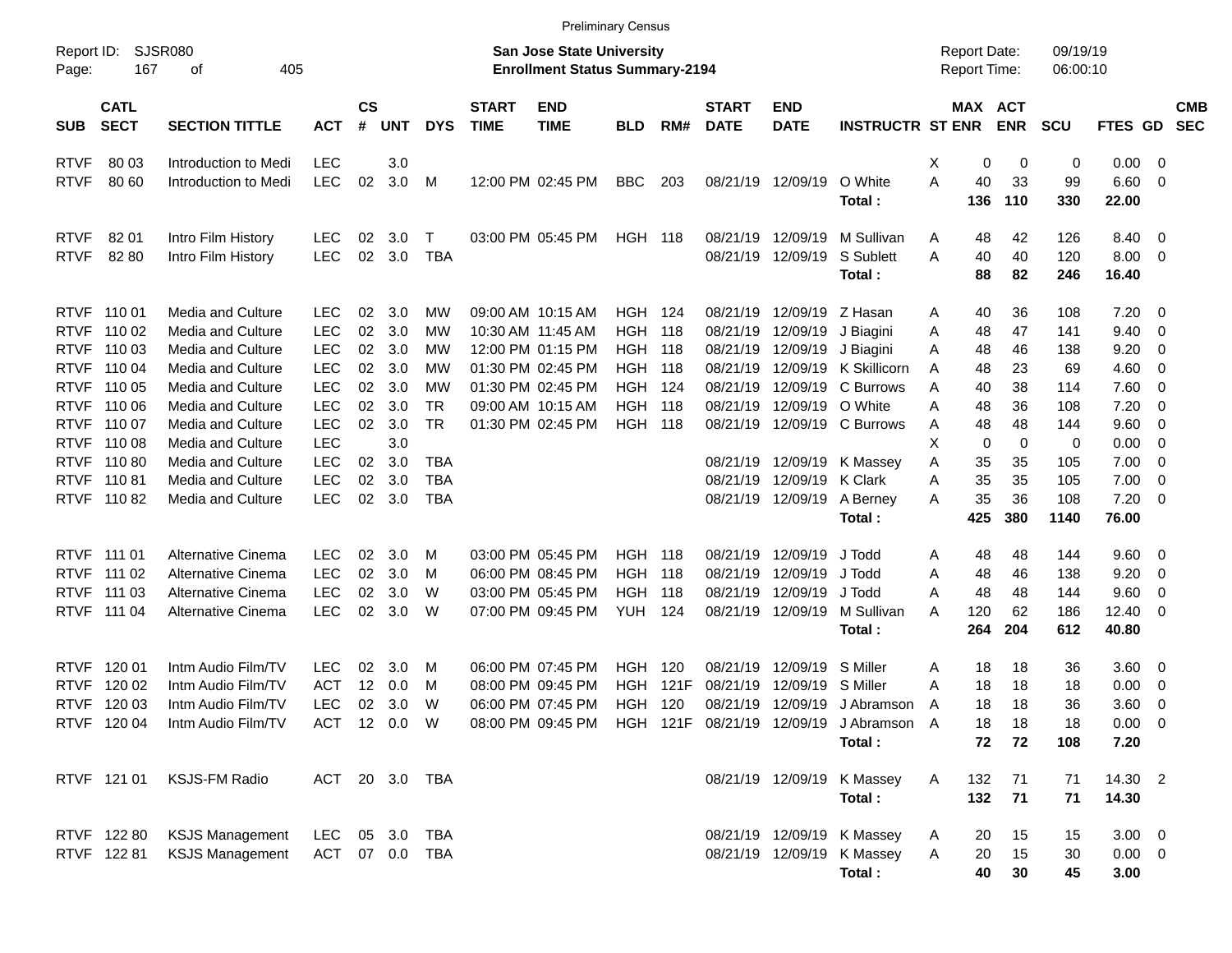Preliminary Census

Report ID: SJSR080

**San Jose State University**
**Enrollment Status Summary-2194**

Report Date: 09/19/19
Report Time: 06:00:10

| SUB | CATL SECT | SECTION TITTLE | ACT | CS # | UNT | DYS | START TIME | END TIME | BLD | RM# | START DATE | END DATE | INSTRUCTR | ST | MAX ENR | ACT ENR | SCU | FTES | GD | CMB SEC |
|---|---|---|---|---|---|---|---|---|---|---|---|---|---|---|---|---|---|---|---|---|
| RTVF | 80 03 | Introduction to Medi | LEC | | 3.0 | | | | | | | | | X | 0 | 0 | 0 | 0.00 | 0 | |
| RTVF | 80 60 | Introduction to Medi | LEC | 02 | 3.0 | M | 12:00 PM | 02:45 PM | BBC | 203 | 08/21/19 | 12/09/19 | O White | A | 40 | 33 | 99 | 6.60 | 0 | |
| | | | | | | | | | | | | | **Total :** | | **136** | **110** | **330** | **22.00** | | |
| RTVF | 82 01 | Intro Film History | LEC | 02 | 3.0 | T | 03:00 PM | 05:45 PM | HGH | 118 | 08/21/19 | 12/09/19 | M Sullivan | A | 48 | 42 | 126 | 8.40 | 0 | |
| RTVF | 82 80 | Intro Film History | LEC | 02 | 3.0 | TBA | | | | | 08/21/19 | 12/09/19 | S Sublett | A | 40 | 40 | 120 | 8.00 | 0 | |
| | | | | | | | | | | | | | **Total :** | | **88** | **82** | **246** | **16.40** | | |
| RTVF | 110 01 | Media and Culture | LEC | 02 | 3.0 | MW | 09:00 AM | 10:15 AM | HGH | 124 | 08/21/19 | 12/09/19 | Z Hasan | A | 40 | 36 | 108 | 7.20 | 0 | |
| RTVF | 110 02 | Media and Culture | LEC | 02 | 3.0 | MW | 10:30 AM | 11:45 AM | HGH | 118 | 08/21/19 | 12/09/19 | J Biagini | A | 48 | 47 | 141 | 9.40 | 0 | |
| RTVF | 110 03 | Media and Culture | LEC | 02 | 3.0 | MW | 12:00 PM | 01:15 PM | HGH | 118 | 08/21/19 | 12/09/19 | J Biagini | A | 48 | 46 | 138 | 9.20 | 0 | |
| RTVF | 110 04 | Media and Culture | LEC | 02 | 3.0 | MW | 01:30 PM | 02:45 PM | HGH | 118 | 08/21/19 | 12/09/19 | K Skillicorn | A | 48 | 23 | 69 | 4.60 | 0 | |
| RTVF | 110 05 | Media and Culture | LEC | 02 | 3.0 | MW | 01:30 PM | 02:45 PM | HGH | 124 | 08/21/19 | 12/09/19 | C Burrows | A | 40 | 38 | 114 | 7.60 | 0 | |
| RTVF | 110 06 | Media and Culture | LEC | 02 | 3.0 | TR | 09:00 AM | 10:15 AM | HGH | 118 | 08/21/19 | 12/09/19 | O White | A | 48 | 36 | 108 | 7.20 | 0 | |
| RTVF | 110 07 | Media and Culture | LEC | 02 | 3.0 | TR | 01:30 PM | 02:45 PM | HGH | 118 | 08/21/19 | 12/09/19 | C Burrows | A | 48 | 48 | 144 | 9.60 | 0 | |
| RTVF | 110 08 | Media and Culture | LEC | | 3.0 | | | | | | | | | X | 0 | 0 | 0 | 0.00 | 0 | |
| RTVF | 110 80 | Media and Culture | LEC | 02 | 3.0 | TBA | | | | | 08/21/19 | 12/09/19 | K Massey | A | 35 | 35 | 105 | 7.00 | 0 | |
| RTVF | 110 81 | Media and Culture | LEC | 02 | 3.0 | TBA | | | | | 08/21/19 | 12/09/19 | K Clark | A | 35 | 35 | 105 | 7.00 | 0 | |
| RTVF | 110 82 | Media and Culture | LEC | 02 | 3.0 | TBA | | | | | 08/21/19 | 12/09/19 | A Berney | A | 35 | 36 | 108 | 7.20 | 0 | |
| | | | | | | | | | | | | | **Total :** | | **425** | **380** | **1140** | **76.00** | | |
| RTVF | 111 01 | Alternative Cinema | LEC | 02 | 3.0 | M | 03:00 PM | 05:45 PM | HGH | 118 | 08/21/19 | 12/09/19 | J Todd | A | 48 | 48 | 144 | 9.60 | 0 | |
| RTVF | 111 02 | Alternative Cinema | LEC | 02 | 3.0 | M | 06:00 PM | 08:45 PM | HGH | 118 | 08/21/19 | 12/09/19 | J Todd | A | 48 | 46 | 138 | 9.20 | 0 | |
| RTVF | 111 03 | Alternative Cinema | LEC | 02 | 3.0 | W | 03:00 PM | 05:45 PM | HGH | 118 | 08/21/19 | 12/09/19 | J Todd | A | 48 | 48 | 144 | 9.60 | 0 | |
| RTVF | 111 04 | Alternative Cinema | LEC | 02 | 3.0 | W | 07:00 PM | 09:45 PM | YUH | 124 | 08/21/19 | 12/09/19 | M Sullivan | A | 120 | 62 | 186 | 12.40 | 0 | |
| | | | | | | | | | | | | | **Total :** | | **264** | **204** | **612** | **40.80** | | |
| RTVF | 120 01 | Intm Audio Film/TV | LEC | 02 | 3.0 | M | 06:00 PM | 07:45 PM | HGH | 120 | 08/21/19 | 12/09/19 | S Miller | A | 18 | 18 | 36 | 3.60 | 0 | |
| RTVF | 120 02 | Intm Audio Film/TV | ACT | 12 | 0.0 | M | 08:00 PM | 09:45 PM | HGH | 121F | 08/21/19 | 12/09/19 | S Miller | A | 18 | 18 | 18 | 0.00 | 0 | |
| RTVF | 120 03 | Intm Audio Film/TV | LEC | 02 | 3.0 | W | 06:00 PM | 07:45 PM | HGH | 120 | 08/21/19 | 12/09/19 | J Abramson | A | 18 | 18 | 36 | 3.60 | 0 | |
| RTVF | 120 04 | Intm Audio Film/TV | ACT | 12 | 0.0 | W | 08:00 PM | 09:45 PM | HGH | 121F | 08/21/19 | 12/09/19 | J Abramson | A | 18 | 18 | 18 | 0.00 | 0 | |
| | | | | | | | | | | | | | **Total :** | | **72** | **72** | **108** | **7.20** | | |
| RTVF | 121 01 | KSJS-FM Radio | ACT | 20 | 3.0 | TBA | | | | | 08/21/19 | 12/09/19 | K Massey | A | 132 | 71 | 71 | 14.30 | 2 | |
| | | | | | | | | | | | | | **Total :** | | **132** | **71** | **71** | **14.30** | | |
| RTVF | 122 80 | KSJS Management | LEC | 05 | 3.0 | TBA | | | | | 08/21/19 | 12/09/19 | K Massey | A | 20 | 15 | 15 | 3.00 | 0 | |
| RTVF | 122 81 | KSJS Management | ACT | 07 | 0.0 | TBA | | | | | 08/21/19 | 12/09/19 | K Massey | A | 20 | 15 | 30 | 0.00 | 0 | |
| | | | | | | | | | | | | | **Total :** | | **40** | **30** | **45** | **3.00** | | |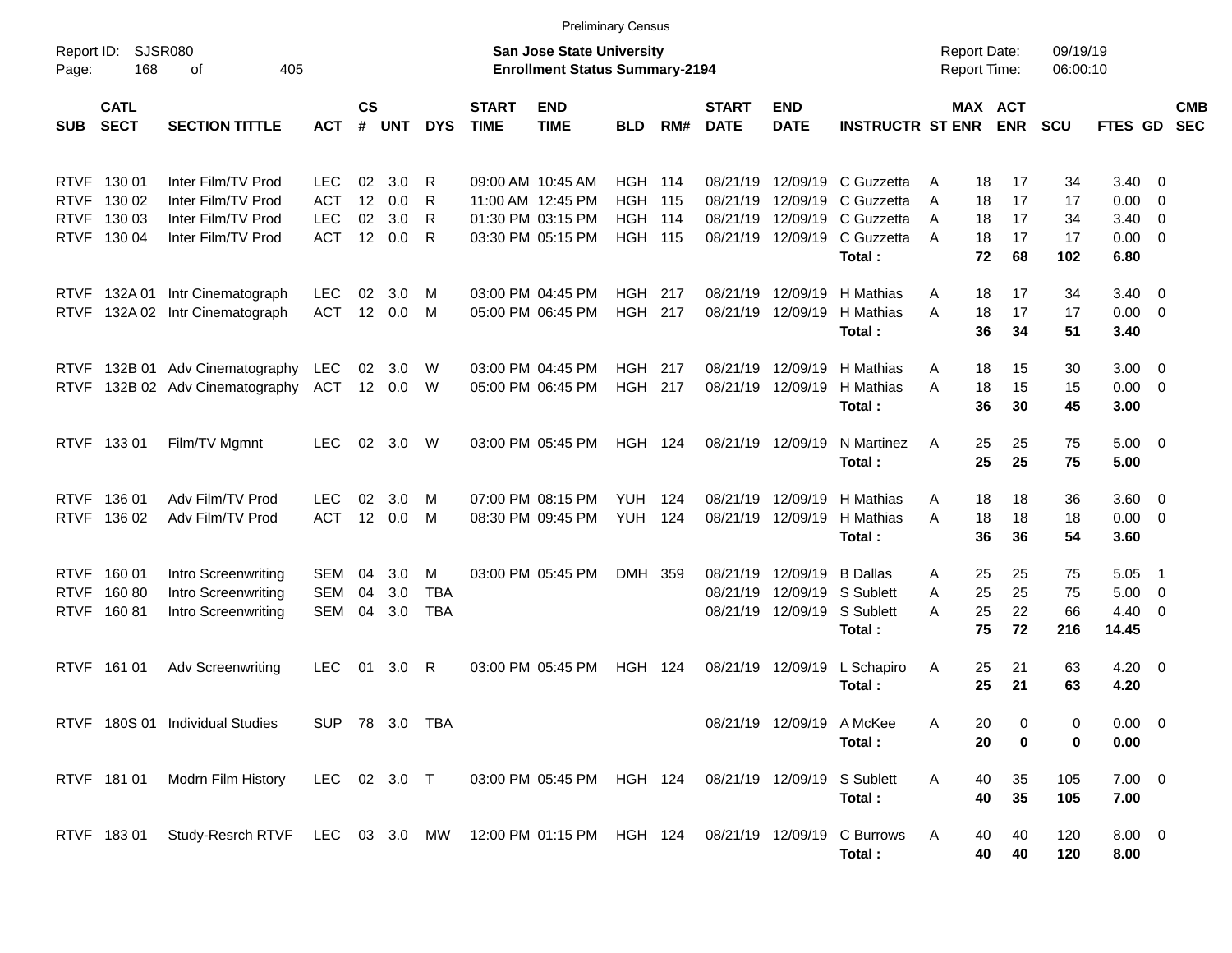Preliminary Census

Report ID: SJSR080

**San Jose State University**
**Enrollment Status Summary-2194**

Report Date: 09/19/19
Report Time: 06:00:10

| SUB | CATL SECT | SECTION TITTLE | ACT | CS # | UNT | DYS | START TIME | END TIME | BLD | RM# | START DATE | END DATE | INSTRUCTR | ST | MAX ENR | ACT ENR | SCU | FTES | GD | CMB SEC |
|---|---|---|---|---|---|---|---|---|---|---|---|---|---|---|---|---|---|---|---|---|
| RTVF | 130 01 | Inter Film/TV Prod | LEC | 02 | 3.0 | R | 09:00 AM | 10:45 AM | HGH | 114 | 08/21/19 | 12/09/19 | C Guzzetta | A | 18 | 17 | 34 | 3.40 | 0 | |
| RTVF | 130 02 | Inter Film/TV Prod | ACT | 12 | 0.0 | R | 11:00 AM | 12:45 PM | HGH | 115 | 08/21/19 | 12/09/19 | C Guzzetta | A | 18 | 17 | 17 | 0.00 | 0 | |
| RTVF | 130 03 | Inter Film/TV Prod | LEC | 02 | 3.0 | R | 01:30 PM | 03:15 PM | HGH | 114 | 08/21/19 | 12/09/19 | C Guzzetta | A | 18 | 17 | 34 | 3.40 | 0 | |
| RTVF | 130 04 | Inter Film/TV Prod | ACT | 12 | 0.0 | R | 03:30 PM | 05:15 PM | HGH | 115 | 08/21/19 | 12/09/19 | C Guzzetta | A | 18 | 17 | 17 | 0.00 | 0 | |
| | | | | | | | | | | | | | **Total :** | | **72** | **68** | **102** | **6.80** | | |
| RTVF | 132A 01 | Intr Cinematograph | LEC | 02 | 3.0 | M | 03:00 PM | 04:45 PM | HGH | 217 | 08/21/19 | 12/09/19 | H Mathias | A | 18 | 17 | 34 | 3.40 | 0 | |
| RTVF | 132A 02 | Intr Cinematograph | ACT | 12 | 0.0 | M | 05:00 PM | 06:45 PM | HGH | 217 | 08/21/19 | 12/09/19 | H Mathias | A | 18 | 17 | 17 | 0.00 | 0 | |
| | | | | | | | | | | | | | **Total :** | | **36** | **34** | **51** | **3.40** | | |
| RTVF | 132B 01 | Adv Cinematography | LEC | 02 | 3.0 | W | 03:00 PM | 04:45 PM | HGH | 217 | 08/21/19 | 12/09/19 | H Mathias | A | 18 | 15 | 30 | 3.00 | 0 | |
| RTVF | 132B 02 | Adv Cinematography | ACT | 12 | 0.0 | W | 05:00 PM | 06:45 PM | HGH | 217 | 08/21/19 | 12/09/19 | H Mathias | A | 18 | 15 | 15 | 0.00 | 0 | |
| | | | | | | | | | | | | | **Total :** | | **36** | **30** | **45** | **3.00** | | |
| RTVF | 133 01 | Film/TV Mgmnt | LEC | 02 | 3.0 | W | 03:00 PM | 05:45 PM | HGH | 124 | 08/21/19 | 12/09/19 | N Martinez | A | 25 | 25 | 75 | 5.00 | 0 | |
| | | | | | | | | | | | | | **Total :** | | **25** | **25** | **75** | **5.00** | | |
| RTVF | 136 01 | Adv Film/TV Prod | LEC | 02 | 3.0 | M | 07:00 PM | 08:15 PM | YUH | 124 | 08/21/19 | 12/09/19 | H Mathias | A | 18 | 18 | 36 | 3.60 | 0 | |
| RTVF | 136 02 | Adv Film/TV Prod | ACT | 12 | 0.0 | M | 08:30 PM | 09:45 PM | YUH | 124 | 08/21/19 | 12/09/19 | H Mathias | A | 18 | 18 | 18 | 0.00 | 0 | |
| | | | | | | | | | | | | | **Total :** | | **36** | **36** | **54** | **3.60** | | |
| RTVF | 160 01 | Intro Screenwriting | SEM | 04 | 3.0 | M | 03:00 PM | 05:45 PM | DMH | 359 | 08/21/19 | 12/09/19 | B Dallas | A | 25 | 25 | 75 | 5.05 | 1 | |
| RTVF | 160 80 | Intro Screenwriting | SEM | 04 | 3.0 | TBA | | | | | 08/21/19 | 12/09/19 | S Sublett | A | 25 | 25 | 75 | 5.00 | 0 | |
| RTVF | 160 81 | Intro Screenwriting | SEM | 04 | 3.0 | TBA | | | | | 08/21/19 | 12/09/19 | S Sublett | A | 25 | 22 | 66 | 4.40 | 0 | |
| | | | | | | | | | | | | | **Total :** | | **75** | **72** | **216** | **14.45** | | |
| RTVF | 161 01 | Adv Screenwriting | LEC | 01 | 3.0 | R | 03:00 PM | 05:45 PM | HGH | 124 | 08/21/19 | 12/09/19 | L Schapiro | A | 25 | 21 | 63 | 4.20 | 0 | |
| | | | | | | | | | | | | | **Total :** | | **25** | **21** | **63** | **4.20** | | |
| RTVF | 180S 01 | Individual Studies | SUP | 78 | 3.0 | TBA | | | | | 08/21/19 | 12/09/19 | A McKee | A | 20 | 0 | 0 | 0.00 | 0 | |
| | | | | | | | | | | | | | **Total :** | | **20** | **0** | **0** | **0.00** | | |
| RTVF | 181 01 | Modrn Film History | LEC | 02 | 3.0 | T | 03:00 PM | 05:45 PM | HGH | 124 | 08/21/19 | 12/09/19 | S Sublett | A | 40 | 35 | 105 | 7.00 | 0 | |
| | | | | | | | | | | | | | **Total :** | | **40** | **35** | **105** | **7.00** | | |
| RTVF | 183 01 | Study-Resrch RTVF | LEC | 03 | 3.0 | MW | 12:00 PM | 01:15 PM | HGH | 124 | 08/21/19 | 12/09/19 | C Burrows | A | 40 | 40 | 120 | 8.00 | 0 | |
| | | | | | | | | | | | | | **Total :** | | **40** | **40** | **120** | **8.00** | | |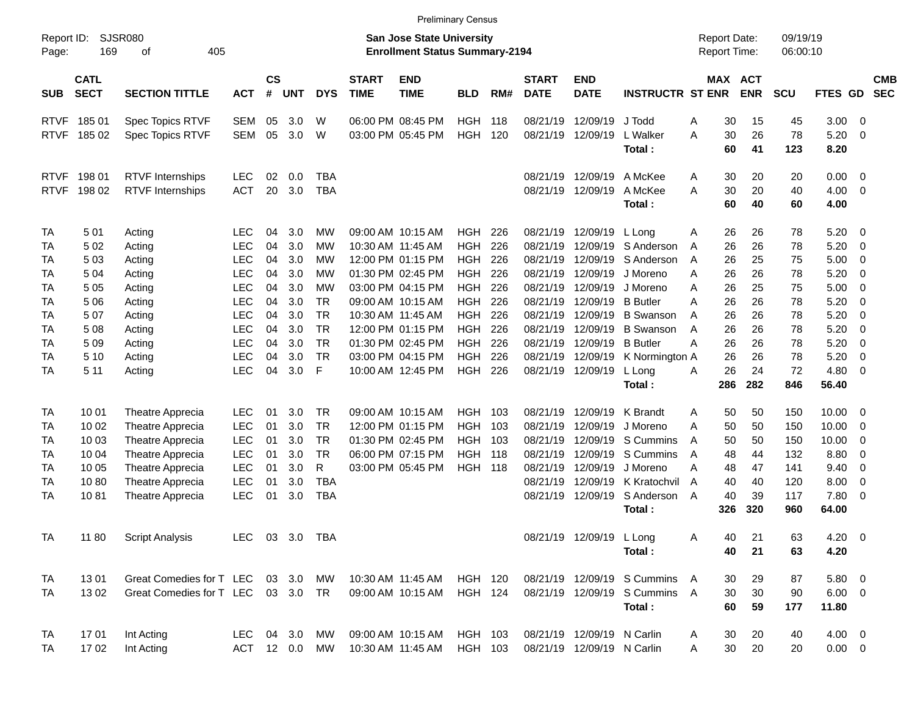Preliminary Census

Report ID: SJSR080

**San Jose State University**
**Enrollment Status Summary-2194**

Report Date: 09/19/19
Report Time: 06:00:10

| SUB | CATL SECT | SECTION TITTLE | ACT | CS # | UNT | DYS | START TIME | END TIME | BLD | RM# | START DATE | END DATE | INSTRUCTR | ST | MAX ENR | ACT ENR | SCU | FTES | GD | CMB SEC |
|---|---|---|---|---|---|---|---|---|---|---|---|---|---|---|---|---|---|---|---|---|
| RTVF | 185 01 | Spec Topics RTVF | SEM | 05 | 3.0 | W | 06:00 PM | 08:45 PM | HGH | 118 | 08/21/19 | 12/09/19 | J Todd | A | 30 | 15 | 45 | 3.00 | 0 | |
| RTVF | 185 02 | Spec Topics RTVF | SEM | 05 | 3.0 | W | 03:00 PM | 05:45 PM | HGH | 120 | 08/21/19 | 12/09/19 | L Walker | A | 30 | 26 | 78 | 5.20 | 0 | |
| | | | | | | | | | | | | | **Total :** | | **60** | **41** | **123** | **8.20** | | |
| RTVF | 198 01 | RTVF Internships | LEC | 02 | 0.0 | TBA | | | | | 08/21/19 | 12/09/19 | A McKee | A | 30 | 20 | 20 | 0.00 | 0 | |
| RTVF | 198 02 | RTVF Internships | ACT | 20 | 3.0 | TBA | | | | | 08/21/19 | 12/09/19 | A McKee | A | 30 | 20 | 40 | 4.00 | 0 | |
| | | | | | | | | | | | | | **Total :** | | **60** | **40** | **60** | **4.00** | | |
| TA | 5 01 | Acting | LEC | 04 | 3.0 | MW | 09:00 AM | 10:15 AM | HGH | 226 | 08/21/19 | 12/09/19 | L Long | A | 26 | 26 | 78 | 5.20 | 0 | |
| TA | 5 02 | Acting | LEC | 04 | 3.0 | MW | 10:30 AM | 11:45 AM | HGH | 226 | 08/21/19 | 12/09/19 | S Anderson | A | 26 | 26 | 78 | 5.20 | 0 | |
| TA | 5 03 | Acting | LEC | 04 | 3.0 | MW | 12:00 PM | 01:15 PM | HGH | 226 | 08/21/19 | 12/09/19 | S Anderson | A | 26 | 25 | 75 | 5.00 | 0 | |
| TA | 5 04 | Acting | LEC | 04 | 3.0 | MW | 01:30 PM | 02:45 PM | HGH | 226 | 08/21/19 | 12/09/19 | J Moreno | A | 26 | 26 | 78 | 5.20 | 0 | |
| TA | 5 05 | Acting | LEC | 04 | 3.0 | MW | 03:00 PM | 04:15 PM | HGH | 226 | 08/21/19 | 12/09/19 | J Moreno | A | 26 | 25 | 75 | 5.00 | 0 | |
| TA | 5 06 | Acting | LEC | 04 | 3.0 | TR | 09:00 AM | 10:15 AM | HGH | 226 | 08/21/19 | 12/09/19 | B Butler | A | 26 | 26 | 78 | 5.20 | 0 | |
| TA | 5 07 | Acting | LEC | 04 | 3.0 | TR | 10:30 AM | 11:45 AM | HGH | 226 | 08/21/19 | 12/09/19 | B Swanson | A | 26 | 26 | 78 | 5.20 | 0 | |
| TA | 5 08 | Acting | LEC | 04 | 3.0 | TR | 12:00 PM | 01:15 PM | HGH | 226 | 08/21/19 | 12/09/19 | B Swanson | A | 26 | 26 | 78 | 5.20 | 0 | |
| TA | 5 09 | Acting | LEC | 04 | 3.0 | TR | 01:30 PM | 02:45 PM | HGH | 226 | 08/21/19 | 12/09/19 | B Butler | A | 26 | 26 | 78 | 5.20 | 0 | |
| TA | 5 10 | Acting | LEC | 04 | 3.0 | TR | 03:00 PM | 04:15 PM | HGH | 226 | 08/21/19 | 12/09/19 | K Normington | A | 26 | 26 | 78 | 5.20 | 0 | |
| TA | 5 11 | Acting | LEC | 04 | 3.0 | F | 10:00 AM | 12:45 PM | HGH | 226 | 08/21/19 | 12/09/19 | L Long | A | 26 | 24 | 72 | 4.80 | 0 | |
| | | | | | | | | | | | | | **Total :** | | **286** | **282** | **846** | **56.40** | | |
| TA | 10 01 | Theatre Apprecia | LEC | 01 | 3.0 | TR | 09:00 AM | 10:15 AM | HGH | 103 | 08/21/19 | 12/09/19 | K Brandt | A | 50 | 50 | 150 | 10.00 | 0 | |
| TA | 10 02 | Theatre Apprecia | LEC | 01 | 3.0 | TR | 12:00 PM | 01:15 PM | HGH | 103 | 08/21/19 | 12/09/19 | J Moreno | A | 50 | 50 | 150 | 10.00 | 0 | |
| TA | 10 03 | Theatre Apprecia | LEC | 01 | 3.0 | TR | 01:30 PM | 02:45 PM | HGH | 103 | 08/21/19 | 12/09/19 | S Cummins | A | 50 | 50 | 150 | 10.00 | 0 | |
| TA | 10 04 | Theatre Apprecia | LEC | 01 | 3.0 | TR | 06:00 PM | 07:15 PM | HGH | 118 | 08/21/19 | 12/09/19 | S Cummins | A | 48 | 44 | 132 | 8.80 | 0 | |
| TA | 10 05 | Theatre Apprecia | LEC | 01 | 3.0 | R | 03:00 PM | 05:45 PM | HGH | 118 | 08/21/19 | 12/09/19 | J Moreno | A | 48 | 47 | 141 | 9.40 | 0 | |
| TA | 10 80 | Theatre Apprecia | LEC | 01 | 3.0 | TBA | | | | | 08/21/19 | 12/09/19 | K Kratochvil | A | 40 | 40 | 120 | 8.00 | 0 | |
| TA | 10 81 | Theatre Apprecia | LEC | 01 | 3.0 | TBA | | | | | 08/21/19 | 12/09/19 | S Anderson | A | 40 | 39 | 117 | 7.80 | 0 | |
| | | | | | | | | | | | | | **Total :** | | **326** | **320** | **960** | **64.00** | | |
| TA | 11 80 | Script Analysis | LEC | 03 | 3.0 | TBA | | | | | 08/21/19 | 12/09/19 | L Long | A | 40 | 21 | 63 | 4.20 | 0 | |
| | | | | | | | | | | | | | **Total :** | | **40** | **21** | **63** | **4.20** | | |
| TA | 13 01 | Great Comedies for T | LEC | 03 | 3.0 | MW | 10:30 AM | 11:45 AM | HGH | 120 | 08/21/19 | 12/09/19 | S Cummins | A | 30 | 29 | 87 | 5.80 | 0 | |
| TA | 13 02 | Great Comedies for T | LEC | 03 | 3.0 | TR | 09:00 AM | 10:15 AM | HGH | 124 | 08/21/19 | 12/09/19 | S Cummins | A | 30 | 30 | 90 | 6.00 | 0 | |
| | | | | | | | | | | | | | **Total :** | | **60** | **59** | **177** | **11.80** | | |
| TA | 17 01 | Int Acting | LEC | 04 | 3.0 | MW | 09:00 AM | 10:15 AM | HGH | 103 | 08/21/19 | 12/09/19 | N Carlin | A | 30 | 20 | 40 | 4.00 | 0 | |
| TA | 17 02 | Int Acting | ACT | 12 | 0.0 | MW | 10:30 AM | 11:45 AM | HGH | 103 | 08/21/19 | 12/09/19 | N Carlin | A | 30 | 20 | 20 | 0.00 | 0 | |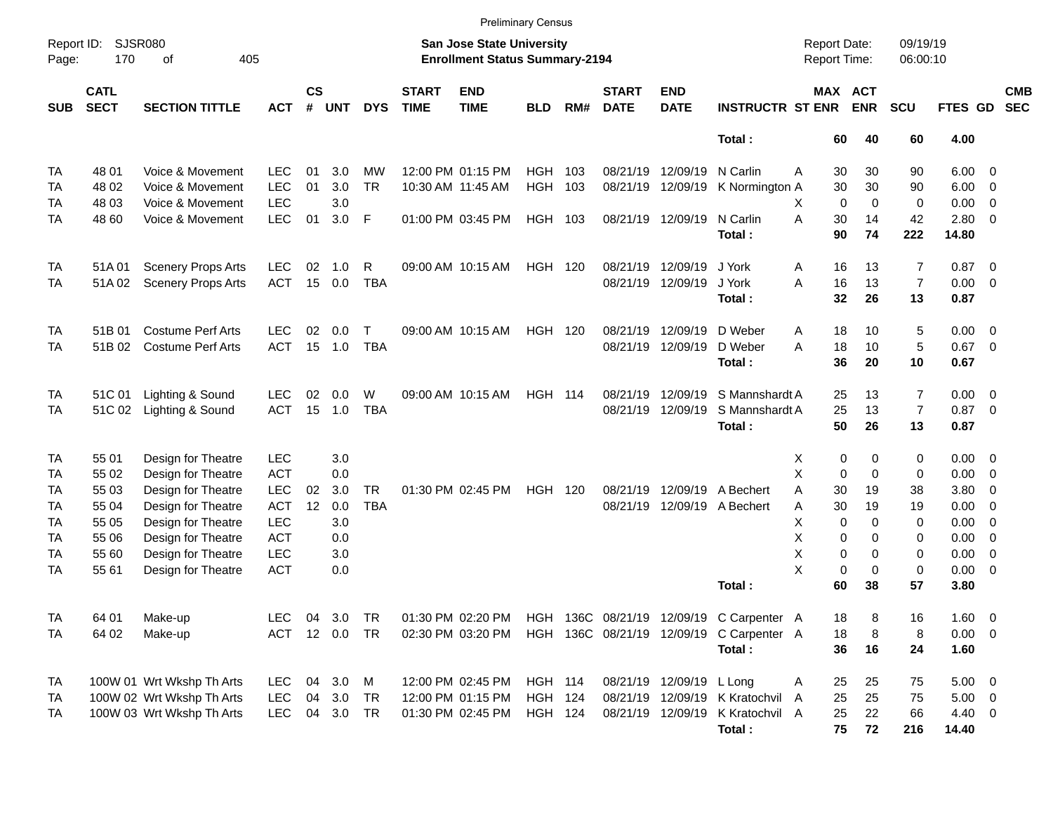Preliminary Census

Report ID: SJSR080

**San Jose State University**
**Enrollment Status Summary-2194**

Report Date: 09/19/19
Report Time: 06:00:10

| SUB | CATL SECT | SECTION TITTLE | ACT | CS # | UNT | DYS | START TIME | END TIME | BLD | RM# | START DATE | END DATE | INSTRUCTR | ST | MAX ENR | ACT ENR | SCU | FTES | GD | CMB SEC |
|---|---|---|---|---|---|---|---|---|---|---|---|---|---|---|---|---|---|---|---|---|
| | | | | | | | | | | | | | **Total :** | | **60** | **40** | **60** | **4.00** | | |
| TA | 48 01 | Voice & Movement | LEC | 01 | 3.0 | MW | 12:00 PM | 01:15 PM | HGH | 103 | 08/21/19 | 12/09/19 | N Carlin | A | 30 | 30 | 90 | 6.00 | 0 | |
| TA | 48 02 | Voice & Movement | LEC | 01 | 3.0 | TR | 10:30 AM | 11:45 AM | HGH | 103 | 08/21/19 | 12/09/19 | K Normington | A | 30 | 30 | 90 | 6.00 | 0 | |
| TA | 48 03 | Voice & Movement | LEC | | 3.0 | | | | | | | | | X | 0 | 0 | 0 | 0.00 | 0 | |
| TA | 48 60 | Voice & Movement | LEC | 01 | 3.0 | F | 01:00 PM | 03:45 PM | HGH | 103 | 08/21/19 | 12/09/19 | N Carlin | A | 30 | 14 | 42 | 2.80 | 0 | |
| | | | | | | | | | | | | | **Total :** | | **90** | **74** | **222** | **14.80** | | |
| TA | 51A 01 | Scenery Props Arts | LEC | 02 | 1.0 | R | 09:00 AM | 10:15 AM | HGH | 120 | 08/21/19 | 12/09/19 | J York | A | 16 | 13 | 7 | 0.87 | 0 | |
| TA | 51A 02 | Scenery Props Arts | ACT | 15 | 0.0 | TBA | | | | | 08/21/19 | 12/09/19 | J York | A | 16 | 13 | 7 | 0.00 | 0 | |
| | | | | | | | | | | | | | **Total :** | | **32** | **26** | **13** | **0.87** | | |
| TA | 51B 01 | Costume Perf Arts | LEC | 02 | 0.0 | T | 09:00 AM | 10:15 AM | HGH | 120 | 08/21/19 | 12/09/19 | D Weber | A | 18 | 10 | 5 | 0.00 | 0 | |
| TA | 51B 02 | Costume Perf Arts | ACT | 15 | 1.0 | TBA | | | | | 08/21/19 | 12/09/19 | D Weber | A | 18 | 10 | 5 | 0.67 | 0 | |
| | | | | | | | | | | | | | **Total :** | | **36** | **20** | **10** | **0.67** | | |
| TA | 51C 01 | Lighting & Sound | LEC | 02 | 0.0 | W | 09:00 AM | 10:15 AM | HGH | 114 | 08/21/19 | 12/09/19 | S Mannshardt | A | 25 | 13 | 7 | 0.00 | 0 | |
| TA | 51C 02 | Lighting & Sound | ACT | 15 | 1.0 | TBA | | | | | 08/21/19 | 12/09/19 | S Mannshardt | A | 25 | 13 | 7 | 0.87 | 0 | |
| | | | | | | | | | | | | | **Total :** | | **50** | **26** | **13** | **0.87** | | |
| TA | 55 01 | Design for Theatre | LEC | | 3.0 | | | | | | | | | X | 0 | 0 | 0 | 0.00 | 0 | |
| TA | 55 02 | Design for Theatre | ACT | | 0.0 | | | | | | | | | X | 0 | 0 | 0 | 0.00 | 0 | |
| TA | 55 03 | Design for Theatre | LEC | 02 | 3.0 | TR | 01:30 PM | 02:45 PM | HGH | 120 | 08/21/19 | 12/09/19 | A Bechert | A | 30 | 19 | 38 | 3.80 | 0 | |
| TA | 55 04 | Design for Theatre | ACT | 12 | 0.0 | TBA | | | | | 08/21/19 | 12/09/19 | A Bechert | A | 30 | 19 | 19 | 0.00 | 0 | |
| TA | 55 05 | Design for Theatre | LEC | | 3.0 | | | | | | | | | X | 0 | 0 | 0 | 0.00 | 0 | |
| TA | 55 06 | Design for Theatre | ACT | | 0.0 | | | | | | | | | X | 0 | 0 | 0 | 0.00 | 0 | |
| TA | 55 60 | Design for Theatre | LEC | | 3.0 | | | | | | | | | X | 0 | 0 | 0 | 0.00 | 0 | |
| TA | 55 61 | Design for Theatre | ACT | | 0.0 | | | | | | | | | X | 0 | 0 | 0 | 0.00 | 0 | |
| | | | | | | | | | | | | | **Total :** | | **60** | **38** | **57** | **3.80** | | |
| TA | 64 01 | Make-up | LEC | 04 | 3.0 | TR | 01:30 PM | 02:20 PM | HGH | 136C | 08/21/19 | 12/09/19 | C Carpenter | A | 18 | 8 | 16 | 1.60 | 0 | |
| TA | 64 02 | Make-up | ACT | 12 | 0.0 | TR | 02:30 PM | 03:20 PM | HGH | 136C | 08/21/19 | 12/09/19 | C Carpenter | A | 18 | 8 | 8 | 0.00 | 0 | |
| | | | | | | | | | | | | | **Total :** | | **36** | **16** | **24** | **1.60** | | |
| TA | 100W 01 | Wrt Wkshp Th Arts | LEC | 04 | 3.0 | M | 12:00 PM | 02:45 PM | HGH | 114 | 08/21/19 | 12/09/19 | L Long | A | 25 | 25 | 75 | 5.00 | 0 | |
| TA | 100W 02 | Wrt Wkshp Th Arts | LEC | 04 | 3.0 | TR | 12:00 PM | 01:15 PM | HGH | 124 | 08/21/19 | 12/09/19 | K Kratochvil | A | 25 | 25 | 75 | 5.00 | 0 | |
| TA | 100W 03 | Wrt Wkshp Th Arts | LEC | 04 | 3.0 | TR | 01:30 PM | 02:45 PM | HGH | 124 | 08/21/19 | 12/09/19 | K Kratochvil | A | 25 | 22 | 66 | 4.40 | 0 | |
| | | | | | | | | | | | | | **Total :** | | **75** | **72** | **216** | **14.40** | | |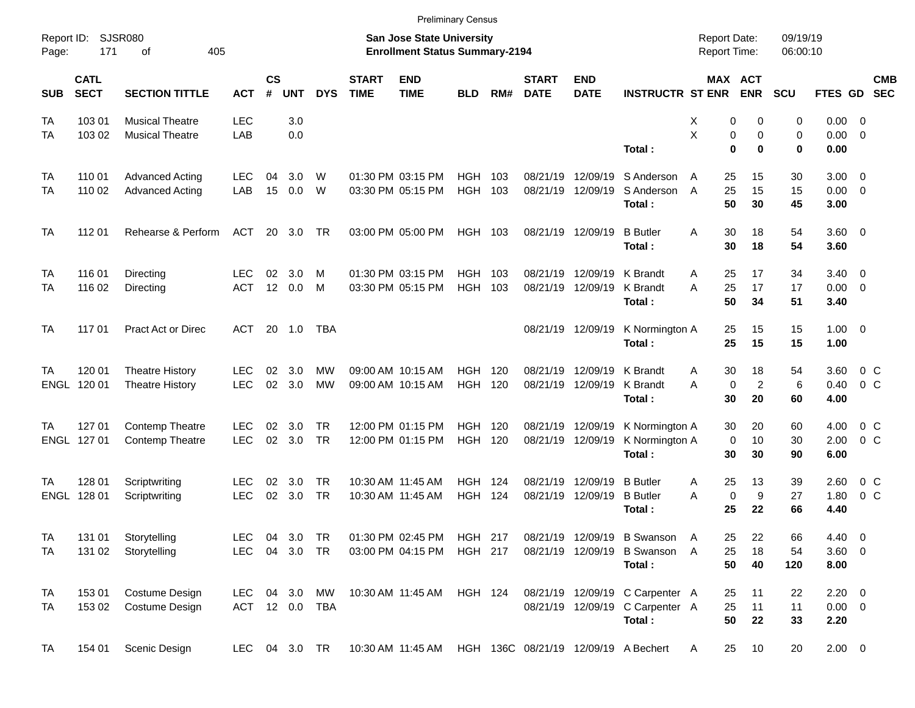Preliminary Census

Report ID: SJSR080
Page: 171 of 405

**San Jose State University**
**Enrollment Status Summary-2194**

Report Date: 09/19/19
Report Time: 06:00:10

| SUB | CATL SECT | SECTION TITTLE | ACT | CS # | UNT | DYS | START TIME | END TIME | BLD | RM# | START DATE | END DATE | INSTRUCTR | ST | MAX ENR | ACT ENR | SCU | FTES | GD | CMB SEC |
|---|---|---|---|---|---|---|---|---|---|---|---|---|---|---|---|---|---|---|---|---|
| TA | 103 01 | Musical Theatre | LEC | | 3.0 | | | | | | | | | X | 0 | 0 | 0 | 0.00 | 0 | |
| TA | 103 02 | Musical Theatre | LAB | | 0.0 | | | | | | | | | X | 0 | 0 | 0 | 0.00 | 0 | |
| | | | | | | | | | | | | | **Total :** | | **0** | **0** | **0** | **0.00** | | |
| TA | 110 01 | Advanced Acting | LEC | 04 | 3.0 | W | 01:30 PM | 03:15 PM | HGH | 103 | 08/21/19 | 12/09/19 | S Anderson | A | 25 | 15 | 30 | 3.00 | 0 | |
| TA | 110 02 | Advanced Acting | LAB | 15 | 0.0 | W | 03:30 PM | 05:15 PM | HGH | 103 | 08/21/19 | 12/09/19 | S Anderson | A | 25 | 15 | 15 | 0.00 | 0 | |
| | | | | | | | | | | | | | **Total :** | | **50** | **30** | **45** | **3.00** | | |
| TA | 112 01 | Rehearse & Perform | ACT | 20 | 3.0 | TR | 03:00 PM | 05:00 PM | HGH | 103 | 08/21/19 | 12/09/19 | B Butler | A | 30 | 18 | 54 | 3.60 | 0 | |
| | | | | | | | | | | | | | **Total :** | | **30** | **18** | **54** | **3.60** | | |
| TA | 116 01 | Directing | LEC | 02 | 3.0 | M | 01:30 PM | 03:15 PM | HGH | 103 | 08/21/19 | 12/09/19 | K Brandt | A | 25 | 17 | 34 | 3.40 | 0 | |
| TA | 116 02 | Directing | ACT | 12 | 0.0 | M | 03:30 PM | 05:15 PM | HGH | 103 | 08/21/19 | 12/09/19 | K Brandt | A | 25 | 17 | 17 | 0.00 | 0 | |
| | | | | | | | | | | | | | **Total :** | | **50** | **34** | **51** | **3.40** | | |
| TA | 117 01 | Pract Act or Direc | ACT | 20 | 1.0 | TBA | | | | | 08/21/19 | 12/09/19 | K Normington | A | 25 | 15 | 15 | 1.00 | 0 | |
| | | | | | | | | | | | | | **Total :** | | **25** | **15** | **15** | **1.00** | | |
| TA | 120 01 | Theatre History | LEC | 02 | 3.0 | MW | 09:00 AM | 10:15 AM | HGH | 120 | 08/21/19 | 12/09/19 | K Brandt | A | 30 | 18 | 54 | 3.60 | 0 | C |
| ENGL | 120 01 | Theatre History | LEC | 02 | 3.0 | MW | 09:00 AM | 10:15 AM | HGH | 120 | 08/21/19 | 12/09/19 | K Brandt | A | 0 | 2 | 6 | 0.40 | 0 | C |
| | | | | | | | | | | | | | **Total :** | | **30** | **20** | **60** | **4.00** | | |
| TA | 127 01 | Contemp Theatre | LEC | 02 | 3.0 | TR | 12:00 PM | 01:15 PM | HGH | 120 | 08/21/19 | 12/09/19 | K Normington | A | 30 | 20 | 60 | 4.00 | 0 | C |
| ENGL | 127 01 | Contemp Theatre | LEC | 02 | 3.0 | TR | 12:00 PM | 01:15 PM | HGH | 120 | 08/21/19 | 12/09/19 | K Normington | A | 0 | 10 | 30 | 2.00 | 0 | C |
| | | | | | | | | | | | | | **Total :** | | **30** | **30** | **90** | **6.00** | | |
| TA | 128 01 | Scriptwriting | LEC | 02 | 3.0 | TR | 10:30 AM | 11:45 AM | HGH | 124 | 08/21/19 | 12/09/19 | B Butler | A | 25 | 13 | 39 | 2.60 | 0 | C |
| ENGL | 128 01 | Scriptwriting | LEC | 02 | 3.0 | TR | 10:30 AM | 11:45 AM | HGH | 124 | 08/21/19 | 12/09/19 | B Butler | A | 0 | 9 | 27 | 1.80 | 0 | C |
| | | | | | | | | | | | | | **Total :** | | **25** | **22** | **66** | **4.40** | | |
| TA | 131 01 | Storytelling | LEC | 04 | 3.0 | TR | 01:30 PM | 02:45 PM | HGH | 217 | 08/21/19 | 12/09/19 | B Swanson | A | 25 | 22 | 66 | 4.40 | 0 | |
| TA | 131 02 | Storytelling | LEC | 04 | 3.0 | TR | 03:00 PM | 04:15 PM | HGH | 217 | 08/21/19 | 12/09/19 | B Swanson | A | 25 | 18 | 54 | 3.60 | 0 | |
| | | | | | | | | | | | | | **Total :** | | **50** | **40** | **120** | **8.00** | | |
| TA | 153 01 | Costume Design | LEC | 04 | 3.0 | MW | 10:30 AM | 11:45 AM | HGH | 124 | 08/21/19 | 12/09/19 | C Carpenter | A | 25 | 11 | 22 | 2.20 | 0 | |
| TA | 153 02 | Costume Design | ACT | 12 | 0.0 | TBA | | | | | 08/21/19 | 12/09/19 | C Carpenter | A | 25 | 11 | 11 | 0.00 | 0 | |
| | | | | | | | | | | | | | **Total :** | | **50** | **22** | **33** | **2.20** | | |
| TA | 154 01 | Scenic Design | LEC | 04 | 3.0 | TR | 10:30 AM | 11:45 AM | HGH | 136C | 08/21/19 | 12/09/19 | A Bechert | A | 25 | 10 | 20 | 2.00 | 0 | |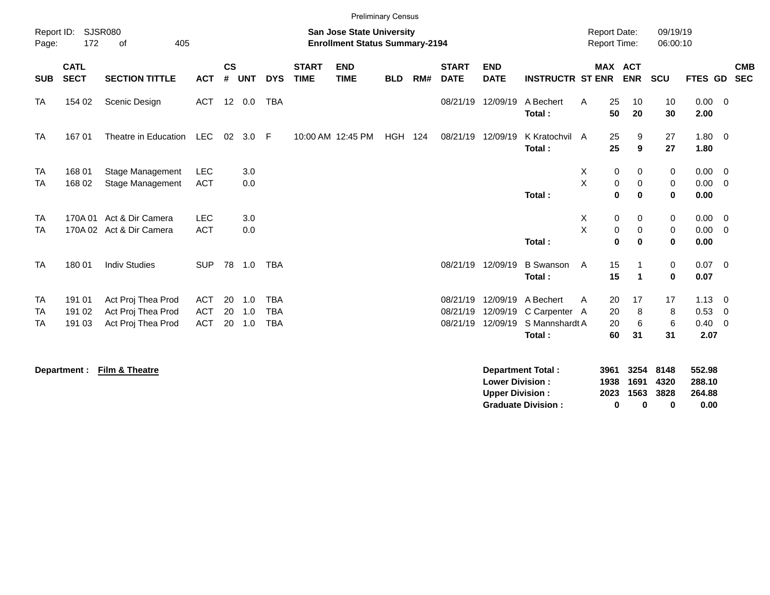Preliminary Census

Report ID: SJSR080

**San Jose State University**
**Enrollment Status Summary-2194**

Report Date: 09/19/19
Report Time: 06:00:10

| SUB | CATL SECT | SECTION TITTLE | ACT | CS # | UNT | DYS | START TIME | END TIME | BLD | RM# | START DATE | END DATE | INSTRUCTR | ST | MAX ENR | ACT ENR | SCU | FTES | GD | CMB SEC |
|---|---|---|---|---|---|---|---|---|---|---|---|---|---|---|---|---|---|---|---|---|
| TA | 154 02 | Scenic Design | ACT | 12 | 0.0 | TBA | | | | | 08/21/19 | 12/09/19 | A Bechert | A | 25 | 10 | 10 | 0.00 | 0 | |
| | | | | | | | | | | | | | **Total :** | | **50** | **20** | **30** | **2.00** | | |
| TA | 167 01 | Theatre in Education | LEC | 02 | 3.0 | F | 10:00 AM | 12:45 PM | HGH | 124 | 08/21/19 | 12/09/19 | K Kratochvil | A | 25 | 9 | 27 | 1.80 | 0 | |
| | | | | | | | | | | | | | **Total :** | | **25** | **9** | **27** | **1.80** | | |
| TA | 168 01 | Stage Management | LEC | | 3.0 | | | | | | | | | X | 0 | 0 | 0 | 0.00 | 0 | |
| TA | 168 02 | Stage Management | ACT | | 0.0 | | | | | | | | | X | 0 | 0 | 0 | 0.00 | 0 | |
| | | | | | | | | | | | | | **Total :** | | **0** | **0** | **0** | **0.00** | | |
| TA | 170A 01 | Act & Dir Camera | LEC | | 3.0 | | | | | | | | | X | 0 | 0 | 0 | 0.00 | 0 | |
| TA | 170A 02 | Act & Dir Camera | ACT | | 0.0 | | | | | | | | | X | 0 | 0 | 0 | 0.00 | 0 | |
| | | | | | | | | | | | | | **Total :** | | **0** | **0** | **0** | **0.00** | | |
| TA | 180 01 | Indiv Studies | SUP | 78 | 1.0 | TBA | | | | | 08/21/19 | 12/09/19 | B Swanson | A | 15 | 1 | 0 | 0.07 | 0 | |
| | | | | | | | | | | | | | **Total :** | | **15** | **1** | **0** | **0.07** | | |
| TA | 191 01 | Act Proj Thea Prod | ACT | 20 | 1.0 | TBA | | | | | 08/21/19 | 12/09/19 | A Bechert | A | 20 | 17 | 17 | 1.13 | 0 | |
| TA | 191 02 | Act Proj Thea Prod | ACT | 20 | 1.0 | TBA | | | | | 08/21/19 | 12/09/19 | C Carpenter | A | 20 | 8 | 8 | 0.53 | 0 | |
| TA | 191 03 | Act Proj Thea Prod | ACT | 20 | 1.0 | TBA | | | | | 08/21/19 | 12/09/19 | S Mannshardt | A | 20 | 6 | 6 | 0.40 | 0 | |
| | | | | | | | | | | | | | **Total :** | | **60** | **31** | **31** | **2.07** | | |

**Department :** **Film & Theatre**

| | MAX ENR | ACT ENR | SCU | FTES |
|---|---|---|---|---|
| **Department Total :** | **3961** | **3254** | **8148** | **552.98** |
| **Lower Division :** | **1938** | **1691** | **4320** | **288.10** |
| **Upper Division :** | **2023** | **1563** | **3828** | **264.88** |
| **Graduate Division :** | **0** | **0** | **0** | **0.00** |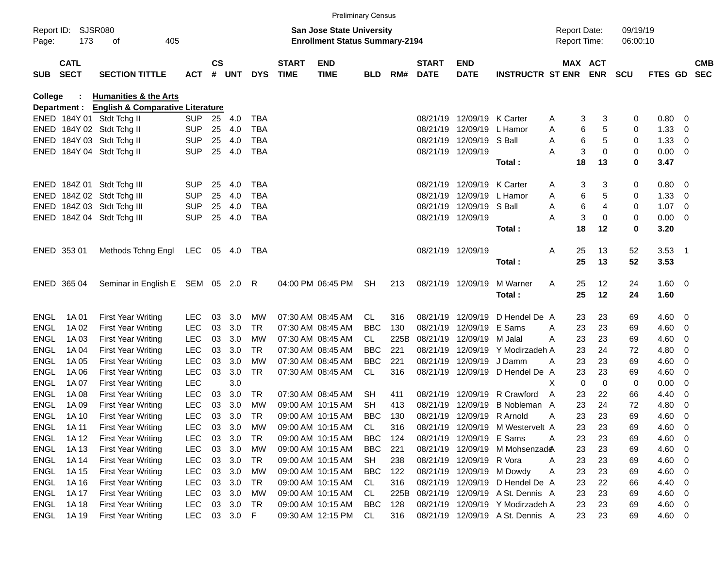Preliminary Census

Report ID: SJSR080
Page: 173 of 405

**San Jose State University**
**Enrollment Status Summary-2194**

Report Date: 09/19/19
Report Time: 06:00:10

**College : Humanities & the Arts**
**Department : English & Comparative Literature**

| SUB | CATL SECT | SECTION TITTLE | ACT | CS # | UNT | DYS | START TIME | END TIME | BLD | RM# | START DATE | END DATE | INSTRUCTR | ST | MAX ENR | ACT ENR | SCU | FTES | GD | CMB SEC |
|---|---|---|---|---|---|---|---|---|---|---|---|---|---|---|---|---|---|---|---|---|
| ENED | 184Y 01 | Stdt Tchg II | SUP | 25 | 4.0 | TBA | | | | | 08/21/19 | 12/09/19 | K Carter | A | 3 | 3 | 0 | 0.80 | 0 | |
| ENED | 184Y 02 | Stdt Tchg II | SUP | 25 | 4.0 | TBA | | | | | 08/21/19 | 12/09/19 | L Hamor | A | 6 | 5 | 0 | 1.33 | 0 | |
| ENED | 184Y 03 | Stdt Tchg II | SUP | 25 | 4.0 | TBA | | | | | 08/21/19 | 12/09/19 | S Ball | A | 6 | 5 | 0 | 1.33 | 0 | |
| ENED | 184Y 04 | Stdt Tchg II | SUP | 25 | 4.0 | TBA | | | | | 08/21/19 | 12/09/19 | | A | 3 | 0 | 0 | 0.00 | 0 | |
| | | | | | | | | | | | | | **Total :** | | **18** | **13** | **0** | **3.47** | | |
| ENED | 184Z 01 | Stdt Tchg III | SUP | 25 | 4.0 | TBA | | | | | 08/21/19 | 12/09/19 | K Carter | A | 3 | 3 | 0 | 0.80 | 0 | |
| ENED | 184Z 02 | Stdt Tchg III | SUP | 25 | 4.0 | TBA | | | | | 08/21/19 | 12/09/19 | L Hamor | A | 6 | 5 | 0 | 1.33 | 0 | |
| ENED | 184Z 03 | Stdt Tchg III | SUP | 25 | 4.0 | TBA | | | | | 08/21/19 | 12/09/19 | S Ball | A | 6 | 4 | 0 | 1.07 | 0 | |
| ENED | 184Z 04 | Stdt Tchg III | SUP | 25 | 4.0 | TBA | | | | | 08/21/19 | 12/09/19 | | A | 3 | 0 | 0 | 0.00 | 0 | |
| | | | | | | | | | | | | | **Total :** | | **18** | **12** | **0** | **3.20** | | |
| ENED | 353 01 | Methods Tchng Engl | LEC | 05 | 4.0 | TBA | | | | | 08/21/19 | 12/09/19 | | A | 25 | 13 | 52 | 3.53 | 1 | |
| | | | | | | | | | | | | | **Total :** | | **25** | **13** | **52** | **3.53** | | |
| ENED | 365 04 | Seminar in English E | SEM | 05 | 2.0 | R | 04:00 PM | 06:45 PM | SH | 213 | 08/21/19 | 12/09/19 | M Warner | A | 25 | 12 | 24 | 1.60 | 0 | |
| | | | | | | | | | | | | | **Total :** | | **25** | **12** | **24** | **1.60** | | |
| ENGL | 1A 01 | First Year Writing | LEC | 03 | 3.0 | MW | 07:30 AM | 08:45 AM | CL | 316 | 08/21/19 | 12/09/19 | D Hendel De | A | 23 | 23 | 69 | 4.60 | 0 | |
| ENGL | 1A 02 | First Year Writing | LEC | 03 | 3.0 | TR | 07:30 AM | 08:45 AM | BBC | 130 | 08/21/19 | 12/09/19 | E Sams | A | 23 | 23 | 69 | 4.60 | 0 | |
| ENGL | 1A 03 | First Year Writing | LEC | 03 | 3.0 | MW | 07:30 AM | 08:45 AM | CL | 225B | 08/21/19 | 12/09/19 | M Jalal | A | 23 | 23 | 69 | 4.60 | 0 | |
| ENGL | 1A 04 | First Year Writing | LEC | 03 | 3.0 | TR | 07:30 AM | 08:45 AM | BBC | 221 | 08/21/19 | 12/09/19 | Y Modirzadeh | A | 23 | 24 | 72 | 4.80 | 0 | |
| ENGL | 1A 05 | First Year Writing | LEC | 03 | 3.0 | MW | 07:30 AM | 08:45 AM | BBC | 221 | 08/21/19 | 12/09/19 | J Damm | A | 23 | 23 | 69 | 4.60 | 0 | |
| ENGL | 1A 06 | First Year Writing | LEC | 03 | 3.0 | TR | 07:30 AM | 08:45 AM | CL | 316 | 08/21/19 | 12/09/19 | D Hendel De | A | 23 | 23 | 69 | 4.60 | 0 | |
| ENGL | 1A 07 | First Year Writing | LEC | | 3.0 | | | | | | | | | X | 0 | 0 | 0 | 0.00 | 0 | |
| ENGL | 1A 08 | First Year Writing | LEC | 03 | 3.0 | TR | 07:30 AM | 08:45 AM | SH | 411 | 08/21/19 | 12/09/19 | R Crawford | A | 23 | 22 | 66 | 4.40 | 0 | |
| ENGL | 1A 09 | First Year Writing | LEC | 03 | 3.0 | MW | 09:00 AM | 10:15 AM | SH | 413 | 08/21/19 | 12/09/19 | B Nobleman | A | 23 | 24 | 72 | 4.80 | 0 | |
| ENGL | 1A 10 | First Year Writing | LEC | 03 | 3.0 | TR | 09:00 AM | 10:15 AM | BBC | 130 | 08/21/19 | 12/09/19 | R Arnold | A | 23 | 23 | 69 | 4.60 | 0 | |
| ENGL | 1A 11 | First Year Writing | LEC | 03 | 3.0 | MW | 09:00 AM | 10:15 AM | CL | 316 | 08/21/19 | 12/09/19 | M Westervelt | A | 23 | 23 | 69 | 4.60 | 0 | |
| ENGL | 1A 12 | First Year Writing | LEC | 03 | 3.0 | TR | 09:00 AM | 10:15 AM | BBC | 124 | 08/21/19 | 12/09/19 | E Sams | A | 23 | 23 | 69 | 4.60 | 0 | |
| ENGL | 1A 13 | First Year Writing | LEC | 03 | 3.0 | MW | 09:00 AM | 10:15 AM | BBC | 221 | 08/21/19 | 12/09/19 | M Mohsenzade | A | 23 | 23 | 69 | 4.60 | 0 | |
| ENGL | 1A 14 | First Year Writing | LEC | 03 | 3.0 | TR | 09:00 AM | 10:15 AM | SH | 238 | 08/21/19 | 12/09/19 | R Vora | A | 23 | 23 | 69 | 4.60 | 0 | |
| ENGL | 1A 15 | First Year Writing | LEC | 03 | 3.0 | MW | 09:00 AM | 10:15 AM | BBC | 122 | 08/21/19 | 12/09/19 | M Dowdy | A | 23 | 23 | 69 | 4.60 | 0 | |
| ENGL | 1A 16 | First Year Writing | LEC | 03 | 3.0 | TR | 09:00 AM | 10:15 AM | CL | 316 | 08/21/19 | 12/09/19 | D Hendel De | A | 23 | 22 | 66 | 4.40 | 0 | |
| ENGL | 1A 17 | First Year Writing | LEC | 03 | 3.0 | MW | 09:00 AM | 10:15 AM | CL | 225B | 08/21/19 | 12/09/19 | A St. Dennis | A | 23 | 23 | 69 | 4.60 | 0 | |
| ENGL | 1A 18 | First Year Writing | LEC | 03 | 3.0 | TR | 09:00 AM | 10:15 AM | BBC | 128 | 08/21/19 | 12/09/19 | Y Modirzadeh | A | 23 | 23 | 69 | 4.60 | 0 | |
| ENGL | 1A 19 | First Year Writing | LEC | 03 | 3.0 | F | 09:30 AM | 12:15 PM | CL | 316 | 08/21/19 | 12/09/19 | A St. Dennis | A | 23 | 23 | 69 | 4.60 | 0 | |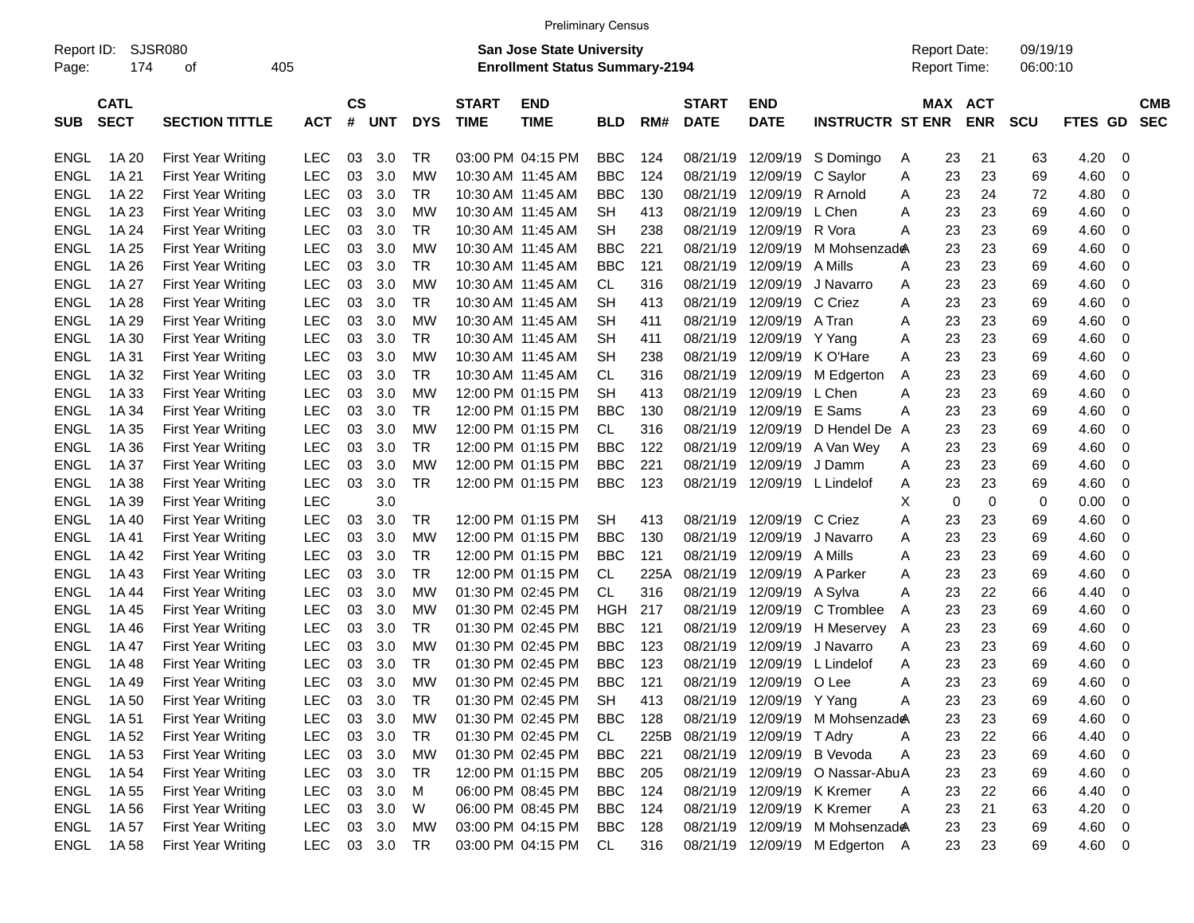| SUB | CATL SECT | SECTION TITTLE | ACT | CS # | UNT | DYS | START TIME | END TIME | BLD | RM# | START DATE | END DATE | INSTRUCTR | ST | MAX ENR | ACT ENR | SCU | FTES | GD | CMB SEC |
|---|---|---|---|---|---|---|---|---|---|---|---|---|---|---|---|---|---|---|---|---|
| ENGL | 1A 20 | First Year Writing | LEC | 03 | 3.0 | TR | 03:00 PM | 04:15 PM | BBC | 124 | 08/21/19 | 12/09/19 | S Domingo | A | 23 | 21 | 63 | 4.20 | 0 | |
| ENGL | 1A 21 | First Year Writing | LEC | 03 | 3.0 | MW | 10:30 AM | 11:45 AM | BBC | 124 | 08/21/19 | 12/09/19 | C Saylor | A | 23 | 23 | 69 | 4.60 | 0 | |
| ENGL | 1A 22 | First Year Writing | LEC | 03 | 3.0 | TR | 10:30 AM | 11:45 AM | BBC | 130 | 08/21/19 | 12/09/19 | R Arnold | A | 23 | 24 | 72 | 4.80 | 0 | |
| ENGL | 1A 23 | First Year Writing | LEC | 03 | 3.0 | MW | 10:30 AM | 11:45 AM | SH | 413 | 08/21/19 | 12/09/19 | L Chen | A | 23 | 23 | 69 | 4.60 | 0 | |
| ENGL | 1A 24 | First Year Writing | LEC | 03 | 3.0 | TR | 10:30 AM | 11:45 AM | SH | 238 | 08/21/19 | 12/09/19 | R Vora | A | 23 | 23 | 69 | 4.60 | 0 | |
| ENGL | 1A 25 | First Year Writing | LEC | 03 | 3.0 | MW | 10:30 AM | 11:45 AM | BBC | 221 | 08/21/19 | 12/09/19 | M Mohsenzade | A | 23 | 23 | 69 | 4.60 | 0 | |
| ENGL | 1A 26 | First Year Writing | LEC | 03 | 3.0 | TR | 10:30 AM | 11:45 AM | BBC | 121 | 08/21/19 | 12/09/19 | A Mills | A | 23 | 23 | 69 | 4.60 | 0 | |
| ENGL | 1A 27 | First Year Writing | LEC | 03 | 3.0 | MW | 10:30 AM | 11:45 AM | CL | 316 | 08/21/19 | 12/09/19 | J Navarro | A | 23 | 23 | 69 | 4.60 | 0 | |
| ENGL | 1A 28 | First Year Writing | LEC | 03 | 3.0 | TR | 10:30 AM | 11:45 AM | SH | 413 | 08/21/19 | 12/09/19 | C Criez | A | 23 | 23 | 69 | 4.60 | 0 | |
| ENGL | 1A 29 | First Year Writing | LEC | 03 | 3.0 | MW | 10:30 AM | 11:45 AM | SH | 411 | 08/21/19 | 12/09/19 | A Tran | A | 23 | 23 | 69 | 4.60 | 0 | |
| ENGL | 1A 30 | First Year Writing | LEC | 03 | 3.0 | TR | 10:30 AM | 11:45 AM | SH | 411 | 08/21/19 | 12/09/19 | Y Yang | A | 23 | 23 | 69 | 4.60 | 0 | |
| ENGL | 1A 31 | First Year Writing | LEC | 03 | 3.0 | MW | 10:30 AM | 11:45 AM | SH | 238 | 08/21/19 | 12/09/19 | K O'Hare | A | 23 | 23 | 69 | 4.60 | 0 | |
| ENGL | 1A 32 | First Year Writing | LEC | 03 | 3.0 | TR | 10:30 AM | 11:45 AM | CL | 316 | 08/21/19 | 12/09/19 | M Edgerton | A | 23 | 23 | 69 | 4.60 | 0 | |
| ENGL | 1A 33 | First Year Writing | LEC | 03 | 3.0 | MW | 12:00 PM | 01:15 PM | SH | 413 | 08/21/19 | 12/09/19 | L Chen | A | 23 | 23 | 69 | 4.60 | 0 | |
| ENGL | 1A 34 | First Year Writing | LEC | 03 | 3.0 | TR | 12:00 PM | 01:15 PM | BBC | 130 | 08/21/19 | 12/09/19 | E Sams | A | 23 | 23 | 69 | 4.60 | 0 | |
| ENGL | 1A 35 | First Year Writing | LEC | 03 | 3.0 | MW | 12:00 PM | 01:15 PM | CL | 316 | 08/21/19 | 12/09/19 | D Hendel De | A | 23 | 23 | 69 | 4.60 | 0 | |
| ENGL | 1A 36 | First Year Writing | LEC | 03 | 3.0 | TR | 12:00 PM | 01:15 PM | BBC | 122 | 08/21/19 | 12/09/19 | A Van Wey | A | 23 | 23 | 69 | 4.60 | 0 | |
| ENGL | 1A 37 | First Year Writing | LEC | 03 | 3.0 | MW | 12:00 PM | 01:15 PM | BBC | 221 | 08/21/19 | 12/09/19 | J Damm | A | 23 | 23 | 69 | 4.60 | 0 | |
| ENGL | 1A 38 | First Year Writing | LEC | 03 | 3.0 | TR | 12:00 PM | 01:15 PM | BBC | 123 | 08/21/19 | 12/09/19 | L Lindelof | A | 23 | 23 | 69 | 4.60 | 0 | |
| ENGL | 1A 39 | First Year Writing | LEC | | 3.0 | | | | | | | | | X | 0 | 0 | 0 | 0.00 | 0 | |
| ENGL | 1A 40 | First Year Writing | LEC | 03 | 3.0 | TR | 12:00 PM | 01:15 PM | SH | 413 | 08/21/19 | 12/09/19 | C Criez | A | 23 | 23 | 69 | 4.60 | 0 | |
| ENGL | 1A 41 | First Year Writing | LEC | 03 | 3.0 | MW | 12:00 PM | 01:15 PM | BBC | 130 | 08/21/19 | 12/09/19 | J Navarro | A | 23 | 23 | 69 | 4.60 | 0 | |
| ENGL | 1A 42 | First Year Writing | LEC | 03 | 3.0 | TR | 12:00 PM | 01:15 PM | BBC | 121 | 08/21/19 | 12/09/19 | A Mills | A | 23 | 23 | 69 | 4.60 | 0 | |
| ENGL | 1A 43 | First Year Writing | LEC | 03 | 3.0 | TR | 12:00 PM | 01:15 PM | CL | 225A | 08/21/19 | 12/09/19 | A Parker | A | 23 | 23 | 69 | 4.60 | 0 | |
| ENGL | 1A 44 | First Year Writing | LEC | 03 | 3.0 | MW | 01:30 PM | 02:45 PM | CL | 316 | 08/21/19 | 12/09/19 | A Sylva | A | 23 | 22 | 66 | 4.40 | 0 | |
| ENGL | 1A 45 | First Year Writing | LEC | 03 | 3.0 | MW | 01:30 PM | 02:45 PM | HGH | 217 | 08/21/19 | 12/09/19 | C Tromblee | A | 23 | 23 | 69 | 4.60 | 0 | |
| ENGL | 1A 46 | First Year Writing | LEC | 03 | 3.0 | TR | 01:30 PM | 02:45 PM | BBC | 121 | 08/21/19 | 12/09/19 | H Meservey | A | 23 | 23 | 69 | 4.60 | 0 | |
| ENGL | 1A 47 | First Year Writing | LEC | 03 | 3.0 | MW | 01:30 PM | 02:45 PM | BBC | 123 | 08/21/19 | 12/09/19 | J Navarro | A | 23 | 23 | 69 | 4.60 | 0 | |
| ENGL | 1A 48 | First Year Writing | LEC | 03 | 3.0 | TR | 01:30 PM | 02:45 PM | BBC | 123 | 08/21/19 | 12/09/19 | L Lindelof | A | 23 | 23 | 69 | 4.60 | 0 | |
| ENGL | 1A 49 | First Year Writing | LEC | 03 | 3.0 | MW | 01:30 PM | 02:45 PM | BBC | 121 | 08/21/19 | 12/09/19 | O Lee | A | 23 | 23 | 69 | 4.60 | 0 | |
| ENGL | 1A 50 | First Year Writing | LEC | 03 | 3.0 | TR | 01:30 PM | 02:45 PM | SH | 413 | 08/21/19 | 12/09/19 | Y Yang | A | 23 | 23 | 69 | 4.60 | 0 | |
| ENGL | 1A 51 | First Year Writing | LEC | 03 | 3.0 | MW | 01:30 PM | 02:45 PM | BBC | 128 | 08/21/19 | 12/09/19 | M Mohsenzade | A | 23 | 23 | 69 | 4.60 | 0 | |
| ENGL | 1A 52 | First Year Writing | LEC | 03 | 3.0 | TR | 01:30 PM | 02:45 PM | CL | 225B | 08/21/19 | 12/09/19 | T Adry | A | 23 | 22 | 66 | 4.40 | 0 | |
| ENGL | 1A 53 | First Year Writing | LEC | 03 | 3.0 | MW | 01:30 PM | 02:45 PM | BBC | 221 | 08/21/19 | 12/09/19 | B Vevoda | A | 23 | 23 | 69 | 4.60 | 0 | |
| ENGL | 1A 54 | First Year Writing | LEC | 03 | 3.0 | TR | 12:00 PM | 01:15 PM | BBC | 205 | 08/21/19 | 12/09/19 | O Nassar-Abu | A | 23 | 23 | 69 | 4.60 | 0 | |
| ENGL | 1A 55 | First Year Writing | LEC | 03 | 3.0 | M | 06:00 PM | 08:45 PM | BBC | 124 | 08/21/19 | 12/09/19 | K Kremer | A | 23 | 22 | 66 | 4.40 | 0 | |
| ENGL | 1A 56 | First Year Writing | LEC | 03 | 3.0 | W | 06:00 PM | 08:45 PM | BBC | 124 | 08/21/19 | 12/09/19 | K Kremer | A | 23 | 21 | 63 | 4.20 | 0 | |
| ENGL | 1A 57 | First Year Writing | LEC | 03 | 3.0 | MW | 03:00 PM | 04:15 PM | BBC | 128 | 08/21/19 | 12/09/19 | M Mohsenzade | A | 23 | 23 | 69 | 4.60 | 0 | |
| ENGL | 1A 58 | First Year Writing | LEC | 03 | 3.0 | TR | 03:00 PM | 04:15 PM | CL | 316 | 08/21/19 | 12/09/19 | M Edgerton | A | 23 | 23 | 69 | 4.60 | 0 | |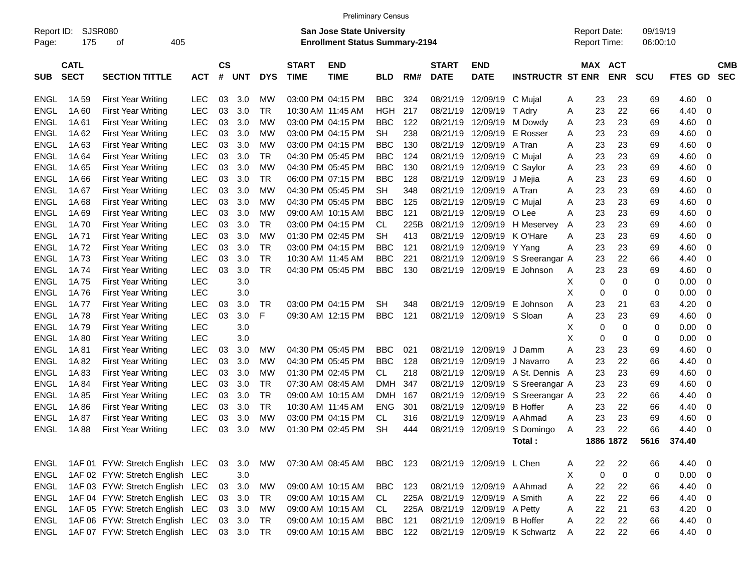Preliminary Census

Report ID: SJSR080

**San Jose State University**
**Enrollment Status Summary-2194**

Report Date: 09/19/19
Report Time: 06:00:10

| SUB | CATL SECT | SECTION TITTLE | ACT | CS # | UNT | DYS | START TIME | END TIME | BLD | RM# | START DATE | END DATE | INSTRUCTR | ST | MAX ENR | ACT ENR | SCU | FTES | GD | CMB SEC |
|---|---|---|---|---|---|---|---|---|---|---|---|---|---|---|---|---|---|---|---|---|
| ENGL | 1A 59 | First Year Writing | LEC | 03 | 3.0 | MW | 03:00 PM | 04:15 PM | BBC | 324 | 08/21/19 | 12/09/19 | C Mujal | A | 23 | 23 | 69 | 4.60 | 0 | |
| ENGL | 1A 60 | First Year Writing | LEC | 03 | 3.0 | TR | 10:30 AM | 11:45 AM | HGH | 217 | 08/21/19 | 12/09/19 | T Adry | A | 23 | 22 | 66 | 4.40 | 0 | |
| ENGL | 1A 61 | First Year Writing | LEC | 03 | 3.0 | MW | 03:00 PM | 04:15 PM | BBC | 122 | 08/21/19 | 12/09/19 | M Dowdy | A | 23 | 23 | 69 | 4.60 | 0 | |
| ENGL | 1A 62 | First Year Writing | LEC | 03 | 3.0 | MW | 03:00 PM | 04:15 PM | SH | 238 | 08/21/19 | 12/09/19 | E Rosser | A | 23 | 23 | 69 | 4.60 | 0 | |
| ENGL | 1A 63 | First Year Writing | LEC | 03 | 3.0 | MW | 03:00 PM | 04:15 PM | BBC | 130 | 08/21/19 | 12/09/19 | A Tran | A | 23 | 23 | 69 | 4.60 | 0 | |
| ENGL | 1A 64 | First Year Writing | LEC | 03 | 3.0 | TR | 04:30 PM | 05:45 PM | BBC | 124 | 08/21/19 | 12/09/19 | C Mujal | A | 23 | 23 | 69 | 4.60 | 0 | |
| ENGL | 1A 65 | First Year Writing | LEC | 03 | 3.0 | MW | 04:30 PM | 05:45 PM | BBC | 130 | 08/21/19 | 12/09/19 | C Saylor | A | 23 | 23 | 69 | 4.60 | 0 | |
| ENGL | 1A 66 | First Year Writing | LEC | 03 | 3.0 | TR | 06:00 PM | 07:15 PM | BBC | 128 | 08/21/19 | 12/09/19 | J Mejia | A | 23 | 23 | 69 | 4.60 | 0 | |
| ENGL | 1A 67 | First Year Writing | LEC | 03 | 3.0 | MW | 04:30 PM | 05:45 PM | SH | 348 | 08/21/19 | 12/09/19 | A Tran | A | 23 | 23 | 69 | 4.60 | 0 | |
| ENGL | 1A 68 | First Year Writing | LEC | 03 | 3.0 | MW | 04:30 PM | 05:45 PM | BBC | 125 | 08/21/19 | 12/09/19 | C Mujal | A | 23 | 23 | 69 | 4.60 | 0 | |
| ENGL | 1A 69 | First Year Writing | LEC | 03 | 3.0 | MW | 09:00 AM | 10:15 AM | BBC | 121 | 08/21/19 | 12/09/19 | O Lee | A | 23 | 23 | 69 | 4.60 | 0 | |
| ENGL | 1A 70 | First Year Writing | LEC | 03 | 3.0 | TR | 03:00 PM | 04:15 PM | CL | 225B | 08/21/19 | 12/09/19 | H Meservey | A | 23 | 23 | 69 | 4.60 | 0 | |
| ENGL | 1A 71 | First Year Writing | LEC | 03 | 3.0 | MW | 01:30 PM | 02:45 PM | SH | 413 | 08/21/19 | 12/09/19 | K O'Hare | A | 23 | 23 | 69 | 4.60 | 0 | |
| ENGL | 1A 72 | First Year Writing | LEC | 03 | 3.0 | TR | 03:00 PM | 04:15 PM | BBC | 121 | 08/21/19 | 12/09/19 | Y Yang | A | 23 | 23 | 69 | 4.60 | 0 | |
| ENGL | 1A 73 | First Year Writing | LEC | 03 | 3.0 | TR | 10:30 AM | 11:45 AM | BBC | 221 | 08/21/19 | 12/09/19 | S Sreerangar | A | 23 | 22 | 66 | 4.40 | 0 | |
| ENGL | 1A 74 | First Year Writing | LEC | 03 | 3.0 | TR | 04:30 PM | 05:45 PM | BBC | 130 | 08/21/19 | 12/09/19 | E Johnson | A | 23 | 23 | 69 | 4.60 | 0 | |
| ENGL | 1A 75 | First Year Writing | LEC | | 3.0 | | | | | | | | | X | 0 | 0 | 0 | 0.00 | 0 | |
| ENGL | 1A 76 | First Year Writing | LEC | | 3.0 | | | | | | | | | X | 0 | 0 | 0 | 0.00 | 0 | |
| ENGL | 1A 77 | First Year Writing | LEC | 03 | 3.0 | TR | 03:00 PM | 04:15 PM | SH | 348 | 08/21/19 | 12/09/19 | E Johnson | A | 23 | 21 | 63 | 4.20 | 0 | |
| ENGL | 1A 78 | First Year Writing | LEC | 03 | 3.0 | F | 09:30 AM | 12:15 PM | BBC | 121 | 08/21/19 | 12/09/19 | S Sloan | A | 23 | 23 | 69 | 4.60 | 0 | |
| ENGL | 1A 79 | First Year Writing | LEC | | 3.0 | | | | | | | | | X | 0 | 0 | 0 | 0.00 | 0 | |
| ENGL | 1A 80 | First Year Writing | LEC | | 3.0 | | | | | | | | | X | 0 | 0 | 0 | 0.00 | 0 | |
| ENGL | 1A 81 | First Year Writing | LEC | 03 | 3.0 | MW | 04:30 PM | 05:45 PM | BBC | 021 | 08/21/19 | 12/09/19 | J Damm | A | 23 | 23 | 69 | 4.60 | 0 | |
| ENGL | 1A 82 | First Year Writing | LEC | 03 | 3.0 | MW | 04:30 PM | 05:45 PM | BBC | 128 | 08/21/19 | 12/09/19 | J Navarro | A | 23 | 22 | 66 | 4.40 | 0 | |
| ENGL | 1A 83 | First Year Writing | LEC | 03 | 3.0 | MW | 01:30 PM | 02:45 PM | CL | 218 | 08/21/19 | 12/09/19 | A St. Dennis | A | 23 | 23 | 69 | 4.60 | 0 | |
| ENGL | 1A 84 | First Year Writing | LEC | 03 | 3.0 | TR | 07:30 AM | 08:45 AM | DMH | 347 | 08/21/19 | 12/09/19 | S Sreerangar | A | 23 | 23 | 69 | 4.60 | 0 | |
| ENGL | 1A 85 | First Year Writing | LEC | 03 | 3.0 | TR | 09:00 AM | 10:15 AM | DMH | 167 | 08/21/19 | 12/09/19 | S Sreerangar | A | 23 | 22 | 66 | 4.40 | 0 | |
| ENGL | 1A 86 | First Year Writing | LEC | 03 | 3.0 | TR | 10:30 AM | 11:45 AM | ENG | 301 | 08/21/19 | 12/09/19 | B Hoffer | A | 23 | 22 | 66 | 4.40 | 0 | |
| ENGL | 1A 87 | First Year Writing | LEC | 03 | 3.0 | MW | 03:00 PM | 04:15 PM | CL | 316 | 08/21/19 | 12/09/19 | A Ahmad | A | 23 | 23 | 69 | 4.60 | 0 | |
| ENGL | 1A 88 | First Year Writing | LEC | 03 | 3.0 | MW | 01:30 PM | 02:45 PM | SH | 444 | 08/21/19 | 12/09/19 | S Domingo | A | 23 | 22 | 66 | 4.40 | 0 | |
| | | | | | | | | | | | | | Total : | | 1886 | 1872 | 5616 | 374.40 | | |
| ENGL | 1AF 01 | FYW: Stretch English | LEC | 03 | 3.0 | MW | 07:30 AM | 08:45 AM | BBC | 123 | 08/21/19 | 12/09/19 | L Chen | A | 22 | 22 | 66 | 4.40 | 0 | |
| ENGL | 1AF 02 | FYW: Stretch English | LEC | | 3.0 | | | | | | | | | X | 0 | 0 | 0 | 0.00 | 0 | |
| ENGL | 1AF 03 | FYW: Stretch English | LEC | 03 | 3.0 | MW | 09:00 AM | 10:15 AM | BBC | 123 | 08/21/19 | 12/09/19 | A Ahmad | A | 22 | 22 | 66 | 4.40 | 0 | |
| ENGL | 1AF 04 | FYW: Stretch English | LEC | 03 | 3.0 | TR | 09:00 AM | 10:15 AM | CL | 225A | 08/21/19 | 12/09/19 | A Smith | A | 22 | 22 | 66 | 4.40 | 0 | |
| ENGL | 1AF 05 | FYW: Stretch English | LEC | 03 | 3.0 | MW | 09:00 AM | 10:15 AM | CL | 225A | 08/21/19 | 12/09/19 | A Petty | A | 22 | 21 | 63 | 4.20 | 0 | |
| ENGL | 1AF 06 | FYW: Stretch English | LEC | 03 | 3.0 | TR | 09:00 AM | 10:15 AM | BBC | 121 | 08/21/19 | 12/09/19 | B Hoffer | A | 22 | 22 | 66 | 4.40 | 0 | |
| ENGL | 1AF 07 | FYW: Stretch English | LEC | 03 | 3.0 | TR | 09:00 AM | 10:15 AM | BBC | 122 | 08/21/19 | 12/09/19 | K Schwartz | A | 22 | 22 | 66 | 4.40 | 0 | |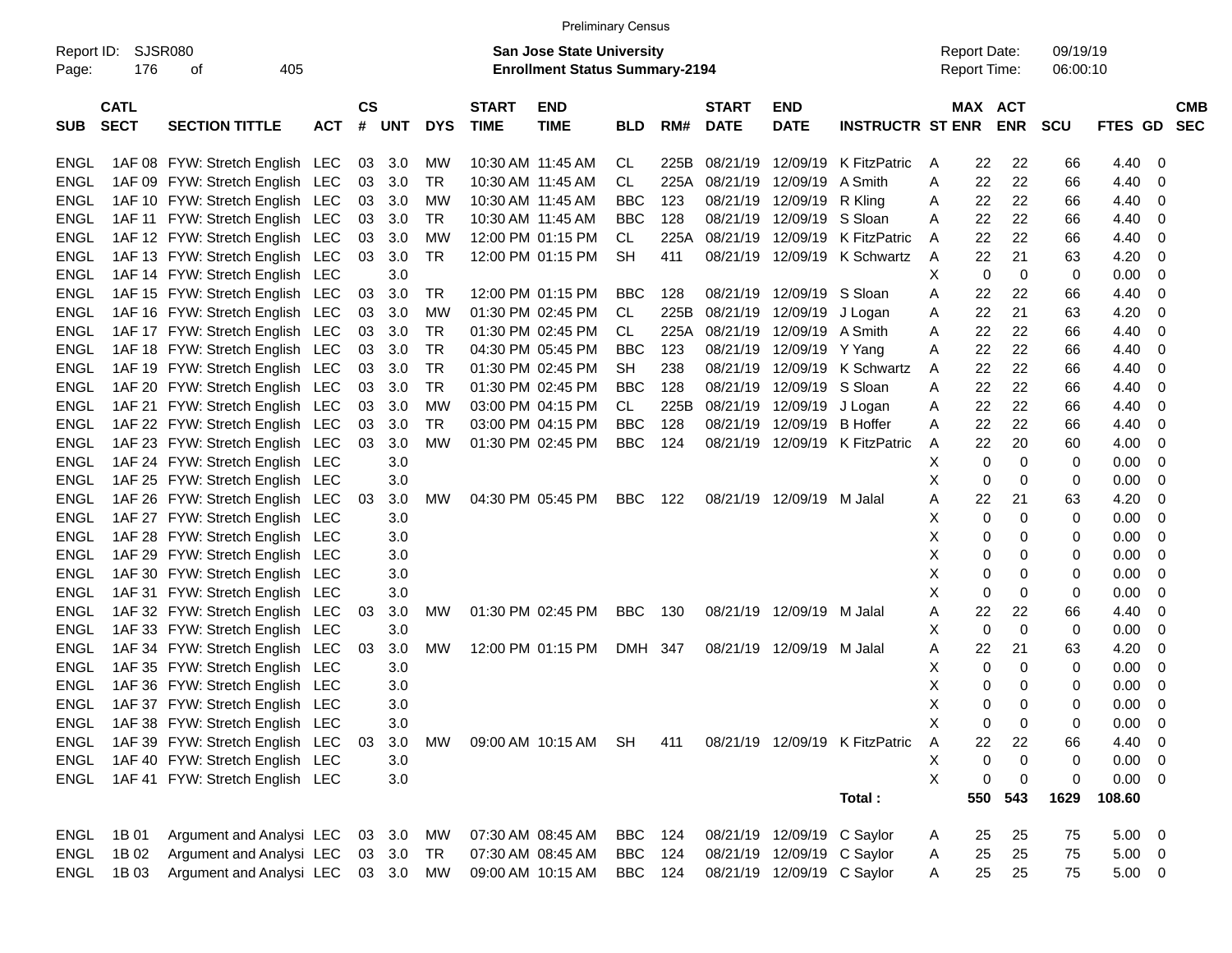Preliminary Census

Report ID: SJSR080
Page: 176 of 405

**San Jose State University**
**Enrollment Status Summary-2194**

Report Date: 09/19/19
Report Time: 06:00:10

| SUB | CATL SECT | SECTION TITTLE | ACT | CS # | UNT | DYS | START TIME | END TIME | BLD | RM# | START DATE | END DATE | INSTRUCTR | ST | MAX ENR | ACT ENR | SCU | FTES | GD | CMB SEC |
|---|---|---|---|---|---|---|---|---|---|---|---|---|---|---|---|---|---|---|---|---|
| ENGL | 1AF 08 | FYW: Stretch English | LEC | 03 | 3.0 | MW | 10:30 AM | 11:45 AM | CL | 225B | 08/21/19 | 12/09/19 | K FitzPatric | A | 22 | 22 | 66 | 4.40 | 0 | |
| ENGL | 1AF 09 | FYW: Stretch English | LEC | 03 | 3.0 | TR | 10:30 AM | 11:45 AM | CL | 225A | 08/21/19 | 12/09/19 | A Smith | A | 22 | 22 | 66 | 4.40 | 0 | |
| ENGL | 1AF 10 | FYW: Stretch English | LEC | 03 | 3.0 | MW | 10:30 AM | 11:45 AM | BBC | 123 | 08/21/19 | 12/09/19 | R Kling | A | 22 | 22 | 66 | 4.40 | 0 | |
| ENGL | 1AF 11 | FYW: Stretch English | LEC | 03 | 3.0 | TR | 10:30 AM | 11:45 AM | BBC | 128 | 08/21/19 | 12/09/19 | S Sloan | A | 22 | 22 | 66 | 4.40 | 0 | |
| ENGL | 1AF 12 | FYW: Stretch English | LEC | 03 | 3.0 | MW | 12:00 PM | 01:15 PM | CL | 225A | 08/21/19 | 12/09/19 | K FitzPatric | A | 22 | 22 | 66 | 4.40 | 0 | |
| ENGL | 1AF 13 | FYW: Stretch English | LEC | 03 | 3.0 | TR | 12:00 PM | 01:15 PM | SH | 411 | 08/21/19 | 12/09/19 | K Schwartz | A | 22 | 21 | 63 | 4.20 | 0 | |
| ENGL | 1AF 14 | FYW: Stretch English | LEC | | 3.0 | | | | | | | | | X | 0 | 0 | 0 | 0.00 | 0 | |
| ENGL | 1AF 15 | FYW: Stretch English | LEC | 03 | 3.0 | TR | 12:00 PM | 01:15 PM | BBC | 128 | 08/21/19 | 12/09/19 | S Sloan | A | 22 | 22 | 66 | 4.40 | 0 | |
| ENGL | 1AF 16 | FYW: Stretch English | LEC | 03 | 3.0 | MW | 01:30 PM | 02:45 PM | CL | 225B | 08/21/19 | 12/09/19 | J Logan | A | 22 | 21 | 63 | 4.20 | 0 | |
| ENGL | 1AF 17 | FYW: Stretch English | LEC | 03 | 3.0 | TR | 01:30 PM | 02:45 PM | CL | 225A | 08/21/19 | 12/09/19 | A Smith | A | 22 | 22 | 66 | 4.40 | 0 | |
| ENGL | 1AF 18 | FYW: Stretch English | LEC | 03 | 3.0 | TR | 04:30 PM | 05:45 PM | BBC | 123 | 08/21/19 | 12/09/19 | Y Yang | A | 22 | 22 | 66 | 4.40 | 0 | |
| ENGL | 1AF 19 | FYW: Stretch English | LEC | 03 | 3.0 | TR | 01:30 PM | 02:45 PM | SH | 238 | 08/21/19 | 12/09/19 | K Schwartz | A | 22 | 22 | 66 | 4.40 | 0 | |
| ENGL | 1AF 20 | FYW: Stretch English | LEC | 03 | 3.0 | TR | 01:30 PM | 02:45 PM | BBC | 128 | 08/21/19 | 12/09/19 | S Sloan | A | 22 | 22 | 66 | 4.40 | 0 | |
| ENGL | 1AF 21 | FYW: Stretch English | LEC | 03 | 3.0 | MW | 03:00 PM | 04:15 PM | CL | 225B | 08/21/19 | 12/09/19 | J Logan | A | 22 | 22 | 66 | 4.40 | 0 | |
| ENGL | 1AF 22 | FYW: Stretch English | LEC | 03 | 3.0 | TR | 03:00 PM | 04:15 PM | BBC | 128 | 08/21/19 | 12/09/19 | B Hoffer | A | 22 | 22 | 66 | 4.40 | 0 | |
| ENGL | 1AF 23 | FYW: Stretch English | LEC | 03 | 3.0 | MW | 01:30 PM | 02:45 PM | BBC | 124 | 08/21/19 | 12/09/19 | K FitzPatric | A | 22 | 20 | 60 | 4.00 | 0 | |
| ENGL | 1AF 24 | FYW: Stretch English | LEC | | 3.0 | | | | | | | | | X | 0 | 0 | 0 | 0.00 | 0 | |
| ENGL | 1AF 25 | FYW: Stretch English | LEC | | 3.0 | | | | | | | | | X | 0 | 0 | 0 | 0.00 | 0 | |
| ENGL | 1AF 26 | FYW: Stretch English | LEC | 03 | 3.0 | MW | 04:30 PM | 05:45 PM | BBC | 122 | 08/21/19 | 12/09/19 | M Jalal | A | 22 | 21 | 63 | 4.20 | 0 | |
| ENGL | 1AF 27 | FYW: Stretch English | LEC | | 3.0 | | | | | | | | | X | 0 | 0 | 0 | 0.00 | 0 | |
| ENGL | 1AF 28 | FYW: Stretch English | LEC | | 3.0 | | | | | | | | | X | 0 | 0 | 0 | 0.00 | 0 | |
| ENGL | 1AF 29 | FYW: Stretch English | LEC | | 3.0 | | | | | | | | | X | 0 | 0 | 0 | 0.00 | 0 | |
| ENGL | 1AF 30 | FYW: Stretch English | LEC | | 3.0 | | | | | | | | | X | 0 | 0 | 0 | 0.00 | 0 | |
| ENGL | 1AF 31 | FYW: Stretch English | LEC | | 3.0 | | | | | | | | | X | 0 | 0 | 0 | 0.00 | 0 | |
| ENGL | 1AF 32 | FYW: Stretch English | LEC | 03 | 3.0 | MW | 01:30 PM | 02:45 PM | BBC | 130 | 08/21/19 | 12/09/19 | M Jalal | A | 22 | 22 | 66 | 4.40 | 0 | |
| ENGL | 1AF 33 | FYW: Stretch English | LEC | | 3.0 | | | | | | | | | X | 0 | 0 | 0 | 0.00 | 0 | |
| ENGL | 1AF 34 | FYW: Stretch English | LEC | 03 | 3.0 | MW | 12:00 PM | 01:15 PM | DMH | 347 | 08/21/19 | 12/09/19 | M Jalal | A | 22 | 21 | 63 | 4.20 | 0 | |
| ENGL | 1AF 35 | FYW: Stretch English | LEC | | 3.0 | | | | | | | | | X | 0 | 0 | 0 | 0.00 | 0 | |
| ENGL | 1AF 36 | FYW: Stretch English | LEC | | 3.0 | | | | | | | | | X | 0 | 0 | 0 | 0.00 | 0 | |
| ENGL | 1AF 37 | FYW: Stretch English | LEC | | 3.0 | | | | | | | | | X | 0 | 0 | 0 | 0.00 | 0 | |
| ENGL | 1AF 38 | FYW: Stretch English | LEC | | 3.0 | | | | | | | | | X | 0 | 0 | 0 | 0.00 | 0 | |
| ENGL | 1AF 39 | FYW: Stretch English | LEC | 03 | 3.0 | MW | 09:00 AM | 10:15 AM | SH | 411 | 08/21/19 | 12/09/19 | K FitzPatric | A | 22 | 22 | 66 | 4.40 | 0 | |
| ENGL | 1AF 40 | FYW: Stretch English | LEC | | 3.0 | | | | | | | | | X | 0 | 0 | 0 | 0.00 | 0 | |
| ENGL | 1AF 41 | FYW: Stretch English | LEC | | 3.0 | | | | | | | | | X | 0 | 0 | 0 | 0.00 | 0 | |
| | | | | | | | | | | | | | Total : | | 550 | 543 | 1629 | 108.60 | | |
| ENGL | 1B 01 | Argument and Analysi | LEC | 03 | 3.0 | MW | 07:30 AM | 08:45 AM | BBC | 124 | 08/21/19 | 12/09/19 | C Saylor | A | 25 | 25 | 75 | 5.00 | 0 | |
| ENGL | 1B 02 | Argument and Analysi | LEC | 03 | 3.0 | TR | 07:30 AM | 08:45 AM | BBC | 124 | 08/21/19 | 12/09/19 | C Saylor | A | 25 | 25 | 75 | 5.00 | 0 | |
| ENGL | 1B 03 | Argument and Analysi | LEC | 03 | 3.0 | MW | 09:00 AM | 10:15 AM | BBC | 124 | 08/21/19 | 12/09/19 | C Saylor | A | 25 | 25 | 75 | 5.00 | 0 | |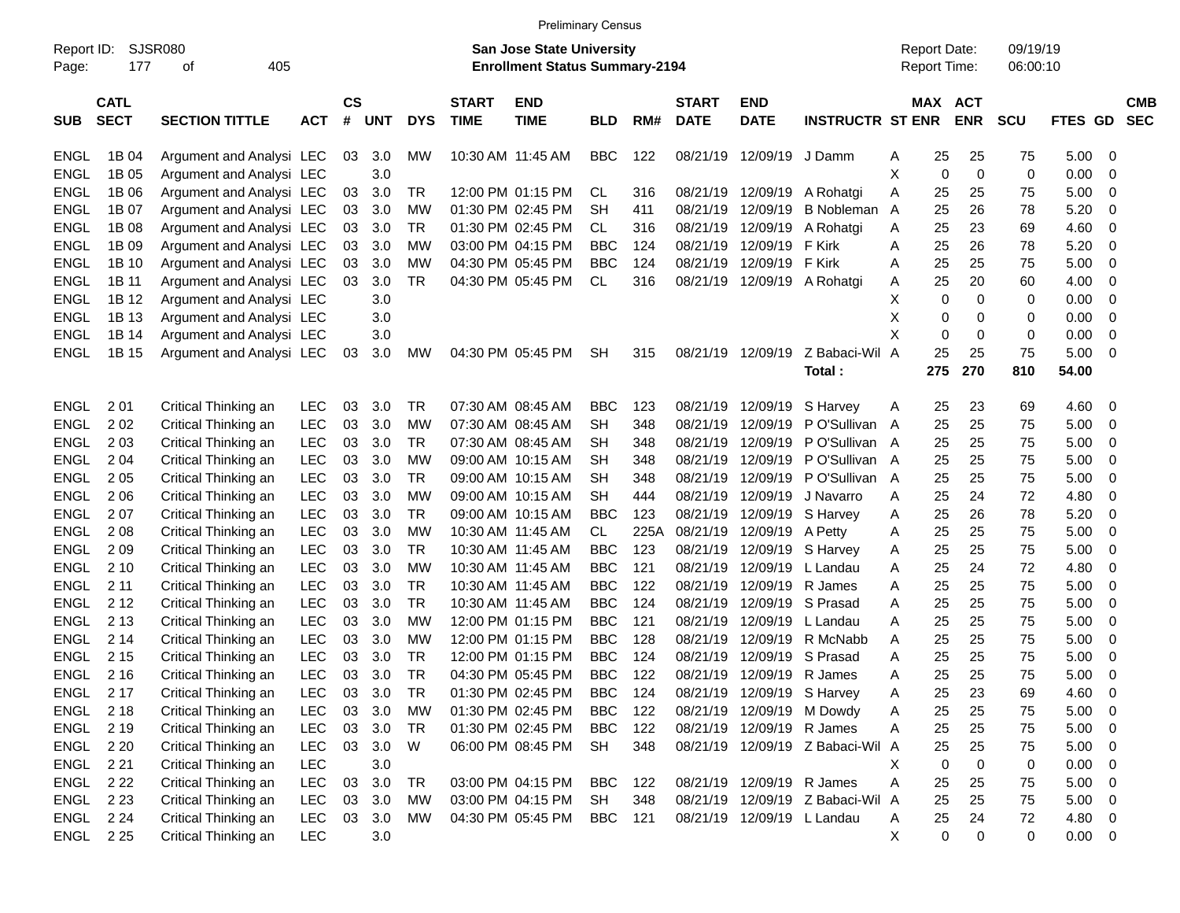Preliminary Census

Report ID: SJSR080

**San Jose State University**
**Enrollment Status Summary-2194**

Report Date: 09/19/19
Report Time: 06:00:10

| SUB | CATL SECT | SECTION TITTLE | ACT | CS # | UNT | DYS | START TIME | END TIME | BLD | RM# | START DATE | END DATE | INSTRUCTR | ST | MAX ENR | ACT ENR | SCU | FTES | GD | CMB SEC |
|---|---|---|---|---|---|---|---|---|---|---|---|---|---|---|---|---|---|---|---|---|
| ENGL | 1B 04 | Argument and Analysi | LEC | 03 | 3.0 | MW | 10:30 AM | 11:45 AM | BBC | 122 | 08/21/19 | 12/09/19 | J Damm | A | 25 | 25 | 75 | 5.00 | 0 | |
| ENGL | 1B 05 | Argument and Analysi | LEC | | 3.0 | | | | | | | | | X | 0 | 0 | 0 | 0.00 | 0 | |
| ENGL | 1B 06 | Argument and Analysi | LEC | 03 | 3.0 | TR | 12:00 PM | 01:15 PM | CL | 316 | 08/21/19 | 12/09/19 | A Rohatgi | A | 25 | 25 | 75 | 5.00 | 0 | |
| ENGL | 1B 07 | Argument and Analysi | LEC | 03 | 3.0 | MW | 01:30 PM | 02:45 PM | SH | 411 | 08/21/19 | 12/09/19 | B Nobleman | A | 25 | 26 | 78 | 5.20 | 0 | |
| ENGL | 1B 08 | Argument and Analysi | LEC | 03 | 3.0 | TR | 01:30 PM | 02:45 PM | CL | 316 | 08/21/19 | 12/09/19 | A Rohatgi | A | 25 | 23 | 69 | 4.60 | 0 | |
| ENGL | 1B 09 | Argument and Analysi | LEC | 03 | 3.0 | MW | 03:00 PM | 04:15 PM | BBC | 124 | 08/21/19 | 12/09/19 | F Kirk | A | 25 | 26 | 78 | 5.20 | 0 | |
| ENGL | 1B 10 | Argument and Analysi | LEC | 03 | 3.0 | MW | 04:30 PM | 05:45 PM | BBC | 124 | 08/21/19 | 12/09/19 | F Kirk | A | 25 | 25 | 75 | 5.00 | 0 | |
| ENGL | 1B 11 | Argument and Analysi | LEC | 03 | 3.0 | TR | 04:30 PM | 05:45 PM | CL | 316 | 08/21/19 | 12/09/19 | A Rohatgi | A | 25 | 20 | 60 | 4.00 | 0 | |
| ENGL | 1B 12 | Argument and Analysi | LEC | | 3.0 | | | | | | | | | X | 0 | 0 | 0 | 0.00 | 0 | |
| ENGL | 1B 13 | Argument and Analysi | LEC | | 3.0 | | | | | | | | | X | 0 | 0 | 0 | 0.00 | 0 | |
| ENGL | 1B 14 | Argument and Analysi | LEC | | 3.0 | | | | | | | | | X | 0 | 0 | 0 | 0.00 | 0 | |
| ENGL | 1B 15 | Argument and Analysi | LEC | 03 | 3.0 | MW | 04:30 PM | 05:45 PM | SH | 315 | 08/21/19 | 12/09/19 | Z Babaci-Wil | A | 25 | 25 | 75 | 5.00 | 0 | |
| | | | | | | | | | | | | | **Total :** | | **275** | **270** | **810** | **54.00** | | |
| ENGL | 2 01 | Critical Thinking an | LEC | 03 | 3.0 | TR | 07:30 AM | 08:45 AM | BBC | 123 | 08/21/19 | 12/09/19 | S Harvey | A | 25 | 23 | 69 | 4.60 | 0 | |
| ENGL | 2 02 | Critical Thinking an | LEC | 03 | 3.0 | MW | 07:30 AM | 08:45 AM | SH | 348 | 08/21/19 | 12/09/19 | P O'Sullivan | A | 25 | 25 | 75 | 5.00 | 0 | |
| ENGL | 2 03 | Critical Thinking an | LEC | 03 | 3.0 | TR | 07:30 AM | 08:45 AM | SH | 348 | 08/21/19 | 12/09/19 | P O'Sullivan | A | 25 | 25 | 75 | 5.00 | 0 | |
| ENGL | 2 04 | Critical Thinking an | LEC | 03 | 3.0 | MW | 09:00 AM | 10:15 AM | SH | 348 | 08/21/19 | 12/09/19 | P O'Sullivan | A | 25 | 25 | 75 | 5.00 | 0 | |
| ENGL | 2 05 | Critical Thinking an | LEC | 03 | 3.0 | TR | 09:00 AM | 10:15 AM | SH | 348 | 08/21/19 | 12/09/19 | P O'Sullivan | A | 25 | 25 | 75 | 5.00 | 0 | |
| ENGL | 2 06 | Critical Thinking an | LEC | 03 | 3.0 | MW | 09:00 AM | 10:15 AM | SH | 444 | 08/21/19 | 12/09/19 | J Navarro | A | 25 | 24 | 72 | 4.80 | 0 | |
| ENGL | 2 07 | Critical Thinking an | LEC | 03 | 3.0 | TR | 09:00 AM | 10:15 AM | BBC | 123 | 08/21/19 | 12/09/19 | S Harvey | A | 25 | 26 | 78 | 5.20 | 0 | |
| ENGL | 2 08 | Critical Thinking an | LEC | 03 | 3.0 | MW | 10:30 AM | 11:45 AM | CL | 225A | 08/21/19 | 12/09/19 | A Petty | A | 25 | 25 | 75 | 5.00 | 0 | |
| ENGL | 2 09 | Critical Thinking an | LEC | 03 | 3.0 | TR | 10:30 AM | 11:45 AM | BBC | 123 | 08/21/19 | 12/09/19 | S Harvey | A | 25 | 25 | 75 | 5.00 | 0 | |
| ENGL | 2 10 | Critical Thinking an | LEC | 03 | 3.0 | MW | 10:30 AM | 11:45 AM | BBC | 121 | 08/21/19 | 12/09/19 | L Landau | A | 25 | 24 | 72 | 4.80 | 0 | |
| ENGL | 2 11 | Critical Thinking an | LEC | 03 | 3.0 | TR | 10:30 AM | 11:45 AM | BBC | 122 | 08/21/19 | 12/09/19 | R James | A | 25 | 25 | 75 | 5.00 | 0 | |
| ENGL | 2 12 | Critical Thinking an | LEC | 03 | 3.0 | TR | 10:30 AM | 11:45 AM | BBC | 124 | 08/21/19 | 12/09/19 | S Prasad | A | 25 | 25 | 75 | 5.00 | 0 | |
| ENGL | 2 13 | Critical Thinking an | LEC | 03 | 3.0 | MW | 12:00 PM | 01:15 PM | BBC | 121 | 08/21/19 | 12/09/19 | L Landau | A | 25 | 25 | 75 | 5.00 | 0 | |
| ENGL | 2 14 | Critical Thinking an | LEC | 03 | 3.0 | MW | 12:00 PM | 01:15 PM | BBC | 128 | 08/21/19 | 12/09/19 | R McNabb | A | 25 | 25 | 75 | 5.00 | 0 | |
| ENGL | 2 15 | Critical Thinking an | LEC | 03 | 3.0 | TR | 12:00 PM | 01:15 PM | BBC | 124 | 08/21/19 | 12/09/19 | S Prasad | A | 25 | 25 | 75 | 5.00 | 0 | |
| ENGL | 2 16 | Critical Thinking an | LEC | 03 | 3.0 | TR | 04:30 PM | 05:45 PM | BBC | 122 | 08/21/19 | 12/09/19 | R James | A | 25 | 25 | 75 | 5.00 | 0 | |
| ENGL | 2 17 | Critical Thinking an | LEC | 03 | 3.0 | TR | 01:30 PM | 02:45 PM | BBC | 124 | 08/21/19 | 12/09/19 | S Harvey | A | 25 | 23 | 69 | 4.60 | 0 | |
| ENGL | 2 18 | Critical Thinking an | LEC | 03 | 3.0 | MW | 01:30 PM | 02:45 PM | BBC | 122 | 08/21/19 | 12/09/19 | M Dowdy | A | 25 | 25 | 75 | 5.00 | 0 | |
| ENGL | 2 19 | Critical Thinking an | LEC | 03 | 3.0 | TR | 01:30 PM | 02:45 PM | BBC | 122 | 08/21/19 | 12/09/19 | R James | A | 25 | 25 | 75 | 5.00 | 0 | |
| ENGL | 2 20 | Critical Thinking an | LEC | 03 | 3.0 | W | 06:00 PM | 08:45 PM | SH | 348 | 08/21/19 | 12/09/19 | Z Babaci-Wil | A | 25 | 25 | 75 | 5.00 | 0 | |
| ENGL | 2 21 | Critical Thinking an | LEC | | 3.0 | | | | | | | | | X | 0 | 0 | 0 | 0.00 | 0 | |
| ENGL | 2 22 | Critical Thinking an | LEC | 03 | 3.0 | TR | 03:00 PM | 04:15 PM | BBC | 122 | 08/21/19 | 12/09/19 | R James | A | 25 | 25 | 75 | 5.00 | 0 | |
| ENGL | 2 23 | Critical Thinking an | LEC | 03 | 3.0 | MW | 03:00 PM | 04:15 PM | SH | 348 | 08/21/19 | 12/09/19 | Z Babaci-Wil | A | 25 | 25 | 75 | 5.00 | 0 | |
| ENGL | 2 24 | Critical Thinking an | LEC | 03 | 3.0 | MW | 04:30 PM | 05:45 PM | BBC | 121 | 08/21/19 | 12/09/19 | L Landau | A | 25 | 24 | 72 | 4.80 | 0 | |
| ENGL | 2 25 | Critical Thinking an | LEC | | 3.0 | | | | | | | | | X | 0 | 0 | 0 | 0.00 | 0 | |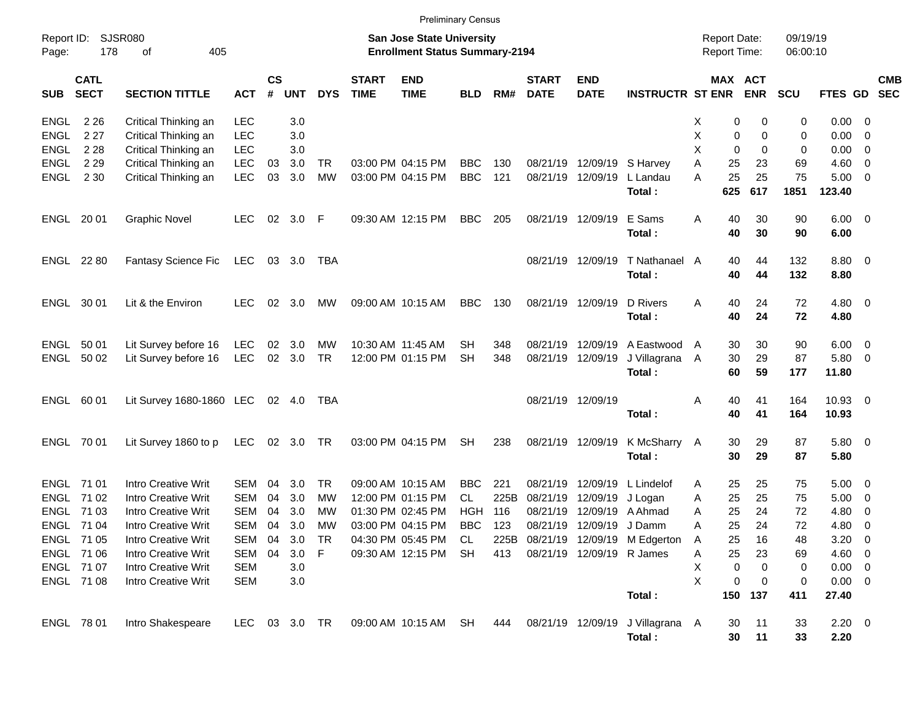Preliminary Census

Report ID: SJSR080

**San Jose State University**
**Enrollment Status Summary-2194**

Report Date: 09/19/19
Report Time: 06:00:10

| SUB | CATL SECT | SECTION TITTLE | ACT | CS # | UNT | DYS | START TIME | END TIME | BLD | RM# | START DATE | END DATE | INSTRUCTR | ST | MAX ENR | ACT ENR | SCU | FTES | GD | CMB SEC |
|---|---|---|---|---|---|---|---|---|---|---|---|---|---|---|---|---|---|---|---|---|
| ENGL | 2 26 | Critical Thinking an | LEC | | 3.0 | | | | | | | | | X | 0 | 0 | 0 | 0.00 | 0 | |
| ENGL | 2 27 | Critical Thinking an | LEC | | 3.0 | | | | | | | | | X | 0 | 0 | 0 | 0.00 | 0 | |
| ENGL | 2 28 | Critical Thinking an | LEC | | 3.0 | | | | | | | | | X | 0 | 0 | 0 | 0.00 | 0 | |
| ENGL | 2 29 | Critical Thinking an | LEC | 03 | 3.0 | TR | 03:00 PM | 04:15 PM | BBC | 130 | 08/21/19 | 12/09/19 | S Harvey | A | 25 | 23 | 69 | 4.60 | 0 | |
| ENGL | 2 30 | Critical Thinking an | LEC | 03 | 3.0 | MW | 03:00 PM | 04:15 PM | BBC | 121 | 08/21/19 | 12/09/19 | L Landau | A | 25 | 25 | 75 | 5.00 | 0 | |
| | | | | | | | | | | | | | **Total :** | | **625** | **617** | **1851** | **123.40** | | |
| ENGL | 20 01 | Graphic Novel | LEC | 02 | 3.0 | F | 09:30 AM | 12:15 PM | BBC | 205 | 08/21/19 | 12/09/19 | E Sams | A | 40 | 30 | 90 | 6.00 | 0 | |
| | | | | | | | | | | | | | **Total :** | | **40** | **30** | **90** | **6.00** | | |
| ENGL | 22 80 | Fantasy Science Fic | LEC | 03 | 3.0 | TBA | | | | | 08/21/19 | 12/09/19 | T Nathanael | A | 40 | 44 | 132 | 8.80 | 0 | |
| | | | | | | | | | | | | | **Total :** | | **40** | **44** | **132** | **8.80** | | |
| ENGL | 30 01 | Lit & the Environ | LEC | 02 | 3.0 | MW | 09:00 AM | 10:15 AM | BBC | 130 | 08/21/19 | 12/09/19 | D Rivers | A | 40 | 24 | 72 | 4.80 | 0 | |
| | | | | | | | | | | | | | **Total :** | | **40** | **24** | **72** | **4.80** | | |
| ENGL | 50 01 | Lit Survey before 16 | LEC | 02 | 3.0 | MW | 10:30 AM | 11:45 AM | SH | 348 | 08/21/19 | 12/09/19 | A Eastwood | A | 30 | 30 | 90 | 6.00 | 0 | |
| ENGL | 50 02 | Lit Survey before 16 | LEC | 02 | 3.0 | TR | 12:00 PM | 01:15 PM | SH | 348 | 08/21/19 | 12/09/19 | J Villagrana | A | 30 | 29 | 87 | 5.80 | 0 | |
| | | | | | | | | | | | | | **Total :** | | **60** | **59** | **177** | **11.80** | | |
| ENGL | 60 01 | Lit Survey 1680-1860 | LEC | 02 | 4.0 | TBA | | | | | 08/21/19 | 12/09/19 | | A | 40 | 41 | 164 | 10.93 | 0 | |
| | | | | | | | | | | | | | **Total :** | | **40** | **41** | **164** | **10.93** | | |
| ENGL | 70 01 | Lit Survey 1860 to p | LEC | 02 | 3.0 | TR | 03:00 PM | 04:15 PM | SH | 238 | 08/21/19 | 12/09/19 | K McSharry | A | 30 | 29 | 87 | 5.80 | 0 | |
| | | | | | | | | | | | | | **Total :** | | **30** | **29** | **87** | **5.80** | | |
| ENGL | 71 01 | Intro Creative Writ | SEM | 04 | 3.0 | TR | 09:00 AM | 10:15 AM | BBC | 221 | 08/21/19 | 12/09/19 | L Lindelof | A | 25 | 25 | 75 | 5.00 | 0 | |
| ENGL | 71 02 | Intro Creative Writ | SEM | 04 | 3.0 | MW | 12:00 PM | 01:15 PM | CL | 225B | 08/21/19 | 12/09/19 | J Logan | A | 25 | 25 | 75 | 5.00 | 0 | |
| ENGL | 71 03 | Intro Creative Writ | SEM | 04 | 3.0 | MW | 01:30 PM | 02:45 PM | HGH | 116 | 08/21/19 | 12/09/19 | A Ahmad | A | 25 | 24 | 72 | 4.80 | 0 | |
| ENGL | 71 04 | Intro Creative Writ | SEM | 04 | 3.0 | MW | 03:00 PM | 04:15 PM | BBC | 123 | 08/21/19 | 12/09/19 | J Damm | A | 25 | 24 | 72 | 4.80 | 0 | |
| ENGL | 71 05 | Intro Creative Writ | SEM | 04 | 3.0 | TR | 04:30 PM | 05:45 PM | CL | 225B | 08/21/19 | 12/09/19 | M Edgerton | A | 25 | 16 | 48 | 3.20 | 0 | |
| ENGL | 71 06 | Intro Creative Writ | SEM | 04 | 3.0 | F | 09:30 AM | 12:15 PM | SH | 413 | 08/21/19 | 12/09/19 | R James | A | 25 | 23 | 69 | 4.60 | 0 | |
| ENGL | 71 07 | Intro Creative Writ | SEM | | 3.0 | | | | | | | | | X | 0 | 0 | 0 | 0.00 | 0 | |
| ENGL | 71 08 | Intro Creative Writ | SEM | | 3.0 | | | | | | | | | X | 0 | 0 | 0 | 0.00 | 0 | |
| | | | | | | | | | | | | | **Total :** | | **150** | **137** | **411** | **27.40** | | |
| ENGL | 78 01 | Intro Shakespeare | LEC | 03 | 3.0 | TR | 09:00 AM | 10:15 AM | SH | 444 | 08/21/19 | 12/09/19 | J Villagrana | A | 30 | 11 | 33 | 2.20 | 0 | |
| | | | | | | | | | | | | | **Total :** | | **30** | **11** | **33** | **2.20** | | |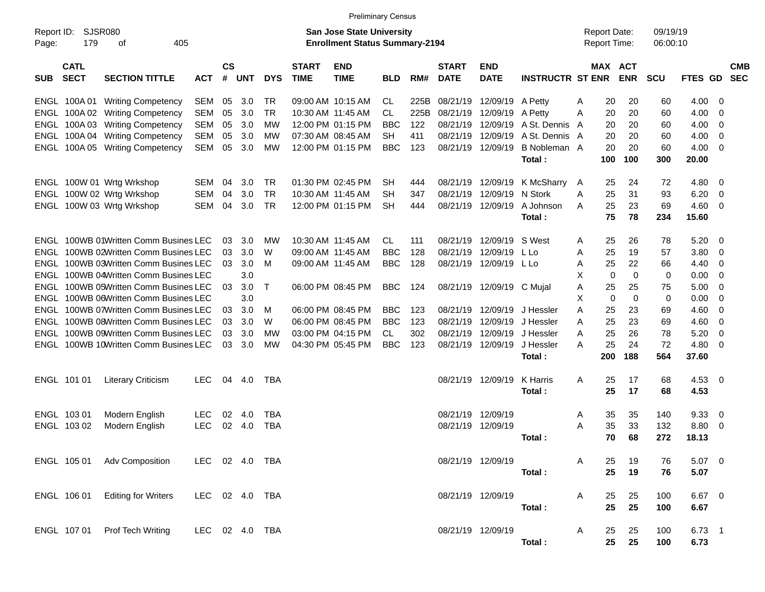Preliminary Census

Report ID: SJSR080

**San Jose State University**
**Enrollment Status Summary-2194**

Report Date: 09/19/19
Report Time: 06:00:10

| SUB | CATL SECT | SECTION TITTLE | ACT | CS # | UNT | DYS | START TIME | END TIME | BLD | RM# | START DATE | END DATE | INSTRUCTR | ST | MAX ENR | ACT ENR | SCU | FTES | GD | CMB SEC |
|---|---|---|---|---|---|---|---|---|---|---|---|---|---|---|---|---|---|---|---|---|
| ENGL | 100A 01 | Writing Competency | SEM | 05 | 3.0 | TR | 09:00 AM | 10:15 AM | CL | 225B | 08/21/19 | 12/09/19 | A Petty | A | 20 | 20 | 60 | 4.00 | 0 | |
| ENGL | 100A 02 | Writing Competency | SEM | 05 | 3.0 | TR | 10:30 AM | 11:45 AM | CL | 225B | 08/21/19 | 12/09/19 | A Petty | A | 20 | 20 | 60 | 4.00 | 0 | |
| ENGL | 100A 03 | Writing Competency | SEM | 05 | 3.0 | MW | 12:00 PM | 01:15 PM | BBC | 122 | 08/21/19 | 12/09/19 | A St. Dennis | A | 20 | 20 | 60 | 4.00 | 0 | |
| ENGL | 100A 04 | Writing Competency | SEM | 05 | 3.0 | MW | 07:30 AM | 08:45 AM | SH | 411 | 08/21/19 | 12/09/19 | A St. Dennis | A | 20 | 20 | 60 | 4.00 | 0 | |
| ENGL | 100A 05 | Writing Competency | SEM | 05 | 3.0 | MW | 12:00 PM | 01:15 PM | BBC | 123 | 08/21/19 | 12/09/19 | B Nobleman | A | 20 | 20 | 60 | 4.00 | 0 | |
| | | | | | | | | | | | | | **Total :** | | **100** | **100** | **300** | **20.00** | | |
| ENGL | 100W 01 | Wrtg Wrkshop | SEM | 04 | 3.0 | TR | 01:30 PM | 02:45 PM | SH | 444 | 08/21/19 | 12/09/19 | K McSharry | A | 25 | 24 | 72 | 4.80 | 0 | |
| ENGL | 100W 02 | Wrtg Wrkshop | SEM | 04 | 3.0 | TR | 10:30 AM | 11:45 AM | SH | 347 | 08/21/19 | 12/09/19 | N Stork | A | 25 | 31 | 93 | 6.20 | 0 | |
| ENGL | 100W 03 | Wrtg Wrkshop | SEM | 04 | 3.0 | TR | 12:00 PM | 01:15 PM | SH | 444 | 08/21/19 | 12/09/19 | A Johnson | A | 25 | 23 | 69 | 4.60 | 0 | |
| | | | | | | | | | | | | | **Total :** | | **75** | **78** | **234** | **15.60** | | |
| ENGL | 100WB 01 | Written Comm Busines | LEC | 03 | 3.0 | MW | 10:30 AM | 11:45 AM | CL | 111 | 08/21/19 | 12/09/19 | S West | A | 25 | 26 | 78 | 5.20 | 0 | |
| ENGL | 100WB 02 | Written Comm Busines | LEC | 03 | 3.0 | W | 09:00 AM | 11:45 AM | BBC | 128 | 08/21/19 | 12/09/19 | L Lo | A | 25 | 19 | 57 | 3.80 | 0 | |
| ENGL | 100WB 03 | Written Comm Busines | LEC | 03 | 3.0 | M | 09:00 AM | 11:45 AM | BBC | 128 | 08/21/19 | 12/09/19 | L Lo | A | 25 | 22 | 66 | 4.40 | 0 | |
| ENGL | 100WB 04 | Written Comm Busines | LEC | | 3.0 | | | | | | | | | X | 0 | 0 | 0 | 0.00 | 0 | |
| ENGL | 100WB 05 | Written Comm Busines | LEC | 03 | 3.0 | T | 06:00 PM | 08:45 PM | BBC | 124 | 08/21/19 | 12/09/19 | C Mujal | A | 25 | 25 | 75 | 5.00 | 0 | |
| ENGL | 100WB 06 | Written Comm Busines | LEC | | 3.0 | | | | | | | | | X | 0 | 0 | 0 | 0.00 | 0 | |
| ENGL | 100WB 07 | Written Comm Busines | LEC | 03 | 3.0 | M | 06:00 PM | 08:45 PM | BBC | 123 | 08/21/19 | 12/09/19 | J Hessler | A | 25 | 23 | 69 | 4.60 | 0 | |
| ENGL | 100WB 08 | Written Comm Busines | LEC | 03 | 3.0 | W | 06:00 PM | 08:45 PM | BBC | 123 | 08/21/19 | 12/09/19 | J Hessler | A | 25 | 23 | 69 | 4.60 | 0 | |
| ENGL | 100WB 09 | Written Comm Busines | LEC | 03 | 3.0 | MW | 03:00 PM | 04:15 PM | CL | 302 | 08/21/19 | 12/09/19 | J Hessler | A | 25 | 26 | 78 | 5.20 | 0 | |
| ENGL | 100WB 10 | Written Comm Busines | LEC | 03 | 3.0 | MW | 04:30 PM | 05:45 PM | BBC | 123 | 08/21/19 | 12/09/19 | J Hessler | A | 25 | 24 | 72 | 4.80 | 0 | |
| | | | | | | | | | | | | | **Total :** | | **200** | **188** | **564** | **37.60** | | |
| ENGL | 101 01 | Literary Criticism | LEC | 04 | 4.0 | TBA | | | | | 08/21/19 | 12/09/19 | K Harris | A | 25 | 17 | 68 | 4.53 | 0 | |
| | | | | | | | | | | | | | **Total :** | | **25** | **17** | **68** | **4.53** | | |
| ENGL | 103 01 | Modern English | LEC | 02 | 4.0 | TBA | | | | | 08/21/19 | 12/09/19 | | A | 35 | 35 | 140 | 9.33 | 0 | |
| ENGL | 103 02 | Modern English | LEC | 02 | 4.0 | TBA | | | | | 08/21/19 | 12/09/19 | | A | 35 | 33 | 132 | 8.80 | 0 | |
| | | | | | | | | | | | | | **Total :** | | **70** | **68** | **272** | **18.13** | | |
| ENGL | 105 01 | Adv Composition | LEC | 02 | 4.0 | TBA | | | | | 08/21/19 | 12/09/19 | | A | 25 | 19 | 76 | 5.07 | 0 | |
| | | | | | | | | | | | | | **Total :** | | **25** | **19** | **76** | **5.07** | | |
| ENGL | 106 01 | Editing for Writers | LEC | 02 | 4.0 | TBA | | | | | 08/21/19 | 12/09/19 | | A | 25 | 25 | 100 | 6.67 | 0 | |
| | | | | | | | | | | | | | **Total :** | | **25** | **25** | **100** | **6.67** | | |
| ENGL | 107 01 | Prof Tech Writing | LEC | 02 | 4.0 | TBA | | | | | 08/21/19 | 12/09/19 | | A | 25 | 25 | 100 | 6.73 | 1 | |
| | | | | | | | | | | | | | **Total :** | | **25** | **25** | **100** | **6.73** | | |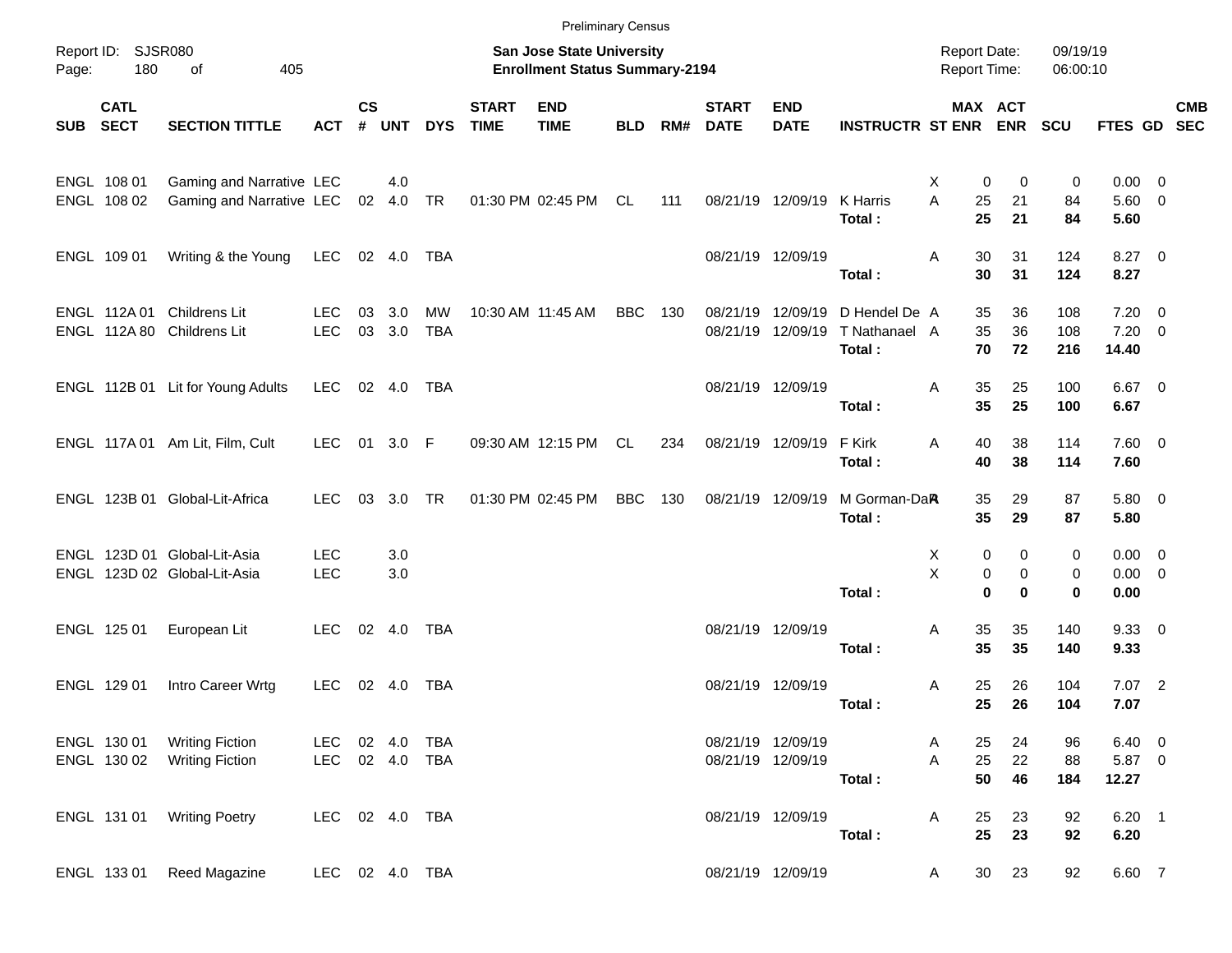Preliminary Census

Report ID: SJSR080

**San Jose State University**
**Enrollment Status Summary-2194**

Report Date: 09/19/19
Report Time: 06:00:10

| SUB | CATL SECT | SECTION TITTLE | ACT | CS # | UNT | DYS | START TIME | END TIME | BLD | RM# | START DATE | END DATE | INSTRUCTR | ST | MAX ENR | ACT ENR | SCU | FTES | GD | CMB SEC |
|---|---|---|---|---|---|---|---|---|---|---|---|---|---|---|---|---|---|---|---|---|
| ENGL | 108 01 | Gaming and Narrative | LEC | | 4.0 | | | | | | | | | X | 0 | 0 | 0 | 0.00 | 0 | |
| ENGL | 108 02 | Gaming and Narrative | LEC | 02 | 4.0 | TR | 01:30 PM | 02:45 PM | CL | 111 | 08/21/19 | 12/09/19 | K Harris | A | 25 | 21 | 84 | 5.60 | 0 | |
| | | | | | | | | | | | | | **Total :** | | **25** | **21** | **84** | **5.60** | | |
| ENGL | 109 01 | Writing & the Young | LEC | 02 | 4.0 | TBA | | | | | 08/21/19 | 12/09/19 | | A | 30 | 31 | 124 | 8.27 | 0 | |
| | | | | | | | | | | | | | **Total :** | | **30** | **31** | **124** | **8.27** | | |
| ENGL | 112A 01 | Childrens Lit | LEC | 03 | 3.0 | MW | 10:30 AM | 11:45 AM | BBC | 130 | 08/21/19 | 12/09/19 | D Hendel De | A | 35 | 36 | 108 | 7.20 | 0 | |
| ENGL | 112A 80 | Childrens Lit | LEC | 03 | 3.0 | TBA | | | | | 08/21/19 | 12/09/19 | T Nathanael | A | 35 | 36 | 108 | 7.20 | 0 | |
| | | | | | | | | | | | | | **Total :** | | **70** | **72** | **216** | **14.40** | | |
| ENGL | 112B 01 | Lit for Young Adults | LEC | 02 | 4.0 | TBA | | | | | 08/21/19 | 12/09/19 | | A | 35 | 25 | 100 | 6.67 | 0 | |
| | | | | | | | | | | | | | **Total :** | | **35** | **25** | **100** | **6.67** | | |
| ENGL | 117A 01 | Am Lit, Film, Cult | LEC | 01 | 3.0 | F | 09:30 AM | 12:15 PM | CL | 234 | 08/21/19 | 12/09/19 | F Kirk | A | 40 | 38 | 114 | 7.60 | 0 | |
| | | | | | | | | | | | | | **Total :** | | **40** | **38** | **114** | **7.60** | | |
| ENGL | 123B 01 | Global-Lit-Africa | LEC | 03 | 3.0 | TR | 01:30 PM | 02:45 PM | BBC | 130 | 08/21/19 | 12/09/19 | M Gorman-Da | A | 35 | 29 | 87 | 5.80 | 0 | |
| | | | | | | | | | | | | | **Total :** | | **35** | **29** | **87** | **5.80** | | |
| ENGL | 123D 01 | Global-Lit-Asia | LEC | | 3.0 | | | | | | | | | X | 0 | 0 | 0 | 0.00 | 0 | |
| ENGL | 123D 02 | Global-Lit-Asia | LEC | | 3.0 | | | | | | | | | X | 0 | 0 | 0 | 0.00 | 0 | |
| | | | | | | | | | | | | | **Total :** | | **0** | **0** | **0** | **0.00** | | |
| ENGL | 125 01 | European Lit | LEC | 02 | 4.0 | TBA | | | | | 08/21/19 | 12/09/19 | | A | 35 | 35 | 140 | 9.33 | 0 | |
| | | | | | | | | | | | | | **Total :** | | **35** | **35** | **140** | **9.33** | | |
| ENGL | 129 01 | Intro Career Wrtg | LEC | 02 | 4.0 | TBA | | | | | 08/21/19 | 12/09/19 | | A | 25 | 26 | 104 | 7.07 | 2 | |
| | | | | | | | | | | | | | **Total :** | | **25** | **26** | **104** | **7.07** | | |
| ENGL | 130 01 | Writing Fiction | LEC | 02 | 4.0 | TBA | | | | | 08/21/19 | 12/09/19 | | A | 25 | 24 | 96 | 6.40 | 0 | |
| ENGL | 130 02 | Writing Fiction | LEC | 02 | 4.0 | TBA | | | | | 08/21/19 | 12/09/19 | | A | 25 | 22 | 88 | 5.87 | 0 | |
| | | | | | | | | | | | | | **Total :** | | **50** | **46** | **184** | **12.27** | | |
| ENGL | 131 01 | Writing Poetry | LEC | 02 | 4.0 | TBA | | | | | 08/21/19 | 12/09/19 | | A | 25 | 23 | 92 | 6.20 | 1 | |
| | | | | | | | | | | | | | **Total :** | | **25** | **23** | **92** | **6.20** | | |
| ENGL | 133 01 | Reed Magazine | LEC | 02 | 4.0 | TBA | | | | | 08/21/19 | 12/09/19 | | A | 30 | 23 | 92 | 6.60 | 7 | |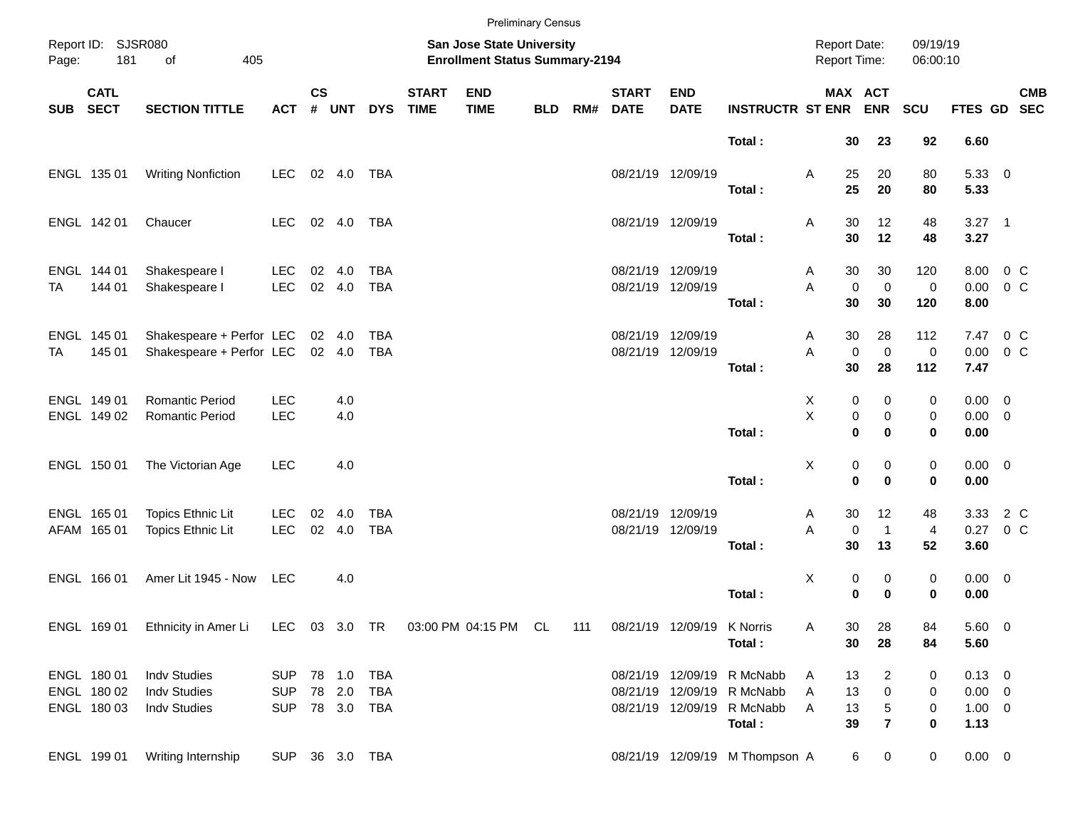Preliminary Census

Report ID: SJSR080

**San Jose State University**
**Enrollment Status Summary-2194**

Report Date: 09/19/19
Report Time: 06:00:10

| SUB | CATL SECT | SECTION TITTLE | ACT | CS # | UNT | DYS | START TIME | END TIME | BLD | RM# | START DATE | END DATE | INSTRUCTR | ST | MAX ENR | ACT ENR | SCU | FTES | GD | CMB SEC |
|---|---|---|---|---|---|---|---|---|---|---|---|---|---|---|---|---|---|---|---|---|
| | | | | | | | | | | | | | **Total :** | | **30** | **23** | **92** | **6.60** | | |
| ENGL | 135 01 | Writing Nonfiction | LEC | 02 | 4.0 | TBA | | | | | 08/21/19 | 12/09/19 | | A | 25 | 20 | 80 | 5.33 | 0 | |
| | | | | | | | | | | | | | **Total :** | | **25** | **20** | **80** | **5.33** | | |
| ENGL | 142 01 | Chaucer | LEC | 02 | 4.0 | TBA | | | | | 08/21/19 | 12/09/19 | | A | 30 | 12 | 48 | 3.27 | 1 | |
| | | | | | | | | | | | | | **Total :** | | **30** | **12** | **48** | **3.27** | | |
| ENGL | 144 01 | Shakespeare I | LEC | 02 | 4.0 | TBA | | | | | 08/21/19 | 12/09/19 | | A | 30 | 30 | 120 | 8.00 | 0 | C |
| TA | 144 01 | Shakespeare I | LEC | 02 | 4.0 | TBA | | | | | 08/21/19 | 12/09/19 | | A | 0 | 0 | 0 | 0.00 | 0 | C |
| | | | | | | | | | | | | | **Total :** | | **30** | **30** | **120** | **8.00** | | |
| ENGL | 145 01 | Shakespeare + Perfor | LEC | 02 | 4.0 | TBA | | | | | 08/21/19 | 12/09/19 | | A | 30 | 28 | 112 | 7.47 | 0 | C |
| TA | 145 01 | Shakespeare + Perfor | LEC | 02 | 4.0 | TBA | | | | | 08/21/19 | 12/09/19 | | A | 0 | 0 | 0 | 0.00 | 0 | C |
| | | | | | | | | | | | | | **Total :** | | **30** | **28** | **112** | **7.47** | | |
| ENGL | 149 01 | Romantic Period | LEC | | 4.0 | | | | | | | | | X | 0 | 0 | 0 | 0.00 | 0 | |
| ENGL | 149 02 | Romantic Period | LEC | | 4.0 | | | | | | | | | X | 0 | 0 | 0 | 0.00 | 0 | |
| | | | | | | | | | | | | | **Total :** | | **0** | **0** | **0** | **0.00** | | |
| ENGL | 150 01 | The Victorian Age | LEC | | 4.0 | | | | | | | | | X | 0 | 0 | 0 | 0.00 | 0 | |
| | | | | | | | | | | | | | **Total :** | | **0** | **0** | **0** | **0.00** | | |
| ENGL | 165 01 | Topics Ethnic Lit | LEC | 02 | 4.0 | TBA | | | | | 08/21/19 | 12/09/19 | | A | 30 | 12 | 48 | 3.33 | 2 | C |
| AFAM | 165 01 | Topics Ethnic Lit | LEC | 02 | 4.0 | TBA | | | | | 08/21/19 | 12/09/19 | | A | 0 | 1 | 4 | 0.27 | 0 | C |
| | | | | | | | | | | | | | **Total :** | | **30** | **13** | **52** | **3.60** | | |
| ENGL | 166 01 | Amer Lit 1945 - Now | LEC | | 4.0 | | | | | | | | | X | 0 | 0 | 0 | 0.00 | 0 | |
| | | | | | | | | | | | | | **Total :** | | **0** | **0** | **0** | **0.00** | | |
| ENGL | 169 01 | Ethnicity in Amer Li | LEC | 03 | 3.0 | TR | 03:00 PM | 04:15 PM | CL | 111 | 08/21/19 | 12/09/19 | K Norris | A | 30 | 28 | 84 | 5.60 | 0 | |
| | | | | | | | | | | | | | **Total :** | | **30** | **28** | **84** | **5.60** | | |
| ENGL | 180 01 | Indv Studies | SUP | 78 | 1.0 | TBA | | | | | 08/21/19 | 12/09/19 | R McNabb | A | 13 | 2 | 0 | 0.13 | 0 | |
| ENGL | 180 02 | Indv Studies | SUP | 78 | 2.0 | TBA | | | | | 08/21/19 | 12/09/19 | R McNabb | A | 13 | 0 | 0 | 0.00 | 0 | |
| ENGL | 180 03 | Indv Studies | SUP | 78 | 3.0 | TBA | | | | | 08/21/19 | 12/09/19 | R McNabb | A | 13 | 5 | 0 | 1.00 | 0 | |
| | | | | | | | | | | | | | **Total :** | | **39** | **7** | **0** | **1.13** | | |
| ENGL | 199 01 | Writing Internship | SUP | 36 | 3.0 | TBA | | | | | 08/21/19 | 12/09/19 | M Thompson | A | 6 | 0 | 0 | 0.00 | 0 | |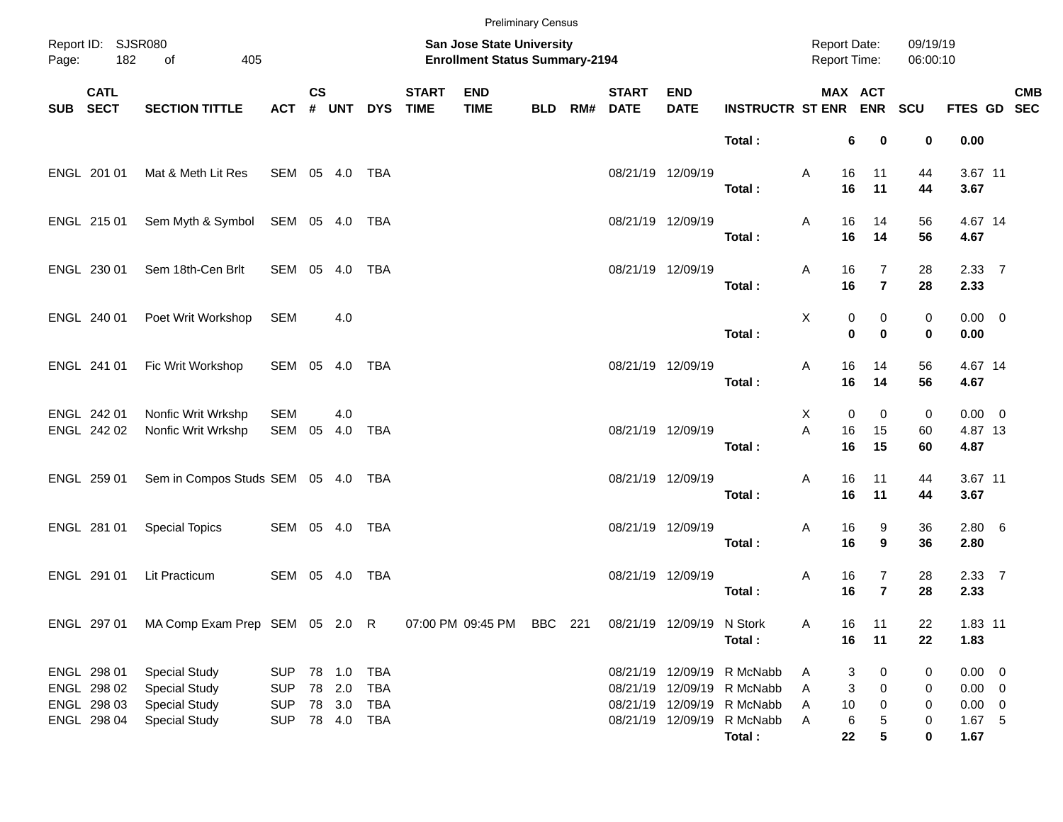Preliminary Census

Report ID: SJSR080

**San Jose State University**
**Enrollment Status Summary-2194**

Report Date: 09/19/19
Report Time: 06:00:10

| SUB | CATL SECT | SECTION TITTLE | ACT | CS # | UNT | DYS | START TIME | END TIME | BLD | RM# | START DATE | END DATE | INSTRUCTR | ST | MAX ENR | ACT ENR | SCU | FTES | GD | CMB SEC |
|---|---|---|---|---|---|---|---|---|---|---|---|---|---|---|---|---|---|---|---|---|
| | | | | | | | | | | | | | **Total :** | | **6** | **0** | **0** | **0.00** | | |
| ENGL | 201 01 | Mat & Meth Lit Res | SEM | 05 | 4.0 | TBA | | | | | 08/21/19 | 12/09/19 | | A | 16 | 11 | 44 | 3.67 | 11 | |
| | | | | | | | | | | | | | **Total :** | | **16** | **11** | **44** | **3.67** | | |
| ENGL | 215 01 | Sem Myth & Symbol | SEM | 05 | 4.0 | TBA | | | | | 08/21/19 | 12/09/19 | | A | 16 | 14 | 56 | 4.67 | 14 | |
| | | | | | | | | | | | | | **Total :** | | **16** | **14** | **56** | **4.67** | | |
| ENGL | 230 01 | Sem 18th-Cen Brlt | SEM | 05 | 4.0 | TBA | | | | | 08/21/19 | 12/09/19 | | A | 16 | 7 | 28 | 2.33 | 7 | |
| | | | | | | | | | | | | | **Total :** | | **16** | **7** | **28** | **2.33** | | |
| ENGL | 240 01 | Poet Writ Workshop | SEM | | 4.0 | | | | | | | | | X | 0 | 0 | 0 | 0.00 | 0 | |
| | | | | | | | | | | | | | **Total :** | | **0** | **0** | **0** | **0.00** | | |
| ENGL | 241 01 | Fic Writ Workshop | SEM | 05 | 4.0 | TBA | | | | | 08/21/19 | 12/09/19 | | A | 16 | 14 | 56 | 4.67 | 14 | |
| | | | | | | | | | | | | | **Total :** | | **16** | **14** | **56** | **4.67** | | |
| ENGL | 242 01 | Nonfic Writ Wrkshp | SEM | | 4.0 | | | | | | | | | X | 0 | 0 | 0 | 0.00 | 0 | |
| ENGL | 242 02 | Nonfic Writ Wrkshp | SEM | 05 | 4.0 | TBA | | | | | 08/21/19 | 12/09/19 | | A | 16 | 15 | 60 | 4.87 | 13 | |
| | | | | | | | | | | | | | **Total :** | | **16** | **15** | **60** | **4.87** | | |
| ENGL | 259 01 | Sem in Compos Studs | SEM | 05 | 4.0 | TBA | | | | | 08/21/19 | 12/09/19 | | A | 16 | 11 | 44 | 3.67 | 11 | |
| | | | | | | | | | | | | | **Total :** | | **16** | **11** | **44** | **3.67** | | |
| ENGL | 281 01 | Special Topics | SEM | 05 | 4.0 | TBA | | | | | 08/21/19 | 12/09/19 | | A | 16 | 9 | 36 | 2.80 | 6 | |
| | | | | | | | | | | | | | **Total :** | | **16** | **9** | **36** | **2.80** | | |
| ENGL | 291 01 | Lit Practicum | SEM | 05 | 4.0 | TBA | | | | | 08/21/19 | 12/09/19 | | A | 16 | 7 | 28 | 2.33 | 7 | |
| | | | | | | | | | | | | | **Total :** | | **16** | **7** | **28** | **2.33** | | |
| ENGL | 297 01 | MA Comp Exam Prep | SEM | 05 | 2.0 | R | 07:00 PM | 09:45 PM | BBC | 221 | 08/21/19 | 12/09/19 | N Stork | A | 16 | 11 | 22 | 1.83 | 11 | |
| | | | | | | | | | | | | | **Total :** | | **16** | **11** | **22** | **1.83** | | |
| ENGL | 298 01 | Special Study | SUP | 78 | 1.0 | TBA | | | | | 08/21/19 | 12/09/19 | R McNabb | A | 3 | 0 | 0 | 0.00 | 0 | |
| ENGL | 298 02 | Special Study | SUP | 78 | 2.0 | TBA | | | | | 08/21/19 | 12/09/19 | R McNabb | A | 3 | 0 | 0 | 0.00 | 0 | |
| ENGL | 298 03 | Special Study | SUP | 78 | 3.0 | TBA | | | | | 08/21/19 | 12/09/19 | R McNabb | A | 10 | 0 | 0 | 0.00 | 0 | |
| ENGL | 298 04 | Special Study | SUP | 78 | 4.0 | TBA | | | | | 08/21/19 | 12/09/19 | R McNabb | A | 6 | 5 | 0 | 1.67 | 5 | |
| | | | | | | | | | | | | | **Total :** | | **22** | **5** | **0** | **1.67** | | |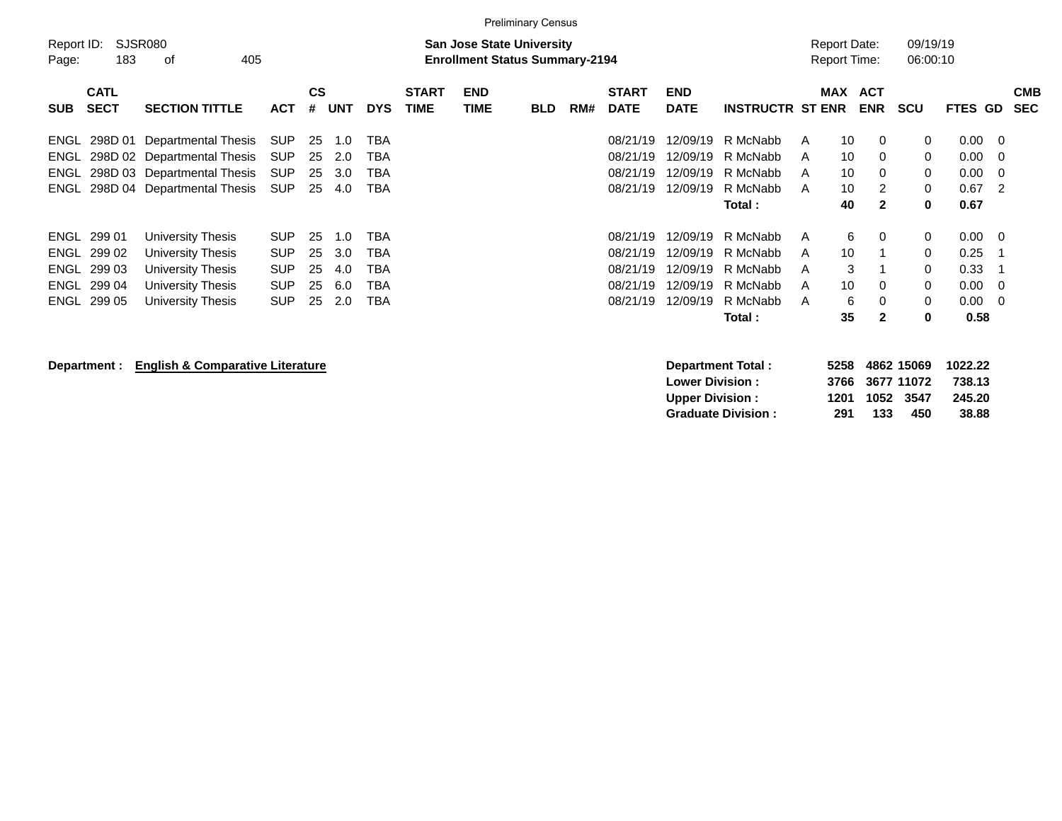Preliminary Census

Report ID: SJSR080
Page: 183 of 405

**San Jose State University**
**Enrollment Status Summary-2194**

Report Date: 09/19/19
Report Time: 06:00:10

| SUB | CATL SECT | SECTION TITTLE | ACT | CS # | UNT | DYS | START TIME | END TIME | BLD | RM# | START DATE | END DATE | INSTRUCTR | ST | MAX ENR | ACT ENR | SCU | FTES | GD | CMB SEC |
|---|---|---|---|---|---|---|---|---|---|---|---|---|---|---|---|---|---|---|---|---|
| ENGL | 298D 01 | Departmental Thesis | SUP | 25 | 1.0 | TBA | | | | | 08/21/19 | 12/09/19 | R McNabb | A | 10 | 0 | 0 | 0.00 | 0 | |
| ENGL | 298D 02 | Departmental Thesis | SUP | 25 | 2.0 | TBA | | | | | 08/21/19 | 12/09/19 | R McNabb | A | 10 | 0 | 0 | 0.00 | 0 | |
| ENGL | 298D 03 | Departmental Thesis | SUP | 25 | 3.0 | TBA | | | | | 08/21/19 | 12/09/19 | R McNabb | A | 10 | 0 | 0 | 0.00 | 0 | |
| ENGL | 298D 04 | Departmental Thesis | SUP | 25 | 4.0 | TBA | | | | | 08/21/19 | 12/09/19 | R McNabb | A | 10 | 2 | 0 | 0.67 | 2 | |
| | | | | | | | | | | | | | **Total :** | | **40** | **2** | **0** | **0.67** | | |
| ENGL | 299 01 | University Thesis | SUP | 25 | 1.0 | TBA | | | | | 08/21/19 | 12/09/19 | R McNabb | A | 6 | 0 | 0 | 0.00 | 0 | |
| ENGL | 299 02 | University Thesis | SUP | 25 | 3.0 | TBA | | | | | 08/21/19 | 12/09/19 | R McNabb | A | 10 | 1 | 0 | 0.25 | 1 | |
| ENGL | 299 03 | University Thesis | SUP | 25 | 4.0 | TBA | | | | | 08/21/19 | 12/09/19 | R McNabb | A | 3 | 1 | 0 | 0.33 | 1 | |
| ENGL | 299 04 | University Thesis | SUP | 25 | 6.0 | TBA | | | | | 08/21/19 | 12/09/19 | R McNabb | A | 10 | 0 | 0 | 0.00 | 0 | |
| ENGL | 299 05 | University Thesis | SUP | 25 | 2.0 | TBA | | | | | 08/21/19 | 12/09/19 | R McNabb | A | 6 | 0 | 0 | 0.00 | 0 | |
| | | | | | | | | | | | | | **Total :** | | **35** | **2** | **0** | **0.58** | | |

**Department :** **English & Comparative Literature**

| | MAX ENR | ACT ENR | SCU | FTES |
|---|---|---|---|---|
| **Department Total :** | **5258** | **4862** | **15069** | **1022.22** |
| **Lower Division :** | **3766** | **3677** | **11072** | **738.13** |
| **Upper Division :** | **1201** | **1052** | **3547** | **245.20** |
| **Graduate Division :** | **291** | **133** | **450** | **38.88** |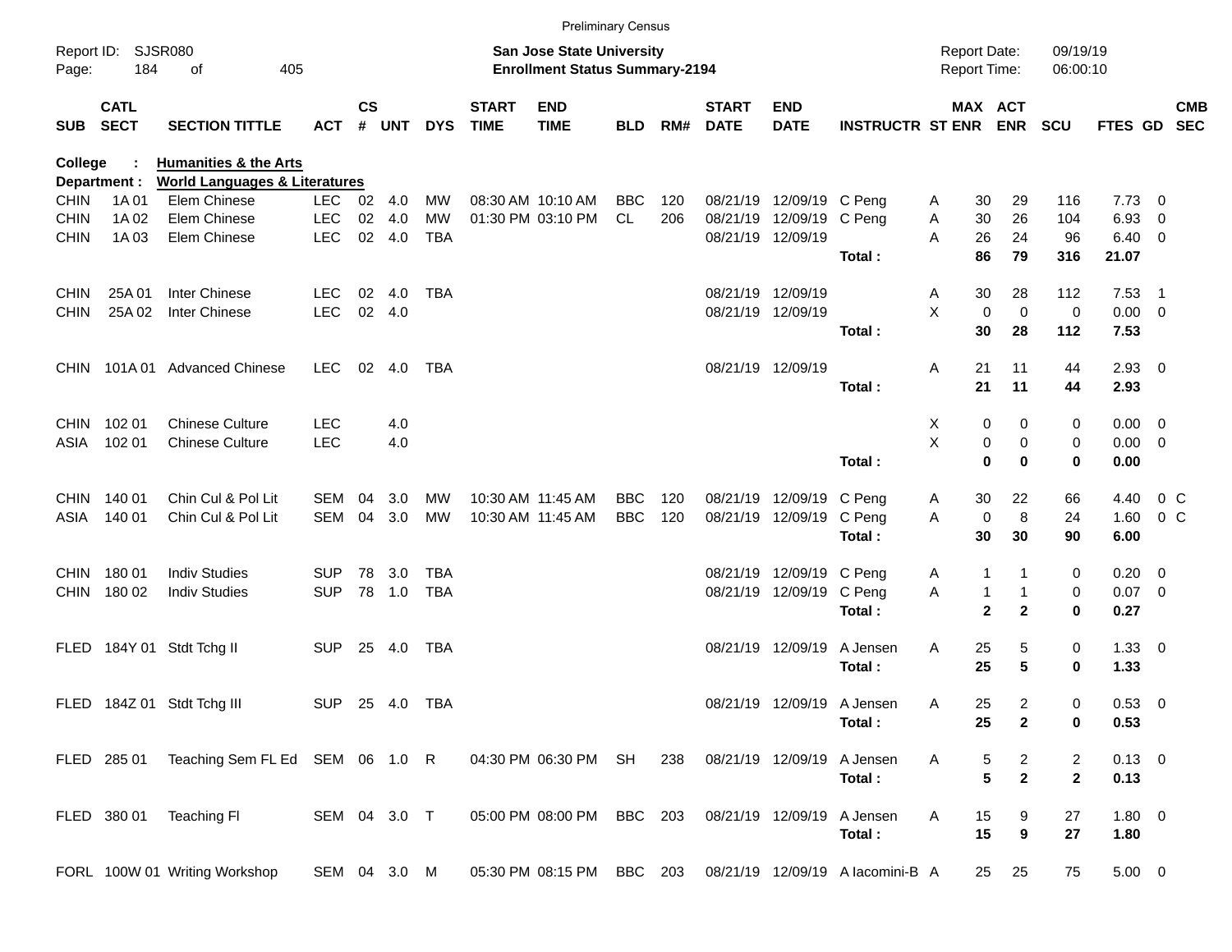Preliminary Census

Report ID: SJSR080
Page: 184 of 405

**San Jose State University**
**Enrollment Status Summary-2194**

Report Date: 09/19/19
Report Time: 06:00:10

**College : Humanities & the Arts**
**Department : World Languages & Literatures**

| SUB | CATL SECT | SECTION TITTLE | ACT | CS # | UNT | DYS | START TIME | END TIME | BLD | RM# | START DATE | END DATE | INSTRUCTR | ST | MAX ENR | ACT ENR | SCU | FTES | GD | CMB SEC |
|---|---|---|---|---|---|---|---|---|---|---|---|---|---|---|---|---|---|---|---|---|
| CHIN | 1A 01 | Elem Chinese | LEC | 02 | 4.0 | MW | 08:30 AM | 10:10 AM | BBC | 120 | 08/21/19 | 12/09/19 | C Peng | A | 30 | 29 | 116 | 7.73 | 0 | |
| CHIN | 1A 02 | Elem Chinese | LEC | 02 | 4.0 | MW | 01:30 PM | 03:10 PM | CL | 206 | 08/21/19 | 12/09/19 | C Peng | A | 30 | 26 | 104 | 6.93 | 0 | |
| CHIN | 1A 03 | Elem Chinese | LEC | 02 | 4.0 | TBA | | | | | 08/21/19 | 12/09/19 | | A | 26 | 24 | 96 | 6.40 | 0 | |
| | | | | | | | | | | | | | **Total :** | | **86** | **79** | **316** | **21.07** | | |
| CHIN | 25A 01 | Inter Chinese | LEC | 02 | 4.0 | TBA | | | | | 08/21/19 | 12/09/19 | | A | 30 | 28 | 112 | 7.53 | 1 | |
| CHIN | 25A 02 | Inter Chinese | LEC | 02 | 4.0 | | | | | | 08/21/19 | 12/09/19 | | X | 0 | 0 | 0 | 0.00 | 0 | |
| | | | | | | | | | | | | | **Total :** | | **30** | **28** | **112** | **7.53** | | |
| CHIN | 101A 01 | Advanced Chinese | LEC | 02 | 4.0 | TBA | | | | | 08/21/19 | 12/09/19 | | A | 21 | 11 | 44 | 2.93 | 0 | |
| | | | | | | | | | | | | | **Total :** | | **21** | **11** | **44** | **2.93** | | |
| CHIN | 102 01 | Chinese Culture | LEC | | 4.0 | | | | | | | | | X | 0 | 0 | 0 | 0.00 | 0 | |
| ASIA | 102 01 | Chinese Culture | LEC | | 4.0 | | | | | | | | | X | 0 | 0 | 0 | 0.00 | 0 | |
| | | | | | | | | | | | | | **Total :** | | **0** | **0** | **0** | **0.00** | | |
| CHIN | 140 01 | Chin Cul & Pol Lit | SEM | 04 | 3.0 | MW | 10:30 AM | 11:45 AM | BBC | 120 | 08/21/19 | 12/09/19 | C Peng | A | 30 | 22 | 66 | 4.40 | 0 | C |
| ASIA | 140 01 | Chin Cul & Pol Lit | SEM | 04 | 3.0 | MW | 10:30 AM | 11:45 AM | BBC | 120 | 08/21/19 | 12/09/19 | C Peng | A | 0 | 8 | 24 | 1.60 | 0 | C |
| | | | | | | | | | | | | | **Total :** | | **30** | **30** | **90** | **6.00** | | |
| CHIN | 180 01 | Indiv Studies | SUP | 78 | 3.0 | TBA | | | | | 08/21/19 | 12/09/19 | C Peng | A | 1 | 1 | 0 | 0.20 | 0 | |
| CHIN | 180 02 | Indiv Studies | SUP | 78 | 1.0 | TBA | | | | | 08/21/19 | 12/09/19 | C Peng | A | 1 | 1 | 0 | 0.07 | 0 | |
| | | | | | | | | | | | | | **Total :** | | **2** | **2** | **0** | **0.27** | | |
| FLED | 184Y 01 | Stdt Tchg II | SUP | 25 | 4.0 | TBA | | | | | 08/21/19 | 12/09/19 | A Jensen | A | 25 | 5 | 0 | 1.33 | 0 | |
| | | | | | | | | | | | | | **Total :** | | **25** | **5** | **0** | **1.33** | | |
| FLED | 184Z 01 | Stdt Tchg III | SUP | 25 | 4.0 | TBA | | | | | 08/21/19 | 12/09/19 | A Jensen | A | 25 | 2 | 0 | 0.53 | 0 | |
| | | | | | | | | | | | | | **Total :** | | **25** | **2** | **0** | **0.53** | | |
| FLED | 285 01 | Teaching Sem FL Ed | SEM | 06 | 1.0 | R | 04:30 PM | 06:30 PM | SH | 238 | 08/21/19 | 12/09/19 | A Jensen | A | 5 | 2 | 2 | 0.13 | 0 | |
| | | | | | | | | | | | | | **Total :** | | **5** | **2** | **2** | **0.13** | | |
| FLED | 380 01 | Teaching Fl | SEM | 04 | 3.0 | T | 05:00 PM | 08:00 PM | BBC | 203 | 08/21/19 | 12/09/19 | A Jensen | A | 15 | 9 | 27 | 1.80 | 0 | |
| | | | | | | | | | | | | | **Total :** | | **15** | **9** | **27** | **1.80** | | |
| FORL | 100W 01 | Writing Workshop | SEM | 04 | 3.0 | M | 05:30 PM | 08:15 PM | BBC | 203 | 08/21/19 | 12/09/19 | A Iacomini-B | A | 25 | 25 | 75 | 5.00 | 0 | |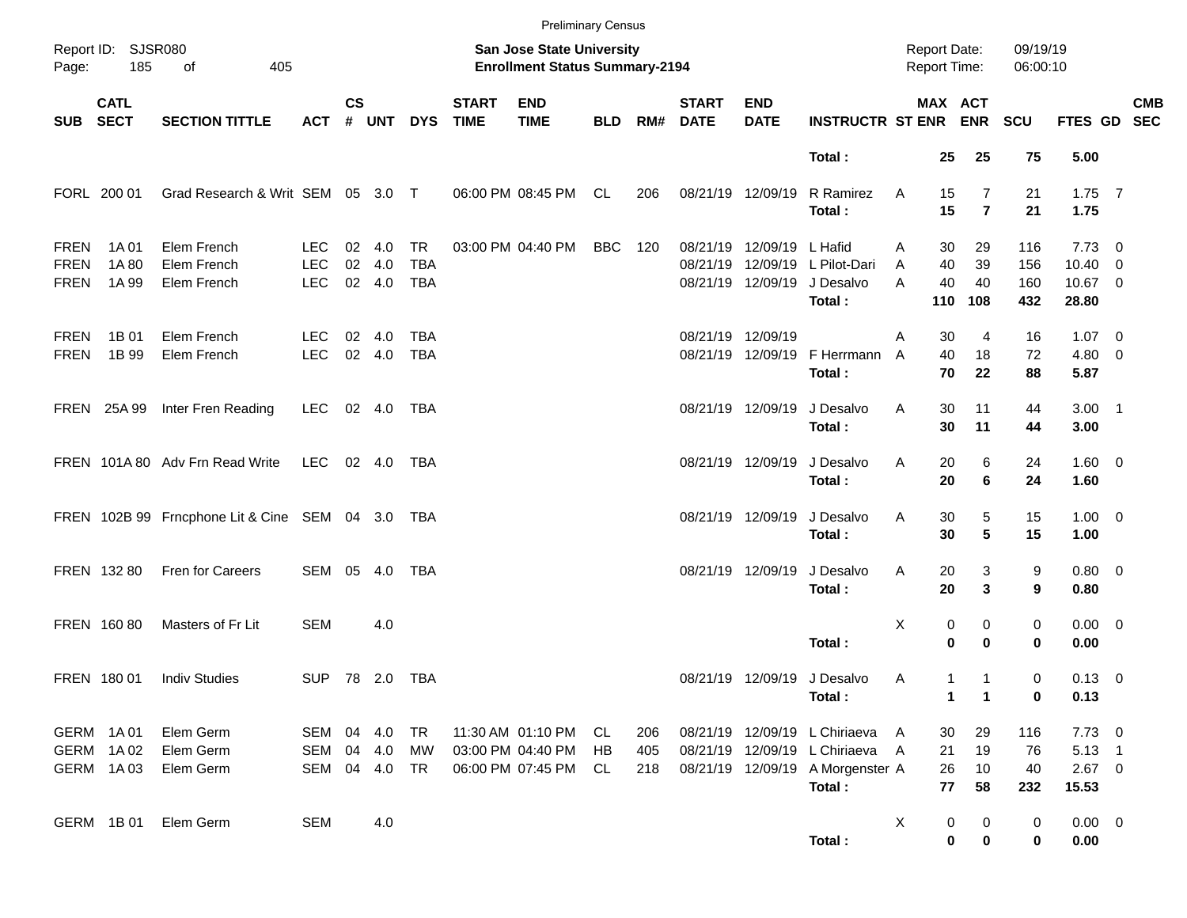Preliminary Census

Report ID: SJSR080
Page: 185 of 405

**San Jose State University**
**Enrollment Status Summary-2194**

Report Date: 09/19/19
Report Time: 06:00:10

| SUB | CATL SECT | SECTION TITTLE | ACT | CS # | UNT | DYS | START TIME | END TIME | BLD | RM# | START DATE | END DATE | INSTRUCTR | ST | MAX ENR | ACT ENR | SCU | FTES | GD | CMB SEC |
|---|---|---|---|---|---|---|---|---|---|---|---|---|---|---|---|---|---|---|---|---|
| | | | | | | | | | | | | | **Total :** | | **25** | **25** | **75** | **5.00** | | |
| FORL | 200 01 | Grad Research & Writ | SEM | 05 | 3.0 | T | 06:00 PM | 08:45 PM | CL | 206 | 08/21/19 | 12/09/19 | R Ramirez | A | 15 | 7 | 21 | 1.75 | 7 | |
| | | | | | | | | | | | | | **Total :** | | **15** | **7** | **21** | **1.75** | | |
| FREN | 1A 01 | Elem French | LEC | 02 | 4.0 | TR | 03:00 PM | 04:40 PM | BBC | 120 | 08/21/19 | 12/09/19 | L Hafid | A | 30 | 29 | 116 | 7.73 | 0 | |
| FREN | 1A 80 | Elem French | LEC | 02 | 4.0 | TBA | | | | | 08/21/19 | 12/09/19 | L Pilot-Dari | A | 40 | 39 | 156 | 10.40 | 0 | |
| FREN | 1A 99 | Elem French | LEC | 02 | 4.0 | TBA | | | | | 08/21/19 | 12/09/19 | J Desalvo | A | 40 | 40 | 160 | 10.67 | 0 | |
| | | | | | | | | | | | | | **Total :** | | **110** | **108** | **432** | **28.80** | | |
| FREN | 1B 01 | Elem French | LEC | 02 | 4.0 | TBA | | | | | 08/21/19 | 12/09/19 | | A | 30 | 4 | 16 | 1.07 | 0 | |
| FREN | 1B 99 | Elem French | LEC | 02 | 4.0 | TBA | | | | | 08/21/19 | 12/09/19 | F Herrmann | A | 40 | 18 | 72 | 4.80 | 0 | |
| | | | | | | | | | | | | | **Total :** | | **70** | **22** | **88** | **5.87** | | |
| FREN | 25A 99 | Inter Fren Reading | LEC | 02 | 4.0 | TBA | | | | | 08/21/19 | 12/09/19 | J Desalvo | A | 30 | 11 | 44 | 3.00 | 1 | |
| | | | | | | | | | | | | | **Total :** | | **30** | **11** | **44** | **3.00** | | |
| FREN | 101A 80 | Adv Frn Read Write | LEC | 02 | 4.0 | TBA | | | | | 08/21/19 | 12/09/19 | J Desalvo | A | 20 | 6 | 24 | 1.60 | 0 | |
| | | | | | | | | | | | | | **Total :** | | **20** | **6** | **24** | **1.60** | | |
| FREN | 102B 99 | Frncphone Lit & Cine | SEM | 04 | 3.0 | TBA | | | | | 08/21/19 | 12/09/19 | J Desalvo | A | 30 | 5 | 15 | 1.00 | 0 | |
| | | | | | | | | | | | | | **Total :** | | **30** | **5** | **15** | **1.00** | | |
| FREN | 132 80 | Fren for Careers | SEM | 05 | 4.0 | TBA | | | | | 08/21/19 | 12/09/19 | J Desalvo | A | 20 | 3 | 9 | 0.80 | 0 | |
| | | | | | | | | | | | | | **Total :** | | **20** | **3** | **9** | **0.80** | | |
| FREN | 160 80 | Masters of Fr Lit | SEM | | 4.0 | | | | | | | | | X | 0 | 0 | 0 | 0.00 | 0 | |
| | | | | | | | | | | | | | **Total :** | | **0** | **0** | **0** | **0.00** | | |
| FREN | 180 01 | Indiv Studies | SUP | 78 | 2.0 | TBA | | | | | 08/21/19 | 12/09/19 | J Desalvo | A | 1 | 1 | 0 | 0.13 | 0 | |
| | | | | | | | | | | | | | **Total :** | | **1** | **1** | **0** | **0.13** | | |
| GERM | 1A 01 | Elem Germ | SEM | 04 | 4.0 | TR | 11:30 AM | 01:10 PM | CL | 206 | 08/21/19 | 12/09/19 | L Chiriaeva | A | 30 | 29 | 116 | 7.73 | 0 | |
| GERM | 1A 02 | Elem Germ | SEM | 04 | 4.0 | MW | 03:00 PM | 04:40 PM | HB | 405 | 08/21/19 | 12/09/19 | L Chiriaeva | A | 21 | 19 | 76 | 5.13 | 1 | |
| GERM | 1A 03 | Elem Germ | SEM | 04 | 4.0 | TR | 06:00 PM | 07:45 PM | CL | 218 | 08/21/19 | 12/09/19 | A Morgenster | A | 26 | 10 | 40 | 2.67 | 0 | |
| | | | | | | | | | | | | | **Total :** | | **77** | **58** | **232** | **15.53** | | |
| GERM | 1B 01 | Elem Germ | SEM | | 4.0 | | | | | | | | | X | 0 | 0 | 0 | 0.00 | 0 | |
| | | | | | | | | | | | | | **Total :** | | **0** | **0** | **0** | **0.00** | | |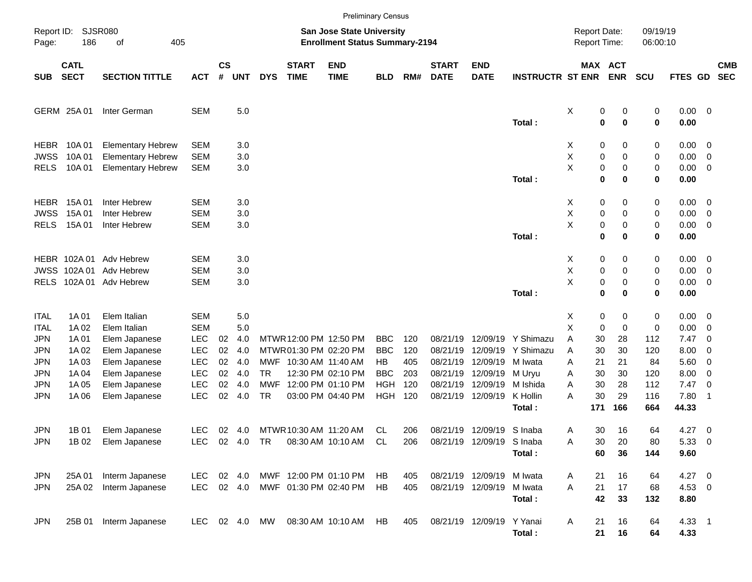Preliminary Census

Report ID: SJSR080
Page: 186 of 405

**San Jose State University**
**Enrollment Status Summary-2194**

Report Date: 09/19/19
Report Time: 06:00:10

| SUB | CATL SECT | SECTION TITTLE | ACT | CS # | UNT | DYS | START TIME | END TIME | BLD | RM# | START DATE | END DATE | INSTRUCTR | ST | MAX ENR | ACT ENR | SCU | FTES | GD | CMB SEC |
|---|---|---|---|---|---|---|---|---|---|---|---|---|---|---|---|---|---|---|---|---|
| GERM | 25A 01 | Inter German | SEM | | 5.0 | | | | | | | | | X | 0 | 0 | 0 | 0.00 | 0 | |
| | | | | | | | | | | | | | **Total :** | | **0** | **0** | **0** | **0.00** | | |
| HEBR | 10A 01 | Elementary Hebrew | SEM | | 3.0 | | | | | | | | | X | 0 | 0 | 0 | 0.00 | 0 | |
| JWSS | 10A 01 | Elementary Hebrew | SEM | | 3.0 | | | | | | | | | X | 0 | 0 | 0 | 0.00 | 0 | |
| RELS | 10A 01 | Elementary Hebrew | SEM | | 3.0 | | | | | | | | | X | 0 | 0 | 0 | 0.00 | 0 | |
| | | | | | | | | | | | | | **Total :** | | **0** | **0** | **0** | **0.00** | | |
| HEBR | 15A 01 | Inter Hebrew | SEM | | 3.0 | | | | | | | | | X | 0 | 0 | 0 | 0.00 | 0 | |
| JWSS | 15A 01 | Inter Hebrew | SEM | | 3.0 | | | | | | | | | X | 0 | 0 | 0 | 0.00 | 0 | |
| RELS | 15A 01 | Inter Hebrew | SEM | | 3.0 | | | | | | | | | X | 0 | 0 | 0 | 0.00 | 0 | |
| | | | | | | | | | | | | | **Total :** | | **0** | **0** | **0** | **0.00** | | |
| HEBR | 102A 01 | Adv Hebrew | SEM | | 3.0 | | | | | | | | | X | 0 | 0 | 0 | 0.00 | 0 | |
| JWSS | 102A 01 | Adv Hebrew | SEM | | 3.0 | | | | | | | | | X | 0 | 0 | 0 | 0.00 | 0 | |
| RELS | 102A 01 | Adv Hebrew | SEM | | 3.0 | | | | | | | | | X | 0 | 0 | 0 | 0.00 | 0 | |
| | | | | | | | | | | | | | **Total :** | | **0** | **0** | **0** | **0.00** | | |
| ITAL | 1A 01 | Elem Italian | SEM | | 5.0 | | | | | | | | | X | 0 | 0 | 0 | 0.00 | 0 | |
| ITAL | 1A 02 | Elem Italian | SEM | | 5.0 | | | | | | | | | X | 0 | 0 | 0 | 0.00 | 0 | |
| JPN | 1A 01 | Elem Japanese | LEC | 02 | 4.0 | MTWR | 12:00 PM | 12:50 PM | BBC | 120 | 08/21/19 | 12/09/19 | Y Shimazu | A | 30 | 28 | 112 | 7.47 | 0 | |
| JPN | 1A 02 | Elem Japanese | LEC | 02 | 4.0 | MTWR | 01:30 PM | 02:20 PM | BBC | 120 | 08/21/19 | 12/09/19 | Y Shimazu | A | 30 | 30 | 120 | 8.00 | 0 | |
| JPN | 1A 03 | Elem Japanese | LEC | 02 | 4.0 | MWF | 10:30 AM | 11:40 AM | HB | 405 | 08/21/19 | 12/09/19 | M Iwata | A | 21 | 21 | 84 | 5.60 | 0 | |
| JPN | 1A 04 | Elem Japanese | LEC | 02 | 4.0 | TR | 12:30 PM | 02:10 PM | BBC | 203 | 08/21/19 | 12/09/19 | M Uryu | A | 30 | 30 | 120 | 8.00 | 0 | |
| JPN | 1A 05 | Elem Japanese | LEC | 02 | 4.0 | MWF | 12:00 PM | 01:10 PM | HGH | 120 | 08/21/19 | 12/09/19 | M Ishida | A | 30 | 28 | 112 | 7.47 | 0 | |
| JPN | 1A 06 | Elem Japanese | LEC | 02 | 4.0 | TR | 03:00 PM | 04:40 PM | HGH | 120 | 08/21/19 | 12/09/19 | K Hollin | A | 30 | 29 | 116 | 7.80 | 1 | |
| | | | | | | | | | | | | | **Total :** | | **171** | **166** | **664** | **44.33** | | |
| JPN | 1B 01 | Elem Japanese | LEC | 02 | 4.0 | MTWR | 10:30 AM | 11:20 AM | CL | 206 | 08/21/19 | 12/09/19 | S Inaba | A | 30 | 16 | 64 | 4.27 | 0 | |
| JPN | 1B 02 | Elem Japanese | LEC | 02 | 4.0 | TR | 08:30 AM | 10:10 AM | CL | 206 | 08/21/19 | 12/09/19 | S Inaba | A | 30 | 20 | 80 | 5.33 | 0 | |
| | | | | | | | | | | | | | **Total :** | | **60** | **36** | **144** | **9.60** | | |
| JPN | 25A 01 | Interm Japanese | LEC | 02 | 4.0 | MWF | 12:00 PM | 01:10 PM | HB | 405 | 08/21/19 | 12/09/19 | M Iwata | A | 21 | 16 | 64 | 4.27 | 0 | |
| JPN | 25A 02 | Interm Japanese | LEC | 02 | 4.0 | MWF | 01:30 PM | 02:40 PM | HB | 405 | 08/21/19 | 12/09/19 | M Iwata | A | 21 | 17 | 68 | 4.53 | 0 | |
| | | | | | | | | | | | | | **Total :** | | **42** | **33** | **132** | **8.80** | | |
| JPN | 25B 01 | Interm Japanese | LEC | 02 | 4.0 | MW | 08:30 AM | 10:10 AM | HB | 405 | 08/21/19 | 12/09/19 | Y Yanai | A | 21 | 16 | 64 | 4.33 | 1 | |
| | | | | | | | | | | | | | **Total :** | | **21** | **16** | **64** | **4.33** | | |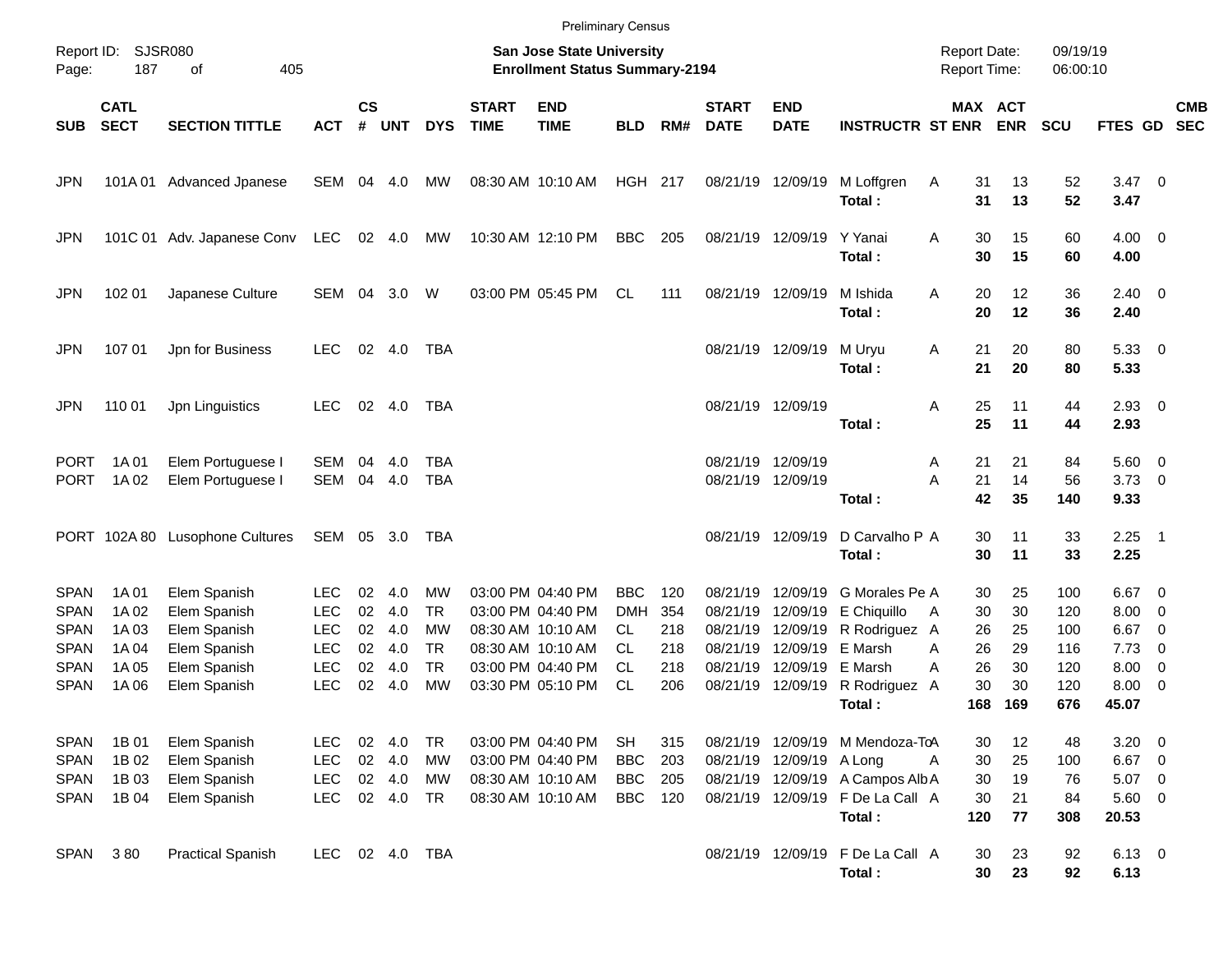Preliminary Census

Report ID: SJSR080
San Jose State University
Enrollment Status Summary-2194
Report Date: 09/19/19
Report Time: 06:00:10

| SUB | CATL SECT | SECTION TITTLE | ACT | CS # | UNT | DYS | START TIME | END TIME | BLD | RM# | START DATE | END DATE | INSTRUCTR | ST | MAX ENR | ACT ENR | SCU | FTES | GD | CMB SEC |
|---|---|---|---|---|---|---|---|---|---|---|---|---|---|---|---|---|---|---|---|---|
| JPN | 101A 01 | Advanced Jpanese | SEM | 04 | 4.0 | MW | 08:30 AM | 10:10 AM | HGH | 217 | 08/21/19 | 12/09/19 | M Loffgren | A | 31 | 13 | 52 | 3.47 | 0 | |
| | | | | | | | | | | | | | **Total :** | | **31** | **13** | **52** | **3.47** | | |
| JPN | 101C 01 | Adv. Japanese Conv | LEC | 02 | 4.0 | MW | 10:30 AM | 12:10 PM | BBC | 205 | 08/21/19 | 12/09/19 | Y Yanai | A | 30 | 15 | 60 | 4.00 | 0 | |
| | | | | | | | | | | | | | **Total :** | | **30** | **15** | **60** | **4.00** | | |
| JPN | 102 01 | Japanese Culture | SEM | 04 | 3.0 | W | 03:00 PM | 05:45 PM | CL | 111 | 08/21/19 | 12/09/19 | M Ishida | A | 20 | 12 | 36 | 2.40 | 0 | |
| | | | | | | | | | | | | | **Total :** | | **20** | **12** | **36** | **2.40** | | |
| JPN | 107 01 | Jpn for Business | LEC | 02 | 4.0 | TBA | | | | | 08/21/19 | 12/09/19 | M Uryu | A | 21 | 20 | 80 | 5.33 | 0 | |
| | | | | | | | | | | | | | **Total :** | | **21** | **20** | **80** | **5.33** | | |
| JPN | 110 01 | Jpn Linguistics | LEC | 02 | 4.0 | TBA | | | | | 08/21/19 | 12/09/19 | | A | 25 | 11 | 44 | 2.93 | 0 | |
| | | | | | | | | | | | | | **Total :** | | **25** | **11** | **44** | **2.93** | | |
| PORT | 1A 01 | Elem Portuguese I | SEM | 04 | 4.0 | TBA | | | | | 08/21/19 | 12/09/19 | | A | 21 | 21 | 84 | 5.60 | 0 | |
| PORT | 1A 02 | Elem Portuguese I | SEM | 04 | 4.0 | TBA | | | | | 08/21/19 | 12/09/19 | | A | 21 | 14 | 56 | 3.73 | 0 | |
| | | | | | | | | | | | | | **Total :** | | **42** | **35** | **140** | **9.33** | | |
| PORT | 102A 80 | Lusophone Cultures | SEM | 05 | 3.0 | TBA | | | | | 08/21/19 | 12/09/19 | D Carvalho P | A | 30 | 11 | 33 | 2.25 | 1 | |
| | | | | | | | | | | | | | **Total :** | | **30** | **11** | **33** | **2.25** | | |
| SPAN | 1A 01 | Elem Spanish | LEC | 02 | 4.0 | MW | 03:00 PM | 04:40 PM | BBC | 120 | 08/21/19 | 12/09/19 | G Morales Pe | A | 30 | 25 | 100 | 6.67 | 0 | |
| SPAN | 1A 02 | Elem Spanish | LEC | 02 | 4.0 | TR | 03:00 PM | 04:40 PM | DMH | 354 | 08/21/19 | 12/09/19 | E Chiquillo | A | 30 | 30 | 120 | 8.00 | 0 | |
| SPAN | 1A 03 | Elem Spanish | LEC | 02 | 4.0 | MW | 08:30 AM | 10:10 AM | CL | 218 | 08/21/19 | 12/09/19 | R Rodriguez | A | 26 | 25 | 100 | 6.67 | 0 | |
| SPAN | 1A 04 | Elem Spanish | LEC | 02 | 4.0 | TR | 08:30 AM | 10:10 AM | CL | 218 | 08/21/19 | 12/09/19 | E Marsh | A | 26 | 29 | 116 | 7.73 | 0 | |
| SPAN | 1A 05 | Elem Spanish | LEC | 02 | 4.0 | TR | 03:00 PM | 04:40 PM | CL | 218 | 08/21/19 | 12/09/19 | E Marsh | A | 26 | 30 | 120 | 8.00 | 0 | |
| SPAN | 1A 06 | Elem Spanish | LEC | 02 | 4.0 | MW | 03:30 PM | 05:10 PM | CL | 206 | 08/21/19 | 12/09/19 | R Rodriguez | A | 30 | 30 | 120 | 8.00 | 0 | |
| | | | | | | | | | | | | | **Total :** | | **168** | **169** | **676** | **45.07** | | |
| SPAN | 1B 01 | Elem Spanish | LEC | 02 | 4.0 | TR | 03:00 PM | 04:40 PM | SH | 315 | 08/21/19 | 12/09/19 | M Mendoza-To | A | 30 | 12 | 48 | 3.20 | 0 | |
| SPAN | 1B 02 | Elem Spanish | LEC | 02 | 4.0 | MW | 03:00 PM | 04:40 PM | BBC | 203 | 08/21/19 | 12/09/19 | A Long | A | 30 | 25 | 100 | 6.67 | 0 | |
| SPAN | 1B 03 | Elem Spanish | LEC | 02 | 4.0 | MW | 08:30 AM | 10:10 AM | BBC | 205 | 08/21/19 | 12/09/19 | A Campos Alb | A | 30 | 19 | 76 | 5.07 | 0 | |
| SPAN | 1B 04 | Elem Spanish | LEC | 02 | 4.0 | TR | 08:30 AM | 10:10 AM | BBC | 120 | 08/21/19 | 12/09/19 | F De La Call | A | 30 | 21 | 84 | 5.60 | 0 | |
| | | | | | | | | | | | | | **Total :** | | **120** | **77** | **308** | **20.53** | | |
| SPAN | 3 80 | Practical Spanish | LEC | 02 | 4.0 | TBA | | | | | 08/21/19 | 12/09/19 | F De La Call | A | 30 | 23 | 92 | 6.13 | 0 | |
| | | | | | | | | | | | | | **Total :** | | **30** | **23** | **92** | **6.13** | | |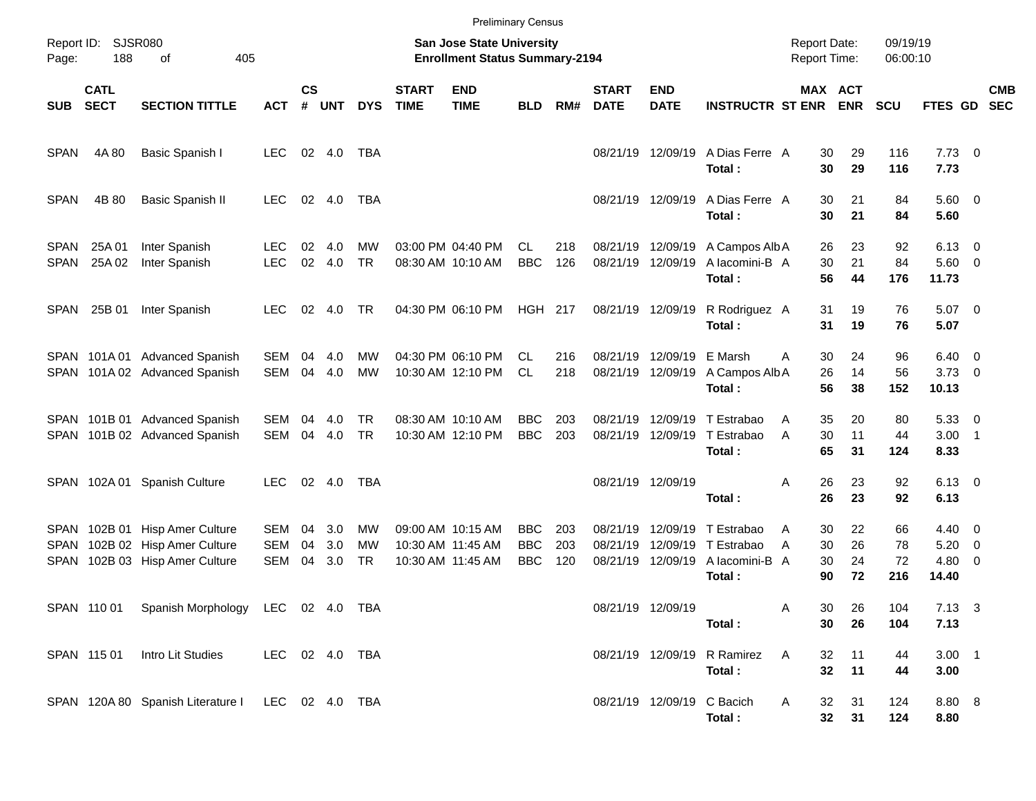Preliminary Census

Report ID: SJSR080
Page: 188 of 405

**San Jose State University**
**Enrollment Status Summary-2194**

Report Date: 09/19/19
Report Time: 06:00:10

| SUB | CATL SECT | SECTION TITTLE | ACT | CS # | UNT | DYS | START TIME | END TIME | BLD | RM# | START DATE | END DATE | INSTRUCTR | ST | MAX ENR | ACT ENR | SCU | FTES | GD | CMB SEC |
|---|---|---|---|---|---|---|---|---|---|---|---|---|---|---|---|---|---|---|---|---|
| SPAN | 4A 80 | Basic Spanish I | LEC | 02 | 4.0 | TBA | | | | | 08/21/19 | 12/09/19 | A Dias Ferre | A | 30 | 29 | 116 | 7.73 | 0 | |
| | | | | | | | | | | | | | **Total :** | | **30** | **29** | **116** | **7.73** | | |
| SPAN | 4B 80 | Basic Spanish II | LEC | 02 | 4.0 | TBA | | | | | 08/21/19 | 12/09/19 | A Dias Ferre | A | 30 | 21 | 84 | 5.60 | 0 | |
| | | | | | | | | | | | | | **Total :** | | **30** | **21** | **84** | **5.60** | | |
| SPAN | 25A 01 | Inter Spanish | LEC | 02 | 4.0 | MW | 03:00 PM | 04:40 PM | CL | 218 | 08/21/19 | 12/09/19 | A Campos Alb | A | 26 | 23 | 92 | 6.13 | 0 | |
| SPAN | 25A 02 | Inter Spanish | LEC | 02 | 4.0 | TR | 08:30 AM | 10:10 AM | BBC | 126 | 08/21/19 | 12/09/19 | A Iacomini-B | A | 30 | 21 | 84 | 5.60 | 0 | |
| | | | | | | | | | | | | | **Total :** | | **56** | **44** | **176** | **11.73** | | |
| SPAN | 25B 01 | Inter Spanish | LEC | 02 | 4.0 | TR | 04:30 PM | 06:10 PM | HGH | 217 | 08/21/19 | 12/09/19 | R Rodriguez | A | 31 | 19 | 76 | 5.07 | 0 | |
| | | | | | | | | | | | | | **Total :** | | **31** | **19** | **76** | **5.07** | | |
| SPAN | 101A 01 | Advanced Spanish | SEM | 04 | 4.0 | MW | 04:30 PM | 06:10 PM | CL | 216 | 08/21/19 | 12/09/19 | E Marsh | A | 30 | 24 | 96 | 6.40 | 0 | |
| SPAN | 101A 02 | Advanced Spanish | SEM | 04 | 4.0 | MW | 10:30 AM | 12:10 PM | CL | 218 | 08/21/19 | 12/09/19 | A Campos Alb | A | 26 | 14 | 56 | 3.73 | 0 | |
| | | | | | | | | | | | | | **Total :** | | **56** | **38** | **152** | **10.13** | | |
| SPAN | 101B 01 | Advanced Spanish | SEM | 04 | 4.0 | TR | 08:30 AM | 10:10 AM | BBC | 203 | 08/21/19 | 12/09/19 | T Estrabao | A | 35 | 20 | 80 | 5.33 | 0 | |
| SPAN | 101B 02 | Advanced Spanish | SEM | 04 | 4.0 | TR | 10:30 AM | 12:10 PM | BBC | 203 | 08/21/19 | 12/09/19 | T Estrabao | A | 30 | 11 | 44 | 3.00 | 1 | |
| | | | | | | | | | | | | | **Total :** | | **65** | **31** | **124** | **8.33** | | |
| SPAN | 102A 01 | Spanish Culture | LEC | 02 | 4.0 | TBA | | | | | 08/21/19 | 12/09/19 | | A | 26 | 23 | 92 | 6.13 | 0 | |
| | | | | | | | | | | | | | **Total :** | | **26** | **23** | **92** | **6.13** | | |
| SPAN | 102B 01 | Hisp Amer Culture | SEM | 04 | 3.0 | MW | 09:00 AM | 10:15 AM | BBC | 203 | 08/21/19 | 12/09/19 | T Estrabao | A | 30 | 22 | 66 | 4.40 | 0 | |
| SPAN | 102B 02 | Hisp Amer Culture | SEM | 04 | 3.0 | MW | 10:30 AM | 11:45 AM | BBC | 203 | 08/21/19 | 12/09/19 | T Estrabao | A | 30 | 26 | 78 | 5.20 | 0 | |
| SPAN | 102B 03 | Hisp Amer Culture | SEM | 04 | 3.0 | TR | 10:30 AM | 11:45 AM | BBC | 120 | 08/21/19 | 12/09/19 | A Iacomini-B | A | 30 | 24 | 72 | 4.80 | 0 | |
| | | | | | | | | | | | | | **Total :** | | **90** | **72** | **216** | **14.40** | | |
| SPAN | 110 01 | Spanish Morphology | LEC | 02 | 4.0 | TBA | | | | | 08/21/19 | 12/09/19 | | A | 30 | 26 | 104 | 7.13 | 3 | |
| | | | | | | | | | | | | | **Total :** | | **30** | **26** | **104** | **7.13** | | |
| SPAN | 115 01 | Intro Lit Studies | LEC | 02 | 4.0 | TBA | | | | | 08/21/19 | 12/09/19 | R Ramirez | A | 32 | 11 | 44 | 3.00 | 1 | |
| | | | | | | | | | | | | | **Total :** | | **32** | **11** | **44** | **3.00** | | |
| SPAN | 120A 80 | Spanish Literature I | LEC | 02 | 4.0 | TBA | | | | | 08/21/19 | 12/09/19 | C Bacich | A | 32 | 31 | 124 | 8.80 | 8 | |
| | | | | | | | | | | | | | **Total :** | | **32** | **31** | **124** | **8.80** | | |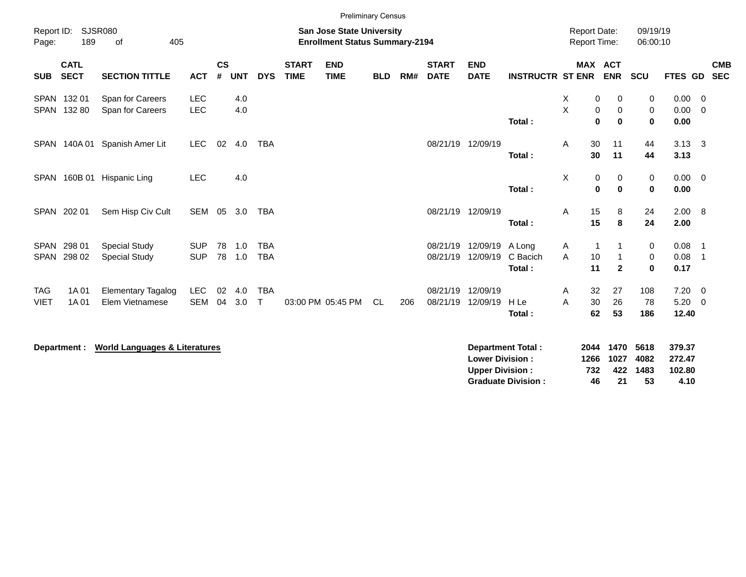Preliminary Census

Report ID: SJSR080

**San Jose State University**
**Enrollment Status Summary-2194**

Report Date: 09/19/19
Report Time: 06:00:10

| SUB | CATL SECT | SECTION TITTLE | ACT | CS # | UNT | DYS | START TIME | END TIME | BLD | RM# | START DATE | END DATE | INSTRUCTR | ST | MAX ENR | ACT ENR | SCU | FTES | GD | CMB SEC |
|---|---|---|---|---|---|---|---|---|---|---|---|---|---|---|---|---|---|---|---|---|
| SPAN | 132 01 | Span for Careers | LEC | | 4.0 | | | | | | | | | X | 0 | 0 | 0 | 0.00 | 0 | |
| SPAN | 132 80 | Span for Careers | LEC | | 4.0 | | | | | | | | | X | 0 | 0 | 0 | 0.00 | 0 | |
| | | | | | | | | | | | | | **Total :** | | **0** | **0** | **0** | **0.00** | | |
| SPAN | 140A 01 | Spanish Amer Lit | LEC | 02 | 4.0 | TBA | | | | | 08/21/19 | 12/09/19 | | A | 30 | 11 | 44 | 3.13 | 3 | |
| | | | | | | | | | | | | | **Total :** | | **30** | **11** | **44** | **3.13** | | |
| SPAN | 160B 01 | Hispanic Ling | LEC | | 4.0 | | | | | | | | | X | 0 | 0 | 0 | 0.00 | 0 | |
| | | | | | | | | | | | | | **Total :** | | **0** | **0** | **0** | **0.00** | | |
| SPAN | 202 01 | Sem Hisp Civ Cult | SEM | 05 | 3.0 | TBA | | | | | 08/21/19 | 12/09/19 | | A | 15 | 8 | 24 | 2.00 | 8 | |
| | | | | | | | | | | | | | **Total :** | | **15** | **8** | **24** | **2.00** | | |
| SPAN | 298 01 | Special Study | SUP | 78 | 1.0 | TBA | | | | | 08/21/19 | 12/09/19 | A Long | A | 1 | 1 | 0 | 0.08 | 1 | |
| SPAN | 298 02 | Special Study | SUP | 78 | 1.0 | TBA | | | | | 08/21/19 | 12/09/19 | C Bacich | A | 10 | 1 | 0 | 0.08 | 1 | |
| | | | | | | | | | | | | | **Total :** | | **11** | **2** | **0** | **0.17** | | |
| TAG | 1A 01 | Elementary Tagalog | LEC | 02 | 4.0 | TBA | | | | | 08/21/19 | 12/09/19 | | A | 32 | 27 | 108 | 7.20 | 0 | |
| VIET | 1A 01 | Elem Vietnamese | SEM | 04 | 3.0 | T | 03:00 PM | 05:45 PM | CL | 206 | 08/21/19 | 12/09/19 | H Le | A | 30 | 26 | 78 | 5.20 | 0 | |
| | | | | | | | | | | | | | **Total :** | | **62** | **53** | **186** | **12.40** | | |

**Department :** **World Languages & Literatures**

| | MAX ENR | ACT ENR | SCU | FTES |
|---|---|---|---|---|
| **Department Total :** | **2044** | **1470** | **5618** | **379.37** |
| **Lower Division :** | **1266** | **1027** | **4082** | **272.47** |
| **Upper Division :** | **732** | **422** | **1483** | **102.80** |
| **Graduate Division :** | **46** | **21** | **53** | **4.10** |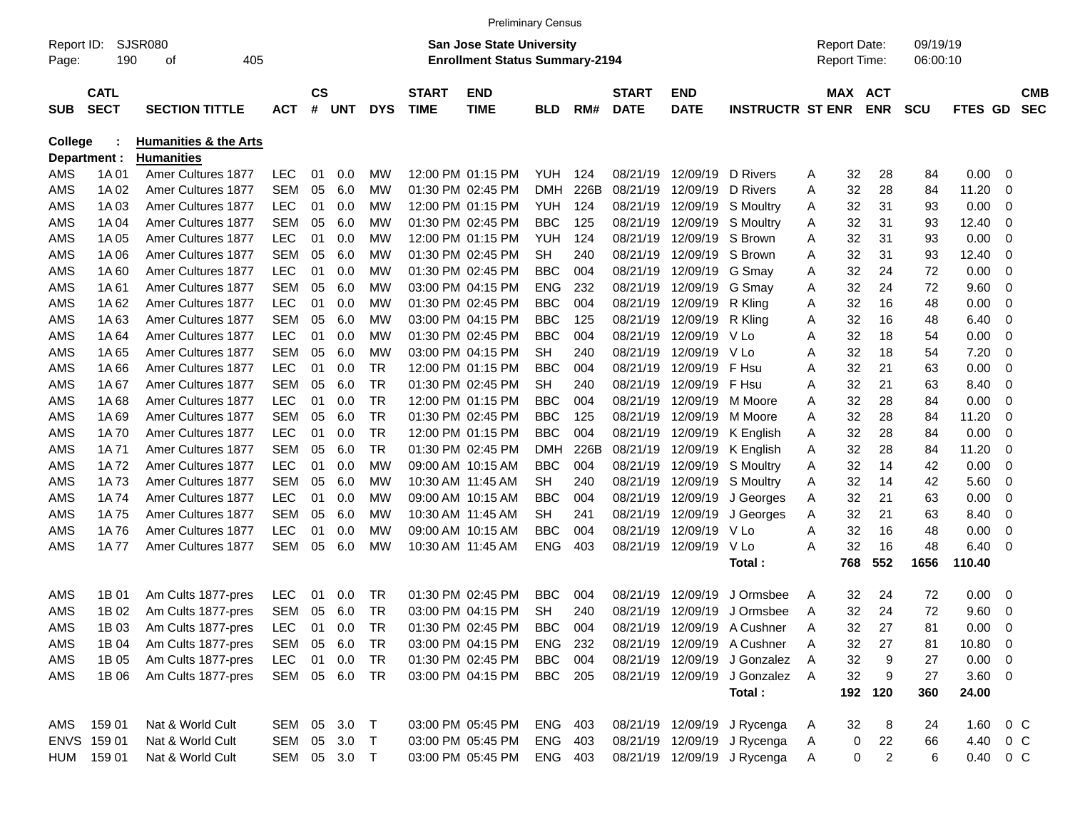Preliminary Census

Report ID: SJSR080

**San Jose State University**
**Enrollment Status Summary-2194**

Report Date: 09/19/19
Report Time: 06:00:10

**College : Humanities & the Arts**
**Department : Humanities**

| SUB | CATL SECT | SECTION TITTLE | ACT | CS # | UNT | DYS | START TIME | END TIME | BLD | RM# | START DATE | END DATE | INSTRUCTR | ST | MAX ENR | ACT ENR | SCU | FTES | GD | CMB SEC |
|---|---|---|---|---|---|---|---|---|---|---|---|---|---|---|---|---|---|---|---|---|
| AMS | 1A 01 | Amer Cultures 1877 | LEC | 01 | 0.0 | MW | 12:00 PM | 01:15 PM | YUH | 124 | 08/21/19 | 12/09/19 | D Rivers | A | 32 | 28 | 84 | 0.00 | 0 | |
| AMS | 1A 02 | Amer Cultures 1877 | SEM | 05 | 6.0 | MW | 01:30 PM | 02:45 PM | DMH | 226B | 08/21/19 | 12/09/19 | D Rivers | A | 32 | 28 | 84 | 11.20 | 0 | |
| AMS | 1A 03 | Amer Cultures 1877 | LEC | 01 | 0.0 | MW | 12:00 PM | 01:15 PM | YUH | 124 | 08/21/19 | 12/09/19 | S Moultry | A | 32 | 31 | 93 | 0.00 | 0 | |
| AMS | 1A 04 | Amer Cultures 1877 | SEM | 05 | 6.0 | MW | 01:30 PM | 02:45 PM | BBC | 125 | 08/21/19 | 12/09/19 | S Moultry | A | 32 | 31 | 93 | 12.40 | 0 | |
| AMS | 1A 05 | Amer Cultures 1877 | LEC | 01 | 0.0 | MW | 12:00 PM | 01:15 PM | YUH | 124 | 08/21/19 | 12/09/19 | S Brown | A | 32 | 31 | 93 | 0.00 | 0 | |
| AMS | 1A 06 | Amer Cultures 1877 | SEM | 05 | 6.0 | MW | 01:30 PM | 02:45 PM | SH | 240 | 08/21/19 | 12/09/19 | S Brown | A | 32 | 31 | 93 | 12.40 | 0 | |
| AMS | 1A 60 | Amer Cultures 1877 | LEC | 01 | 0.0 | MW | 01:30 PM | 02:45 PM | BBC | 004 | 08/21/19 | 12/09/19 | G Smay | A | 32 | 24 | 72 | 0.00 | 0 | |
| AMS | 1A 61 | Amer Cultures 1877 | SEM | 05 | 6.0 | MW | 03:00 PM | 04:15 PM | ENG | 232 | 08/21/19 | 12/09/19 | G Smay | A | 32 | 24 | 72 | 9.60 | 0 | |
| AMS | 1A 62 | Amer Cultures 1877 | LEC | 01 | 0.0 | MW | 01:30 PM | 02:45 PM | BBC | 004 | 08/21/19 | 12/09/19 | R Kling | A | 32 | 16 | 48 | 0.00 | 0 | |
| AMS | 1A 63 | Amer Cultures 1877 | SEM | 05 | 6.0 | MW | 03:00 PM | 04:15 PM | BBC | 125 | 08/21/19 | 12/09/19 | R Kling | A | 32 | 16 | 48 | 6.40 | 0 | |
| AMS | 1A 64 | Amer Cultures 1877 | LEC | 01 | 0.0 | MW | 01:30 PM | 02:45 PM | BBC | 004 | 08/21/19 | 12/09/19 | V Lo | A | 32 | 18 | 54 | 0.00 | 0 | |
| AMS | 1A 65 | Amer Cultures 1877 | SEM | 05 | 6.0 | MW | 03:00 PM | 04:15 PM | SH | 240 | 08/21/19 | 12/09/19 | V Lo | A | 32 | 18 | 54 | 7.20 | 0 | |
| AMS | 1A 66 | Amer Cultures 1877 | LEC | 01 | 0.0 | TR | 12:00 PM | 01:15 PM | BBC | 004 | 08/21/19 | 12/09/19 | F Hsu | A | 32 | 21 | 63 | 0.00 | 0 | |
| AMS | 1A 67 | Amer Cultures 1877 | SEM | 05 | 6.0 | TR | 01:30 PM | 02:45 PM | SH | 240 | 08/21/19 | 12/09/19 | F Hsu | A | 32 | 21 | 63 | 8.40 | 0 | |
| AMS | 1A 68 | Amer Cultures 1877 | LEC | 01 | 0.0 | TR | 12:00 PM | 01:15 PM | BBC | 004 | 08/21/19 | 12/09/19 | M Moore | A | 32 | 28 | 84 | 0.00 | 0 | |
| AMS | 1A 69 | Amer Cultures 1877 | SEM | 05 | 6.0 | TR | 01:30 PM | 02:45 PM | BBC | 125 | 08/21/19 | 12/09/19 | M Moore | A | 32 | 28 | 84 | 11.20 | 0 | |
| AMS | 1A 70 | Amer Cultures 1877 | LEC | 01 | 0.0 | TR | 12:00 PM | 01:15 PM | BBC | 004 | 08/21/19 | 12/09/19 | K English | A | 32 | 28 | 84 | 0.00 | 0 | |
| AMS | 1A 71 | Amer Cultures 1877 | SEM | 05 | 6.0 | TR | 01:30 PM | 02:45 PM | DMH | 226B | 08/21/19 | 12/09/19 | K English | A | 32 | 28 | 84 | 11.20 | 0 | |
| AMS | 1A 72 | Amer Cultures 1877 | LEC | 01 | 0.0 | MW | 09:00 AM | 10:15 AM | BBC | 004 | 08/21/19 | 12/09/19 | S Moultry | A | 32 | 14 | 42 | 0.00 | 0 | |
| AMS | 1A 73 | Amer Cultures 1877 | SEM | 05 | 6.0 | MW | 10:30 AM | 11:45 AM | SH | 240 | 08/21/19 | 12/09/19 | S Moultry | A | 32 | 14 | 42 | 5.60 | 0 | |
| AMS | 1A 74 | Amer Cultures 1877 | LEC | 01 | 0.0 | MW | 09:00 AM | 10:15 AM | BBC | 004 | 08/21/19 | 12/09/19 | J Georges | A | 32 | 21 | 63 | 0.00 | 0 | |
| AMS | 1A 75 | Amer Cultures 1877 | SEM | 05 | 6.0 | MW | 10:30 AM | 11:45 AM | SH | 241 | 08/21/19 | 12/09/19 | J Georges | A | 32 | 21 | 63 | 8.40 | 0 | |
| AMS | 1A 76 | Amer Cultures 1877 | LEC | 01 | 0.0 | MW | 09:00 AM | 10:15 AM | BBC | 004 | 08/21/19 | 12/09/19 | V Lo | A | 32 | 16 | 48 | 0.00 | 0 | |
| AMS | 1A 77 | Amer Cultures 1877 | SEM | 05 | 6.0 | MW | 10:30 AM | 11:45 AM | ENG | 403 | 08/21/19 | 12/09/19 | V Lo | A | 32 | 16 | 48 | 6.40 | 0 | |
| | | | | | | | | | | | | | **Total :** | | **768** | **552** | **1656** | **110.40** | | |
| AMS | 1B 01 | Am Cults 1877-pres | LEC | 01 | 0.0 | TR | 01:30 PM | 02:45 PM | BBC | 004 | 08/21/19 | 12/09/19 | J Ormsbee | A | 32 | 24 | 72 | 0.00 | 0 | |
| AMS | 1B 02 | Am Cults 1877-pres | SEM | 05 | 6.0 | TR | 03:00 PM | 04:15 PM | SH | 240 | 08/21/19 | 12/09/19 | J Ormsbee | A | 32 | 24 | 72 | 9.60 | 0 | |
| AMS | 1B 03 | Am Cults 1877-pres | LEC | 01 | 0.0 | TR | 01:30 PM | 02:45 PM | BBC | 004 | 08/21/19 | 12/09/19 | A Cushner | A | 32 | 27 | 81 | 0.00 | 0 | |
| AMS | 1B 04 | Am Cults 1877-pres | SEM | 05 | 6.0 | TR | 03:00 PM | 04:15 PM | ENG | 232 | 08/21/19 | 12/09/19 | A Cushner | A | 32 | 27 | 81 | 10.80 | 0 | |
| AMS | 1B 05 | Am Cults 1877-pres | LEC | 01 | 0.0 | TR | 01:30 PM | 02:45 PM | BBC | 004 | 08/21/19 | 12/09/19 | J Gonzalez | A | 32 | 9 | 27 | 0.00 | 0 | |
| AMS | 1B 06 | Am Cults 1877-pres | SEM | 05 | 6.0 | TR | 03:00 PM | 04:15 PM | BBC | 205 | 08/21/19 | 12/09/19 | J Gonzalez | A | 32 | 9 | 27 | 3.60 | 0 | |
| | | | | | | | | | | | | | **Total :** | | **192** | **120** | **360** | **24.00** | | |
| AMS | 159 01 | Nat & World Cult | SEM | 05 | 3.0 | T | 03:00 PM | 05:45 PM | ENG | 403 | 08/21/19 | 12/09/19 | J Rycenga | A | 32 | 8 | 24 | 1.60 | 0 | C |
| ENVS | 159 01 | Nat & World Cult | SEM | 05 | 3.0 | T | 03:00 PM | 05:45 PM | ENG | 403 | 08/21/19 | 12/09/19 | J Rycenga | A | 0 | 22 | 66 | 4.40 | 0 | C |
| HUM | 159 01 | Nat & World Cult | SEM | 05 | 3.0 | T | 03:00 PM | 05:45 PM | ENG | 403 | 08/21/19 | 12/09/19 | J Rycenga | A | 0 | 2 | 6 | 0.40 | 0 | C |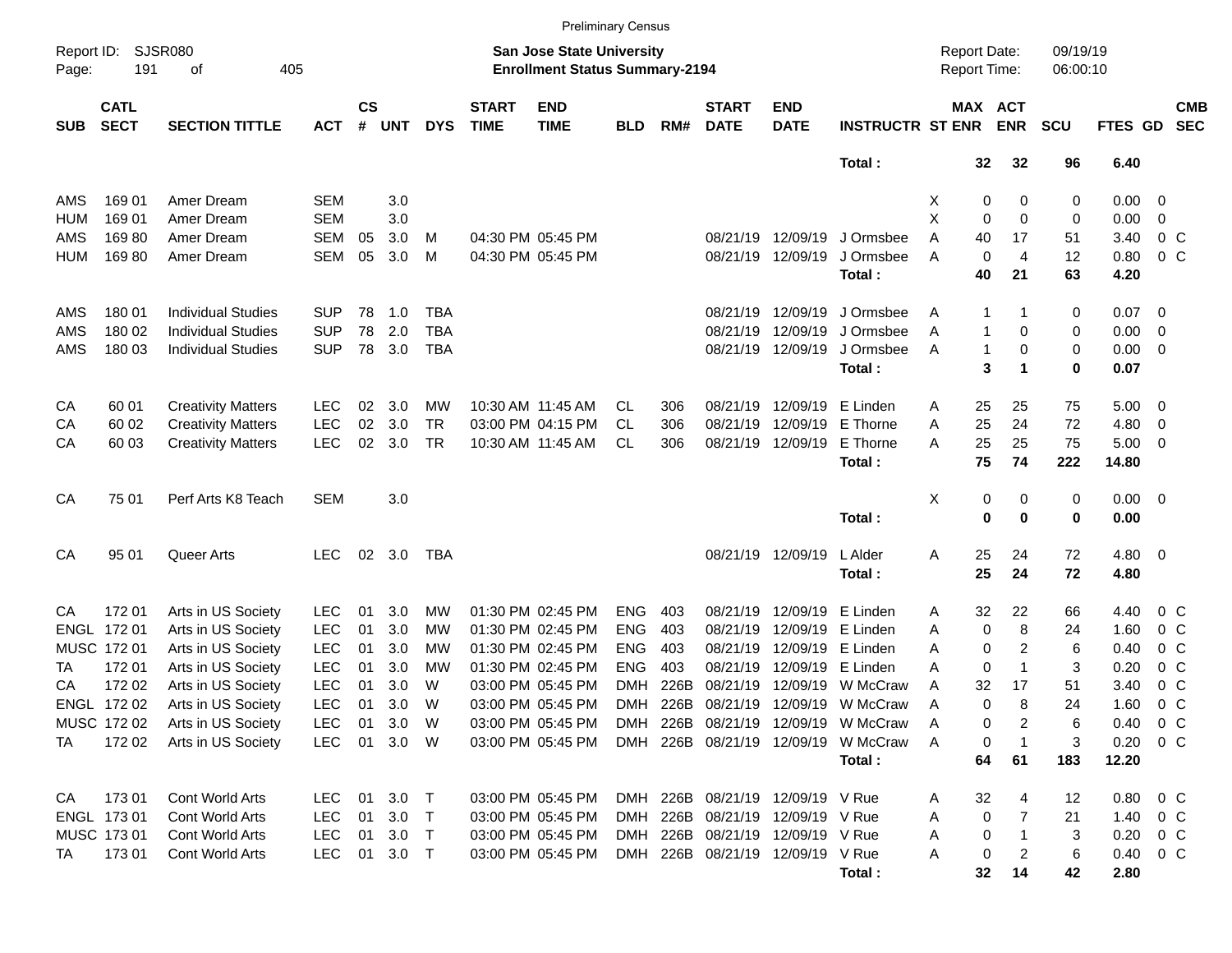Preliminary Census

Report ID: SJSR080

**San Jose State University**
**Enrollment Status Summary-2194**

Report Date: 09/19/19
Report Time: 06:00:10

| SUB | CATL SECT | SECTION TITTLE | ACT | CS # | UNT | DYS | START TIME | END TIME | BLD | RM# | START DATE | END DATE | INSTRUCTR | ST | MAX ENR | ACT ENR | SCU | FTES | GD | CMB SEC |
|---|---|---|---|---|---|---|---|---|---|---|---|---|---|---|---|---|---|---|---|---|
| | | | | | | | | | | | | | **Total :** | | **32** | **32** | **96** | **6.40** | | |
| AMS | 169 01 | Amer Dream | SEM | | 3.0 | | | | | | | | | X | 0 | 0 | 0 | 0.00 | 0 | |
| HUM | 169 01 | Amer Dream | SEM | | 3.0 | | | | | | | | | X | 0 | 0 | 0 | 0.00 | 0 | |
| AMS | 169 80 | Amer Dream | SEM | 05 | 3.0 | M | 04:30 PM | 05:45 PM | | | 08/21/19 | 12/09/19 | J Ormsbee | A | 40 | 17 | 51 | 3.40 | 0 | C |
| HUM | 169 80 | Amer Dream | SEM | 05 | 3.0 | M | 04:30 PM | 05:45 PM | | | 08/21/19 | 12/09/19 | J Ormsbee | A | 0 | 4 | 12 | 0.80 | 0 | C |
| | | | | | | | | | | | | | **Total :** | | **40** | **21** | **63** | **4.20** | | |
| AMS | 180 01 | Individual Studies | SUP | 78 | 1.0 | TBA | | | | | 08/21/19 | 12/09/19 | J Ormsbee | A | 1 | 1 | 0 | 0.07 | 0 | |
| AMS | 180 02 | Individual Studies | SUP | 78 | 2.0 | TBA | | | | | 08/21/19 | 12/09/19 | J Ormsbee | A | 1 | 0 | 0 | 0.00 | 0 | |
| AMS | 180 03 | Individual Studies | SUP | 78 | 3.0 | TBA | | | | | 08/21/19 | 12/09/19 | J Ormsbee | A | 1 | 0 | 0 | 0.00 | 0 | |
| | | | | | | | | | | | | | **Total :** | | **3** | **1** | **0** | **0.07** | | |
| CA | 60 01 | Creativity Matters | LEC | 02 | 3.0 | MW | 10:30 AM | 11:45 AM | CL | 306 | 08/21/19 | 12/09/19 | E Linden | A | 25 | 25 | 75 | 5.00 | 0 | |
| CA | 60 02 | Creativity Matters | LEC | 02 | 3.0 | TR | 03:00 PM | 04:15 PM | CL | 306 | 08/21/19 | 12/09/19 | E Thorne | A | 25 | 24 | 72 | 4.80 | 0 | |
| CA | 60 03 | Creativity Matters | LEC | 02 | 3.0 | TR | 10:30 AM | 11:45 AM | CL | 306 | 08/21/19 | 12/09/19 | E Thorne | A | 25 | 25 | 75 | 5.00 | 0 | |
| | | | | | | | | | | | | | **Total :** | | **75** | **74** | **222** | **14.80** | | |
| CA | 75 01 | Perf Arts K8 Teach | SEM | | 3.0 | | | | | | | | | X | 0 | 0 | 0 | 0.00 | 0 | |
| | | | | | | | | | | | | | **Total :** | | **0** | **0** | **0** | **0.00** | | |
| CA | 95 01 | Queer Arts | LEC | 02 | 3.0 | TBA | | | | | 08/21/19 | 12/09/19 | L Alder | A | 25 | 24 | 72 | 4.80 | 0 | |
| | | | | | | | | | | | | | **Total :** | | **25** | **24** | **72** | **4.80** | | |
| CA | 172 01 | Arts in US Society | LEC | 01 | 3.0 | MW | 01:30 PM | 02:45 PM | ENG | 403 | 08/21/19 | 12/09/19 | E Linden | A | 32 | 22 | 66 | 4.40 | 0 | C |
| ENGL | 172 01 | Arts in US Society | LEC | 01 | 3.0 | MW | 01:30 PM | 02:45 PM | ENG | 403 | 08/21/19 | 12/09/19 | E Linden | A | 0 | 8 | 24 | 1.60 | 0 | C |
| MUSC | 172 01 | Arts in US Society | LEC | 01 | 3.0 | MW | 01:30 PM | 02:45 PM | ENG | 403 | 08/21/19 | 12/09/19 | E Linden | A | 0 | 2 | 6 | 0.40 | 0 | C |
| TA | 172 01 | Arts in US Society | LEC | 01 | 3.0 | MW | 01:30 PM | 02:45 PM | ENG | 403 | 08/21/19 | 12/09/19 | E Linden | A | 0 | 1 | 3 | 0.20 | 0 | C |
| CA | 172 02 | Arts in US Society | LEC | 01 | 3.0 | W | 03:00 PM | 05:45 PM | DMH | 226B | 08/21/19 | 12/09/19 | W McCraw | A | 32 | 17 | 51 | 3.40 | 0 | C |
| ENGL | 172 02 | Arts in US Society | LEC | 01 | 3.0 | W | 03:00 PM | 05:45 PM | DMH | 226B | 08/21/19 | 12/09/19 | W McCraw | A | 0 | 8 | 24 | 1.60 | 0 | C |
| MUSC | 172 02 | Arts in US Society | LEC | 01 | 3.0 | W | 03:00 PM | 05:45 PM | DMH | 226B | 08/21/19 | 12/09/19 | W McCraw | A | 0 | 2 | 6 | 0.40 | 0 | C |
| TA | 172 02 | Arts in US Society | LEC | 01 | 3.0 | W | 03:00 PM | 05:45 PM | DMH | 226B | 08/21/19 | 12/09/19 | W McCraw | A | 0 | 1 | 3 | 0.20 | 0 | C |
| | | | | | | | | | | | | | **Total :** | | **64** | **61** | **183** | **12.20** | | |
| CA | 173 01 | Cont World Arts | LEC | 01 | 3.0 | T | 03:00 PM | 05:45 PM | DMH | 226B | 08/21/19 | 12/09/19 | V Rue | A | 32 | 4 | 12 | 0.80 | 0 | C |
| ENGL | 173 01 | Cont World Arts | LEC | 01 | 3.0 | T | 03:00 PM | 05:45 PM | DMH | 226B | 08/21/19 | 12/09/19 | V Rue | A | 0 | 7 | 21 | 1.40 | 0 | C |
| MUSC | 173 01 | Cont World Arts | LEC | 01 | 3.0 | T | 03:00 PM | 05:45 PM | DMH | 226B | 08/21/19 | 12/09/19 | V Rue | A | 0 | 1 | 3 | 0.20 | 0 | C |
| TA | 173 01 | Cont World Arts | LEC | 01 | 3.0 | T | 03:00 PM | 05:45 PM | DMH | 226B | 08/21/19 | 12/09/19 | V Rue | A | 0 | 2 | 6 | 0.40 | 0 | C |
| | | | | | | | | | | | | | **Total :** | | **32** | **14** | **42** | **2.80** | | |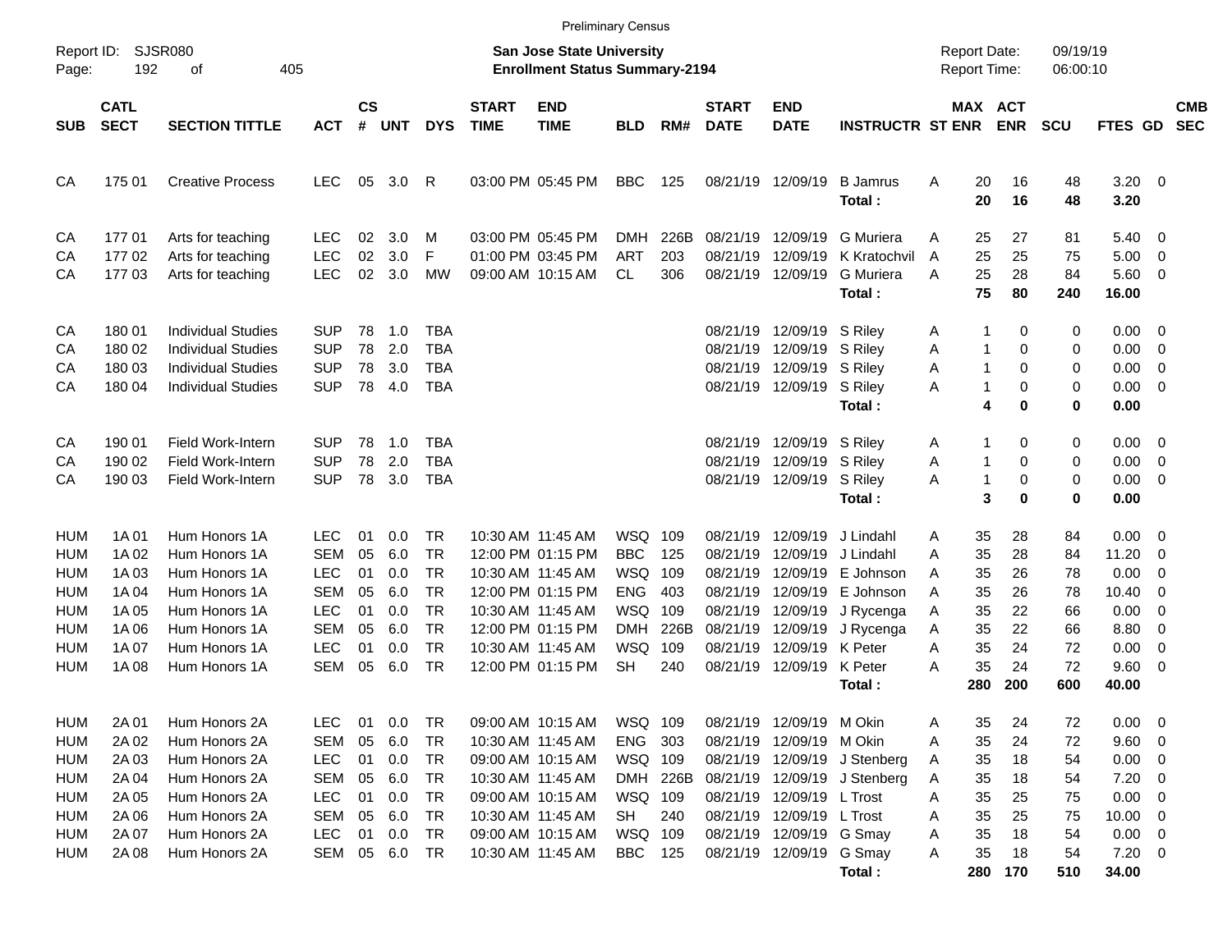Preliminary Census

Report ID: SJSR080

**San Jose State University**
**Enrollment Status Summary-2194**

Report Date: 09/19/19
Report Time: 06:00:10

| SUB | CATL SECT | SECTION TITTLE | ACT | CS # | UNT | DYS | START TIME | END TIME | BLD | RM# | START DATE | END DATE | INSTRUCTR | ST | MAX ENR | ACT ENR | SCU | FTES | GD | CMB SEC |
|---|---|---|---|---|---|---|---|---|---|---|---|---|---|---|---|---|---|---|---|---|
| CA | 175 01 | Creative Process | LEC | 05 | 3.0 | R | 03:00 PM | 05:45 PM | BBC | 125 | 08/21/19 | 12/09/19 | B Jamrus | A | 20 | 16 | 48 | 3.20 | 0 | |
| | | | | | | | | | | | | | **Total :** | | **20** | **16** | **48** | **3.20** | | |
| CA | 177 01 | Arts for teaching | LEC | 02 | 3.0 | M | 03:00 PM | 05:45 PM | DMH | 226B | 08/21/19 | 12/09/19 | G Muriera | A | 25 | 27 | 81 | 5.40 | 0 | |
| CA | 177 02 | Arts for teaching | LEC | 02 | 3.0 | F | 01:00 PM | 03:45 PM | ART | 203 | 08/21/19 | 12/09/19 | K Kratochvil | A | 25 | 25 | 75 | 5.00 | 0 | |
| CA | 177 03 | Arts for teaching | LEC | 02 | 3.0 | MW | 09:00 AM | 10:15 AM | CL | 306 | 08/21/19 | 12/09/19 | G Muriera | A | 25 | 28 | 84 | 5.60 | 0 | |
| | | | | | | | | | | | | | **Total :** | | **75** | **80** | **240** | **16.00** | | |
| CA | 180 01 | Individual Studies | SUP | 78 | 1.0 | TBA | | | | | 08/21/19 | 12/09/19 | S Riley | A | 1 | 0 | 0 | 0.00 | 0 | |
| CA | 180 02 | Individual Studies | SUP | 78 | 2.0 | TBA | | | | | 08/21/19 | 12/09/19 | S Riley | A | 1 | 0 | 0 | 0.00 | 0 | |
| CA | 180 03 | Individual Studies | SUP | 78 | 3.0 | TBA | | | | | 08/21/19 | 12/09/19 | S Riley | A | 1 | 0 | 0 | 0.00 | 0 | |
| CA | 180 04 | Individual Studies | SUP | 78 | 4.0 | TBA | | | | | 08/21/19 | 12/09/19 | S Riley | A | 1 | 0 | 0 | 0.00 | 0 | |
| | | | | | | | | | | | | | **Total :** | | **4** | **0** | **0** | **0.00** | | |
| CA | 190 01 | Field Work-Intern | SUP | 78 | 1.0 | TBA | | | | | 08/21/19 | 12/09/19 | S Riley | A | 1 | 0 | 0 | 0.00 | 0 | |
| CA | 190 02 | Field Work-Intern | SUP | 78 | 2.0 | TBA | | | | | 08/21/19 | 12/09/19 | S Riley | A | 1 | 0 | 0 | 0.00 | 0 | |
| CA | 190 03 | Field Work-Intern | SUP | 78 | 3.0 | TBA | | | | | 08/21/19 | 12/09/19 | S Riley | A | 1 | 0 | 0 | 0.00 | 0 | |
| | | | | | | | | | | | | | **Total :** | | **3** | **0** | **0** | **0.00** | | |
| HUM | 1A 01 | Hum Honors 1A | LEC | 01 | 0.0 | TR | 10:30 AM | 11:45 AM | WSQ | 109 | 08/21/19 | 12/09/19 | J Lindahl | A | 35 | 28 | 84 | 0.00 | 0 | |
| HUM | 1A 02 | Hum Honors 1A | SEM | 05 | 6.0 | TR | 12:00 PM | 01:15 PM | BBC | 125 | 08/21/19 | 12/09/19 | J Lindahl | A | 35 | 28 | 84 | 11.20 | 0 | |
| HUM | 1A 03 | Hum Honors 1A | LEC | 01 | 0.0 | TR | 10:30 AM | 11:45 AM | WSQ | 109 | 08/21/19 | 12/09/19 | E Johnson | A | 35 | 26 | 78 | 0.00 | 0 | |
| HUM | 1A 04 | Hum Honors 1A | SEM | 05 | 6.0 | TR | 12:00 PM | 01:15 PM | ENG | 403 | 08/21/19 | 12/09/19 | E Johnson | A | 35 | 26 | 78 | 10.40 | 0 | |
| HUM | 1A 05 | Hum Honors 1A | LEC | 01 | 0.0 | TR | 10:30 AM | 11:45 AM | WSQ | 109 | 08/21/19 | 12/09/19 | J Rycenga | A | 35 | 22 | 66 | 0.00 | 0 | |
| HUM | 1A 06 | Hum Honors 1A | SEM | 05 | 6.0 | TR | 12:00 PM | 01:15 PM | DMH | 226B | 08/21/19 | 12/09/19 | J Rycenga | A | 35 | 22 | 66 | 8.80 | 0 | |
| HUM | 1A 07 | Hum Honors 1A | LEC | 01 | 0.0 | TR | 10:30 AM | 11:45 AM | WSQ | 109 | 08/21/19 | 12/09/19 | K Peter | A | 35 | 24 | 72 | 0.00 | 0 | |
| HUM | 1A 08 | Hum Honors 1A | SEM | 05 | 6.0 | TR | 12:00 PM | 01:15 PM | SH | 240 | 08/21/19 | 12/09/19 | K Peter | A | 35 | 24 | 72 | 9.60 | 0 | |
| | | | | | | | | | | | | | **Total :** | | **280** | **200** | **600** | **40.00** | | |
| HUM | 2A 01 | Hum Honors 2A | LEC | 01 | 0.0 | TR | 09:00 AM | 10:15 AM | WSQ | 109 | 08/21/19 | 12/09/19 | M Okin | A | 35 | 24 | 72 | 0.00 | 0 | |
| HUM | 2A 02 | Hum Honors 2A | SEM | 05 | 6.0 | TR | 10:30 AM | 11:45 AM | ENG | 303 | 08/21/19 | 12/09/19 | M Okin | A | 35 | 24 | 72 | 9.60 | 0 | |
| HUM | 2A 03 | Hum Honors 2A | LEC | 01 | 0.0 | TR | 09:00 AM | 10:15 AM | WSQ | 109 | 08/21/19 | 12/09/19 | J Stenberg | A | 35 | 18 | 54 | 0.00 | 0 | |
| HUM | 2A 04 | Hum Honors 2A | SEM | 05 | 6.0 | TR | 10:30 AM | 11:45 AM | DMH | 226B | 08/21/19 | 12/09/19 | J Stenberg | A | 35 | 18 | 54 | 7.20 | 0 | |
| HUM | 2A 05 | Hum Honors 2A | LEC | 01 | 0.0 | TR | 09:00 AM | 10:15 AM | WSQ | 109 | 08/21/19 | 12/09/19 | L Trost | A | 35 | 25 | 75 | 0.00 | 0 | |
| HUM | 2A 06 | Hum Honors 2A | SEM | 05 | 6.0 | TR | 10:30 AM | 11:45 AM | SH | 240 | 08/21/19 | 12/09/19 | L Trost | A | 35 | 25 | 75 | 10.00 | 0 | |
| HUM | 2A 07 | Hum Honors 2A | LEC | 01 | 0.0 | TR | 09:00 AM | 10:15 AM | WSQ | 109 | 08/21/19 | 12/09/19 | G Smay | A | 35 | 18 | 54 | 0.00 | 0 | |
| HUM | 2A 08 | Hum Honors 2A | SEM | 05 | 6.0 | TR | 10:30 AM | 11:45 AM | BBC | 125 | 08/21/19 | 12/09/19 | G Smay | A | 35 | 18 | 54 | 7.20 | 0 | |
| | | | | | | | | | | | | | **Total :** | | **280** | **170** | **510** | **34.00** | | |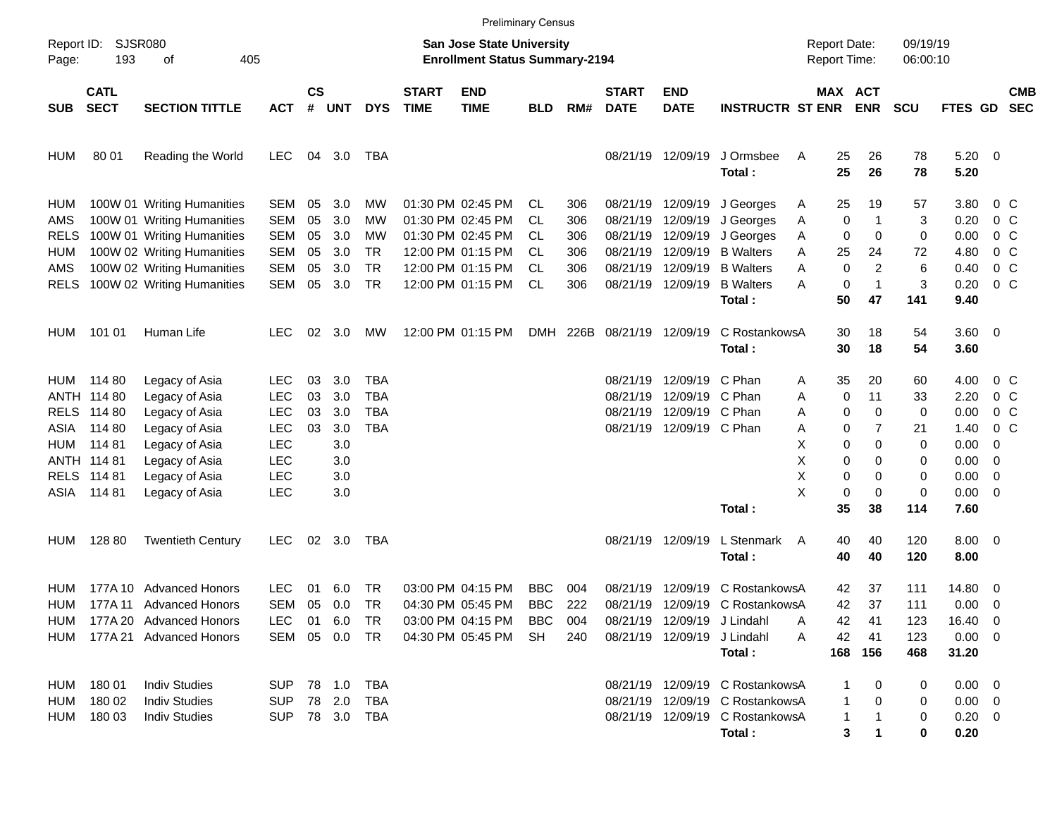Preliminary Census

Report ID: SJSR080

**San Jose State University**
**Enrollment Status Summary-2194**

Report Date: 09/19/19
Report Time: 06:00:10

| SUB | CATL SECT | SECTION TITTLE | ACT | CS # | UNT | DYS | START TIME | END TIME | BLD | RM# | START DATE | END DATE | INSTRUCTR | ST | MAX ENR | ACT ENR | SCU | FTES | GD | CMB SEC |
|---|---|---|---|---|---|---|---|---|---|---|---|---|---|---|---|---|---|---|---|---|
| HUM | 80 01 | Reading the World | LEC | 04 | 3.0 | TBA | | | | | 08/21/19 | 12/09/19 | J Ormsbee | A | 25 | 26 | 78 | 5.20 | 0 | |
| | | | | | | | | | | | | | **Total :** | | **25** | **26** | **78** | **5.20** | | |
| HUM | 100W 01 | Writing Humanities | SEM | 05 | 3.0 | MW | 01:30 PM | 02:45 PM | CL | 306 | 08/21/19 | 12/09/19 | J Georges | A | 25 | 19 | 57 | 3.80 | 0 | C |
| AMS | 100W 01 | Writing Humanities | SEM | 05 | 3.0 | MW | 01:30 PM | 02:45 PM | CL | 306 | 08/21/19 | 12/09/19 | J Georges | A | 0 | 1 | 3 | 0.20 | 0 | C |
| RELS | 100W 01 | Writing Humanities | SEM | 05 | 3.0 | MW | 01:30 PM | 02:45 PM | CL | 306 | 08/21/19 | 12/09/19 | J Georges | A | 0 | 0 | 0 | 0.00 | 0 | C |
| HUM | 100W 02 | Writing Humanities | SEM | 05 | 3.0 | TR | 12:00 PM | 01:15 PM | CL | 306 | 08/21/19 | 12/09/19 | B Walters | A | 25 | 24 | 72 | 4.80 | 0 | C |
| AMS | 100W 02 | Writing Humanities | SEM | 05 | 3.0 | TR | 12:00 PM | 01:15 PM | CL | 306 | 08/21/19 | 12/09/19 | B Walters | A | 0 | 2 | 6 | 0.40 | 0 | C |
| RELS | 100W 02 | Writing Humanities | SEM | 05 | 3.0 | TR | 12:00 PM | 01:15 PM | CL | 306 | 08/21/19 | 12/09/19 | B Walters | A | 0 | 1 | 3 | 0.20 | 0 | C |
| | | | | | | | | | | | | | **Total :** | | **50** | **47** | **141** | **9.40** | | |
| HUM | 101 01 | Human Life | LEC | 02 | 3.0 | MW | 12:00 PM | 01:15 PM | DMH | 226B | 08/21/19 | 12/09/19 | C Rostankows | A | 30 | 18 | 54 | 3.60 | 0 | |
| | | | | | | | | | | | | | **Total :** | | **30** | **18** | **54** | **3.60** | | |
| HUM | 114 80 | Legacy of Asia | LEC | 03 | 3.0 | TBA | | | | | 08/21/19 | 12/09/19 | C Phan | A | 35 | 20 | 60 | 4.00 | 0 | C |
| ANTH | 114 80 | Legacy of Asia | LEC | 03 | 3.0 | TBA | | | | | 08/21/19 | 12/09/19 | C Phan | A | 0 | 11 | 33 | 2.20 | 0 | C |
| RELS | 114 80 | Legacy of Asia | LEC | 03 | 3.0 | TBA | | | | | 08/21/19 | 12/09/19 | C Phan | A | 0 | 0 | 0 | 0.00 | 0 | C |
| ASIA | 114 80 | Legacy of Asia | LEC | 03 | 3.0 | TBA | | | | | 08/21/19 | 12/09/19 | C Phan | A | 0 | 7 | 21 | 1.40 | 0 | C |
| HUM | 114 81 | Legacy of Asia | LEC | | 3.0 | | | | | | | | | X | 0 | 0 | 0 | 0.00 | 0 | |
| ANTH | 114 81 | Legacy of Asia | LEC | | 3.0 | | | | | | | | | X | 0 | 0 | 0 | 0.00 | 0 | |
| RELS | 114 81 | Legacy of Asia | LEC | | 3.0 | | | | | | | | | X | 0 | 0 | 0 | 0.00 | 0 | |
| ASIA | 114 81 | Legacy of Asia | LEC | | 3.0 | | | | | | | | | X | 0 | 0 | 0 | 0.00 | 0 | |
| | | | | | | | | | | | | | **Total :** | | **35** | **38** | **114** | **7.60** | | |
| HUM | 128 80 | Twentieth Century | LEC | 02 | 3.0 | TBA | | | | | 08/21/19 | 12/09/19 | L Stenmark | A | 40 | 40 | 120 | 8.00 | 0 | |
| | | | | | | | | | | | | | **Total :** | | **40** | **40** | **120** | **8.00** | | |
| HUM | 177A 10 | Advanced Honors | LEC | 01 | 6.0 | TR | 03:00 PM | 04:15 PM | BBC | 004 | 08/21/19 | 12/09/19 | C Rostankows | A | 42 | 37 | 111 | 14.80 | 0 | |
| HUM | 177A 11 | Advanced Honors | SEM | 05 | 0.0 | TR | 04:30 PM | 05:45 PM | BBC | 222 | 08/21/19 | 12/09/19 | C Rostankows | A | 42 | 37 | 111 | 0.00 | 0 | |
| HUM | 177A 20 | Advanced Honors | LEC | 01 | 6.0 | TR | 03:00 PM | 04:15 PM | BBC | 004 | 08/21/19 | 12/09/19 | J Lindahl | A | 42 | 41 | 123 | 16.40 | 0 | |
| HUM | 177A 21 | Advanced Honors | SEM | 05 | 0.0 | TR | 04:30 PM | 05:45 PM | SH | 240 | 08/21/19 | 12/09/19 | J Lindahl | A | 42 | 41 | 123 | 0.00 | 0 | |
| | | | | | | | | | | | | | **Total :** | | **168** | **156** | **468** | **31.20** | | |
| HUM | 180 01 | Indiv Studies | SUP | 78 | 1.0 | TBA | | | | | 08/21/19 | 12/09/19 | C Rostankows | A | 1 | 0 | 0 | 0.00 | 0 | |
| HUM | 180 02 | Indiv Studies | SUP | 78 | 2.0 | TBA | | | | | 08/21/19 | 12/09/19 | C Rostankows | A | 1 | 0 | 0 | 0.00 | 0 | |
| HUM | 180 03 | Indiv Studies | SUP | 78 | 3.0 | TBA | | | | | 08/21/19 | 12/09/19 | C Rostankows | A | 1 | 1 | 0 | 0.20 | 0 | |
| | | | | | | | | | | | | | **Total :** | | **3** | **1** | **0** | **0.20** | | |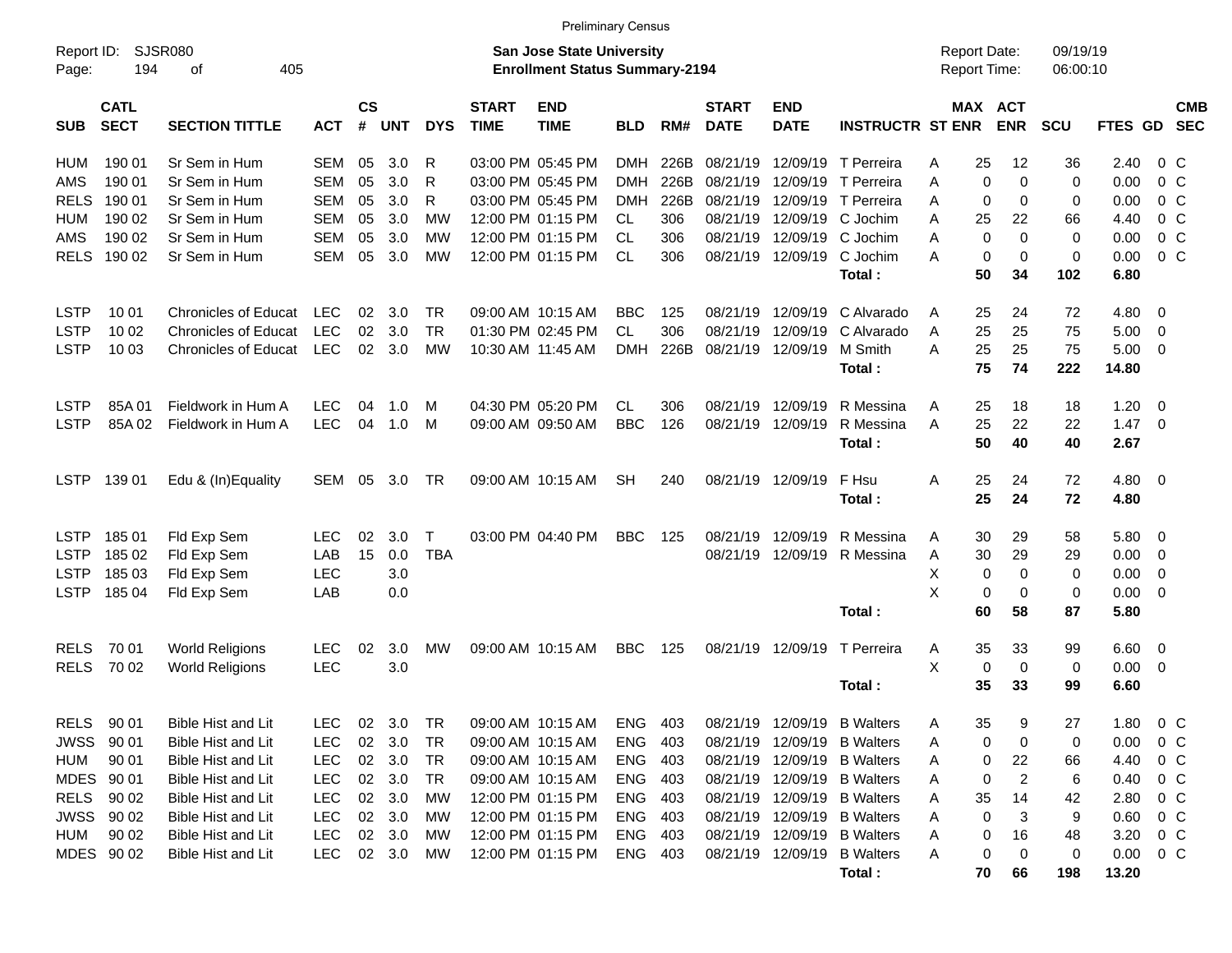Preliminary Census

Report ID: SJSR080

**San Jose State University**
**Enrollment Status Summary-2194**

Report Date: 09/19/19
Report Time: 06:00:10

| SUB | CATL SECT | SECTION TITTLE | ACT | CS # | UNT | DYS | START TIME | END TIME | BLD | RM# | START DATE | END DATE | INSTRUCTR | ST | MAX ENR | ACT ENR | SCU | FTES | GD | CMB SEC |
|---|---|---|---|---|---|---|---|---|---|---|---|---|---|---|---|---|---|---|---|---|
| HUM | 190 01 | Sr Sem in Hum | SEM | 05 | 3.0 | R | 03:00 PM | 05:45 PM | DMH | 226B | 08/21/19 | 12/09/19 | T Perreira | A | 25 | 12 | 36 | 2.40 | 0 | C |
| AMS | 190 01 | Sr Sem in Hum | SEM | 05 | 3.0 | R | 03:00 PM | 05:45 PM | DMH | 226B | 08/21/19 | 12/09/19 | T Perreira | A | 0 | 0 | 0 | 0.00 | 0 | C |
| RELS | 190 01 | Sr Sem in Hum | SEM | 05 | 3.0 | R | 03:00 PM | 05:45 PM | DMH | 226B | 08/21/19 | 12/09/19 | T Perreira | A | 0 | 0 | 0 | 0.00 | 0 | C |
| HUM | 190 02 | Sr Sem in Hum | SEM | 05 | 3.0 | MW | 12:00 PM | 01:15 PM | CL | 306 | 08/21/19 | 12/09/19 | C Jochim | A | 25 | 22 | 66 | 4.40 | 0 | C |
| AMS | 190 02 | Sr Sem in Hum | SEM | 05 | 3.0 | MW | 12:00 PM | 01:15 PM | CL | 306 | 08/21/19 | 12/09/19 | C Jochim | A | 0 | 0 | 0 | 0.00 | 0 | C |
| RELS | 190 02 | Sr Sem in Hum | SEM | 05 | 3.0 | MW | 12:00 PM | 01:15 PM | CL | 306 | 08/21/19 | 12/09/19 | C Jochim | A | 0 | 0 | 0 | 0.00 | 0 | C |
| | | | | | | | | | | | | | **Total :** | | **50** | **34** | **102** | **6.80** | | |
| LSTP | 10 01 | Chronicles of Educat | LEC | 02 | 3.0 | TR | 09:00 AM | 10:15 AM | BBC | 125 | 08/21/19 | 12/09/19 | C Alvarado | A | 25 | 24 | 72 | 4.80 | 0 | |
| LSTP | 10 02 | Chronicles of Educat | LEC | 02 | 3.0 | TR | 01:30 PM | 02:45 PM | CL | 306 | 08/21/19 | 12/09/19 | C Alvarado | A | 25 | 25 | 75 | 5.00 | 0 | |
| LSTP | 10 03 | Chronicles of Educat | LEC | 02 | 3.0 | MW | 10:30 AM | 11:45 AM | DMH | 226B | 08/21/19 | 12/09/19 | M Smith | A | 25 | 25 | 75 | 5.00 | 0 | |
| | | | | | | | | | | | | | **Total :** | | **75** | **74** | **222** | **14.80** | | |
| LSTP | 85A 01 | Fieldwork in Hum A | LEC | 04 | 1.0 | M | 04:30 PM | 05:20 PM | CL | 306 | 08/21/19 | 12/09/19 | R Messina | A | 25 | 18 | 18 | 1.20 | 0 | |
| LSTP | 85A 02 | Fieldwork in Hum A | LEC | 04 | 1.0 | M | 09:00 AM | 09:50 AM | BBC | 126 | 08/21/19 | 12/09/19 | R Messina | A | 25 | 22 | 22 | 1.47 | 0 | |
| | | | | | | | | | | | | | **Total :** | | **50** | **40** | **40** | **2.67** | | |
| LSTP | 139 01 | Edu & (In)Equality | SEM | 05 | 3.0 | TR | 09:00 AM | 10:15 AM | SH | 240 | 08/21/19 | 12/09/19 | F Hsu | A | 25 | 24 | 72 | 4.80 | 0 | |
| | | | | | | | | | | | | | **Total :** | | **25** | **24** | **72** | **4.80** | | |
| LSTP | 185 01 | Fld Exp Sem | LEC | 02 | 3.0 | T | 03:00 PM | 04:40 PM | BBC | 125 | 08/21/19 | 12/09/19 | R Messina | A | 30 | 29 | 58 | 5.80 | 0 | |
| LSTP | 185 02 | Fld Exp Sem | LAB | 15 | 0.0 | TBA | | | | | 08/21/19 | 12/09/19 | R Messina | A | 30 | 29 | 29 | 0.00 | 0 | |
| LSTP | 185 03 | Fld Exp Sem | LEC | | 3.0 | | | | | | | | | X | 0 | 0 | 0 | 0.00 | 0 | |
| LSTP | 185 04 | Fld Exp Sem | LAB | | 0.0 | | | | | | | | | X | 0 | 0 | 0 | 0.00 | 0 | |
| | | | | | | | | | | | | | **Total :** | | **60** | **58** | **87** | **5.80** | | |
| RELS | 70 01 | World Religions | LEC | 02 | 3.0 | MW | 09:00 AM | 10:15 AM | BBC | 125 | 08/21/19 | 12/09/19 | T Perreira | A | 35 | 33 | 99 | 6.60 | 0 | |
| RELS | 70 02 | World Religions | LEC | | 3.0 | | | | | | | | | X | 0 | 0 | 0 | 0.00 | 0 | |
| | | | | | | | | | | | | | **Total :** | | **35** | **33** | **99** | **6.60** | | |
| RELS | 90 01 | Bible Hist and Lit | LEC | 02 | 3.0 | TR | 09:00 AM | 10:15 AM | ENG | 403 | 08/21/19 | 12/09/19 | B Walters | A | 35 | 9 | 27 | 1.80 | 0 | C |
| JWSS | 90 01 | Bible Hist and Lit | LEC | 02 | 3.0 | TR | 09:00 AM | 10:15 AM | ENG | 403 | 08/21/19 | 12/09/19 | B Walters | A | 0 | 0 | 0 | 0.00 | 0 | C |
| HUM | 90 01 | Bible Hist and Lit | LEC | 02 | 3.0 | TR | 09:00 AM | 10:15 AM | ENG | 403 | 08/21/19 | 12/09/19 | B Walters | A | 0 | 22 | 66 | 4.40 | 0 | C |
| MDES | 90 01 | Bible Hist and Lit | LEC | 02 | 3.0 | TR | 09:00 AM | 10:15 AM | ENG | 403 | 08/21/19 | 12/09/19 | B Walters | A | 0 | 2 | 6 | 0.40 | 0 | C |
| RELS | 90 02 | Bible Hist and Lit | LEC | 02 | 3.0 | MW | 12:00 PM | 01:15 PM | ENG | 403 | 08/21/19 | 12/09/19 | B Walters | A | 35 | 14 | 42 | 2.80 | 0 | C |
| JWSS | 90 02 | Bible Hist and Lit | LEC | 02 | 3.0 | MW | 12:00 PM | 01:15 PM | ENG | 403 | 08/21/19 | 12/09/19 | B Walters | A | 0 | 3 | 9 | 0.60 | 0 | C |
| HUM | 90 02 | Bible Hist and Lit | LEC | 02 | 3.0 | MW | 12:00 PM | 01:15 PM | ENG | 403 | 08/21/19 | 12/09/19 | B Walters | A | 0 | 16 | 48 | 3.20 | 0 | C |
| MDES | 90 02 | Bible Hist and Lit | LEC | 02 | 3.0 | MW | 12:00 PM | 01:15 PM | ENG | 403 | 08/21/19 | 12/09/19 | B Walters | A | 0 | 0 | 0 | 0.00 | 0 | C |
| | | | | | | | | | | | | | **Total :** | | **70** | **66** | **198** | **13.20** | | |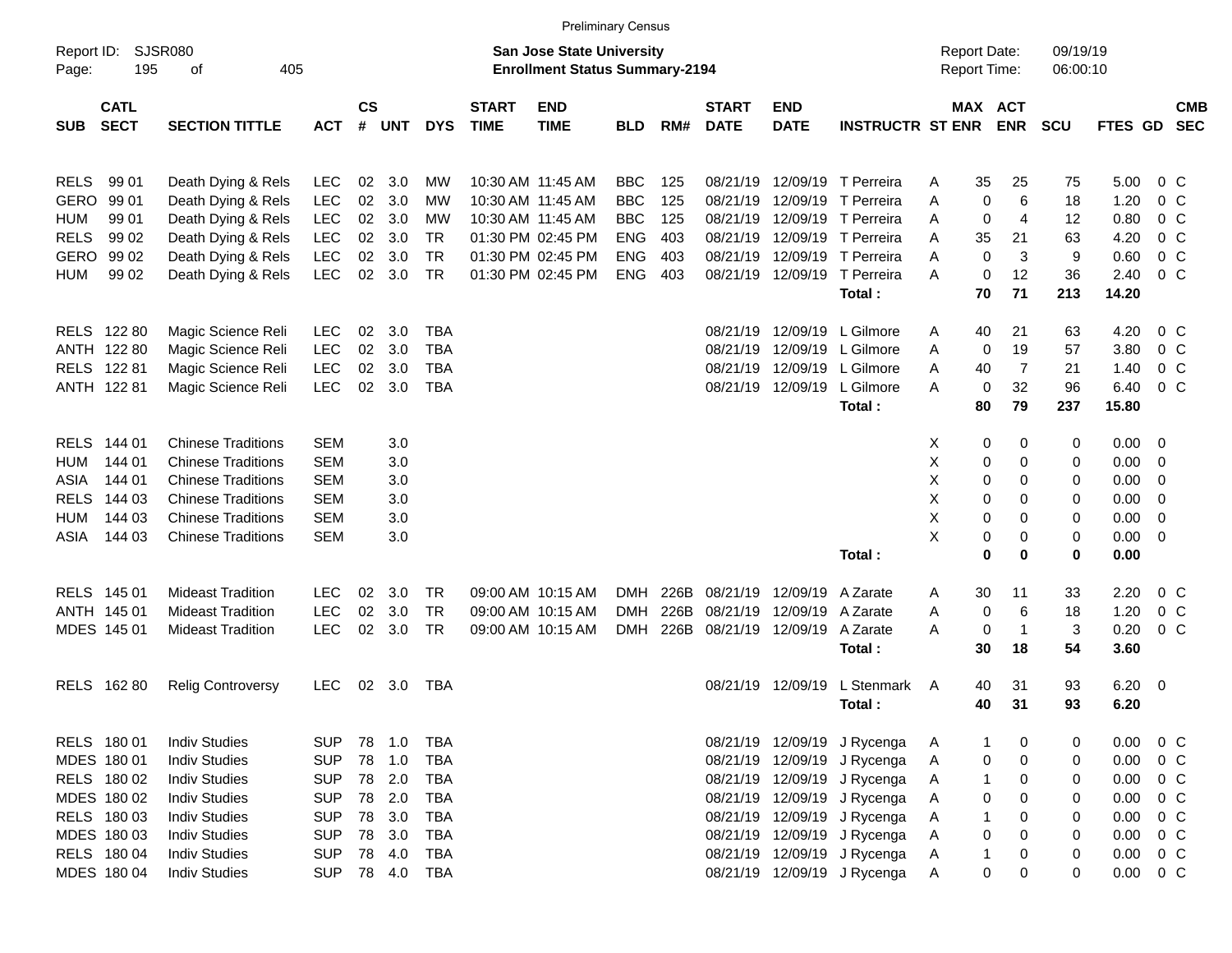Preliminary Census

Report ID: SJSR080
Page: 195 of 405

**San Jose State University**
**Enrollment Status Summary-2194**

Report Date: 09/19/19
Report Time: 06:00:10

| SUB | CATL SECT | SECTION TITTLE | ACT | CS # | UNT | DYS | START TIME | END TIME | BLD | RM# | START DATE | END DATE | INSTRUCTR | ST | MAX ENR | ACT ENR | SCU | FTES | GD | CMB SEC |
|---|---|---|---|---|---|---|---|---|---|---|---|---|---|---|---|---|---|---|---|---|
| RELS | 99 01 | Death Dying & Rels | LEC | 02 | 3.0 | MW | 10:30 AM | 11:45 AM | BBC | 125 | 08/21/19 | 12/09/19 | T Perreira | A | 35 | 25 | 75 | 5.00 | 0 | C |
| GERO | 99 01 | Death Dying & Rels | LEC | 02 | 3.0 | MW | 10:30 AM | 11:45 AM | BBC | 125 | 08/21/19 | 12/09/19 | T Perreira | A | 0 | 6 | 18 | 1.20 | 0 | C |
| HUM | 99 01 | Death Dying & Rels | LEC | 02 | 3.0 | MW | 10:30 AM | 11:45 AM | BBC | 125 | 08/21/19 | 12/09/19 | T Perreira | A | 0 | 4 | 12 | 0.80 | 0 | C |
| RELS | 99 02 | Death Dying & Rels | LEC | 02 | 3.0 | TR | 01:30 PM | 02:45 PM | ENG | 403 | 08/21/19 | 12/09/19 | T Perreira | A | 35 | 21 | 63 | 4.20 | 0 | C |
| GERO | 99 02 | Death Dying & Rels | LEC | 02 | 3.0 | TR | 01:30 PM | 02:45 PM | ENG | 403 | 08/21/19 | 12/09/19 | T Perreira | A | 0 | 3 | 9 | 0.60 | 0 | C |
| HUM | 99 02 | Death Dying & Rels | LEC | 02 | 3.0 | TR | 01:30 PM | 02:45 PM | ENG | 403 | 08/21/19 | 12/09/19 | T Perreira | A | 0 | 12 | 36 | 2.40 | 0 | C |
| | | | | | | | | | | | | | **Total :** | | **70** | **71** | **213** | **14.20** | | |
| RELS | 122 80 | Magic Science Reli | LEC | 02 | 3.0 | TBA | | | | | 08/21/19 | 12/09/19 | L Gilmore | A | 40 | 21 | 63 | 4.20 | 0 | C |
| ANTH | 122 80 | Magic Science Reli | LEC | 02 | 3.0 | TBA | | | | | 08/21/19 | 12/09/19 | L Gilmore | A | 0 | 19 | 57 | 3.80 | 0 | C |
| RELS | 122 81 | Magic Science Reli | LEC | 02 | 3.0 | TBA | | | | | 08/21/19 | 12/09/19 | L Gilmore | A | 40 | 7 | 21 | 1.40 | 0 | C |
| ANTH | 122 81 | Magic Science Reli | LEC | 02 | 3.0 | TBA | | | | | 08/21/19 | 12/09/19 | L Gilmore | A | 0 | 32 | 96 | 6.40 | 0 | C |
| | | | | | | | | | | | | | **Total :** | | **80** | **79** | **237** | **15.80** | | |
| RELS | 144 01 | Chinese Traditions | SEM | | 3.0 | | | | | | | | | X | 0 | 0 | 0 | 0.00 | 0 | |
| HUM | 144 01 | Chinese Traditions | SEM | | 3.0 | | | | | | | | | X | 0 | 0 | 0 | 0.00 | 0 | |
| ASIA | 144 01 | Chinese Traditions | SEM | | 3.0 | | | | | | | | | X | 0 | 0 | 0 | 0.00 | 0 | |
| RELS | 144 03 | Chinese Traditions | SEM | | 3.0 | | | | | | | | | X | 0 | 0 | 0 | 0.00 | 0 | |
| HUM | 144 03 | Chinese Traditions | SEM | | 3.0 | | | | | | | | | X | 0 | 0 | 0 | 0.00 | 0 | |
| ASIA | 144 03 | Chinese Traditions | SEM | | 3.0 | | | | | | | | | X | 0 | 0 | 0 | 0.00 | 0 | |
| | | | | | | | | | | | | | **Total :** | | **0** | **0** | **0** | **0.00** | | |
| RELS | 145 01 | Mideast Tradition | LEC | 02 | 3.0 | TR | 09:00 AM | 10:15 AM | DMH | 226B | 08/21/19 | 12/09/19 | A Zarate | A | 30 | 11 | 33 | 2.20 | 0 | C |
| ANTH | 145 01 | Mideast Tradition | LEC | 02 | 3.0 | TR | 09:00 AM | 10:15 AM | DMH | 226B | 08/21/19 | 12/09/19 | A Zarate | A | 0 | 6 | 18 | 1.20 | 0 | C |
| MDES | 145 01 | Mideast Tradition | LEC | 02 | 3.0 | TR | 09:00 AM | 10:15 AM | DMH | 226B | 08/21/19 | 12/09/19 | A Zarate | A | 0 | 1 | 3 | 0.20 | 0 | C |
| | | | | | | | | | | | | | **Total :** | | **30** | **18** | **54** | **3.60** | | |
| RELS | 162 80 | Relig Controversy | LEC | 02 | 3.0 | TBA | | | | | 08/21/19 | 12/09/19 | L Stenmark | A | 40 | 31 | 93 | 6.20 | 0 | |
| | | | | | | | | | | | | | **Total :** | | **40** | **31** | **93** | **6.20** | | |
| RELS | 180 01 | Indiv Studies | SUP | 78 | 1.0 | TBA | | | | | 08/21/19 | 12/09/19 | J Rycenga | A | 1 | 0 | 0 | 0.00 | 0 | C |
| MDES | 180 01 | Indiv Studies | SUP | 78 | 1.0 | TBA | | | | | 08/21/19 | 12/09/19 | J Rycenga | A | 0 | 0 | 0 | 0.00 | 0 | C |
| RELS | 180 02 | Indiv Studies | SUP | 78 | 2.0 | TBA | | | | | 08/21/19 | 12/09/19 | J Rycenga | A | 1 | 0 | 0 | 0.00 | 0 | C |
| MDES | 180 02 | Indiv Studies | SUP | 78 | 2.0 | TBA | | | | | 08/21/19 | 12/09/19 | J Rycenga | A | 0 | 0 | 0 | 0.00 | 0 | C |
| RELS | 180 03 | Indiv Studies | SUP | 78 | 3.0 | TBA | | | | | 08/21/19 | 12/09/19 | J Rycenga | A | 1 | 0 | 0 | 0.00 | 0 | C |
| MDES | 180 03 | Indiv Studies | SUP | 78 | 3.0 | TBA | | | | | 08/21/19 | 12/09/19 | J Rycenga | A | 0 | 0 | 0 | 0.00 | 0 | C |
| RELS | 180 04 | Indiv Studies | SUP | 78 | 4.0 | TBA | | | | | 08/21/19 | 12/09/19 | J Rycenga | A | 1 | 0 | 0 | 0.00 | 0 | C |
| MDES | 180 04 | Indiv Studies | SUP | 78 | 4.0 | TBA | | | | | 08/21/19 | 12/09/19 | J Rycenga | A | 0 | 0 | 0 | 0.00 | 0 | C |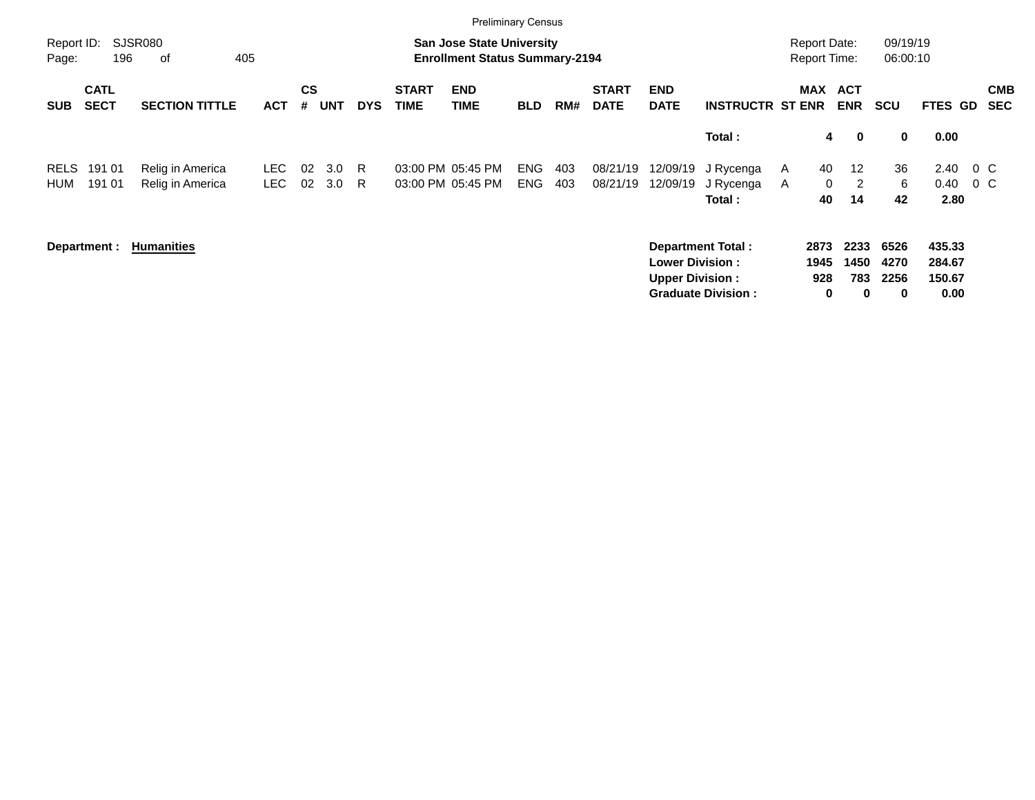Preliminary Census

Report ID: SJSR080

**San Jose State University**
**Enrollment Status Summary-2194**

Report Date: 09/19/19
Report Time: 06:00:10

| SUB | CATL SECT | SECTION TITTLE | ACT | CS # | UNT | DYS | START TIME | END TIME | BLD | RM# | START DATE | END DATE | INSTRUCTR | ST | MAX ENR | ACT ENR | SCU | FTES | GD | CMB SEC |
|---|---|---|---|---|---|---|---|---|---|---|---|---|---|---|---|---|---|---|---|---|
| | | | | | | | | | | | | | **Total :** | | **4** | **0** | **0** | **0.00** | | |
| RELS | 191 01 | Relig in America | LEC | 02 | 3.0 | R | 03:00 PM | 05:45 PM | ENG | 403 | 08/21/19 | 12/09/19 | J Rycenga | A | 40 | 12 | 36 | 2.40 | 0 | C |
| HUM | 191 01 | Relig in America | LEC | 02 | 3.0 | R | 03:00 PM | 05:45 PM | ENG | 403 | 08/21/19 | 12/09/19 | J Rycenga | A | 0 | 2 | 6 | 0.40 | 0 | C |
| | | | | | | | | | | | | | **Total :** | | **40** | **14** | **42** | **2.80** | | |

**Department :** **Humanities**

| | MAX ENR | ACT ENR | SCU | FTES |
|---|---|---|---|---|
| **Department Total :** | **2873** | **2233** | **6526** | **435.33** |
| **Lower Division :** | **1945** | **1450** | **4270** | **284.67** |
| **Upper Division :** | **928** | **783** | **2256** | **150.67** |
| **Graduate Division :** | **0** | **0** | **0** | **0.00** |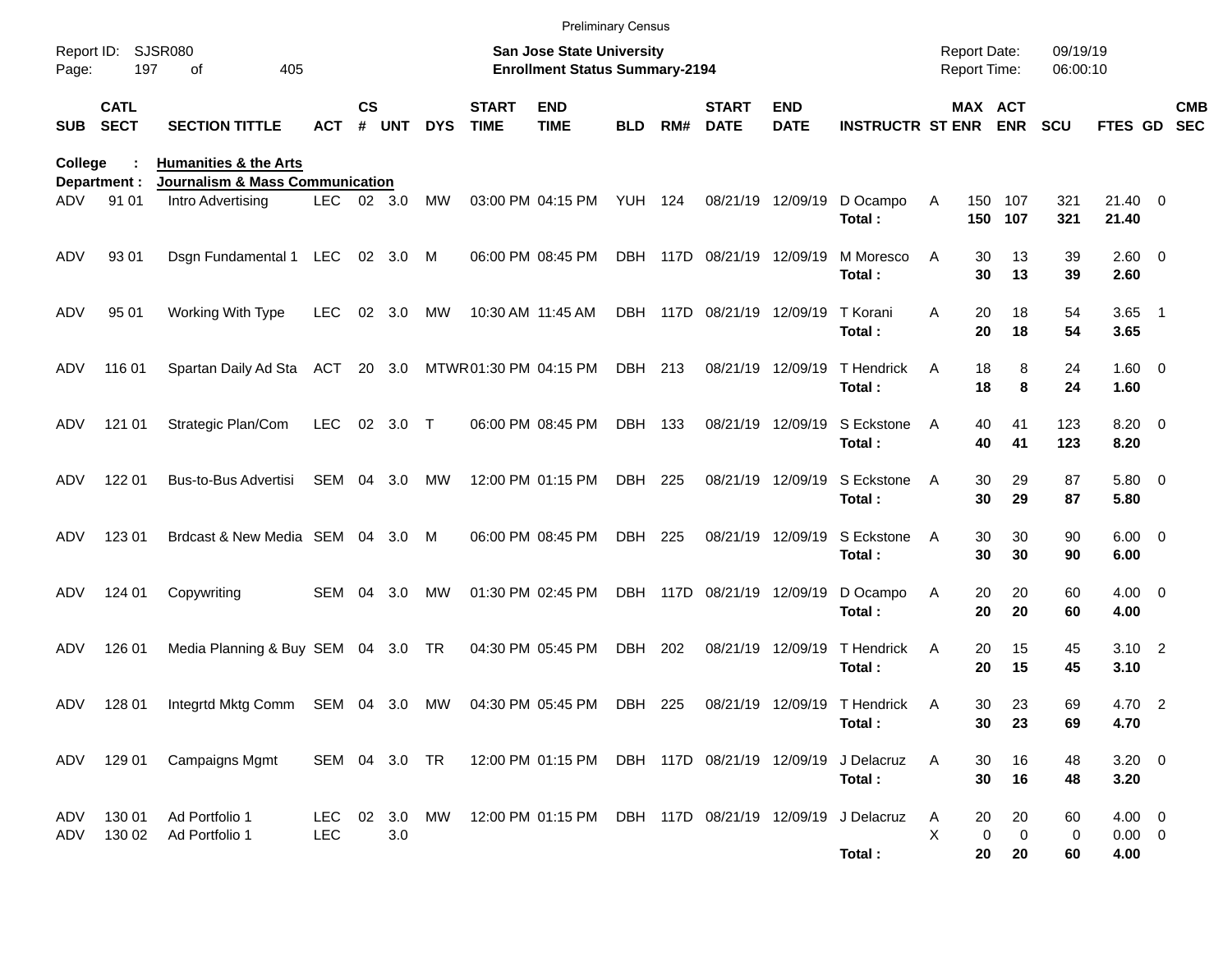Preliminary Census

Report ID: SJSR080
San Jose State University
Enrollment Status Summary-2194
Report Date: 09/19/19
Report Time: 06:00:10

**College : Humanities & the Arts**
**Department : Journalism & Mass Communication**

| SUB | CATL SECT | SECTION TITTLE | ACT | CS # | UNT | DYS | START TIME | END TIME | BLD | RM# | START DATE | END DATE | INSTRUCTR | ST | MAX ENR | ACT ENR | SCU | FTES | GD | CMB SEC |
|---|---|---|---|---|---|---|---|---|---|---|---|---|---|---|---|---|---|---|---|---|
| ADV | 91 01 | Intro Advertising | LEC | 02 | 3.0 | MW | 03:00 PM | 04:15 PM | YUH | 124 | 08/21/19 | 12/09/19 | D Ocampo | A | 150 | 107 | 321 | 21.40 | 0 | |
| | | | | | | | | | | | | | **Total :** | | **150** | **107** | **321** | **21.40** | | |
| ADV | 93 01 | Dsgn Fundamental 1 | LEC | 02 | 3.0 | M | 06:00 PM | 08:45 PM | DBH | 117D | 08/21/19 | 12/09/19 | M Moresco | A | 30 | 13 | 39 | 2.60 | 0 | |
| | | | | | | | | | | | | | **Total :** | | **30** | **13** | **39** | **2.60** | | |
| ADV | 95 01 | Working With Type | LEC | 02 | 3.0 | MW | 10:30 AM | 11:45 AM | DBH | 117D | 08/21/19 | 12/09/19 | T Korani | A | 20 | 18 | 54 | 3.65 | 1 | |
| | | | | | | | | | | | | | **Total :** | | **20** | **18** | **54** | **3.65** | | |
| ADV | 116 01 | Spartan Daily Ad Sta | ACT | 20 | 3.0 | MTWR | 01:30 PM | 04:15 PM | DBH | 213 | 08/21/19 | 12/09/19 | T Hendrick | A | 18 | 8 | 24 | 1.60 | 0 | |
| | | | | | | | | | | | | | **Total :** | | **18** | **8** | **24** | **1.60** | | |
| ADV | 121 01 | Strategic Plan/Com | LEC | 02 | 3.0 | T | 06:00 PM | 08:45 PM | DBH | 133 | 08/21/19 | 12/09/19 | S Eckstone | A | 40 | 41 | 123 | 8.20 | 0 | |
| | | | | | | | | | | | | | **Total :** | | **40** | **41** | **123** | **8.20** | | |
| ADV | 122 01 | Bus-to-Bus Advertisi | SEM | 04 | 3.0 | MW | 12:00 PM | 01:15 PM | DBH | 225 | 08/21/19 | 12/09/19 | S Eckstone | A | 30 | 29 | 87 | 5.80 | 0 | |
| | | | | | | | | | | | | | **Total :** | | **30** | **29** | **87** | **5.80** | | |
| ADV | 123 01 | Brdcast & New Media | SEM | 04 | 3.0 | M | 06:00 PM | 08:45 PM | DBH | 225 | 08/21/19 | 12/09/19 | S Eckstone | A | 30 | 30 | 90 | 6.00 | 0 | |
| | | | | | | | | | | | | | **Total :** | | **30** | **30** | **90** | **6.00** | | |
| ADV | 124 01 | Copywriting | SEM | 04 | 3.0 | MW | 01:30 PM | 02:45 PM | DBH | 117D | 08/21/19 | 12/09/19 | D Ocampo | A | 20 | 20 | 60 | 4.00 | 0 | |
| | | | | | | | | | | | | | **Total :** | | **20** | **20** | **60** | **4.00** | | |
| ADV | 126 01 | Media Planning & Buy | SEM | 04 | 3.0 | TR | 04:30 PM | 05:45 PM | DBH | 202 | 08/21/19 | 12/09/19 | T Hendrick | A | 20 | 15 | 45 | 3.10 | 2 | |
| | | | | | | | | | | | | | **Total :** | | **20** | **15** | **45** | **3.10** | | |
| ADV | 128 01 | Integrtd Mktg Comm | SEM | 04 | 3.0 | MW | 04:30 PM | 05:45 PM | DBH | 225 | 08/21/19 | 12/09/19 | T Hendrick | A | 30 | 23 | 69 | 4.70 | 2 | |
| | | | | | | | | | | | | | **Total :** | | **30** | **23** | **69** | **4.70** | | |
| ADV | 129 01 | Campaigns Mgmt | SEM | 04 | 3.0 | TR | 12:00 PM | 01:15 PM | DBH | 117D | 08/21/19 | 12/09/19 | J Delacruz | A | 30 | 16 | 48 | 3.20 | 0 | |
| | | | | | | | | | | | | | **Total :** | | **30** | **16** | **48** | **3.20** | | |
| ADV | 130 01 | Ad Portfolio 1 | LEC | 02 | 3.0 | MW | 12:00 PM | 01:15 PM | DBH | 117D | 08/21/19 | 12/09/19 | J Delacruz | A | 20 | 20 | 60 | 4.00 | 0 | |
| ADV | 130 02 | Ad Portfolio 1 | LEC | | 3.0 | | | | | | | | | X | 0 | 0 | 0 | 0.00 | 0 | |
| | | | | | | | | | | | | | **Total :** | | **20** | **20** | **60** | **4.00** | | |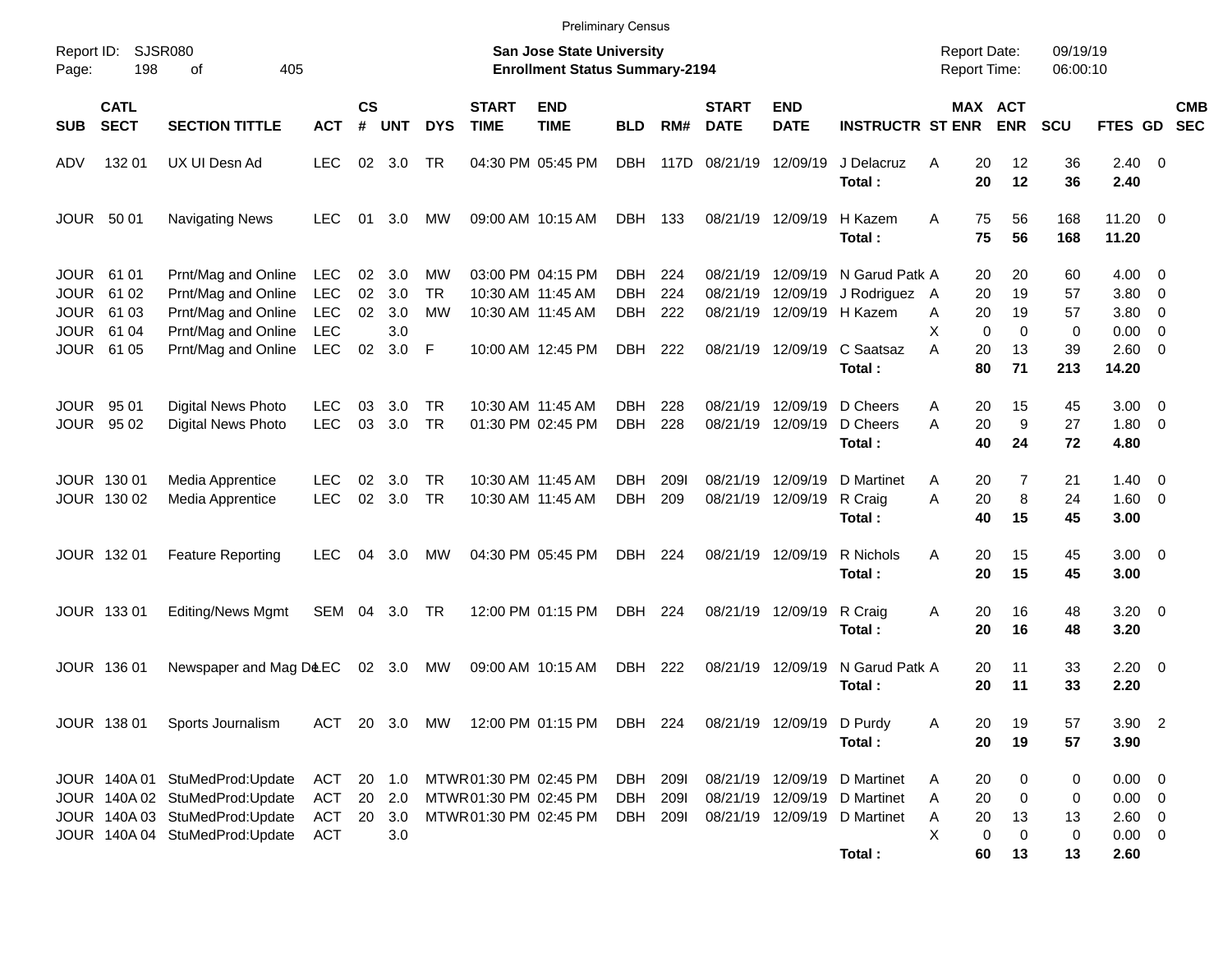Preliminary Census

Report ID: SJSR080
Page: 198 of 405

**San Jose State University**
**Enrollment Status Summary-2194**

Report Date: 09/19/19
Report Time: 06:00:10

| SUB | CATL SECT | SECTION TITTLE | ACT | CS # | UNT | DYS | START TIME | END TIME | BLD | RM# | START DATE | END DATE | INSTRUCTR | ST | MAX ENR | ACT ENR | SCU | FTES | GD | CMB SEC |
|---|---|---|---|---|---|---|---|---|---|---|---|---|---|---|---|---|---|---|---|---|
| ADV | 132 01 | UX UI Desn Ad | LEC | 02 | 3.0 | TR | 04:30 PM | 05:45 PM | DBH | 117D | 08/21/19 | 12/09/19 | J Delacruz | A | 20 | 12 | 36 | 2.40 | 0 | |
| | | | | | | | | | | | | | **Total :** | | **20** | **12** | **36** | **2.40** | | |
| JOUR | 50 01 | Navigating News | LEC | 01 | 3.0 | MW | 09:00 AM | 10:15 AM | DBH | 133 | 08/21/19 | 12/09/19 | H Kazem | A | 75 | 56 | 168 | 11.20 | 0 | |
| | | | | | | | | | | | | | **Total :** | | **75** | **56** | **168** | **11.20** | | |
| JOUR | 61 01 | Prnt/Mag and Online | LEC | 02 | 3.0 | MW | 03:00 PM | 04:15 PM | DBH | 224 | 08/21/19 | 12/09/19 | N Garud Patk | A | 20 | 20 | 60 | 4.00 | 0 | |
| JOUR | 61 02 | Prnt/Mag and Online | LEC | 02 | 3.0 | TR | 10:30 AM | 11:45 AM | DBH | 224 | 08/21/19 | 12/09/19 | J Rodriguez | A | 20 | 19 | 57 | 3.80 | 0 | |
| JOUR | 61 03 | Prnt/Mag and Online | LEC | 02 | 3.0 | MW | 10:30 AM | 11:45 AM | DBH | 222 | 08/21/19 | 12/09/19 | H Kazem | A | 20 | 19 | 57 | 3.80 | 0 | |
| JOUR | 61 04 | Prnt/Mag and Online | LEC | | 3.0 | | | | | | | | | X | 0 | 0 | 0 | 0.00 | 0 | |
| JOUR | 61 05 | Prnt/Mag and Online | LEC | 02 | 3.0 | F | 10:00 AM | 12:45 PM | DBH | 222 | 08/21/19 | 12/09/19 | C Saatsaz | A | 20 | 13 | 39 | 2.60 | 0 | |
| | | | | | | | | | | | | | **Total :** | | **80** | **71** | **213** | **14.20** | | |
| JOUR | 95 01 | Digital News Photo | LEC | 03 | 3.0 | TR | 10:30 AM | 11:45 AM | DBH | 228 | 08/21/19 | 12/09/19 | D Cheers | A | 20 | 15 | 45 | 3.00 | 0 | |
| JOUR | 95 02 | Digital News Photo | LEC | 03 | 3.0 | TR | 01:30 PM | 02:45 PM | DBH | 228 | 08/21/19 | 12/09/19 | D Cheers | A | 20 | 9 | 27 | 1.80 | 0 | |
| | | | | | | | | | | | | | **Total :** | | **40** | **24** | **72** | **4.80** | | |
| JOUR | 130 01 | Media Apprentice | LEC | 02 | 3.0 | TR | 10:30 AM | 11:45 AM | DBH | 209I | 08/21/19 | 12/09/19 | D Martinet | A | 20 | 7 | 21 | 1.40 | 0 | |
| JOUR | 130 02 | Media Apprentice | LEC | 02 | 3.0 | TR | 10:30 AM | 11:45 AM | DBH | 209 | 08/21/19 | 12/09/19 | R Craig | A | 20 | 8 | 24 | 1.60 | 0 | |
| | | | | | | | | | | | | | **Total :** | | **40** | **15** | **45** | **3.00** | | |
| JOUR | 132 01 | Feature Reporting | LEC | 04 | 3.0 | MW | 04:30 PM | 05:45 PM | DBH | 224 | 08/21/19 | 12/09/19 | R Nichols | A | 20 | 15 | 45 | 3.00 | 0 | |
| | | | | | | | | | | | | | **Total :** | | **20** | **15** | **45** | **3.00** | | |
| JOUR | 133 01 | Editing/News Mgmt | SEM | 04 | 3.0 | TR | 12:00 PM | 01:15 PM | DBH | 224 | 08/21/19 | 12/09/19 | R Craig | A | 20 | 16 | 48 | 3.20 | 0 | |
| | | | | | | | | | | | | | **Total :** | | **20** | **16** | **48** | **3.20** | | |
| JOUR | 136 01 | Newspaper and Mag De | LEC | 02 | 3.0 | MW | 09:00 AM | 10:15 AM | DBH | 222 | 08/21/19 | 12/09/19 | N Garud Patk | A | 20 | 11 | 33 | 2.20 | 0 | |
| | | | | | | | | | | | | | **Total :** | | **20** | **11** | **33** | **2.20** | | |
| JOUR | 138 01 | Sports Journalism | ACT | 20 | 3.0 | MW | 12:00 PM | 01:15 PM | DBH | 224 | 08/21/19 | 12/09/19 | D Purdy | A | 20 | 19 | 57 | 3.90 | 2 | |
| | | | | | | | | | | | | | **Total :** | | **20** | **19** | **57** | **3.90** | | |
| JOUR | 140A 01 | StuMedProd:Update | ACT | 20 | 1.0 | MTWR | 01:30 PM | 02:45 PM | DBH | 209I | 08/21/19 | 12/09/19 | D Martinet | A | 20 | 0 | 0 | 0.00 | 0 | |
| JOUR | 140A 02 | StuMedProd:Update | ACT | 20 | 2.0 | MTWR | 01:30 PM | 02:45 PM | DBH | 209I | 08/21/19 | 12/09/19 | D Martinet | A | 20 | 0 | 0 | 0.00 | 0 | |
| JOUR | 140A 03 | StuMedProd:Update | ACT | 20 | 3.0 | MTWR | 01:30 PM | 02:45 PM | DBH | 209I | 08/21/19 | 12/09/19 | D Martinet | A | 20 | 13 | 13 | 2.60 | 0 | |
| JOUR | 140A 04 | StuMedProd:Update | ACT | | 3.0 | | | | | | | | | X | 0 | 0 | 0 | 0.00 | 0 | |
| | | | | | | | | | | | | | **Total :** | | **60** | **13** | **13** | **2.60** | | |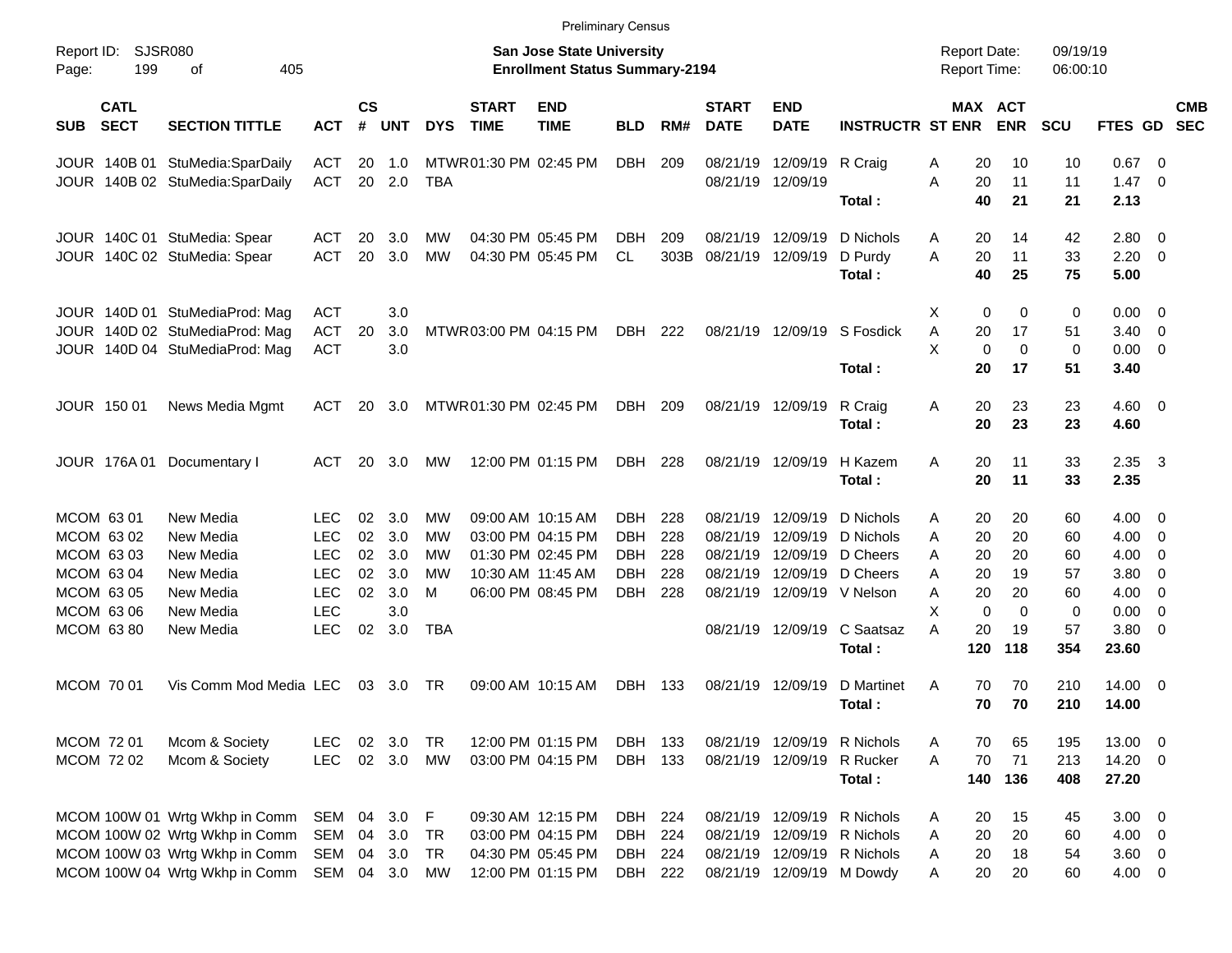Preliminary Census

Report ID: SJSR080
Page: 199 of 405

**San Jose State University**
**Enrollment Status Summary-2194**

Report Date: 09/19/19
Report Time: 06:00:10

| SUB | CATL SECT | SECTION TITTLE | ACT | CS # | UNT | DYS | START TIME | END TIME | BLD | RM# | START DATE | END DATE | INSTRUCTR | ST | MAX ENR | ACT ENR | SCU | FTES | GD | CMB SEC |
|---|---|---|---|---|---|---|---|---|---|---|---|---|---|---|---|---|---|---|---|---|
| JOUR | 140B 01 | StuMedia:SparDaily | ACT | 20 | 1.0 | MTWR | 01:30 PM | 02:45 PM | DBH | 209 | 08/21/19 | 12/09/19 | R Craig | A | 20 | 10 | 10 | 0.67 | 0 | |
| JOUR | 140B 02 | StuMedia:SparDaily | ACT | 20 | 2.0 | TBA | | | | | 08/21/19 | 12/09/19 | | A | 20 | 11 | 11 | 1.47 | 0 | |
| | | | | | | | | | | | | | Total : | | 40 | 21 | 21 | 2.13 | | |
| JOUR | 140C 01 | StuMedia: Spear | ACT | 20 | 3.0 | MW | 04:30 PM | 05:45 PM | DBH | 209 | 08/21/19 | 12/09/19 | D Nichols | A | 20 | 14 | 42 | 2.80 | 0 | |
| JOUR | 140C 02 | StuMedia: Spear | ACT | 20 | 3.0 | MW | 04:30 PM | 05:45 PM | CL | 303B | 08/21/19 | 12/09/19 | D Purdy | A | 20 | 11 | 33 | 2.20 | 0 | |
| | | | | | | | | | | | | | Total : | | 40 | 25 | 75 | 5.00 | | |
| JOUR | 140D 01 | StuMediaProd: Mag | ACT | | 3.0 | | | | | | | | | X | 0 | 0 | 0 | 0.00 | 0 | |
| JOUR | 140D 02 | StuMediaProd: Mag | ACT | 20 | 3.0 | MTWR | 03:00 PM | 04:15 PM | DBH | 222 | 08/21/19 | 12/09/19 | S Fosdick | A | 20 | 17 | 51 | 3.40 | 0 | |
| JOUR | 140D 04 | StuMediaProd: Mag | ACT | | 3.0 | | | | | | | | | X | 0 | 0 | 0 | 0.00 | 0 | |
| | | | | | | | | | | | | | Total : | | 20 | 17 | 51 | 3.40 | | |
| JOUR | 150 01 | News Media Mgmt | ACT | 20 | 3.0 | MTWR | 01:30 PM | 02:45 PM | DBH | 209 | 08/21/19 | 12/09/19 | R Craig | A | 20 | 23 | 23 | 4.60 | 0 | |
| | | | | | | | | | | | | | Total : | | 20 | 23 | 23 | 4.60 | | |
| JOUR | 176A 01 | Documentary I | ACT | 20 | 3.0 | MW | 12:00 PM | 01:15 PM | DBH | 228 | 08/21/19 | 12/09/19 | H Kazem | A | 20 | 11 | 33 | 2.35 | 3 | |
| | | | | | | | | | | | | | Total : | | 20 | 11 | 33 | 2.35 | | |
| MCOM | 63 01 | New Media | LEC | 02 | 3.0 | MW | 09:00 AM | 10:15 AM | DBH | 228 | 08/21/19 | 12/09/19 | D Nichols | A | 20 | 20 | 60 | 4.00 | 0 | |
| MCOM | 63 02 | New Media | LEC | 02 | 3.0 | MW | 03:00 PM | 04:15 PM | DBH | 228 | 08/21/19 | 12/09/19 | D Nichols | A | 20 | 20 | 60 | 4.00 | 0 | |
| MCOM | 63 03 | New Media | LEC | 02 | 3.0 | MW | 01:30 PM | 02:45 PM | DBH | 228 | 08/21/19 | 12/09/19 | D Cheers | A | 20 | 20 | 60 | 4.00 | 0 | |
| MCOM | 63 04 | New Media | LEC | 02 | 3.0 | MW | 10:30 AM | 11:45 AM | DBH | 228 | 08/21/19 | 12/09/19 | D Cheers | A | 20 | 19 | 57 | 3.80 | 0 | |
| MCOM | 63 05 | New Media | LEC | 02 | 3.0 | M | 06:00 PM | 08:45 PM | DBH | 228 | 08/21/19 | 12/09/19 | V Nelson | A | 20 | 20 | 60 | 4.00 | 0 | |
| MCOM | 63 06 | New Media | LEC | | 3.0 | | | | | | | | | X | 0 | 0 | 0 | 0.00 | 0 | |
| MCOM | 63 80 | New Media | LEC | 02 | 3.0 | TBA | | | | | 08/21/19 | 12/09/19 | C Saatsaz | A | 20 | 19 | 57 | 3.80 | 0 | |
| | | | | | | | | | | | | | Total : | | 120 | 118 | 354 | 23.60 | | |
| MCOM | 70 01 | Vis Comm Mod Media | LEC | 03 | 3.0 | TR | 09:00 AM | 10:15 AM | DBH | 133 | 08/21/19 | 12/09/19 | D Martinet | A | 70 | 70 | 210 | 14.00 | 0 | |
| | | | | | | | | | | | | | Total : | | 70 | 70 | 210 | 14.00 | | |
| MCOM | 72 01 | Mcom & Society | LEC | 02 | 3.0 | TR | 12:00 PM | 01:15 PM | DBH | 133 | 08/21/19 | 12/09/19 | R Nichols | A | 70 | 65 | 195 | 13.00 | 0 | |
| MCOM | 72 02 | Mcom & Society | LEC | 02 | 3.0 | MW | 03:00 PM | 04:15 PM | DBH | 133 | 08/21/19 | 12/09/19 | R Rucker | A | 70 | 71 | 213 | 14.20 | 0 | |
| | | | | | | | | | | | | | Total : | | 140 | 136 | 408 | 27.20 | | |
| MCOM | 100W 01 | Wrtg Wkhp in Comm | SEM | 04 | 3.0 | F | 09:30 AM | 12:15 PM | DBH | 224 | 08/21/19 | 12/09/19 | R Nichols | A | 20 | 15 | 45 | 3.00 | 0 | |
| MCOM | 100W 02 | Wrtg Wkhp in Comm | SEM | 04 | 3.0 | TR | 03:00 PM | 04:15 PM | DBH | 224 | 08/21/19 | 12/09/19 | R Nichols | A | 20 | 20 | 60 | 4.00 | 0 | |
| MCOM | 100W 03 | Wrtg Wkhp in Comm | SEM | 04 | 3.0 | TR | 04:30 PM | 05:45 PM | DBH | 224 | 08/21/19 | 12/09/19 | R Nichols | A | 20 | 18 | 54 | 3.60 | 0 | |
| MCOM | 100W 04 | Wrtg Wkhp in Comm | SEM | 04 | 3.0 | MW | 12:00 PM | 01:15 PM | DBH | 222 | 08/21/19 | 12/09/19 | M Dowdy | A | 20 | 20 | 60 | 4.00 | 0 | |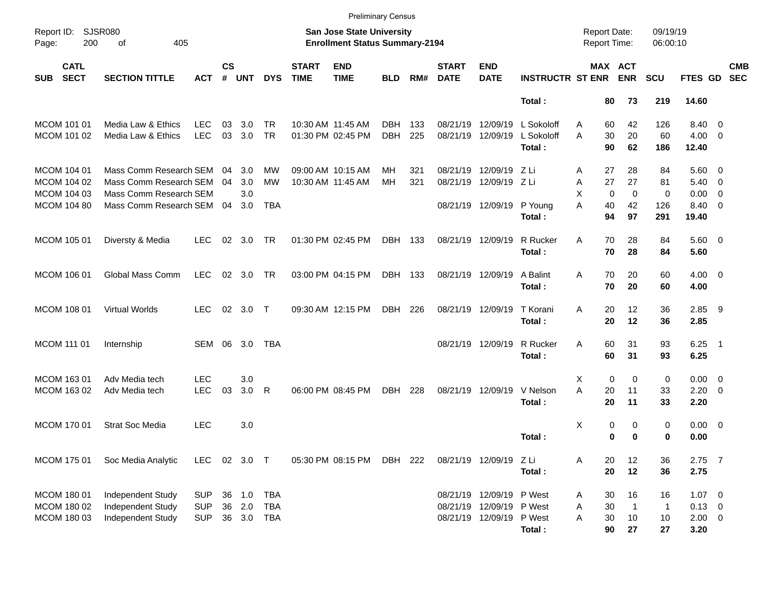Preliminary Census

Report ID: SJSR080

**San Jose State University**
**Enrollment Status Summary-2194**

Report Date: 09/19/19
Report Time: 06:00:10

| SUB | CATL SECT | SECTION TITTLE | ACT | CS # | UNT | DYS | START TIME | END TIME | BLD | RM# | START DATE | END DATE | INSTRUCTR | ST | MAX ENR | ACT ENR | SCU | FTES | GD | CMB SEC |
|---|---|---|---|---|---|---|---|---|---|---|---|---|---|---|---|---|---|---|---|---|
| | | | | | | | | | | | | | **Total :** | | **80** | **73** | **219** | **14.60** | | |
| MCOM | 101 01 | Media Law & Ethics | LEC | 03 | 3.0 | TR | 10:30 AM | 11:45 AM | DBH | 133 | 08/21/19 | 12/09/19 | L Sokoloff | A | 60 | 42 | 126 | 8.40 | 0 | |
| MCOM | 101 02 | Media Law & Ethics | LEC | 03 | 3.0 | TR | 01:30 PM | 02:45 PM | DBH | 225 | 08/21/19 | 12/09/19 | L Sokoloff | A | 30 | 20 | 60 | 4.00 | 0 | |
| | | | | | | | | | | | | | **Total :** | | **90** | **62** | **186** | **12.40** | | |
| MCOM | 104 01 | Mass Comm Research | SEM | 04 | 3.0 | MW | 09:00 AM | 10:15 AM | MH | 321 | 08/21/19 | 12/09/19 | Z Li | A | 27 | 28 | 84 | 5.60 | 0 | |
| MCOM | 104 02 | Mass Comm Research | SEM | 04 | 3.0 | MW | 10:30 AM | 11:45 AM | MH | 321 | 08/21/19 | 12/09/19 | Z Li | A | 27 | 27 | 81 | 5.40 | 0 | |
| MCOM | 104 03 | Mass Comm Research | SEM | | 3.0 | | | | | | | | | X | 0 | 0 | 0 | 0.00 | 0 | |
| MCOM | 104 80 | Mass Comm Research | SEM | 04 | 3.0 | TBA | | | | | 08/21/19 | 12/09/19 | P Young | A | 40 | 42 | 126 | 8.40 | 0 | |
| | | | | | | | | | | | | | **Total :** | | **94** | **97** | **291** | **19.40** | | |
| MCOM | 105 01 | Diversty & Media | LEC | 02 | 3.0 | TR | 01:30 PM | 02:45 PM | DBH | 133 | 08/21/19 | 12/09/19 | R Rucker | A | 70 | 28 | 84 | 5.60 | 0 | |
| | | | | | | | | | | | | | **Total :** | | **70** | **28** | **84** | **5.60** | | |
| MCOM | 106 01 | Global Mass Comm | LEC | 02 | 3.0 | TR | 03:00 PM | 04:15 PM | DBH | 133 | 08/21/19 | 12/09/19 | A Balint | A | 70 | 20 | 60 | 4.00 | 0 | |
| | | | | | | | | | | | | | **Total :** | | **70** | **20** | **60** | **4.00** | | |
| MCOM | 108 01 | Virtual Worlds | LEC | 02 | 3.0 | T | 09:30 AM | 12:15 PM | DBH | 226 | 08/21/19 | 12/09/19 | T Korani | A | 20 | 12 | 36 | 2.85 | 9 | |
| | | | | | | | | | | | | | **Total :** | | **20** | **12** | **36** | **2.85** | | |
| MCOM | 111 01 | Internship | SEM | 06 | 3.0 | TBA | | | | | 08/21/19 | 12/09/19 | R Rucker | A | 60 | 31 | 93 | 6.25 | 1 | |
| | | | | | | | | | | | | | **Total :** | | **60** | **31** | **93** | **6.25** | | |
| MCOM | 163 01 | Adv Media tech | LEC | | 3.0 | | | | | | | | | X | 0 | 0 | 0 | 0.00 | 0 | |
| MCOM | 163 02 | Adv Media tech | LEC | 03 | 3.0 | R | 06:00 PM | 08:45 PM | DBH | 228 | 08/21/19 | 12/09/19 | V Nelson | A | 20 | 11 | 33 | 2.20 | 0 | |
| | | | | | | | | | | | | | **Total :** | | **20** | **11** | **33** | **2.20** | | |
| MCOM | 170 01 | Strat Soc Media | LEC | | 3.0 | | | | | | | | | X | 0 | 0 | 0 | 0.00 | 0 | |
| | | | | | | | | | | | | | **Total :** | | **0** | **0** | **0** | **0.00** | | |
| MCOM | 175 01 | Soc Media Analytic | LEC | 02 | 3.0 | T | 05:30 PM | 08:15 PM | DBH | 222 | 08/21/19 | 12/09/19 | Z Li | A | 20 | 12 | 36 | 2.75 | 7 | |
| | | | | | | | | | | | | | **Total :** | | **20** | **12** | **36** | **2.75** | | |
| MCOM | 180 01 | Independent Study | SUP | 36 | 1.0 | TBA | | | | | 08/21/19 | 12/09/19 | P West | A | 30 | 16 | 16 | 1.07 | 0 | |
| MCOM | 180 02 | Independent Study | SUP | 36 | 2.0 | TBA | | | | | 08/21/19 | 12/09/19 | P West | A | 30 | 1 | 1 | 0.13 | 0 | |
| MCOM | 180 03 | Independent Study | SUP | 36 | 3.0 | TBA | | | | | 08/21/19 | 12/09/19 | P West | A | 30 | 10 | 10 | 2.00 | 0 | |
| | | | | | | | | | | | | | **Total :** | | **90** | **27** | **27** | **3.20** | | |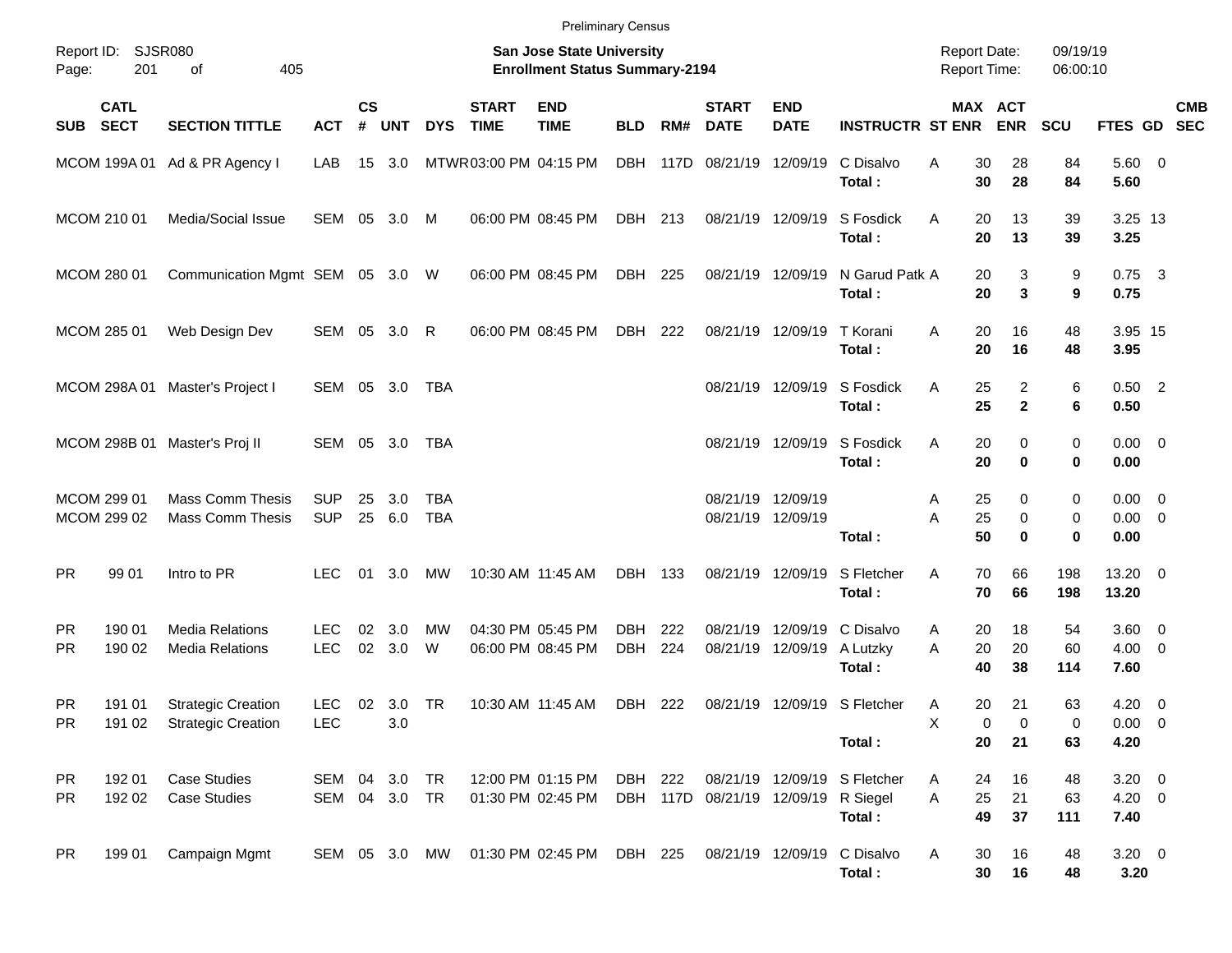Preliminary Census

Report ID: SJSR080

**San Jose State University**
**Enrollment Status Summary-2194**

Report Date: 09/19/19
Report Time: 06:00:10

| SUB | CATL SECT | SECTION TITTLE | ACT | CS # | UNT | DYS | START TIME | END TIME | BLD | RM# | START DATE | END DATE | INSTRUCTR | ST | MAX ENR | ACT ENR | SCU | FTES | GD | CMB SEC |
|---|---|---|---|---|---|---|---|---|---|---|---|---|---|---|---|---|---|---|---|---|
| MCOM | 199A 01 | Ad & PR Agency I | LAB | 15 | 3.0 | MTWR | 03:00 PM | 04:15 PM | DBH | 117D | 08/21/19 | 12/09/19 | C Disalvo | A | 30 | 28 | 84 | 5.60 | 0 | |
| | | | | | | | | | | | | | **Total :** | | **30** | **28** | **84** | **5.60** | | |
| MCOM | 210 01 | Media/Social Issue | SEM | 05 | 3.0 | M | 06:00 PM | 08:45 PM | DBH | 213 | 08/21/19 | 12/09/19 | S Fosdick | A | 20 | 13 | 39 | 3.25 | 13 | |
| | | | | | | | | | | | | | **Total :** | | **20** | **13** | **39** | **3.25** | | |
| MCOM | 280 01 | Communication Mgmt | SEM | 05 | 3.0 | W | 06:00 PM | 08:45 PM | DBH | 225 | 08/21/19 | 12/09/19 | N Garud Patk | A | 20 | 3 | 9 | 0.75 | 3 | |
| | | | | | | | | | | | | | **Total :** | | **20** | **3** | **9** | **0.75** | | |
| MCOM | 285 01 | Web Design Dev | SEM | 05 | 3.0 | R | 06:00 PM | 08:45 PM | DBH | 222 | 08/21/19 | 12/09/19 | T Korani | A | 20 | 16 | 48 | 3.95 | 15 | |
| | | | | | | | | | | | | | **Total :** | | **20** | **16** | **48** | **3.95** | | |
| MCOM | 298A 01 | Master's Project I | SEM | 05 | 3.0 | TBA | | | | | 08/21/19 | 12/09/19 | S Fosdick | A | 25 | 2 | 6 | 0.50 | 2 | |
| | | | | | | | | | | | | | **Total :** | | **25** | **2** | **6** | **0.50** | | |
| MCOM | 298B 01 | Master's Proj II | SEM | 05 | 3.0 | TBA | | | | | 08/21/19 | 12/09/19 | S Fosdick | A | 20 | 0 | 0 | 0.00 | 0 | |
| | | | | | | | | | | | | | **Total :** | | **20** | **0** | **0** | **0.00** | | |
| MCOM | 299 01 | Mass Comm Thesis | SUP | 25 | 3.0 | TBA | | | | | 08/21/19 | 12/09/19 | | A | 25 | 0 | 0 | 0.00 | 0 | |
| MCOM | 299 02 | Mass Comm Thesis | SUP | 25 | 6.0 | TBA | | | | | 08/21/19 | 12/09/19 | | A | 25 | 0 | 0 | 0.00 | 0 | |
| | | | | | | | | | | | | | **Total :** | | **50** | **0** | **0** | **0.00** | | |
| PR | 99 01 | Intro to PR | LEC | 01 | 3.0 | MW | 10:30 AM | 11:45 AM | DBH | 133 | 08/21/19 | 12/09/19 | S Fletcher | A | 70 | 66 | 198 | 13.20 | 0 | |
| | | | | | | | | | | | | | **Total :** | | **70** | **66** | **198** | **13.20** | | |
| PR | 190 01 | Media Relations | LEC | 02 | 3.0 | MW | 04:30 PM | 05:45 PM | DBH | 222 | 08/21/19 | 12/09/19 | C Disalvo | A | 20 | 18 | 54 | 3.60 | 0 | |
| PR | 190 02 | Media Relations | LEC | 02 | 3.0 | W | 06:00 PM | 08:45 PM | DBH | 224 | 08/21/19 | 12/09/19 | A Lutzky | A | 20 | 20 | 60 | 4.00 | 0 | |
| | | | | | | | | | | | | | **Total :** | | **40** | **38** | **114** | **7.60** | | |
| PR | 191 01 | Strategic Creation | LEC | 02 | 3.0 | TR | 10:30 AM | 11:45 AM | DBH | 222 | 08/21/19 | 12/09/19 | S Fletcher | A | 20 | 21 | 63 | 4.20 | 0 | |
| PR | 191 02 | Strategic Creation | LEC | | 3.0 | | | | | | | | | X | 0 | 0 | 0 | 0.00 | 0 | |
| | | | | | | | | | | | | | **Total :** | | **20** | **21** | **63** | **4.20** | | |
| PR | 192 01 | Case Studies | SEM | 04 | 3.0 | TR | 12:00 PM | 01:15 PM | DBH | 222 | 08/21/19 | 12/09/19 | S Fletcher | A | 24 | 16 | 48 | 3.20 | 0 | |
| PR | 192 02 | Case Studies | SEM | 04 | 3.0 | TR | 01:30 PM | 02:45 PM | DBH | 117D | 08/21/19 | 12/09/19 | R Siegel | A | 25 | 21 | 63 | 4.20 | 0 | |
| | | | | | | | | | | | | | **Total :** | | **49** | **37** | **111** | **7.40** | | |
| PR | 199 01 | Campaign Mgmt | SEM | 05 | 3.0 | MW | 01:30 PM | 02:45 PM | DBH | 225 | 08/21/19 | 12/09/19 | C Disalvo | A | 30 | 16 | 48 | 3.20 | 0 | |
| | | | | | | | | | | | | | **Total :** | | **30** | **16** | **48** | **3.20** | | |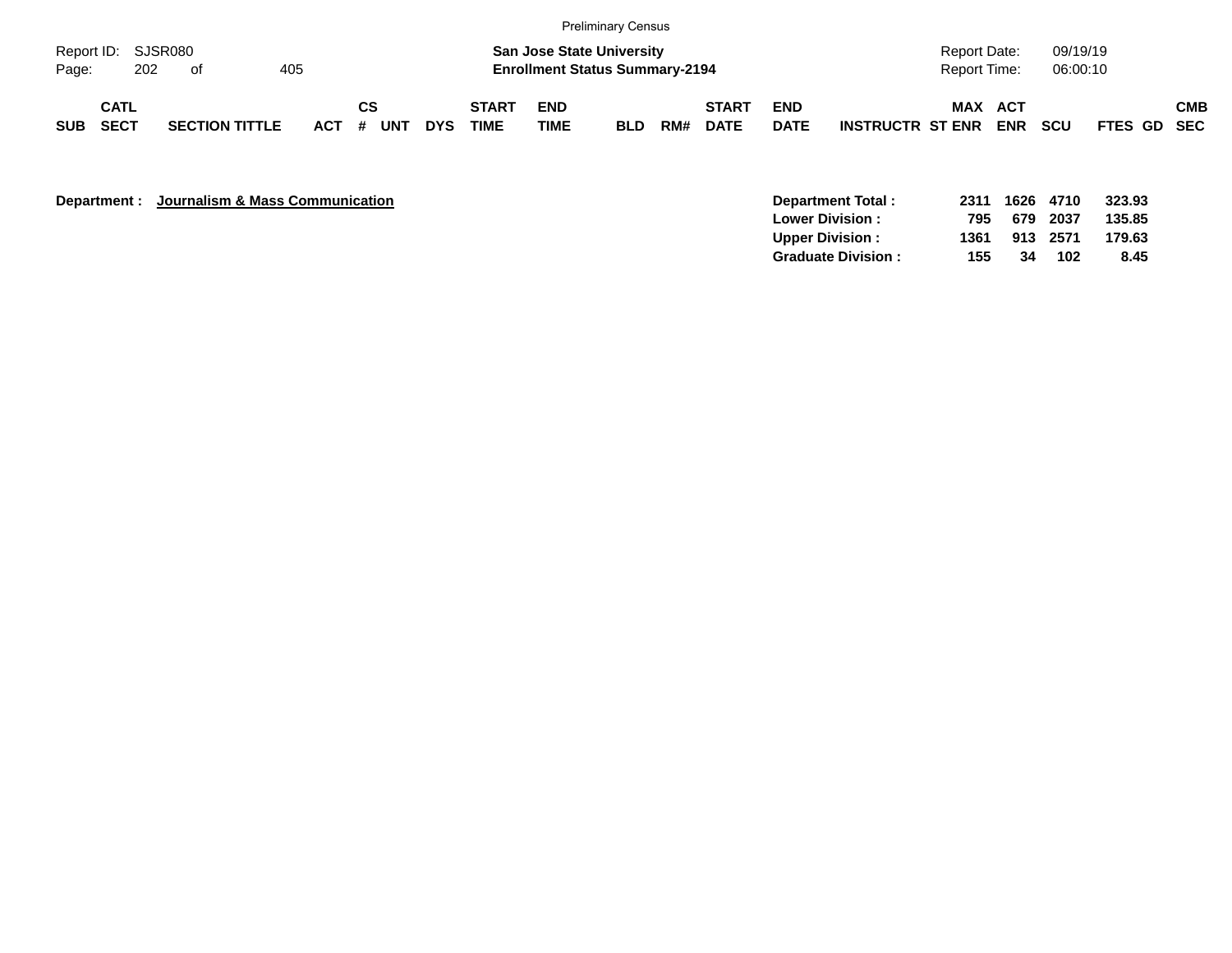Preliminary Census

Report ID: SJSR080

**San Jose State University**
**Enrollment Status Summary-2194**

Report Date: 09/19/19
Report Time: 06:00:10

| SUB | CATL SECT | SECTION TITTLE | ACT | CS # | UNT | DYS | START TIME | END TIME | BLD | RM# | START DATE | END DATE | INSTRUCTR | MAX ST ENR | ACT ENR | SCU | FTES | GD | CMB SEC |
|---|---|---|---|---|---|---|---|---|---|---|---|---|---|---|---|---|---|---|---|

**Department : Journalism & Mass Communication**

| | MAX ST ENR | ACT ENR | SCU | FTES |
|---|---|---|---|---|
| **Department Total :** | **2311** | **1626** | **4710** | **323.93** |
| **Lower Division :** | **795** | **679** | **2037** | **135.85** |
| **Upper Division :** | **1361** | **913** | **2571** | **179.63** |
| **Graduate Division :** | **155** | **34** | **102** | **8.45** |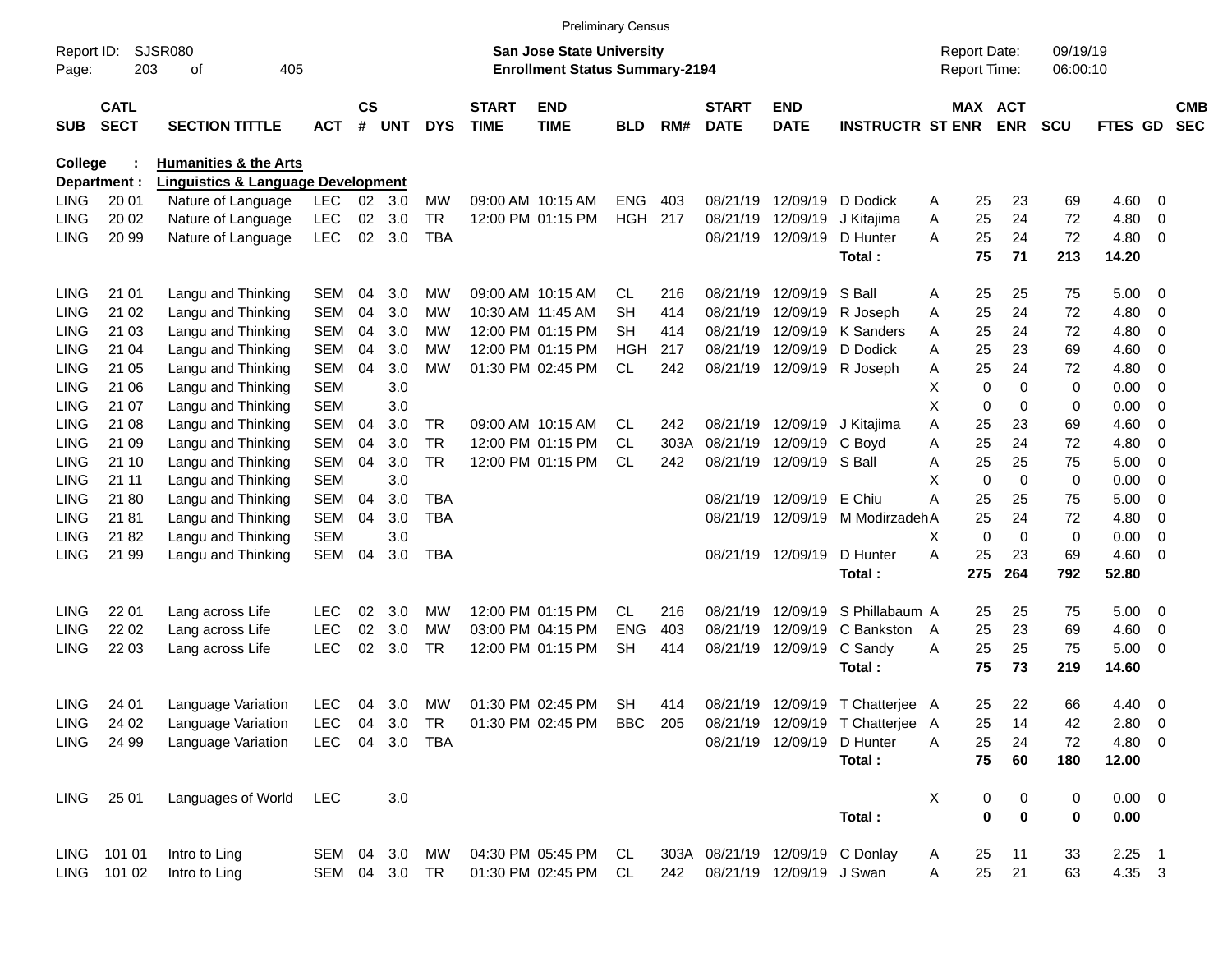Preliminary Census

Report ID: SJSR080

**San Jose State University**
**Enrollment Status Summary-2194**

Report Date: 09/19/19
Report Time: 06:00:10

| SUB | CATL SECT | SECTION TITTLE | ACT | CS # | UNT | DYS | START TIME | END TIME | BLD | RM# | START DATE | END DATE | INSTRUCTR | ST | MAX ENR | ACT ENR | SCU | FTES | GD | CMB SEC |
|---|---|---|---|---|---|---|---|---|---|---|---|---|---|---|---|---|---|---|---|---|
| **College** | **:** | **Humanities & the Arts** | | | | | | | | | | | | | | | | | | |
| **Department :** | | **Linguistics & Language Development** | | | | | | | | | | | | | | | | | | |
| LING | 20 01 | Nature of Language | LEC | 02 | 3.0 | MW | 09:00 AM | 10:15 AM | ENG | 403 | 08/21/19 | 12/09/19 | D Dodick | A | 25 | 23 | 69 | 4.60 | 0 | |
| LING | 20 02 | Nature of Language | LEC | 02 | 3.0 | TR | 12:00 PM | 01:15 PM | HGH | 217 | 08/21/19 | 12/09/19 | J Kitajima | A | 25 | 24 | 72 | 4.80 | 0 | |
| LING | 20 99 | Nature of Language | LEC | 02 | 3.0 | TBA | | | | | 08/21/19 | 12/09/19 | D Hunter | A | 25 | 24 | 72 | 4.80 | 0 | |
| | | | | | | | | | | | | | **Total :** | | **75** | **71** | **213** | **14.20** | | |
| LING | 21 01 | Langu and Thinking | SEM | 04 | 3.0 | MW | 09:00 AM | 10:15 AM | CL | 216 | 08/21/19 | 12/09/19 | S Ball | A | 25 | 25 | 75 | 5.00 | 0 | |
| LING | 21 02 | Langu and Thinking | SEM | 04 | 3.0 | MW | 10:30 AM | 11:45 AM | SH | 414 | 08/21/19 | 12/09/19 | R Joseph | A | 25 | 24 | 72 | 4.80 | 0 | |
| LING | 21 03 | Langu and Thinking | SEM | 04 | 3.0 | MW | 12:00 PM | 01:15 PM | SH | 414 | 08/21/19 | 12/09/19 | K Sanders | A | 25 | 24 | 72 | 4.80 | 0 | |
| LING | 21 04 | Langu and Thinking | SEM | 04 | 3.0 | MW | 12:00 PM | 01:15 PM | HGH | 217 | 08/21/19 | 12/09/19 | D Dodick | A | 25 | 23 | 69 | 4.60 | 0 | |
| LING | 21 05 | Langu and Thinking | SEM | 04 | 3.0 | MW | 01:30 PM | 02:45 PM | CL | 242 | 08/21/19 | 12/09/19 | R Joseph | A | 25 | 24 | 72 | 4.80 | 0 | |
| LING | 21 06 | Langu and Thinking | SEM | | 3.0 | | | | | | | | | X | 0 | 0 | 0 | 0.00 | 0 | |
| LING | 21 07 | Langu and Thinking | SEM | | 3.0 | | | | | | | | | X | 0 | 0 | 0 | 0.00 | 0 | |
| LING | 21 08 | Langu and Thinking | SEM | 04 | 3.0 | TR | 09:00 AM | 10:15 AM | CL | 242 | 08/21/19 | 12/09/19 | J Kitajima | A | 25 | 23 | 69 | 4.60 | 0 | |
| LING | 21 09 | Langu and Thinking | SEM | 04 | 3.0 | TR | 12:00 PM | 01:15 PM | CL | 303A | 08/21/19 | 12/09/19 | C Boyd | A | 25 | 24 | 72 | 4.80 | 0 | |
| LING | 21 10 | Langu and Thinking | SEM | 04 | 3.0 | TR | 12:00 PM | 01:15 PM | CL | 242 | 08/21/19 | 12/09/19 | S Ball | A | 25 | 25 | 75 | 5.00 | 0 | |
| LING | 21 11 | Langu and Thinking | SEM | | 3.0 | | | | | | | | | X | 0 | 0 | 0 | 0.00 | 0 | |
| LING | 21 80 | Langu and Thinking | SEM | 04 | 3.0 | TBA | | | | | 08/21/19 | 12/09/19 | E Chiu | A | 25 | 25 | 75 | 5.00 | 0 | |
| LING | 21 81 | Langu and Thinking | SEM | 04 | 3.0 | TBA | | | | | 08/21/19 | 12/09/19 | M Modirzadeh | A | 25 | 24 | 72 | 4.80 | 0 | |
| LING | 21 82 | Langu and Thinking | SEM | | 3.0 | | | | | | | | | X | 0 | 0 | 0 | 0.00 | 0 | |
| LING | 21 99 | Langu and Thinking | SEM | 04 | 3.0 | TBA | | | | | 08/21/19 | 12/09/19 | D Hunter | A | 25 | 23 | 69 | 4.60 | 0 | |
| | | | | | | | | | | | | | **Total :** | | **275** | **264** | **792** | **52.80** | | |
| LING | 22 01 | Lang across Life | LEC | 02 | 3.0 | MW | 12:00 PM | 01:15 PM | CL | 216 | 08/21/19 | 12/09/19 | S Phillabaum | A | 25 | 25 | 75 | 5.00 | 0 | |
| LING | 22 02 | Lang across Life | LEC | 02 | 3.0 | MW | 03:00 PM | 04:15 PM | ENG | 403 | 08/21/19 | 12/09/19 | C Bankston | A | 25 | 23 | 69 | 4.60 | 0 | |
| LING | 22 03 | Lang across Life | LEC | 02 | 3.0 | TR | 12:00 PM | 01:15 PM | SH | 414 | 08/21/19 | 12/09/19 | C Sandy | A | 25 | 25 | 75 | 5.00 | 0 | |
| | | | | | | | | | | | | | **Total :** | | **75** | **73** | **219** | **14.60** | | |
| LING | 24 01 | Language Variation | LEC | 04 | 3.0 | MW | 01:30 PM | 02:45 PM | SH | 414 | 08/21/19 | 12/09/19 | T Chatterjee | A | 25 | 22 | 66 | 4.40 | 0 | |
| LING | 24 02 | Language Variation | LEC | 04 | 3.0 | TR | 01:30 PM | 02:45 PM | BBC | 205 | 08/21/19 | 12/09/19 | T Chatterjee | A | 25 | 14 | 42 | 2.80 | 0 | |
| LING | 24 99 | Language Variation | LEC | 04 | 3.0 | TBA | | | | | 08/21/19 | 12/09/19 | D Hunter | A | 25 | 24 | 72 | 4.80 | 0 | |
| | | | | | | | | | | | | | **Total :** | | **75** | **60** | **180** | **12.00** | | |
| LING | 25 01 | Languages of World | LEC | | 3.0 | | | | | | | | | X | 0 | 0 | 0 | 0.00 | 0 | |
| | | | | | | | | | | | | | **Total :** | | **0** | **0** | **0** | **0.00** | | |
| LING | 101 01 | Intro to Ling | SEM | 04 | 3.0 | MW | 04:30 PM | 05:45 PM | CL | 303A | 08/21/19 | 12/09/19 | C Donlay | A | 25 | 11 | 33 | 2.25 | 1 | |
| LING | 101 02 | Intro to Ling | SEM | 04 | 3.0 | TR | 01:30 PM | 02:45 PM | CL | 242 | 08/21/19 | 12/09/19 | J Swan | A | 25 | 21 | 63 | 4.35 | 3 | |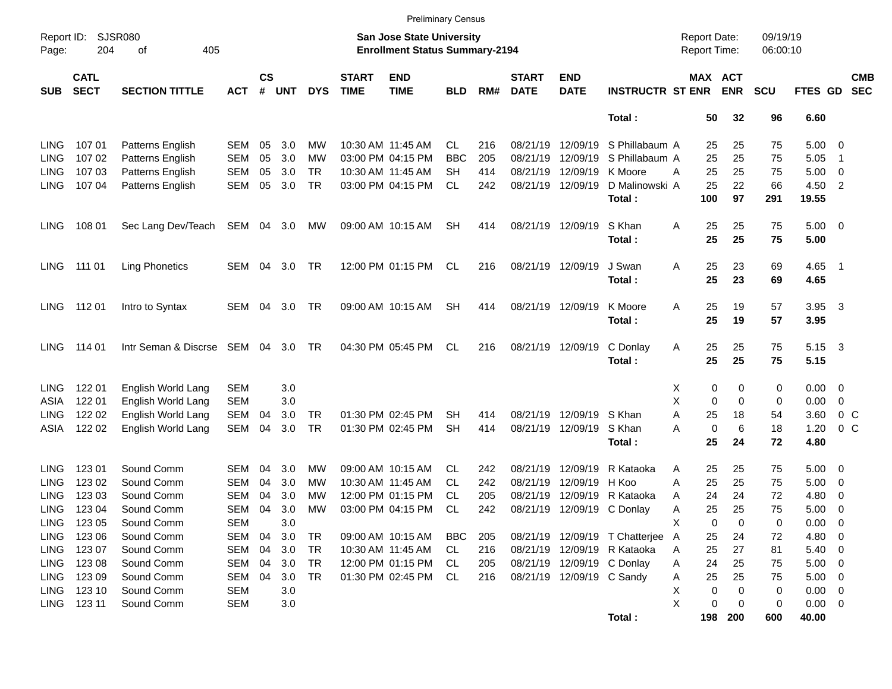| SUB | CATL SECT | SECTION TITTLE | ACT | CS # | UNT | DYS | START TIME | END TIME | BLD | RM# | START DATE | END DATE | INSTRUCTR | ST | MAX ENR | ACT ENR | SCU | FTES | GD | CMB SEC |
|---|---|---|---|---|---|---|---|---|---|---|---|---|---|---|---|---|---|---|---|---|
| | | | | | | | | | | | | | **Total :** | | **50** | **32** | **96** | **6.60** | | |
| LING | 107 01 | Patterns English | SEM | 05 | 3.0 | MW | 10:30 AM | 11:45 AM | CL | 216 | 08/21/19 | 12/09/19 | S Phillabaum | A | 25 | 25 | 75 | 5.00 | 0 | |
| LING | 107 02 | Patterns English | SEM | 05 | 3.0 | MW | 03:00 PM | 04:15 PM | BBC | 205 | 08/21/19 | 12/09/19 | S Phillabaum | A | 25 | 25 | 75 | 5.05 | 1 | |
| LING | 107 03 | Patterns English | SEM | 05 | 3.0 | TR | 10:30 AM | 11:45 AM | SH | 414 | 08/21/19 | 12/09/19 | K Moore | A | 25 | 25 | 75 | 5.00 | 0 | |
| LING | 107 04 | Patterns English | SEM | 05 | 3.0 | TR | 03:00 PM | 04:15 PM | CL | 242 | 08/21/19 | 12/09/19 | D Malinowski | A | 25 | 22 | 66 | 4.50 | 2 | |
| | | | | | | | | | | | | | **Total :** | | **100** | **97** | **291** | **19.55** | | |
| LING | 108 01 | Sec Lang Dev/Teach | SEM | 04 | 3.0 | MW | 09:00 AM | 10:15 AM | SH | 414 | 08/21/19 | 12/09/19 | S Khan | A | 25 | 25 | 75 | 5.00 | 0 | |
| | | | | | | | | | | | | | **Total :** | | **25** | **25** | **75** | **5.00** | | |
| LING | 111 01 | Ling Phonetics | SEM | 04 | 3.0 | TR | 12:00 PM | 01:15 PM | CL | 216 | 08/21/19 | 12/09/19 | J Swan | A | 25 | 23 | 69 | 4.65 | 1 | |
| | | | | | | | | | | | | | **Total :** | | **25** | **23** | **69** | **4.65** | | |
| LING | 112 01 | Intro to Syntax | SEM | 04 | 3.0 | TR | 09:00 AM | 10:15 AM | SH | 414 | 08/21/19 | 12/09/19 | K Moore | A | 25 | 19 | 57 | 3.95 | 3 | |
| | | | | | | | | | | | | | **Total :** | | **25** | **19** | **57** | **3.95** | | |
| LING | 114 01 | Intr Seman & Discrse | SEM | 04 | 3.0 | TR | 04:30 PM | 05:45 PM | CL | 216 | 08/21/19 | 12/09/19 | C Donlay | A | 25 | 25 | 75 | 5.15 | 3 | |
| | | | | | | | | | | | | | **Total :** | | **25** | **25** | **75** | **5.15** | | |
| LING | 122 01 | English World Lang | SEM | | 3.0 | | | | | | | | | X | 0 | 0 | 0 | 0.00 | 0 | |
| ASIA | 122 01 | English World Lang | SEM | | 3.0 | | | | | | | | | X | 0 | 0 | 0 | 0.00 | 0 | |
| LING | 122 02 | English World Lang | SEM | 04 | 3.0 | TR | 01:30 PM | 02:45 PM | SH | 414 | 08/21/19 | 12/09/19 | S Khan | A | 25 | 18 | 54 | 3.60 | 0 | C |
| ASIA | 122 02 | English World Lang | SEM | 04 | 3.0 | TR | 01:30 PM | 02:45 PM | SH | 414 | 08/21/19 | 12/09/19 | S Khan | A | 0 | 6 | 18 | 1.20 | 0 | C |
| | | | | | | | | | | | | | **Total :** | | **25** | **24** | **72** | **4.80** | | |
| LING | 123 01 | Sound Comm | SEM | 04 | 3.0 | MW | 09:00 AM | 10:15 AM | CL | 242 | 08/21/19 | 12/09/19 | R Kataoka | A | 25 | 25 | 75 | 5.00 | 0 | |
| LING | 123 02 | Sound Comm | SEM | 04 | 3.0 | MW | 10:30 AM | 11:45 AM | CL | 242 | 08/21/19 | 12/09/19 | H Koo | A | 25 | 25 | 75 | 5.00 | 0 | |
| LING | 123 03 | Sound Comm | SEM | 04 | 3.0 | MW | 12:00 PM | 01:15 PM | CL | 205 | 08/21/19 | 12/09/19 | R Kataoka | A | 24 | 24 | 72 | 4.80 | 0 | |
| LING | 123 04 | Sound Comm | SEM | 04 | 3.0 | MW | 03:00 PM | 04:15 PM | CL | 242 | 08/21/19 | 12/09/19 | C Donlay | A | 25 | 25 | 75 | 5.00 | 0 | |
| LING | 123 05 | Sound Comm | SEM | | 3.0 | | | | | | | | | X | 0 | 0 | 0 | 0.00 | 0 | |
| LING | 123 06 | Sound Comm | SEM | 04 | 3.0 | TR | 09:00 AM | 10:15 AM | BBC | 205 | 08/21/19 | 12/09/19 | T Chatterjee | A | 25 | 24 | 72 | 4.80 | 0 | |
| LING | 123 07 | Sound Comm | SEM | 04 | 3.0 | TR | 10:30 AM | 11:45 AM | CL | 216 | 08/21/19 | 12/09/19 | R Kataoka | A | 25 | 27 | 81 | 5.40 | 0 | |
| LING | 123 08 | Sound Comm | SEM | 04 | 3.0 | TR | 12:00 PM | 01:15 PM | CL | 205 | 08/21/19 | 12/09/19 | C Donlay | A | 24 | 25 | 75 | 5.00 | 0 | |
| LING | 123 09 | Sound Comm | SEM | 04 | 3.0 | TR | 01:30 PM | 02:45 PM | CL | 216 | 08/21/19 | 12/09/19 | C Sandy | A | 25 | 25 | 75 | 5.00 | 0 | |
| LING | 123 10 | Sound Comm | SEM | | 3.0 | | | | | | | | | X | 0 | 0 | 0 | 0.00 | 0 | |
| LING | 123 11 | Sound Comm | SEM | | 3.0 | | | | | | | | | X | 0 | 0 | 0 | 0.00 | 0 | |
| | | | | | | | | | | | | | **Total :** | | **198** | **200** | **600** | **40.00** | | |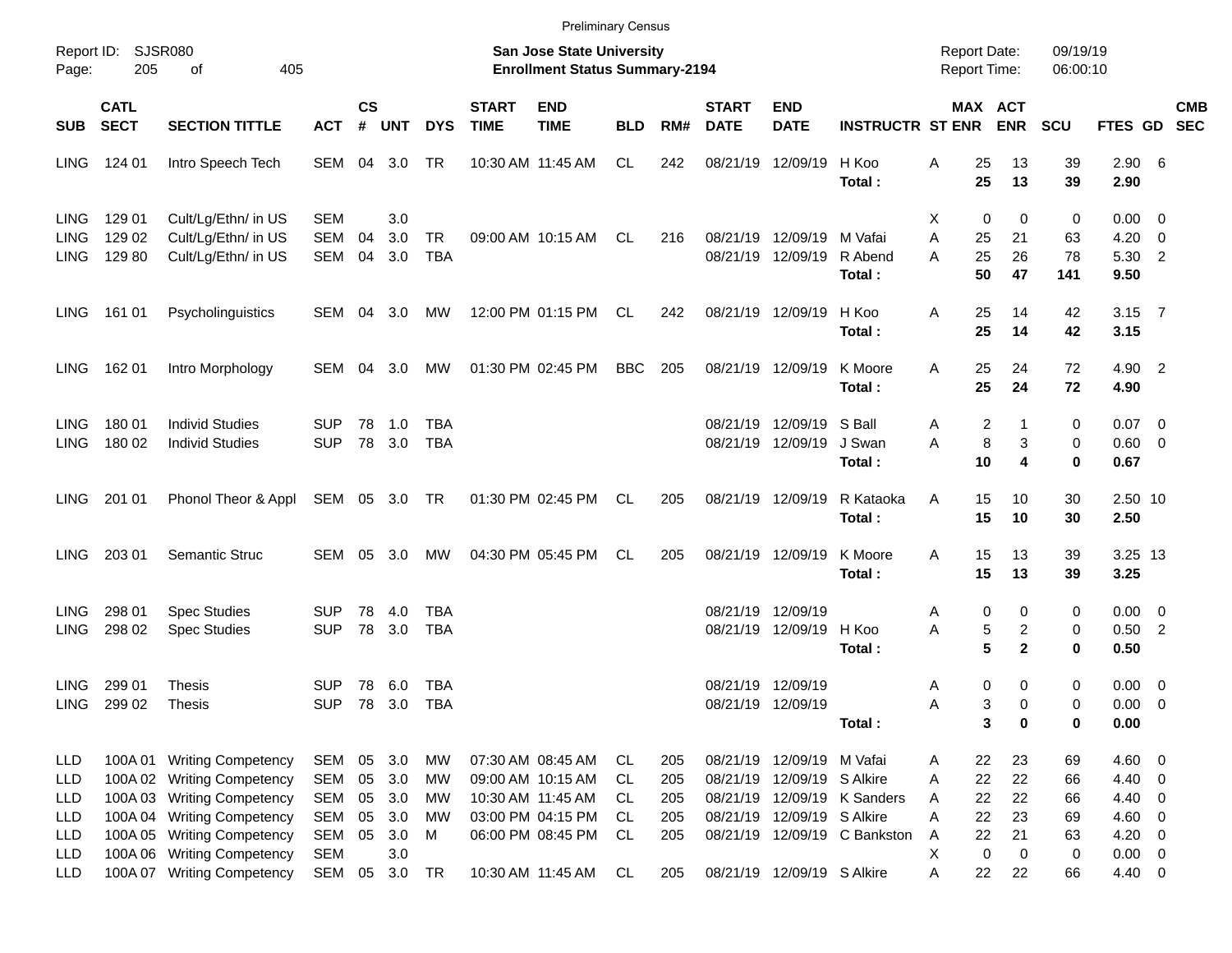Preliminary Census

Report ID: SJSR080

**San Jose State University**
**Enrollment Status Summary-2194**

Report Date: 09/19/19
Report Time: 06:00:10

| SUB | CATL SECT | SECTION TITTLE | ACT | CS # | UNT | DYS | START TIME | END TIME | BLD | RM# | START DATE | END DATE | INSTRUCTR | ST | MAX ENR | ACT ENR | SCU | FTES | GD | CMB SEC |
|---|---|---|---|---|---|---|---|---|---|---|---|---|---|---|---|---|---|---|---|---|
| LING | 124 01 | Intro Speech Tech | SEM | 04 | 3.0 | TR | 10:30 AM | 11:45 AM | CL | 242 | 08/21/19 | 12/09/19 | H Koo | A | 25 | 13 | 39 | 2.90 | 6 | |
| | | | | | | | | | | | | | **Total :** | | **25** | **13** | **39** | **2.90** | | |
| LING | 129 01 | Cult/Lg/Ethn/ in US | SEM | | 3.0 | | | | | | | | | X | 0 | 0 | 0 | 0.00 | 0 | |
| LING | 129 02 | Cult/Lg/Ethn/ in US | SEM | 04 | 3.0 | TR | 09:00 AM | 10:15 AM | CL | 216 | 08/21/19 | 12/09/19 | M Vafai | A | 25 | 21 | 63 | 4.20 | 0 | |
| LING | 129 80 | Cult/Lg/Ethn/ in US | SEM | 04 | 3.0 | TBA | | | | | 08/21/19 | 12/09/19 | R Abend | A | 25 | 26 | 78 | 5.30 | 2 | |
| | | | | | | | | | | | | | **Total :** | | **50** | **47** | **141** | **9.50** | | |
| LING | 161 01 | Psycholinguistics | SEM | 04 | 3.0 | MW | 12:00 PM | 01:15 PM | CL | 242 | 08/21/19 | 12/09/19 | H Koo | A | 25 | 14 | 42 | 3.15 | 7 | |
| | | | | | | | | | | | | | **Total :** | | **25** | **14** | **42** | **3.15** | | |
| LING | 162 01 | Intro Morphology | SEM | 04 | 3.0 | MW | 01:30 PM | 02:45 PM | BBC | 205 | 08/21/19 | 12/09/19 | K Moore | A | 25 | 24 | 72 | 4.90 | 2 | |
| | | | | | | | | | | | | | **Total :** | | **25** | **24** | **72** | **4.90** | | |
| LING | 180 01 | Individ Studies | SUP | 78 | 1.0 | TBA | | | | | 08/21/19 | 12/09/19 | S Ball | A | 2 | 1 | 0 | 0.07 | 0 | |
| LING | 180 02 | Individ Studies | SUP | 78 | 3.0 | TBA | | | | | 08/21/19 | 12/09/19 | J Swan | A | 8 | 3 | 0 | 0.60 | 0 | |
| | | | | | | | | | | | | | **Total :** | | **10** | **4** | **0** | **0.67** | | |
| LING | 201 01 | Phonol Theor & Appl | SEM | 05 | 3.0 | TR | 01:30 PM | 02:45 PM | CL | 205 | 08/21/19 | 12/09/19 | R Kataoka | A | 15 | 10 | 30 | 2.50 | 10 | |
| | | | | | | | | | | | | | **Total :** | | **15** | **10** | **30** | **2.50** | | |
| LING | 203 01 | Semantic Struc | SEM | 05 | 3.0 | MW | 04:30 PM | 05:45 PM | CL | 205 | 08/21/19 | 12/09/19 | K Moore | A | 15 | 13 | 39 | 3.25 | 13 | |
| | | | | | | | | | | | | | **Total :** | | **15** | **13** | **39** | **3.25** | | |
| LING | 298 01 | Spec Studies | SUP | 78 | 4.0 | TBA | | | | | 08/21/19 | 12/09/19 | | A | 0 | 0 | 0 | 0.00 | 0 | |
| LING | 298 02 | Spec Studies | SUP | 78 | 3.0 | TBA | | | | | 08/21/19 | 12/09/19 | H Koo | A | 5 | 2 | 0 | 0.50 | 2 | |
| | | | | | | | | | | | | | **Total :** | | **5** | **2** | **0** | **0.50** | | |
| LING | 299 01 | Thesis | SUP | 78 | 6.0 | TBA | | | | | 08/21/19 | 12/09/19 | | A | 0 | 0 | 0 | 0.00 | 0 | |
| LING | 299 02 | Thesis | SUP | 78 | 3.0 | TBA | | | | | 08/21/19 | 12/09/19 | | A | 3 | 0 | 0 | 0.00 | 0 | |
| | | | | | | | | | | | | | **Total :** | | **3** | **0** | **0** | **0.00** | | |
| LLD | 100A 01 | Writing Competency | SEM | 05 | 3.0 | MW | 07:30 AM | 08:45 AM | CL | 205 | 08/21/19 | 12/09/19 | M Vafai | A | 22 | 23 | 69 | 4.60 | 0 | |
| LLD | 100A 02 | Writing Competency | SEM | 05 | 3.0 | MW | 09:00 AM | 10:15 AM | CL | 205 | 08/21/19 | 12/09/19 | S Alkire | A | 22 | 22 | 66 | 4.40 | 0 | |
| LLD | 100A 03 | Writing Competency | SEM | 05 | 3.0 | MW | 10:30 AM | 11:45 AM | CL | 205 | 08/21/19 | 12/09/19 | K Sanders | A | 22 | 22 | 66 | 4.40 | 0 | |
| LLD | 100A 04 | Writing Competency | SEM | 05 | 3.0 | MW | 03:00 PM | 04:15 PM | CL | 205 | 08/21/19 | 12/09/19 | S Alkire | A | 22 | 23 | 69 | 4.60 | 0 | |
| LLD | 100A 05 | Writing Competency | SEM | 05 | 3.0 | M | 06:00 PM | 08:45 PM | CL | 205 | 08/21/19 | 12/09/19 | C Bankston | A | 22 | 21 | 63 | 4.20 | 0 | |
| LLD | 100A 06 | Writing Competency | SEM | | 3.0 | | | | | | | | | X | 0 | 0 | 0 | 0.00 | 0 | |
| LLD | 100A 07 | Writing Competency | SEM | 05 | 3.0 | TR | 10:30 AM | 11:45 AM | CL | 205 | 08/21/19 | 12/09/19 | S Alkire | A | 22 | 22 | 66 | 4.40 | 0 | |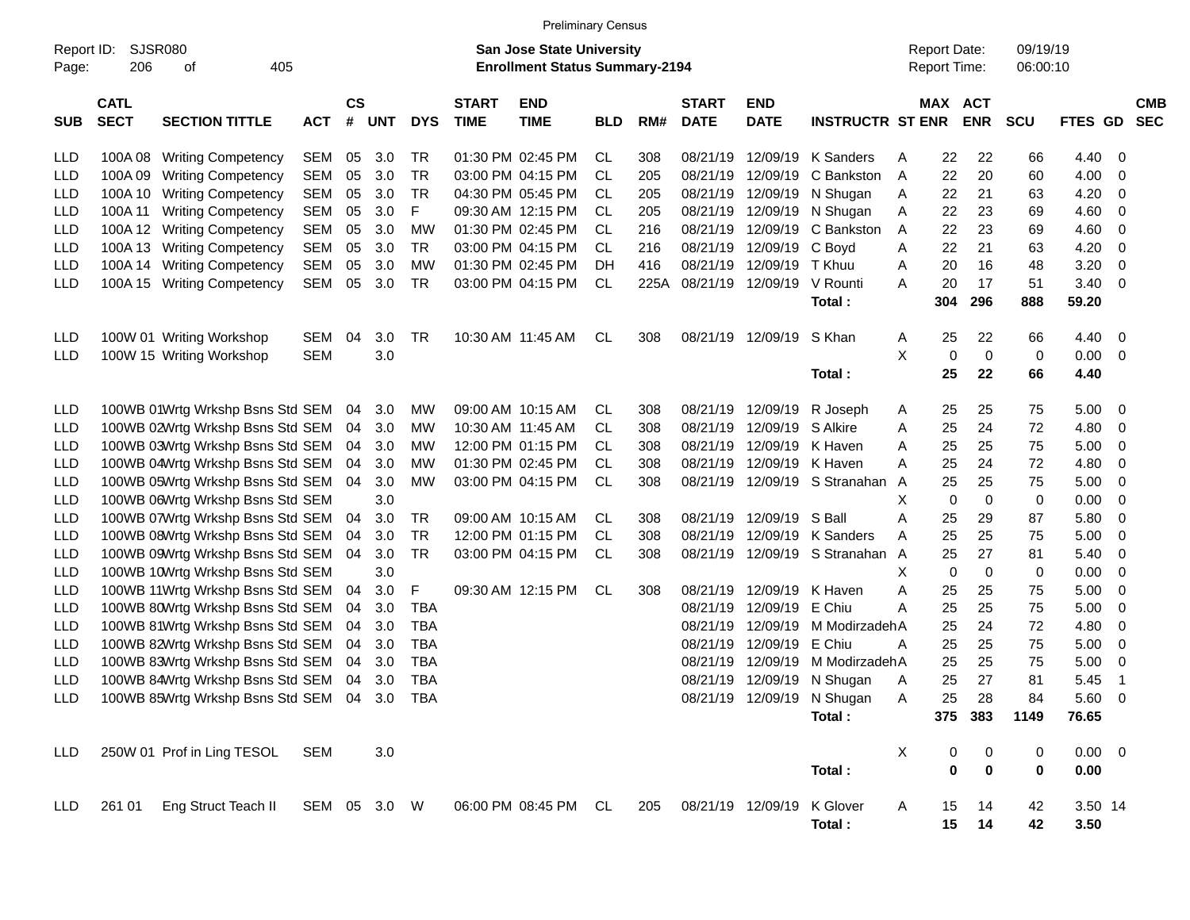Preliminary Census

Report ID: SJSR080

**San Jose State University**
**Enrollment Status Summary-2194**

Report Date: 09/19/19
Report Time: 06:00:10

| SUB | CATL SECT | SECTION TITTLE | ACT | CS # | UNT | DYS | START TIME | END TIME | BLD | RM# | START DATE | END DATE | INSTRUCTR | ST | MAX ENR | ACT ENR | SCU | FTES | GD | CMB SEC |
|---|---|---|---|---|---|---|---|---|---|---|---|---|---|---|---|---|---|---|---|---|
| LLD | 100A 08 | Writing Competency | SEM | 05 | 3.0 | TR | 01:30 PM | 02:45 PM | CL | 308 | 08/21/19 | 12/09/19 | K Sanders | A | 22 | 22 | 66 | 4.40 | 0 | |
| LLD | 100A 09 | Writing Competency | SEM | 05 | 3.0 | TR | 03:00 PM | 04:15 PM | CL | 205 | 08/21/19 | 12/09/19 | C Bankston | A | 22 | 20 | 60 | 4.00 | 0 | |
| LLD | 100A 10 | Writing Competency | SEM | 05 | 3.0 | TR | 04:30 PM | 05:45 PM | CL | 205 | 08/21/19 | 12/09/19 | N Shugan | A | 22 | 21 | 63 | 4.20 | 0 | |
| LLD | 100A 11 | Writing Competency | SEM | 05 | 3.0 | F | 09:30 AM | 12:15 PM | CL | 205 | 08/21/19 | 12/09/19 | N Shugan | A | 22 | 23 | 69 | 4.60 | 0 | |
| LLD | 100A 12 | Writing Competency | SEM | 05 | 3.0 | MW | 01:30 PM | 02:45 PM | CL | 216 | 08/21/19 | 12/09/19 | C Bankston | A | 22 | 23 | 69 | 4.60 | 0 | |
| LLD | 100A 13 | Writing Competency | SEM | 05 | 3.0 | TR | 03:00 PM | 04:15 PM | CL | 216 | 08/21/19 | 12/09/19 | C Boyd | A | 22 | 21 | 63 | 4.20 | 0 | |
| LLD | 100A 14 | Writing Competency | SEM | 05 | 3.0 | MW | 01:30 PM | 02:45 PM | DH | 416 | 08/21/19 | 12/09/19 | T Khuu | A | 20 | 16 | 48 | 3.20 | 0 | |
| LLD | 100A 15 | Writing Competency | SEM | 05 | 3.0 | TR | 03:00 PM | 04:15 PM | CL | 225A | 08/21/19 | 12/09/19 | V Rounti | A | 20 | 17 | 51 | 3.40 | 0 | |
| | | | | | | | | | | | | | **Total :** | | **304** | **296** | **888** | **59.20** | | |
| LLD | 100W 01 | Writing Workshop | SEM | 04 | 3.0 | TR | 10:30 AM | 11:45 AM | CL | 308 | 08/21/19 | 12/09/19 | S Khan | A | 25 | 22 | 66 | 4.40 | 0 | |
| LLD | 100W 15 | Writing Workshop | SEM | | 3.0 | | | | | | | | | X | 0 | 0 | 0 | 0.00 | 0 | |
| | | | | | | | | | | | | | **Total :** | | **25** | **22** | **66** | **4.40** | | |
| LLD | 100WB 01 | Wrtg Wrkshp Bsns Std | SEM | 04 | 3.0 | MW | 09:00 AM | 10:15 AM | CL | 308 | 08/21/19 | 12/09/19 | R Joseph | A | 25 | 25 | 75 | 5.00 | 0 | |
| LLD | 100WB 02 | Wrtg Wrkshp Bsns Std | SEM | 04 | 3.0 | MW | 10:30 AM | 11:45 AM | CL | 308 | 08/21/19 | 12/09/19 | S Alkire | A | 25 | 24 | 72 | 4.80 | 0 | |
| LLD | 100WB 03 | Wrtg Wrkshp Bsns Std | SEM | 04 | 3.0 | MW | 12:00 PM | 01:15 PM | CL | 308 | 08/21/19 | 12/09/19 | K Haven | A | 25 | 25 | 75 | 5.00 | 0 | |
| LLD | 100WB 04 | Wrtg Wrkshp Bsns Std | SEM | 04 | 3.0 | MW | 01:30 PM | 02:45 PM | CL | 308 | 08/21/19 | 12/09/19 | K Haven | A | 25 | 24 | 72 | 4.80 | 0 | |
| LLD | 100WB 05 | Wrtg Wrkshp Bsns Std | SEM | 04 | 3.0 | MW | 03:00 PM | 04:15 PM | CL | 308 | 08/21/19 | 12/09/19 | S Stranahan | A | 25 | 25 | 75 | 5.00 | 0 | |
| LLD | 100WB 06 | Wrtg Wrkshp Bsns Std | SEM | | 3.0 | | | | | | | | | X | 0 | 0 | 0 | 0.00 | 0 | |
| LLD | 100WB 07 | Wrtg Wrkshp Bsns Std | SEM | 04 | 3.0 | TR | 09:00 AM | 10:15 AM | CL | 308 | 08/21/19 | 12/09/19 | S Ball | A | 25 | 29 | 87 | 5.80 | 0 | |
| LLD | 100WB 08 | Wrtg Wrkshp Bsns Std | SEM | 04 | 3.0 | TR | 12:00 PM | 01:15 PM | CL | 308 | 08/21/19 | 12/09/19 | K Sanders | A | 25 | 25 | 75 | 5.00 | 0 | |
| LLD | 100WB 09 | Wrtg Wrkshp Bsns Std | SEM | 04 | 3.0 | TR | 03:00 PM | 04:15 PM | CL | 308 | 08/21/19 | 12/09/19 | S Stranahan | A | 25 | 27 | 81 | 5.40 | 0 | |
| LLD | 100WB 10 | Wrtg Wrkshp Bsns Std | SEM | | 3.0 | | | | | | | | | X | 0 | 0 | 0 | 0.00 | 0 | |
| LLD | 100WB 11 | Wrtg Wrkshp Bsns Std | SEM | 04 | 3.0 | F | 09:30 AM | 12:15 PM | CL | 308 | 08/21/19 | 12/09/19 | K Haven | A | 25 | 25 | 75 | 5.00 | 0 | |
| LLD | 100WB 80 | Wrtg Wrkshp Bsns Std | SEM | 04 | 3.0 | TBA | | | | | 08/21/19 | 12/09/19 | E Chiu | A | 25 | 25 | 75 | 5.00 | 0 | |
| LLD | 100WB 81 | Wrtg Wrkshp Bsns Std | SEM | 04 | 3.0 | TBA | | | | | 08/21/19 | 12/09/19 | M Modirzadeh | A | 25 | 24 | 72 | 4.80 | 0 | |
| LLD | 100WB 82 | Wrtg Wrkshp Bsns Std | SEM | 04 | 3.0 | TBA | | | | | 08/21/19 | 12/09/19 | E Chiu | A | 25 | 25 | 75 | 5.00 | 0 | |
| LLD | 100WB 83 | Wrtg Wrkshp Bsns Std | SEM | 04 | 3.0 | TBA | | | | | 08/21/19 | 12/09/19 | M Modirzadeh | A | 25 | 25 | 75 | 5.00 | 0 | |
| LLD | 100WB 84 | Wrtg Wrkshp Bsns Std | SEM | 04 | 3.0 | TBA | | | | | 08/21/19 | 12/09/19 | N Shugan | A | 25 | 27 | 81 | 5.45 | 1 | |
| LLD | 100WB 85 | Wrtg Wrkshp Bsns Std | SEM | 04 | 3.0 | TBA | | | | | 08/21/19 | 12/09/19 | N Shugan | A | 25 | 28 | 84 | 5.60 | 0 | |
| | | | | | | | | | | | | | **Total :** | | **375** | **383** | **1149** | **76.65** | | |
| LLD | 250W 01 | Prof in Ling TESOL | SEM | | 3.0 | | | | | | | | | X | 0 | 0 | 0 | 0.00 | 0 | |
| | | | | | | | | | | | | | **Total :** | | **0** | **0** | **0** | **0.00** | | |
| LLD | 261 01 | Eng Struct Teach II | SEM | 05 | 3.0 | W | 06:00 PM | 08:45 PM | CL | 205 | 08/21/19 | 12/09/19 | K Glover | A | 15 | 14 | 42 | 3.50 | 14 | |
| | | | | | | | | | | | | | **Total :** | | **15** | **14** | **42** | **3.50** | | |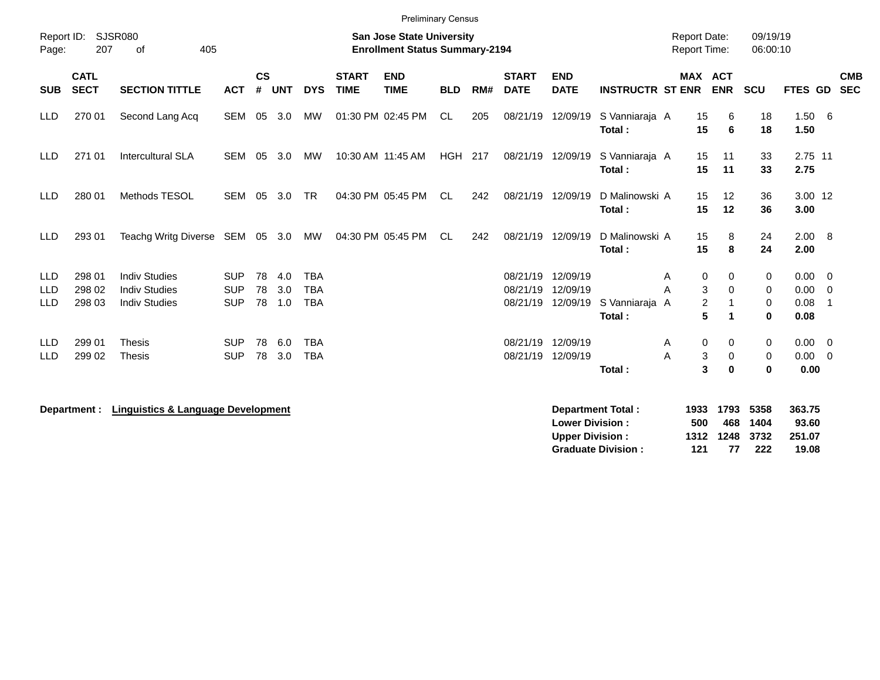Preliminary Census

Report ID: SJSR080
Page: 207 of 405

**San Jose State University**
**Enrollment Status Summary-2194**

Report Date: 09/19/19
Report Time: 06:00:10

| SUB | CATL SECT | SECTION TITTLE | ACT | CS # | UNT | DYS | START TIME | END TIME | BLD | RM# | START DATE | END DATE | INSTRUCTR | ST | MAX ENR | ACT ENR | SCU | FTES | GD | CMB SEC |
|---|---|---|---|---|---|---|---|---|---|---|---|---|---|---|---|---|---|---|---|---|
| LLD | 270 01 | Second Lang Acq | SEM | 05 | 3.0 | MW | 01:30 PM | 02:45 PM | CL | 205 | 08/21/19 | 12/09/19 | S Vanniaraja | A | 15 | 6 | 18 | 1.50 | 6 | |
| | | | | | | | | | | | | | **Total :** | | **15** | **6** | **18** | **1.50** | | |
| LLD | 271 01 | Intercultural SLA | SEM | 05 | 3.0 | MW | 10:30 AM | 11:45 AM | HGH | 217 | 08/21/19 | 12/09/19 | S Vanniaraja | A | 15 | 11 | 33 | 2.75 | 11 | |
| | | | | | | | | | | | | | **Total :** | | **15** | **11** | **33** | **2.75** | | |
| LLD | 280 01 | Methods TESOL | SEM | 05 | 3.0 | TR | 04:30 PM | 05:45 PM | CL | 242 | 08/21/19 | 12/09/19 | D Malinowski | A | 15 | 12 | 36 | 3.00 | 12 | |
| | | | | | | | | | | | | | **Total :** | | **15** | **12** | **36** | **3.00** | | |
| LLD | 293 01 | Teachg Writg Diverse | SEM | 05 | 3.0 | MW | 04:30 PM | 05:45 PM | CL | 242 | 08/21/19 | 12/09/19 | D Malinowski | A | 15 | 8 | 24 | 2.00 | 8 | |
| | | | | | | | | | | | | | **Total :** | | **15** | **8** | **24** | **2.00** | | |
| LLD | 298 01 | Indiv Studies | SUP | 78 | 4.0 | TBA | | | | | 08/21/19 | 12/09/19 | | A | 0 | 0 | 0 | 0.00 | 0 | |
| LLD | 298 02 | Indiv Studies | SUP | 78 | 3.0 | TBA | | | | | 08/21/19 | 12/09/19 | | A | 3 | 0 | 0 | 0.00 | 0 | |
| LLD | 298 03 | Indiv Studies | SUP | 78 | 1.0 | TBA | | | | | 08/21/19 | 12/09/19 | S Vanniaraja | A | 2 | 1 | 0 | 0.08 | 1 | |
| | | | | | | | | | | | | | **Total :** | | **5** | **1** | **0** | **0.08** | | |
| LLD | 299 01 | Thesis | SUP | 78 | 6.0 | TBA | | | | | 08/21/19 | 12/09/19 | | A | 0 | 0 | 0 | 0.00 | 0 | |
| LLD | 299 02 | Thesis | SUP | 78 | 3.0 | TBA | | | | | 08/21/19 | 12/09/19 | | A | 3 | 0 | 0 | 0.00 | 0 | |
| | | | | | | | | | | | | | **Total :** | | **3** | **0** | **0** | **0.00** | | |

**Department :** **Linguistics & Language Development**

| | MAX ENR | ACT ENR | SCU | FTES |
|---|---|---|---|---|
| **Department Total :** | **1933** | **1793** | **5358** | **363.75** |
| **Lower Division :** | **500** | **468** | **1404** | **93.60** |
| **Upper Division :** | **1312** | **1248** | **3732** | **251.07** |
| **Graduate Division :** | **121** | **77** | **222** | **19.08** |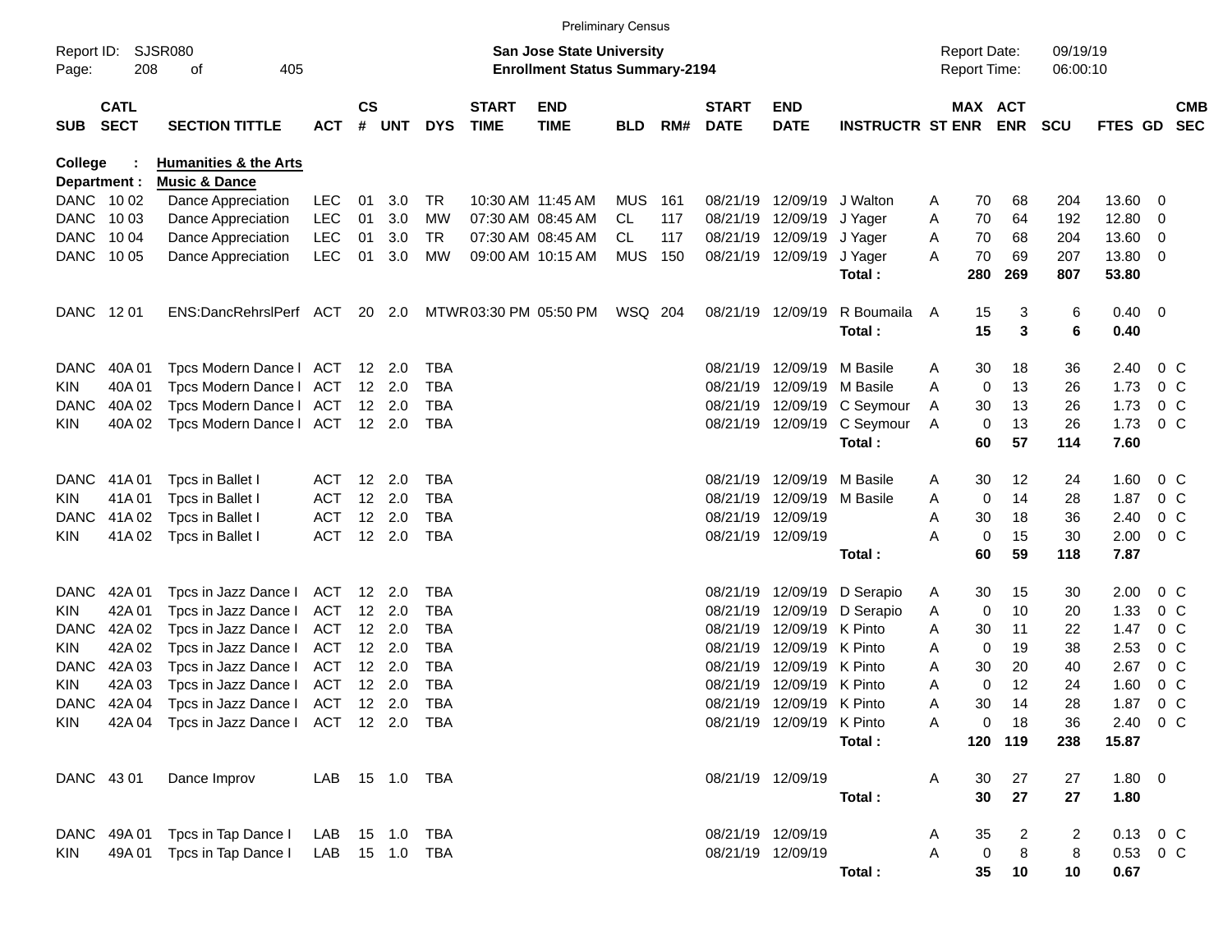Preliminary Census

Report ID: SJSR080

**San Jose State University**
**Enrollment Status Summary-2194**

Report Date: 09/19/19
Report Time: 06:00:10

**College : Humanities & the Arts**
**Department : Music & Dance**

| SUB | CATL SECT | SECTION TITTLE | ACT | CS # | UNT | DYS | START TIME | END TIME | BLD | RM# | START DATE | END DATE | INSTRUCTR | ST | MAX ENR | ACT ENR | SCU | FTES | GD | CMB SEC |
|---|---|---|---|---|---|---|---|---|---|---|---|---|---|---|---|---|---|---|---|---|
| DANC | 10 02 | Dance Appreciation | LEC | 01 | 3.0 | TR | 10:30 AM | 11:45 AM | MUS | 161 | 08/21/19 | 12/09/19 | J Walton | A | 70 | 68 | 204 | 13.60 | 0 | |
| DANC | 10 03 | Dance Appreciation | LEC | 01 | 3.0 | MW | 07:30 AM | 08:45 AM | CL | 117 | 08/21/19 | 12/09/19 | J Yager | A | 70 | 64 | 192 | 12.80 | 0 | |
| DANC | 10 04 | Dance Appreciation | LEC | 01 | 3.0 | TR | 07:30 AM | 08:45 AM | CL | 117 | 08/21/19 | 12/09/19 | J Yager | A | 70 | 68 | 204 | 13.60 | 0 | |
| DANC | 10 05 | Dance Appreciation | LEC | 01 | 3.0 | MW | 09:00 AM | 10:15 AM | MUS | 150 | 08/21/19 | 12/09/19 | J Yager | A | 70 | 69 | 207 | 13.80 | 0 | |
| | | | | | | | | | | | | | **Total :** | | **280** | **269** | **807** | **53.80** | | |
| DANC | 12 01 | ENS:DancRehrslPerf | ACT | 20 | 2.0 | MTWR | 03:30 PM | 05:50 PM | WSQ | 204 | 08/21/19 | 12/09/19 | R Boumaila | A | 15 | 3 | 6 | 0.40 | 0 | |
| | | | | | | | | | | | | | **Total :** | | **15** | **3** | **6** | **0.40** | | |
| DANC | 40A 01 | Tpcs Modern Dance I | ACT | 12 | 2.0 | TBA | | | | | 08/21/19 | 12/09/19 | M Basile | A | 30 | 18 | 36 | 2.40 | 0 | C |
| KIN | 40A 01 | Tpcs Modern Dance I | ACT | 12 | 2.0 | TBA | | | | | 08/21/19 | 12/09/19 | M Basile | A | 0 | 13 | 26 | 1.73 | 0 | C |
| DANC | 40A 02 | Tpcs Modern Dance I | ACT | 12 | 2.0 | TBA | | | | | 08/21/19 | 12/09/19 | C Seymour | A | 30 | 13 | 26 | 1.73 | 0 | C |
| KIN | 40A 02 | Tpcs Modern Dance I | ACT | 12 | 2.0 | TBA | | | | | 08/21/19 | 12/09/19 | C Seymour | A | 0 | 13 | 26 | 1.73 | 0 | C |
| | | | | | | | | | | | | | **Total :** | | **60** | **57** | **114** | **7.60** | | |
| DANC | 41A 01 | Tpcs in Ballet I | ACT | 12 | 2.0 | TBA | | | | | 08/21/19 | 12/09/19 | M Basile | A | 30 | 12 | 24 | 1.60 | 0 | C |
| KIN | 41A 01 | Tpcs in Ballet I | ACT | 12 | 2.0 | TBA | | | | | 08/21/19 | 12/09/19 | M Basile | A | 0 | 14 | 28 | 1.87 | 0 | C |
| DANC | 41A 02 | Tpcs in Ballet I | ACT | 12 | 2.0 | TBA | | | | | 08/21/19 | 12/09/19 | | A | 30 | 18 | 36 | 2.40 | 0 | C |
| KIN | 41A 02 | Tpcs in Ballet I | ACT | 12 | 2.0 | TBA | | | | | 08/21/19 | 12/09/19 | | A | 0 | 15 | 30 | 2.00 | 0 | C |
| | | | | | | | | | | | | | **Total :** | | **60** | **59** | **118** | **7.87** | | |
| DANC | 42A 01 | Tpcs in Jazz Dance I | ACT | 12 | 2.0 | TBA | | | | | 08/21/19 | 12/09/19 | D Serapio | A | 30 | 15 | 30 | 2.00 | 0 | C |
| KIN | 42A 01 | Tpcs in Jazz Dance I | ACT | 12 | 2.0 | TBA | | | | | 08/21/19 | 12/09/19 | D Serapio | A | 0 | 10 | 20 | 1.33 | 0 | C |
| DANC | 42A 02 | Tpcs in Jazz Dance I | ACT | 12 | 2.0 | TBA | | | | | 08/21/19 | 12/09/19 | K Pinto | A | 30 | 11 | 22 | 1.47 | 0 | C |
| KIN | 42A 02 | Tpcs in Jazz Dance I | ACT | 12 | 2.0 | TBA | | | | | 08/21/19 | 12/09/19 | K Pinto | A | 0 | 19 | 38 | 2.53 | 0 | C |
| DANC | 42A 03 | Tpcs in Jazz Dance I | ACT | 12 | 2.0 | TBA | | | | | 08/21/19 | 12/09/19 | K Pinto | A | 30 | 20 | 40 | 2.67 | 0 | C |
| KIN | 42A 03 | Tpcs in Jazz Dance I | ACT | 12 | 2.0 | TBA | | | | | 08/21/19 | 12/09/19 | K Pinto | A | 0 | 12 | 24 | 1.60 | 0 | C |
| DANC | 42A 04 | Tpcs in Jazz Dance I | ACT | 12 | 2.0 | TBA | | | | | 08/21/19 | 12/09/19 | K Pinto | A | 30 | 14 | 28 | 1.87 | 0 | C |
| KIN | 42A 04 | Tpcs in Jazz Dance I | ACT | 12 | 2.0 | TBA | | | | | 08/21/19 | 12/09/19 | K Pinto | A | 0 | 18 | 36 | 2.40 | 0 | C |
| | | | | | | | | | | | | | **Total :** | | **120** | **119** | **238** | **15.87** | | |
| DANC | 43 01 | Dance Improv | LAB | 15 | 1.0 | TBA | | | | | 08/21/19 | 12/09/19 | | A | 30 | 27 | 27 | 1.80 | 0 | |
| | | | | | | | | | | | | | **Total :** | | **30** | **27** | **27** | **1.80** | | |
| DANC | 49A 01 | Tpcs in Tap Dance I | LAB | 15 | 1.0 | TBA | | | | | 08/21/19 | 12/09/19 | | A | 35 | 2 | 2 | 0.13 | 0 | C |
| KIN | 49A 01 | Tpcs in Tap Dance I | LAB | 15 | 1.0 | TBA | | | | | 08/21/19 | 12/09/19 | | A | 0 | 8 | 8 | 0.53 | 0 | C |
| | | | | | | | | | | | | | **Total :** | | **35** | **10** | **10** | **0.67** | | |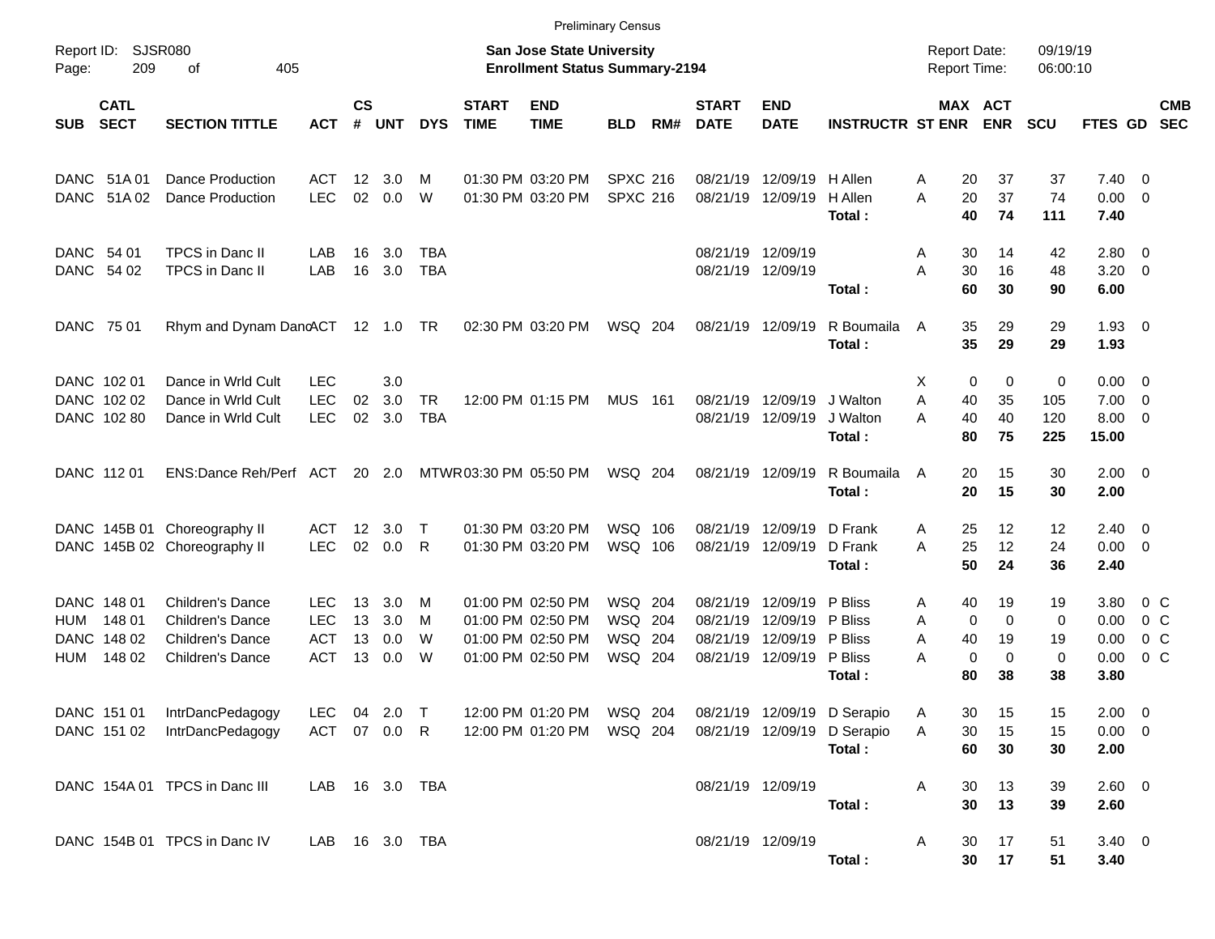Preliminary Census

Report ID: SJSR080

**San Jose State University**
**Enrollment Status Summary-2194**

Report Date: 09/19/19
Report Time: 06:00:10

| SUB | CATL SECT | SECTION TITTLE | ACT | CS # | UNT | DYS | START TIME | END TIME | BLD | RM# | START DATE | END DATE | INSTRUCTR | ST | MAX ENR | ACT ENR | SCU | FTES | GD | CMB SEC |
|---|---|---|---|---|---|---|---|---|---|---|---|---|---|---|---|---|---|---|---|---|
| DANC | 51A 01 | Dance Production | ACT | 12 | 3.0 | M | 01:30 PM | 03:20 PM | SPXC | 216 | 08/21/19 | 12/09/19 | H Allen | A | 20 | 37 | 37 | 7.40 | 0 | |
| DANC | 51A 02 | Dance Production | LEC | 02 | 0.0 | W | 01:30 PM | 03:20 PM | SPXC | 216 | 08/21/19 | 12/09/19 | H Allen | A | 20 | 37 | 74 | 0.00 | 0 | |
| | | | | | | | | | | | | | **Total :** | | **40** | **74** | **111** | **7.40** | | |
| DANC | 54 01 | TPCS in Danc II | LAB | 16 | 3.0 | TBA | | | | | 08/21/19 | 12/09/19 | | A | 30 | 14 | 42 | 2.80 | 0 | |
| DANC | 54 02 | TPCS in Danc II | LAB | 16 | 3.0 | TBA | | | | | 08/21/19 | 12/09/19 | | A | 30 | 16 | 48 | 3.20 | 0 | |
| | | | | | | | | | | | | | **Total :** | | **60** | **30** | **90** | **6.00** | | |
| DANC | 75 01 | Rhym and Dynam DancACT | | 12 | 1.0 | TR | 02:30 PM | 03:20 PM | WSQ | 204 | 08/21/19 | 12/09/19 | R Boumaila | A | 35 | 29 | 29 | 1.93 | 0 | |
| | | | | | | | | | | | | | **Total :** | | **35** | **29** | **29** | **1.93** | | |
| DANC | 102 01 | Dance in Wrld Cult | LEC | | 3.0 | | | | | | | | | X | 0 | 0 | 0 | 0.00 | 0 | |
| DANC | 102 02 | Dance in Wrld Cult | LEC | 02 | 3.0 | TR | 12:00 PM | 01:15 PM | MUS | 161 | 08/21/19 | 12/09/19 | J Walton | A | 40 | 35 | 105 | 7.00 | 0 | |
| DANC | 102 80 | Dance in Wrld Cult | LEC | 02 | 3.0 | TBA | | | | | 08/21/19 | 12/09/19 | J Walton | A | 40 | 40 | 120 | 8.00 | 0 | |
| | | | | | | | | | | | | | **Total :** | | **80** | **75** | **225** | **15.00** | | |
| DANC | 112 01 | ENS:Dance Reh/Perf | ACT | 20 | 2.0 | MTWR | 03:30 PM | 05:50 PM | WSQ | 204 | 08/21/19 | 12/09/19 | R Boumaila | A | 20 | 15 | 30 | 2.00 | 0 | |
| | | | | | | | | | | | | | **Total :** | | **20** | **15** | **30** | **2.00** | | |
| DANC | 145B 01 | Choreography II | ACT | 12 | 3.0 | T | 01:30 PM | 03:20 PM | WSQ | 106 | 08/21/19 | 12/09/19 | D Frank | A | 25 | 12 | 12 | 2.40 | 0 | |
| DANC | 145B 02 | Choreography II | LEC | 02 | 0.0 | R | 01:30 PM | 03:20 PM | WSQ | 106 | 08/21/19 | 12/09/19 | D Frank | A | 25 | 12 | 24 | 0.00 | 0 | |
| | | | | | | | | | | | | | **Total :** | | **50** | **24** | **36** | **2.40** | | |
| DANC | 148 01 | Children's Dance | LEC | 13 | 3.0 | M | 01:00 PM | 02:50 PM | WSQ | 204 | 08/21/19 | 12/09/19 | P Bliss | A | 40 | 19 | 19 | 3.80 | 0 | C |
| HUM | 148 01 | Children's Dance | LEC | 13 | 3.0 | M | 01:00 PM | 02:50 PM | WSQ | 204 | 08/21/19 | 12/09/19 | P Bliss | A | 0 | 0 | 0 | 0.00 | 0 | C |
| DANC | 148 02 | Children's Dance | ACT | 13 | 0.0 | W | 01:00 PM | 02:50 PM | WSQ | 204 | 08/21/19 | 12/09/19 | P Bliss | A | 40 | 19 | 19 | 0.00 | 0 | C |
| HUM | 148 02 | Children's Dance | ACT | 13 | 0.0 | W | 01:00 PM | 02:50 PM | WSQ | 204 | 08/21/19 | 12/09/19 | P Bliss | A | 0 | 0 | 0 | 0.00 | 0 | C |
| | | | | | | | | | | | | | **Total :** | | **80** | **38** | **38** | **3.80** | | |
| DANC | 151 01 | IntrDancPedagogy | LEC | 04 | 2.0 | T | 12:00 PM | 01:20 PM | WSQ | 204 | 08/21/19 | 12/09/19 | D Serapio | A | 30 | 15 | 15 | 2.00 | 0 | |
| DANC | 151 02 | IntrDancPedagogy | ACT | 07 | 0.0 | R | 12:00 PM | 01:20 PM | WSQ | 204 | 08/21/19 | 12/09/19 | D Serapio | A | 30 | 15 | 15 | 0.00 | 0 | |
| | | | | | | | | | | | | | **Total :** | | **60** | **30** | **30** | **2.00** | | |
| DANC | 154A 01 | TPCS in Danc III | LAB | 16 | 3.0 | TBA | | | | | 08/21/19 | 12/09/19 | | A | 30 | 13 | 39 | 2.60 | 0 | |
| | | | | | | | | | | | | | **Total :** | | **30** | **13** | **39** | **2.60** | | |
| DANC | 154B 01 | TPCS in Danc IV | LAB | 16 | 3.0 | TBA | | | | | 08/21/19 | 12/09/19 | | A | 30 | 17 | 51 | 3.40 | 0 | |
| | | | | | | | | | | | | | **Total :** | | **30** | **17** | **51** | **3.40** | | |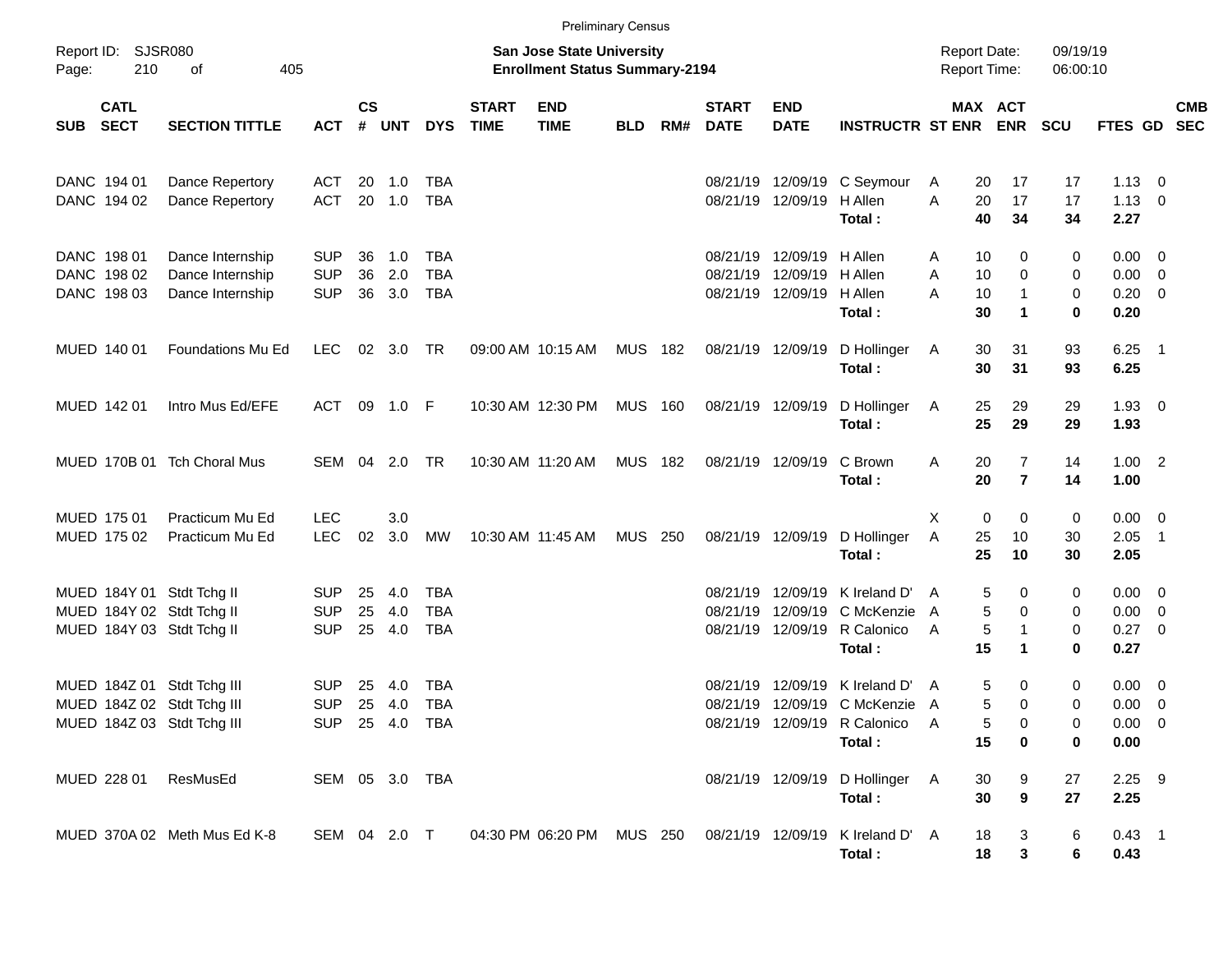Preliminary Census

Report ID: SJSR080

**San Jose State University**
**Enrollment Status Summary-2194**

Report Date: 09/19/19
Report Time: 06:00:10

| SUB | CATL SECT | SECTION TITTLE | ACT | CS # | UNT | DYS | START TIME | END TIME | BLD | RM# | START DATE | END DATE | INSTRUCTR | ST | MAX ENR | ACT ENR | SCU | FTES | GD | CMB SEC |
|---|---|---|---|---|---|---|---|---|---|---|---|---|---|---|---|---|---|---|---|---|
| DANC | 194 01 | Dance Repertory | ACT | 20 | 1.0 | TBA | | | | | 08/21/19 | 12/09/19 | C Seymour | A | 20 | 17 | 17 | 1.13 | 0 | |
| DANC | 194 02 | Dance Repertory | ACT | 20 | 1.0 | TBA | | | | | 08/21/19 | 12/09/19 | H Allen | A | 20 | 17 | 17 | 1.13 | 0 | |
| | | | | | | | | | | | | | **Total :** | | **40** | **34** | **34** | **2.27** | | |
| DANC | 198 01 | Dance Internship | SUP | 36 | 1.0 | TBA | | | | | 08/21/19 | 12/09/19 | H Allen | A | 10 | 0 | 0 | 0.00 | 0 | |
| DANC | 198 02 | Dance Internship | SUP | 36 | 2.0 | TBA | | | | | 08/21/19 | 12/09/19 | H Allen | A | 10 | 0 | 0 | 0.00 | 0 | |
| DANC | 198 03 | Dance Internship | SUP | 36 | 3.0 | TBA | | | | | 08/21/19 | 12/09/19 | H Allen | A | 10 | 1 | 0 | 0.20 | 0 | |
| | | | | | | | | | | | | | **Total :** | | **30** | **1** | **0** | **0.20** | | |
| MUED | 140 01 | Foundations Mu Ed | LEC | 02 | 3.0 | TR | 09:00 AM | 10:15 AM | MUS | 182 | 08/21/19 | 12/09/19 | D Hollinger | A | 30 | 31 | 93 | 6.25 | 1 | |
| | | | | | | | | | | | | | **Total :** | | **30** | **31** | **93** | **6.25** | | |
| MUED | 142 01 | Intro Mus Ed/EFE | ACT | 09 | 1.0 | F | 10:30 AM | 12:30 PM | MUS | 160 | 08/21/19 | 12/09/19 | D Hollinger | A | 25 | 29 | 29 | 1.93 | 0 | |
| | | | | | | | | | | | | | **Total :** | | **25** | **29** | **29** | **1.93** | | |
| MUED | 170B 01 | Tch Choral Mus | SEM | 04 | 2.0 | TR | 10:30 AM | 11:20 AM | MUS | 182 | 08/21/19 | 12/09/19 | C Brown | A | 20 | 7 | 14 | 1.00 | 2 | |
| | | | | | | | | | | | | | **Total :** | | **20** | **7** | **14** | **1.00** | | |
| MUED | 175 01 | Practicum Mu Ed | LEC | | 3.0 | | | | | | | | | X | 0 | 0 | 0 | 0.00 | 0 | |
| MUED | 175 02 | Practicum Mu Ed | LEC | 02 | 3.0 | MW | 10:30 AM | 11:45 AM | MUS | 250 | 08/21/19 | 12/09/19 | D Hollinger | A | 25 | 10 | 30 | 2.05 | 1 | |
| | | | | | | | | | | | | | **Total :** | | **25** | **10** | **30** | **2.05** | | |
| MUED | 184Y 01 | Stdt Tchg II | SUP | 25 | 4.0 | TBA | | | | | 08/21/19 | 12/09/19 | K Ireland D' | A | 5 | 0 | 0 | 0.00 | 0 | |
| MUED | 184Y 02 | Stdt Tchg II | SUP | 25 | 4.0 | TBA | | | | | 08/21/19 | 12/09/19 | C McKenzie | A | 5 | 0 | 0 | 0.00 | 0 | |
| MUED | 184Y 03 | Stdt Tchg II | SUP | 25 | 4.0 | TBA | | | | | 08/21/19 | 12/09/19 | R Calonico | A | 5 | 1 | 0 | 0.27 | 0 | |
| | | | | | | | | | | | | | **Total :** | | **15** | **1** | **0** | **0.27** | | |
| MUED | 184Z 01 | Stdt Tchg III | SUP | 25 | 4.0 | TBA | | | | | 08/21/19 | 12/09/19 | K Ireland D' | A | 5 | 0 | 0 | 0.00 | 0 | |
| MUED | 184Z 02 | Stdt Tchg III | SUP | 25 | 4.0 | TBA | | | | | 08/21/19 | 12/09/19 | C McKenzie | A | 5 | 0 | 0 | 0.00 | 0 | |
| MUED | 184Z 03 | Stdt Tchg III | SUP | 25 | 4.0 | TBA | | | | | 08/21/19 | 12/09/19 | R Calonico | A | 5 | 0 | 0 | 0.00 | 0 | |
| | | | | | | | | | | | | | **Total :** | | **15** | **0** | **0** | **0.00** | | |
| MUED | 228 01 | ResMusEd | SEM | 05 | 3.0 | TBA | | | | | 08/21/19 | 12/09/19 | D Hollinger | A | 30 | 9 | 27 | 2.25 | 9 | |
| | | | | | | | | | | | | | **Total :** | | **30** | **9** | **27** | **2.25** | | |
| MUED | 370A 02 | Meth Mus Ed K-8 | SEM | 04 | 2.0 | T | 04:30 PM | 06:20 PM | MUS | 250 | 08/21/19 | 12/09/19 | K Ireland D' | A | 18 | 3 | 6 | 0.43 | 1 | |
| | | | | | | | | | | | | | **Total :** | | **18** | **3** | **6** | **0.43** | | |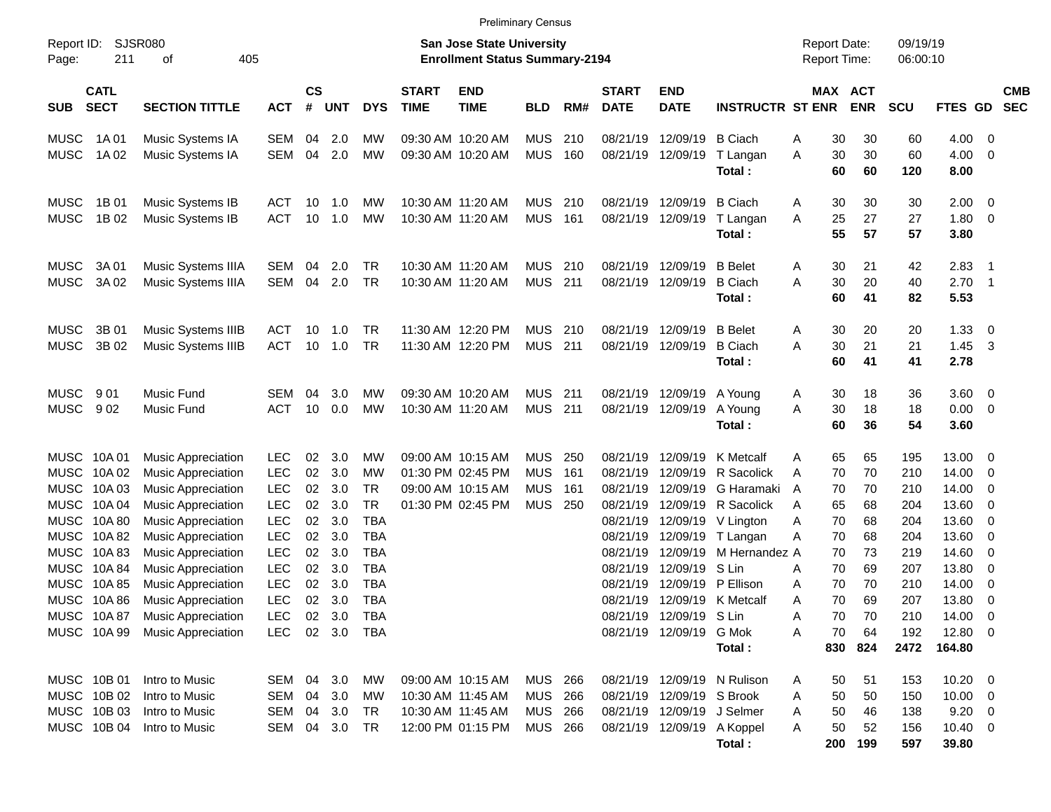Preliminary Census

Report ID: SJSR080
Page: 211 of 405

**San Jose State University**
**Enrollment Status Summary-2194**

Report Date: 09/19/19
Report Time: 06:00:10

| SUB | CATL SECT | SECTION TITTLE | ACT | CS # | UNT | DYS | START TIME | END TIME | BLD | RM# | START DATE | END DATE | INSTRUCTR | ST | MAX ENR | ACT ENR | SCU | FTES | GD | CMB SEC |
|---|---|---|---|---|---|---|---|---|---|---|---|---|---|---|---|---|---|---|---|---|
| MUSC | 1A 01 | Music Systems IA | SEM | 04 | 2.0 | MW | 09:30 AM | 10:20 AM | MUS | 210 | 08/21/19 | 12/09/19 | B Ciach | A | 30 | 30 | 60 | 4.00 | 0 | |
| MUSC | 1A 02 | Music Systems IA | SEM | 04 | 2.0 | MW | 09:30 AM | 10:20 AM | MUS | 160 | 08/21/19 | 12/09/19 | T Langan | A | 30 | 30 | 60 | 4.00 | 0 | |
| | | | | | | | | | | | | | **Total :** | | **60** | **60** | **120** | **8.00** | | |
| MUSC | 1B 01 | Music Systems IB | ACT | 10 | 1.0 | MW | 10:30 AM | 11:20 AM | MUS | 210 | 08/21/19 | 12/09/19 | B Ciach | A | 30 | 30 | 30 | 2.00 | 0 | |
| MUSC | 1B 02 | Music Systems IB | ACT | 10 | 1.0 | MW | 10:30 AM | 11:20 AM | MUS | 161 | 08/21/19 | 12/09/19 | T Langan | A | 25 | 27 | 27 | 1.80 | 0 | |
| | | | | | | | | | | | | | **Total :** | | **55** | **57** | **57** | **3.80** | | |
| MUSC | 3A 01 | Music Systems IIIA | SEM | 04 | 2.0 | TR | 10:30 AM | 11:20 AM | MUS | 210 | 08/21/19 | 12/09/19 | B Belet | A | 30 | 21 | 42 | 2.83 | 1 | |
| MUSC | 3A 02 | Music Systems IIIA | SEM | 04 | 2.0 | TR | 10:30 AM | 11:20 AM | MUS | 211 | 08/21/19 | 12/09/19 | B Ciach | A | 30 | 20 | 40 | 2.70 | 1 | |
| | | | | | | | | | | | | | **Total :** | | **60** | **41** | **82** | **5.53** | | |
| MUSC | 3B 01 | Music Systems IIIB | ACT | 10 | 1.0 | TR | 11:30 AM | 12:20 PM | MUS | 210 | 08/21/19 | 12/09/19 | B Belet | A | 30 | 20 | 20 | 1.33 | 0 | |
| MUSC | 3B 02 | Music Systems IIIB | ACT | 10 | 1.0 | TR | 11:30 AM | 12:20 PM | MUS | 211 | 08/21/19 | 12/09/19 | B Ciach | A | 30 | 21 | 21 | 1.45 | 3 | |
| | | | | | | | | | | | | | **Total :** | | **60** | **41** | **41** | **2.78** | | |
| MUSC | 9 01 | Music Fund | SEM | 04 | 3.0 | MW | 09:30 AM | 10:20 AM | MUS | 211 | 08/21/19 | 12/09/19 | A Young | A | 30 | 18 | 36 | 3.60 | 0 | |
| MUSC | 9 02 | Music Fund | ACT | 10 | 0.0 | MW | 10:30 AM | 11:20 AM | MUS | 211 | 08/21/19 | 12/09/19 | A Young | A | 30 | 18 | 18 | 0.00 | 0 | |
| | | | | | | | | | | | | | **Total :** | | **60** | **36** | **54** | **3.60** | | |
| MUSC | 10A 01 | Music Appreciation | LEC | 02 | 3.0 | MW | 09:00 AM | 10:15 AM | MUS | 250 | 08/21/19 | 12/09/19 | K Metcalf | A | 65 | 65 | 195 | 13.00 | 0 | |
| MUSC | 10A 02 | Music Appreciation | LEC | 02 | 3.0 | MW | 01:30 PM | 02:45 PM | MUS | 161 | 08/21/19 | 12/09/19 | R Sacolick | A | 70 | 70 | 210 | 14.00 | 0 | |
| MUSC | 10A 03 | Music Appreciation | LEC | 02 | 3.0 | TR | 09:00 AM | 10:15 AM | MUS | 161 | 08/21/19 | 12/09/19 | G Haramaki | A | 70 | 70 | 210 | 14.00 | 0 | |
| MUSC | 10A 04 | Music Appreciation | LEC | 02 | 3.0 | TR | 01:30 PM | 02:45 PM | MUS | 250 | 08/21/19 | 12/09/19 | R Sacolick | A | 65 | 68 | 204 | 13.60 | 0 | |
| MUSC | 10A 80 | Music Appreciation | LEC | 02 | 3.0 | TBA | | | | | 08/21/19 | 12/09/19 | V Lington | A | 70 | 68 | 204 | 13.60 | 0 | |
| MUSC | 10A 82 | Music Appreciation | LEC | 02 | 3.0 | TBA | | | | | 08/21/19 | 12/09/19 | T Langan | A | 70 | 68 | 204 | 13.60 | 0 | |
| MUSC | 10A 83 | Music Appreciation | LEC | 02 | 3.0 | TBA | | | | | 08/21/19 | 12/09/19 | M Hernandez | A | 70 | 73 | 219 | 14.60 | 0 | |
| MUSC | 10A 84 | Music Appreciation | LEC | 02 | 3.0 | TBA | | | | | 08/21/19 | 12/09/19 | S Lin | A | 70 | 69 | 207 | 13.80 | 0 | |
| MUSC | 10A 85 | Music Appreciation | LEC | 02 | 3.0 | TBA | | | | | 08/21/19 | 12/09/19 | P Ellison | A | 70 | 70 | 210 | 14.00 | 0 | |
| MUSC | 10A 86 | Music Appreciation | LEC | 02 | 3.0 | TBA | | | | | 08/21/19 | 12/09/19 | K Metcalf | A | 70 | 69 | 207 | 13.80 | 0 | |
| MUSC | 10A 87 | Music Appreciation | LEC | 02 | 3.0 | TBA | | | | | 08/21/19 | 12/09/19 | S Lin | A | 70 | 70 | 210 | 14.00 | 0 | |
| MUSC | 10A 99 | Music Appreciation | LEC | 02 | 3.0 | TBA | | | | | 08/21/19 | 12/09/19 | G Mok | A | 70 | 64 | 192 | 12.80 | 0 | |
| | | | | | | | | | | | | | **Total :** | | **830** | **824** | **2472** | **164.80** | | |
| MUSC | 10B 01 | Intro to Music | SEM | 04 | 3.0 | MW | 09:00 AM | 10:15 AM | MUS | 266 | 08/21/19 | 12/09/19 | N Rulison | A | 50 | 51 | 153 | 10.20 | 0 | |
| MUSC | 10B 02 | Intro to Music | SEM | 04 | 3.0 | MW | 10:30 AM | 11:45 AM | MUS | 266 | 08/21/19 | 12/09/19 | S Brook | A | 50 | 50 | 150 | 10.00 | 0 | |
| MUSC | 10B 03 | Intro to Music | SEM | 04 | 3.0 | TR | 10:30 AM | 11:45 AM | MUS | 266 | 08/21/19 | 12/09/19 | J Selmer | A | 50 | 46 | 138 | 9.20 | 0 | |
| MUSC | 10B 04 | Intro to Music | SEM | 04 | 3.0 | TR | 12:00 PM | 01:15 PM | MUS | 266 | 08/21/19 | 12/09/19 | A Koppel | A | 50 | 52 | 156 | 10.40 | 0 | |
| | | | | | | | | | | | | | **Total :** | | **200** | **199** | **597** | **39.80** | | |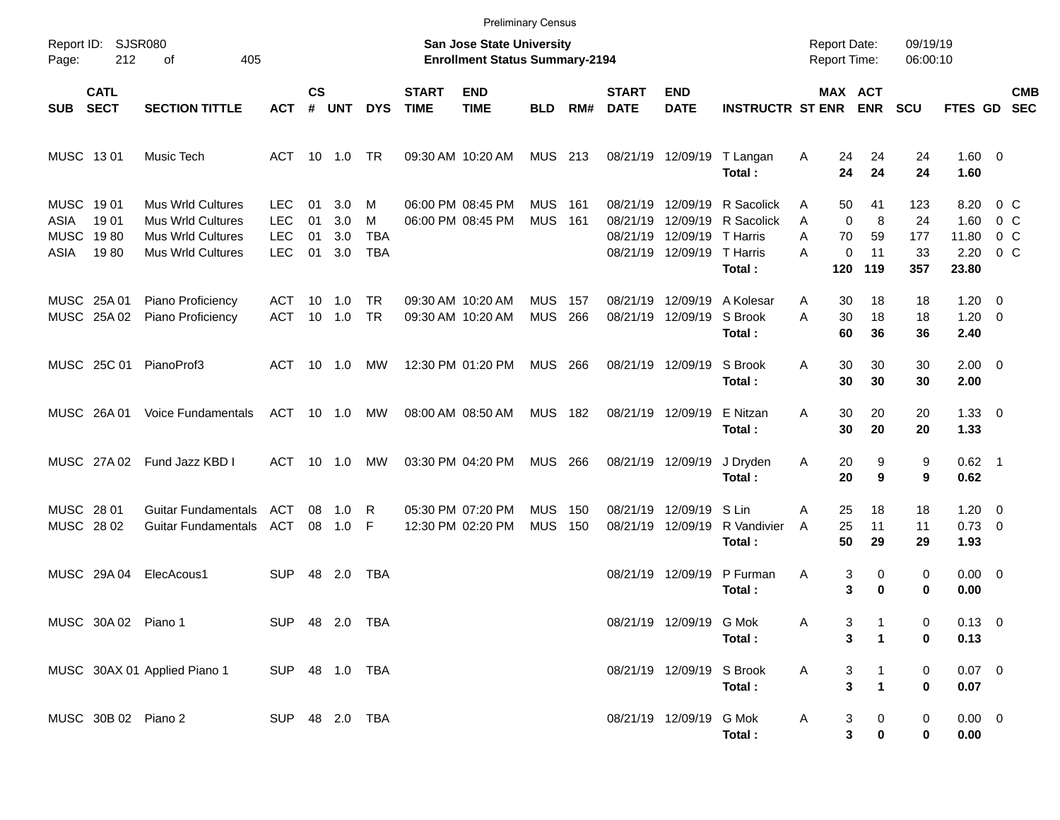Preliminary Census

Report ID: SJSR080

**San Jose State University**
**Enrollment Status Summary-2194**

Report Date: 09/19/19
Report Time: 06:00:10

| SUB | CATL SECT | SECTION TITTLE | ACT | CS # | UNT | DYS | START TIME | END TIME | BLD | RM# | START DATE | END DATE | INSTRUCTR | ST | MAX ENR | ACT ENR | SCU | FTES | GD | CMB SEC |
|---|---|---|---|---|---|---|---|---|---|---|---|---|---|---|---|---|---|---|---|---|
| MUSC | 13 01 | Music Tech | ACT | 10 | 1.0 | TR | 09:30 AM | 10:20 AM | MUS | 213 | 08/21/19 | 12/09/19 | T Langan | A | 24 | 24 | 24 | 1.60 | 0 | |
| | | | | | | | | | | | | | **Total :** | | **24** | **24** | **24** | **1.60** | | |
| MUSC | 19 01 | Mus Wrld Cultures | LEC | 01 | 3.0 | M | 06:00 PM | 08:45 PM | MUS | 161 | 08/21/19 | 12/09/19 | R Sacolick | A | 50 | 41 | 123 | 8.20 | 0 | C |
| ASIA | 19 01 | Mus Wrld Cultures | LEC | 01 | 3.0 | M | 06:00 PM | 08:45 PM | MUS | 161 | 08/21/19 | 12/09/19 | R Sacolick | A | 0 | 8 | 24 | 1.60 | 0 | C |
| MUSC | 19 80 | Mus Wrld Cultures | LEC | 01 | 3.0 | TBA | | | | | 08/21/19 | 12/09/19 | T Harris | A | 70 | 59 | 177 | 11.80 | 0 | C |
| ASIA | 19 80 | Mus Wrld Cultures | LEC | 01 | 3.0 | TBA | | | | | 08/21/19 | 12/09/19 | T Harris | A | 0 | 11 | 33 | 2.20 | 0 | C |
| | | | | | | | | | | | | | **Total :** | | **120** | **119** | **357** | **23.80** | | |
| MUSC | 25A 01 | Piano Proficiency | ACT | 10 | 1.0 | TR | 09:30 AM | 10:20 AM | MUS | 157 | 08/21/19 | 12/09/19 | A Kolesar | A | 30 | 18 | 18 | 1.20 | 0 | |
| MUSC | 25A 02 | Piano Proficiency | ACT | 10 | 1.0 | TR | 09:30 AM | 10:20 AM | MUS | 266 | 08/21/19 | 12/09/19 | S Brook | A | 30 | 18 | 18 | 1.20 | 0 | |
| | | | | | | | | | | | | | **Total :** | | **60** | **36** | **36** | **2.40** | | |
| MUSC | 25C 01 | PianoProf3 | ACT | 10 | 1.0 | MW | 12:30 PM | 01:20 PM | MUS | 266 | 08/21/19 | 12/09/19 | S Brook | A | 30 | 30 | 30 | 2.00 | 0 | |
| | | | | | | | | | | | | | **Total :** | | **30** | **30** | **30** | **2.00** | | |
| MUSC | 26A 01 | Voice Fundamentals | ACT | 10 | 1.0 | MW | 08:00 AM | 08:50 AM | MUS | 182 | 08/21/19 | 12/09/19 | E Nitzan | A | 30 | 20 | 20 | 1.33 | 0 | |
| | | | | | | | | | | | | | **Total :** | | **30** | **20** | **20** | **1.33** | | |
| MUSC | 27A 02 | Fund Jazz KBD I | ACT | 10 | 1.0 | MW | 03:30 PM | 04:20 PM | MUS | 266 | 08/21/19 | 12/09/19 | J Dryden | A | 20 | 9 | 9 | 0.62 | 1 | |
| | | | | | | | | | | | | | **Total :** | | **20** | **9** | **9** | **0.62** | | |
| MUSC | 28 01 | Guitar Fundamentals | ACT | 08 | 1.0 | R | 05:30 PM | 07:20 PM | MUS | 150 | 08/21/19 | 12/09/19 | S Lin | A | 25 | 18 | 18 | 1.20 | 0 | |
| MUSC | 28 02 | Guitar Fundamentals | ACT | 08 | 1.0 | F | 12:30 PM | 02:20 PM | MUS | 150 | 08/21/19 | 12/09/19 | R Vandivier | A | 25 | 11 | 11 | 0.73 | 0 | |
| | | | | | | | | | | | | | **Total :** | | **50** | **29** | **29** | **1.93** | | |
| MUSC | 29A 04 | ElecAcous1 | SUP | 48 | 2.0 | TBA | | | | | 08/21/19 | 12/09/19 | P Furman | A | 3 | 0 | 0 | 0.00 | 0 | |
| | | | | | | | | | | | | | **Total :** | | **3** | **0** | **0** | **0.00** | | |
| MUSC | 30A 02 | Piano 1 | SUP | 48 | 2.0 | TBA | | | | | 08/21/19 | 12/09/19 | G Mok | A | 3 | 1 | 0 | 0.13 | 0 | |
| | | | | | | | | | | | | | **Total :** | | **3** | **1** | **0** | **0.13** | | |
| MUSC | 30AX 01 | Applied Piano 1 | SUP | 48 | 1.0 | TBA | | | | | 08/21/19 | 12/09/19 | S Brook | A | 3 | 1 | 0 | 0.07 | 0 | |
| | | | | | | | | | | | | | **Total :** | | **3** | **1** | **0** | **0.07** | | |
| MUSC | 30B 02 | Piano 2 | SUP | 48 | 2.0 | TBA | | | | | 08/21/19 | 12/09/19 | G Mok | A | 3 | 0 | 0 | 0.00 | 0 | |
| | | | | | | | | | | | | | **Total :** | | **3** | **0** | **0** | **0.00** | | |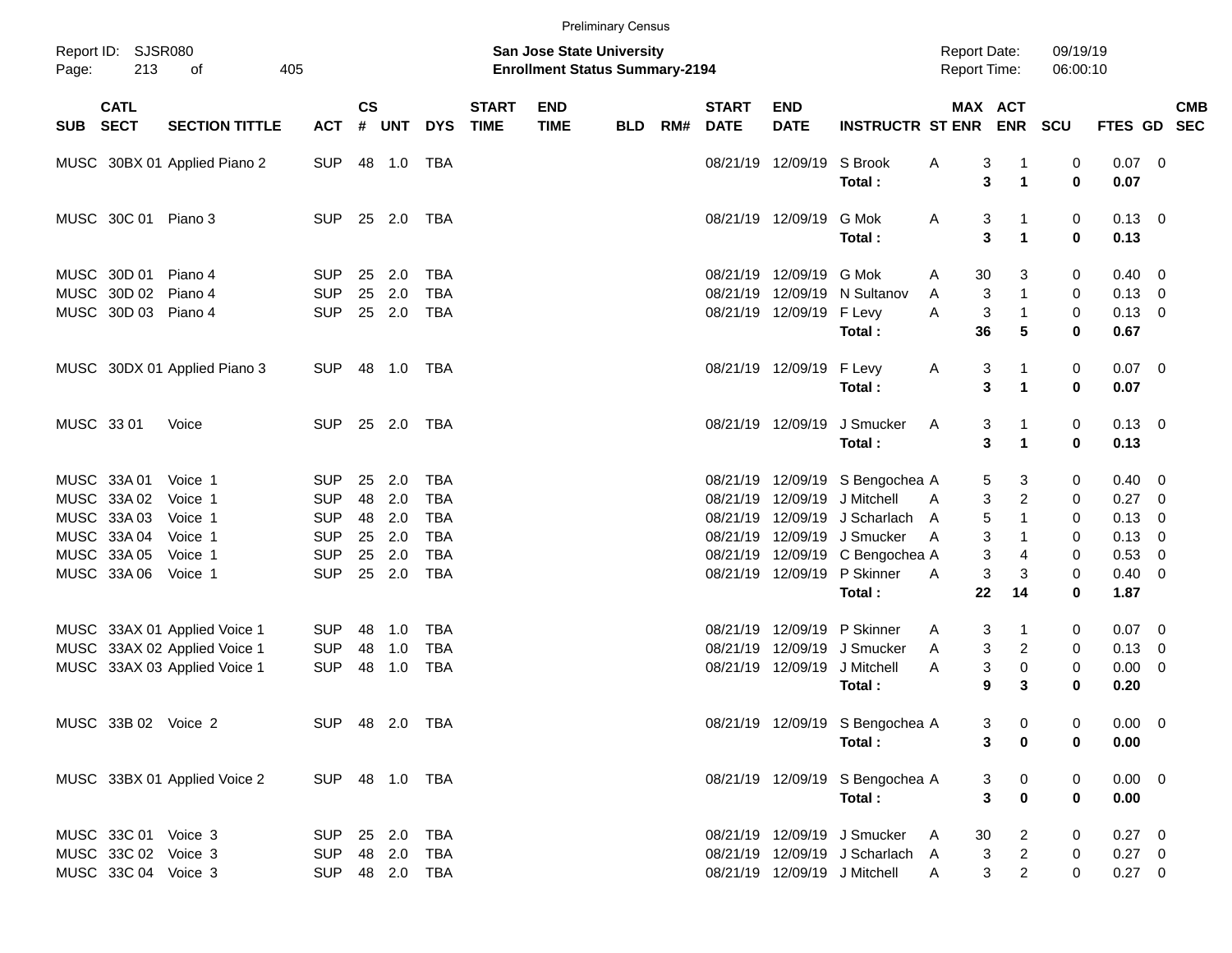Preliminary Census

Report ID: SJSR080

**San Jose State University**
**Enrollment Status Summary-2194**

Report Date: 09/19/19
Report Time: 06:00:10

| SUB | CATL SECT | SECTION TITTLE | ACT | CS # | UNT | DYS | START TIME | END TIME | BLD | RM# | START DATE | END DATE | INSTRUCTR | ST | MAX ENR | ACT ENR | SCU | FTES | GD | CMB SEC |
|---|---|---|---|---|---|---|---|---|---|---|---|---|---|---|---|---|---|---|---|---|
| MUSC | 30BX 01 | Applied Piano 2 | SUP | 48 | 1.0 | TBA | | | | | 08/21/19 | 12/09/19 | S Brook | A | 3 | 1 | 0 | 0.07 | 0 | |
| | | | | | | | | | | | | | **Total :** | | **3** | **1** | **0** | **0.07** | | |
| MUSC | 30C 01 | Piano 3 | SUP | 25 | 2.0 | TBA | | | | | 08/21/19 | 12/09/19 | G Mok | A | 3 | 1 | 0 | 0.13 | 0 | |
| | | | | | | | | | | | | | **Total :** | | **3** | **1** | **0** | **0.13** | | |
| MUSC | 30D 01 | Piano 4 | SUP | 25 | 2.0 | TBA | | | | | 08/21/19 | 12/09/19 | G Mok | A | 30 | 3 | 0 | 0.40 | 0 | |
| MUSC | 30D 02 | Piano 4 | SUP | 25 | 2.0 | TBA | | | | | 08/21/19 | 12/09/19 | N Sultanov | A | 3 | 1 | 0 | 0.13 | 0 | |
| MUSC | 30D 03 | Piano 4 | SUP | 25 | 2.0 | TBA | | | | | 08/21/19 | 12/09/19 | F Levy | A | 3 | 1 | 0 | 0.13 | 0 | |
| | | | | | | | | | | | | | **Total :** | | **36** | **5** | **0** | **0.67** | | |
| MUSC | 30DX 01 | Applied Piano 3 | SUP | 48 | 1.0 | TBA | | | | | 08/21/19 | 12/09/19 | F Levy | A | 3 | 1 | 0 | 0.07 | 0 | |
| | | | | | | | | | | | | | **Total :** | | **3** | **1** | **0** | **0.07** | | |
| MUSC | 33 01 | Voice | SUP | 25 | 2.0 | TBA | | | | | 08/21/19 | 12/09/19 | J Smucker | A | 3 | 1 | 0 | 0.13 | 0 | |
| | | | | | | | | | | | | | **Total :** | | **3** | **1** | **0** | **0.13** | | |
| MUSC | 33A 01 | Voice 1 | SUP | 25 | 2.0 | TBA | | | | | 08/21/19 | 12/09/19 | S Bengochea | A | 5 | 3 | 0 | 0.40 | 0 | |
| MUSC | 33A 02 | Voice 1 | SUP | 48 | 2.0 | TBA | | | | | 08/21/19 | 12/09/19 | J Mitchell | A | 3 | 2 | 0 | 0.27 | 0 | |
| MUSC | 33A 03 | Voice 1 | SUP | 48 | 2.0 | TBA | | | | | 08/21/19 | 12/09/19 | J Scharlach | A | 5 | 1 | 0 | 0.13 | 0 | |
| MUSC | 33A 04 | Voice 1 | SUP | 25 | 2.0 | TBA | | | | | 08/21/19 | 12/09/19 | J Smucker | A | 3 | 1 | 0 | 0.13 | 0 | |
| MUSC | 33A 05 | Voice 1 | SUP | 25 | 2.0 | TBA | | | | | 08/21/19 | 12/09/19 | C Bengochea | A | 3 | 4 | 0 | 0.53 | 0 | |
| MUSC | 33A 06 | Voice 1 | SUP | 25 | 2.0 | TBA | | | | | 08/21/19 | 12/09/19 | P Skinner | A | 3 | 3 | 0 | 0.40 | 0 | |
| | | | | | | | | | | | | | **Total :** | | **22** | **14** | **0** | **1.87** | | |
| MUSC | 33AX 01 | Applied Voice 1 | SUP | 48 | 1.0 | TBA | | | | | 08/21/19 | 12/09/19 | P Skinner | A | 3 | 1 | 0 | 0.07 | 0 | |
| MUSC | 33AX 02 | Applied Voice 1 | SUP | 48 | 1.0 | TBA | | | | | 08/21/19 | 12/09/19 | J Smucker | A | 3 | 2 | 0 | 0.13 | 0 | |
| MUSC | 33AX 03 | Applied Voice 1 | SUP | 48 | 1.0 | TBA | | | | | 08/21/19 | 12/09/19 | J Mitchell | A | 3 | 0 | 0 | 0.00 | 0 | |
| | | | | | | | | | | | | | **Total :** | | **9** | **3** | **0** | **0.20** | | |
| MUSC | 33B 02 | Voice 2 | SUP | 48 | 2.0 | TBA | | | | | 08/21/19 | 12/09/19 | S Bengochea | A | 3 | 0 | 0 | 0.00 | 0 | |
| | | | | | | | | | | | | | **Total :** | | **3** | **0** | **0** | **0.00** | | |
| MUSC | 33BX 01 | Applied Voice 2 | SUP | 48 | 1.0 | TBA | | | | | 08/21/19 | 12/09/19 | S Bengochea | A | 3 | 0 | 0 | 0.00 | 0 | |
| | | | | | | | | | | | | | **Total :** | | **3** | **0** | **0** | **0.00** | | |
| MUSC | 33C 01 | Voice 3 | SUP | 25 | 2.0 | TBA | | | | | 08/21/19 | 12/09/19 | J Smucker | A | 30 | 2 | 0 | 0.27 | 0 | |
| MUSC | 33C 02 | Voice 3 | SUP | 48 | 2.0 | TBA | | | | | 08/21/19 | 12/09/19 | J Scharlach | A | 3 | 2 | 0 | 0.27 | 0 | |
| MUSC | 33C 04 | Voice 3 | SUP | 48 | 2.0 | TBA | | | | | 08/21/19 | 12/09/19 | J Mitchell | A | 3 | 2 | 0 | 0.27 | 0 | |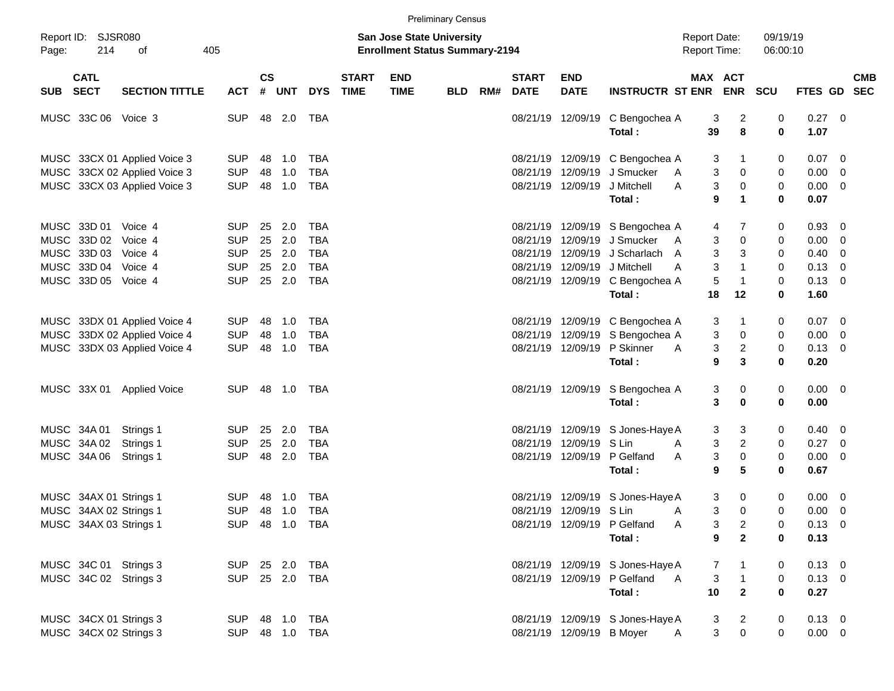Preliminary Census

Report ID: SJSR080

**San Jose State University**
**Enrollment Status Summary-2194**

Report Date: 09/19/19
Report Time: 06:00:10

| SUB | CATL SECT | SECTION TITTLE | ACT | CS # | UNT | DYS | START TIME | END TIME | BLD | RM# | START DATE | END DATE | INSTRUCTR | ST | MAX ENR | ACT ENR | SCU | FTES | GD | CMB SEC |
|---|---|---|---|---|---|---|---|---|---|---|---|---|---|---|---|---|---|---|---|---|
| MUSC | 33C 06 | Voice 3 | SUP | 48 | 2.0 | TBA | | | | | 08/21/19 | 12/09/19 | C Bengochea | A | 3 | 2 | 0 | 0.27 | 0 | |
| | | | | | | | | | | | | | **Total :** | | **39** | **8** | **0** | **1.07** | | |
| MUSC | 33CX 01 | Applied Voice 3 | SUP | 48 | 1.0 | TBA | | | | | 08/21/19 | 12/09/19 | C Bengochea | A | 3 | 1 | 0 | 0.07 | 0 | |
| MUSC | 33CX 02 | Applied Voice 3 | SUP | 48 | 1.0 | TBA | | | | | 08/21/19 | 12/09/19 | J Smucker | A | 3 | 0 | 0 | 0.00 | 0 | |
| MUSC | 33CX 03 | Applied Voice 3 | SUP | 48 | 1.0 | TBA | | | | | 08/21/19 | 12/09/19 | J Mitchell | A | 3 | 0 | 0 | 0.00 | 0 | |
| | | | | | | | | | | | | | **Total :** | | **9** | **1** | **0** | **0.07** | | |
| MUSC | 33D 01 | Voice 4 | SUP | 25 | 2.0 | TBA | | | | | 08/21/19 | 12/09/19 | S Bengochea | A | 4 | 7 | 0 | 0.93 | 0 | |
| MUSC | 33D 02 | Voice 4 | SUP | 25 | 2.0 | TBA | | | | | 08/21/19 | 12/09/19 | J Smucker | A | 3 | 0 | 0 | 0.00 | 0 | |
| MUSC | 33D 03 | Voice 4 | SUP | 25 | 2.0 | TBA | | | | | 08/21/19 | 12/09/19 | J Scharlach | A | 3 | 3 | 0 | 0.40 | 0 | |
| MUSC | 33D 04 | Voice 4 | SUP | 25 | 2.0 | TBA | | | | | 08/21/19 | 12/09/19 | J Mitchell | A | 3 | 1 | 0 | 0.13 | 0 | |
| MUSC | 33D 05 | Voice 4 | SUP | 25 | 2.0 | TBA | | | | | 08/21/19 | 12/09/19 | C Bengochea | A | 5 | 1 | 0 | 0.13 | 0 | |
| | | | | | | | | | | | | | **Total :** | | **18** | **12** | **0** | **1.60** | | |
| MUSC | 33DX 01 | Applied Voice 4 | SUP | 48 | 1.0 | TBA | | | | | 08/21/19 | 12/09/19 | C Bengochea | A | 3 | 1 | 0 | 0.07 | 0 | |
| MUSC | 33DX 02 | Applied Voice 4 | SUP | 48 | 1.0 | TBA | | | | | 08/21/19 | 12/09/19 | S Bengochea | A | 3 | 0 | 0 | 0.00 | 0 | |
| MUSC | 33DX 03 | Applied Voice 4 | SUP | 48 | 1.0 | TBA | | | | | 08/21/19 | 12/09/19 | P Skinner | A | 3 | 2 | 0 | 0.13 | 0 | |
| | | | | | | | | | | | | | **Total :** | | **9** | **3** | **0** | **0.20** | | |
| MUSC | 33X 01 | Applied Voice | SUP | 48 | 1.0 | TBA | | | | | 08/21/19 | 12/09/19 | S Bengochea | A | 3 | 0 | 0 | 0.00 | 0 | |
| | | | | | | | | | | | | | **Total :** | | **3** | **0** | **0** | **0.00** | | |
| MUSC | 34A 01 | Strings 1 | SUP | 25 | 2.0 | TBA | | | | | 08/21/19 | 12/09/19 | S Jones-Haye | A | 3 | 3 | 0 | 0.40 | 0 | |
| MUSC | 34A 02 | Strings 1 | SUP | 25 | 2.0 | TBA | | | | | 08/21/19 | 12/09/19 | S Lin | A | 3 | 2 | 0 | 0.27 | 0 | |
| MUSC | 34A 06 | Strings 1 | SUP | 48 | 2.0 | TBA | | | | | 08/21/19 | 12/09/19 | P Gelfand | A | 3 | 0 | 0 | 0.00 | 0 | |
| | | | | | | | | | | | | | **Total :** | | **9** | **5** | **0** | **0.67** | | |
| MUSC | 34AX 01 | Strings 1 | SUP | 48 | 1.0 | TBA | | | | | 08/21/19 | 12/09/19 | S Jones-Haye | A | 3 | 0 | 0 | 0.00 | 0 | |
| MUSC | 34AX 02 | Strings 1 | SUP | 48 | 1.0 | TBA | | | | | 08/21/19 | 12/09/19 | S Lin | A | 3 | 0 | 0 | 0.00 | 0 | |
| MUSC | 34AX 03 | Strings 1 | SUP | 48 | 1.0 | TBA | | | | | 08/21/19 | 12/09/19 | P Gelfand | A | 3 | 2 | 0 | 0.13 | 0 | |
| | | | | | | | | | | | | | **Total :** | | **9** | **2** | **0** | **0.13** | | |
| MUSC | 34C 01 | Strings 3 | SUP | 25 | 2.0 | TBA | | | | | 08/21/19 | 12/09/19 | S Jones-Haye | A | 7 | 1 | 0 | 0.13 | 0 | |
| MUSC | 34C 02 | Strings 3 | SUP | 25 | 2.0 | TBA | | | | | 08/21/19 | 12/09/19 | P Gelfand | A | 3 | 1 | 0 | 0.13 | 0 | |
| | | | | | | | | | | | | | **Total :** | | **10** | **2** | **0** | **0.27** | | |
| MUSC | 34CX 01 | Strings 3 | SUP | 48 | 1.0 | TBA | | | | | 08/21/19 | 12/09/19 | S Jones-Haye | A | 3 | 2 | 0 | 0.13 | 0 | |
| MUSC | 34CX 02 | Strings 3 | SUP | 48 | 1.0 | TBA | | | | | 08/21/19 | 12/09/19 | B Moyer | A | 3 | 0 | 0 | 0.00 | 0 | |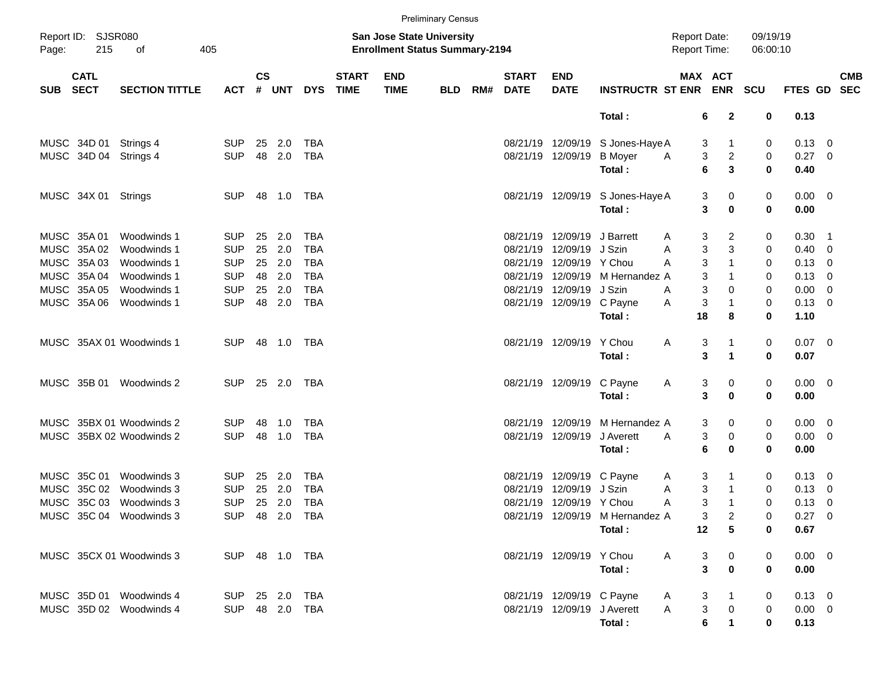Preliminary Census

Report ID: SJSR080

**San Jose State University**
**Enrollment Status Summary-2194**

Report Date: 09/19/19
Report Time: 06:00:10

| SUB | CATL SECT | SECTION TITTLE | ACT | CS # | UNT | DYS | START TIME | END TIME | BLD | RM# | START DATE | END DATE | INSTRUCTR | ST | MAX ENR | ACT ENR | SCU | FTES | GD | CMB SEC |
|---|---|---|---|---|---|---|---|---|---|---|---|---|---|---|---|---|---|---|---|---|
| | | | | | | | | | | | | | **Total :** | | **6** | **2** | **0** | **0.13** | | |
| MUSC | 34D 01 | Strings 4 | SUP | 25 | 2.0 | TBA | | | | | 08/21/19 | 12/09/19 | S Jones-Haye | A | 3 | 1 | 0 | 0.13 | 0 | |
| MUSC | 34D 04 | Strings 4 | SUP | 48 | 2.0 | TBA | | | | | 08/21/19 | 12/09/19 | B Moyer | A | 3 | 2 | 0 | 0.27 | 0 | |
| | | | | | | | | | | | | | **Total :** | | **6** | **3** | **0** | **0.40** | | |
| MUSC | 34X 01 | Strings | SUP | 48 | 1.0 | TBA | | | | | 08/21/19 | 12/09/19 | S Jones-Haye | A | 3 | 0 | 0 | 0.00 | 0 | |
| | | | | | | | | | | | | | **Total :** | | **3** | **0** | **0** | **0.00** | | |
| MUSC | 35A 01 | Woodwinds 1 | SUP | 25 | 2.0 | TBA | | | | | 08/21/19 | 12/09/19 | J Barrett | A | 3 | 2 | 0 | 0.30 | 1 | |
| MUSC | 35A 02 | Woodwinds 1 | SUP | 25 | 2.0 | TBA | | | | | 08/21/19 | 12/09/19 | J Szin | A | 3 | 3 | 0 | 0.40 | 0 | |
| MUSC | 35A 03 | Woodwinds 1 | SUP | 25 | 2.0 | TBA | | | | | 08/21/19 | 12/09/19 | Y Chou | A | 3 | 1 | 0 | 0.13 | 0 | |
| MUSC | 35A 04 | Woodwinds 1 | SUP | 48 | 2.0 | TBA | | | | | 08/21/19 | 12/09/19 | M Hernandez | A | 3 | 1 | 0 | 0.13 | 0 | |
| MUSC | 35A 05 | Woodwinds 1 | SUP | 25 | 2.0 | TBA | | | | | 08/21/19 | 12/09/19 | J Szin | A | 3 | 0 | 0 | 0.00 | 0 | |
| MUSC | 35A 06 | Woodwinds 1 | SUP | 48 | 2.0 | TBA | | | | | 08/21/19 | 12/09/19 | C Payne | A | 3 | 1 | 0 | 0.13 | 0 | |
| | | | | | | | | | | | | | **Total :** | | **18** | **8** | **0** | **1.10** | | |
| MUSC | 35AX 01 | Woodwinds 1 | SUP | 48 | 1.0 | TBA | | | | | 08/21/19 | 12/09/19 | Y Chou | A | 3 | 1 | 0 | 0.07 | 0 | |
| | | | | | | | | | | | | | **Total :** | | **3** | **1** | **0** | **0.07** | | |
| MUSC | 35B 01 | Woodwinds 2 | SUP | 25 | 2.0 | TBA | | | | | 08/21/19 | 12/09/19 | C Payne | A | 3 | 0 | 0 | 0.00 | 0 | |
| | | | | | | | | | | | | | **Total :** | | **3** | **0** | **0** | **0.00** | | |
| MUSC | 35BX 01 | Woodwinds 2 | SUP | 48 | 1.0 | TBA | | | | | 08/21/19 | 12/09/19 | M Hernandez | A | 3 | 0 | 0 | 0.00 | 0 | |
| MUSC | 35BX 02 | Woodwinds 2 | SUP | 48 | 1.0 | TBA | | | | | 08/21/19 | 12/09/19 | J Averett | A | 3 | 0 | 0 | 0.00 | 0 | |
| | | | | | | | | | | | | | **Total :** | | **6** | **0** | **0** | **0.00** | | |
| MUSC | 35C 01 | Woodwinds 3 | SUP | 25 | 2.0 | TBA | | | | | 08/21/19 | 12/09/19 | C Payne | A | 3 | 1 | 0 | 0.13 | 0 | |
| MUSC | 35C 02 | Woodwinds 3 | SUP | 25 | 2.0 | TBA | | | | | 08/21/19 | 12/09/19 | J Szin | A | 3 | 1 | 0 | 0.13 | 0 | |
| MUSC | 35C 03 | Woodwinds 3 | SUP | 25 | 2.0 | TBA | | | | | 08/21/19 | 12/09/19 | Y Chou | A | 3 | 1 | 0 | 0.13 | 0 | |
| MUSC | 35C 04 | Woodwinds 3 | SUP | 48 | 2.0 | TBA | | | | | 08/21/19 | 12/09/19 | M Hernandez | A | 3 | 2 | 0 | 0.27 | 0 | |
| | | | | | | | | | | | | | **Total :** | | **12** | **5** | **0** | **0.67** | | |
| MUSC | 35CX 01 | Woodwinds 3 | SUP | 48 | 1.0 | TBA | | | | | 08/21/19 | 12/09/19 | Y Chou | A | 3 | 0 | 0 | 0.00 | 0 | |
| | | | | | | | | | | | | | **Total :** | | **3** | **0** | **0** | **0.00** | | |
| MUSC | 35D 01 | Woodwinds 4 | SUP | 25 | 2.0 | TBA | | | | | 08/21/19 | 12/09/19 | C Payne | A | 3 | 1 | 0 | 0.13 | 0 | |
| MUSC | 35D 02 | Woodwinds 4 | SUP | 48 | 2.0 | TBA | | | | | 08/21/19 | 12/09/19 | J Averett | A | 3 | 0 | 0 | 0.00 | 0 | |
| | | | | | | | | | | | | | **Total :** | | **6** | **1** | **0** | **0.13** | | |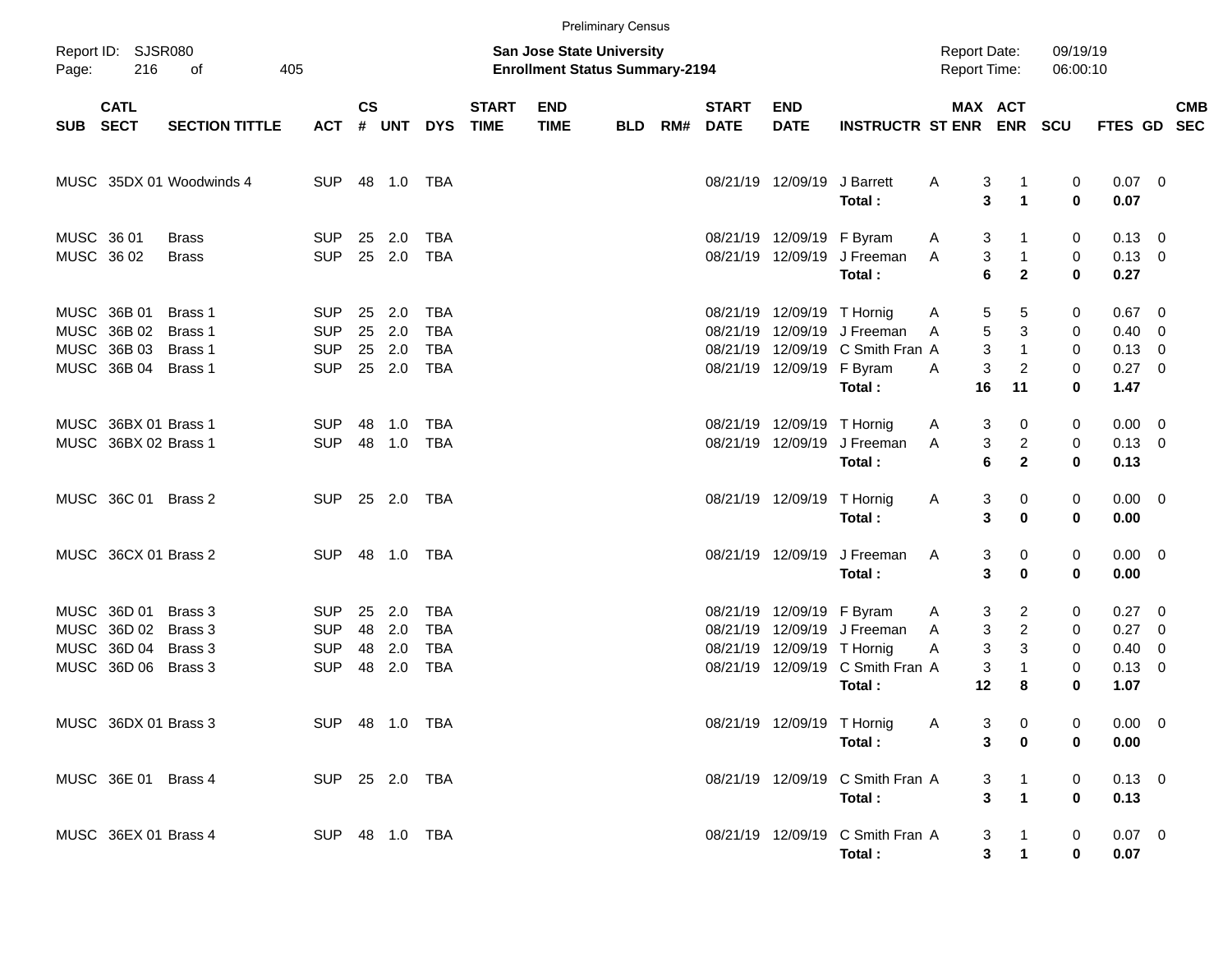Preliminary Census

Report ID: SJSR080
Page: 216 of 405

**San Jose State University**
**Enrollment Status Summary-2194**

Report Date: 09/19/19
Report Time: 06:00:10

| SUB | CATL SECT | SECTION TITTLE | ACT | CS # | UNT | DYS | START TIME | END TIME | BLD | RM# | START DATE | END DATE | INSTRUCTR | ST | MAX ENR | ACT ENR | SCU | FTES | GD | CMB SEC |
|---|---|---|---|---|---|---|---|---|---|---|---|---|---|---|---|---|---|---|---|---|
| MUSC | 35DX 01 | Woodwinds 4 | SUP | 48 | 1.0 | TBA | | | | | 08/21/19 | 12/09/19 | J Barrett | A | 3 | 1 | 0 | 0.07 | 0 | |
| | | | | | | | | | | | | | **Total :** | | **3** | **1** | **0** | **0.07** | | |
| MUSC | 36 01 | Brass | SUP | 25 | 2.0 | TBA | | | | | 08/21/19 | 12/09/19 | F Byram | A | 3 | 1 | 0 | 0.13 | 0 | |
| MUSC | 36 02 | Brass | SUP | 25 | 2.0 | TBA | | | | | 08/21/19 | 12/09/19 | J Freeman | A | 3 | 1 | 0 | 0.13 | 0 | |
| | | | | | | | | | | | | | **Total :** | | **6** | **2** | **0** | **0.27** | | |
| MUSC | 36B 01 | Brass 1 | SUP | 25 | 2.0 | TBA | | | | | 08/21/19 | 12/09/19 | T Hornig | A | 5 | 5 | 0 | 0.67 | 0 | |
| MUSC | 36B 02 | Brass 1 | SUP | 25 | 2.0 | TBA | | | | | 08/21/19 | 12/09/19 | J Freeman | A | 5 | 3 | 0 | 0.40 | 0 | |
| MUSC | 36B 03 | Brass 1 | SUP | 25 | 2.0 | TBA | | | | | 08/21/19 | 12/09/19 | C Smith Fran | A | 3 | 1 | 0 | 0.13 | 0 | |
| MUSC | 36B 04 | Brass 1 | SUP | 25 | 2.0 | TBA | | | | | 08/21/19 | 12/09/19 | F Byram | A | 3 | 2 | 0 | 0.27 | 0 | |
| | | | | | | | | | | | | | **Total :** | | **16** | **11** | **0** | **1.47** | | |
| MUSC | 36BX 01 | Brass 1 | SUP | 48 | 1.0 | TBA | | | | | 08/21/19 | 12/09/19 | T Hornig | A | 3 | 0 | 0 | 0.00 | 0 | |
| MUSC | 36BX 02 | Brass 1 | SUP | 48 | 1.0 | TBA | | | | | 08/21/19 | 12/09/19 | J Freeman | A | 3 | 2 | 0 | 0.13 | 0 | |
| | | | | | | | | | | | | | **Total :** | | **6** | **2** | **0** | **0.13** | | |
| MUSC | 36C 01 | Brass 2 | SUP | 25 | 2.0 | TBA | | | | | 08/21/19 | 12/09/19 | T Hornig | A | 3 | 0 | 0 | 0.00 | 0 | |
| | | | | | | | | | | | | | **Total :** | | **3** | **0** | **0** | **0.00** | | |
| MUSC | 36CX 01 | Brass 2 | SUP | 48 | 1.0 | TBA | | | | | 08/21/19 | 12/09/19 | J Freeman | A | 3 | 0 | 0 | 0.00 | 0 | |
| | | | | | | | | | | | | | **Total :** | | **3** | **0** | **0** | **0.00** | | |
| MUSC | 36D 01 | Brass 3 | SUP | 25 | 2.0 | TBA | | | | | 08/21/19 | 12/09/19 | F Byram | A | 3 | 2 | 0 | 0.27 | 0 | |
| MUSC | 36D 02 | Brass 3 | SUP | 48 | 2.0 | TBA | | | | | 08/21/19 | 12/09/19 | J Freeman | A | 3 | 2 | 0 | 0.27 | 0 | |
| MUSC | 36D 04 | Brass 3 | SUP | 48 | 2.0 | TBA | | | | | 08/21/19 | 12/09/19 | T Hornig | A | 3 | 3 | 0 | 0.40 | 0 | |
| MUSC | 36D 06 | Brass 3 | SUP | 48 | 2.0 | TBA | | | | | 08/21/19 | 12/09/19 | C Smith Fran | A | 3 | 1 | 0 | 0.13 | 0 | |
| | | | | | | | | | | | | | **Total :** | | **12** | **8** | **0** | **1.07** | | |
| MUSC | 36DX 01 | Brass 3 | SUP | 48 | 1.0 | TBA | | | | | 08/21/19 | 12/09/19 | T Hornig | A | 3 | 0 | 0 | 0.00 | 0 | |
| | | | | | | | | | | | | | **Total :** | | **3** | **0** | **0** | **0.00** | | |
| MUSC | 36E 01 | Brass 4 | SUP | 25 | 2.0 | TBA | | | | | 08/21/19 | 12/09/19 | C Smith Fran | A | 3 | 1 | 0 | 0.13 | 0 | |
| | | | | | | | | | | | | | **Total :** | | **3** | **1** | **0** | **0.13** | | |
| MUSC | 36EX 01 | Brass 4 | SUP | 48 | 1.0 | TBA | | | | | 08/21/19 | 12/09/19 | C Smith Fran | A | 3 | 1 | 0 | 0.07 | 0 | |
| | | | | | | | | | | | | | **Total :** | | **3** | **1** | **0** | **0.07** | | |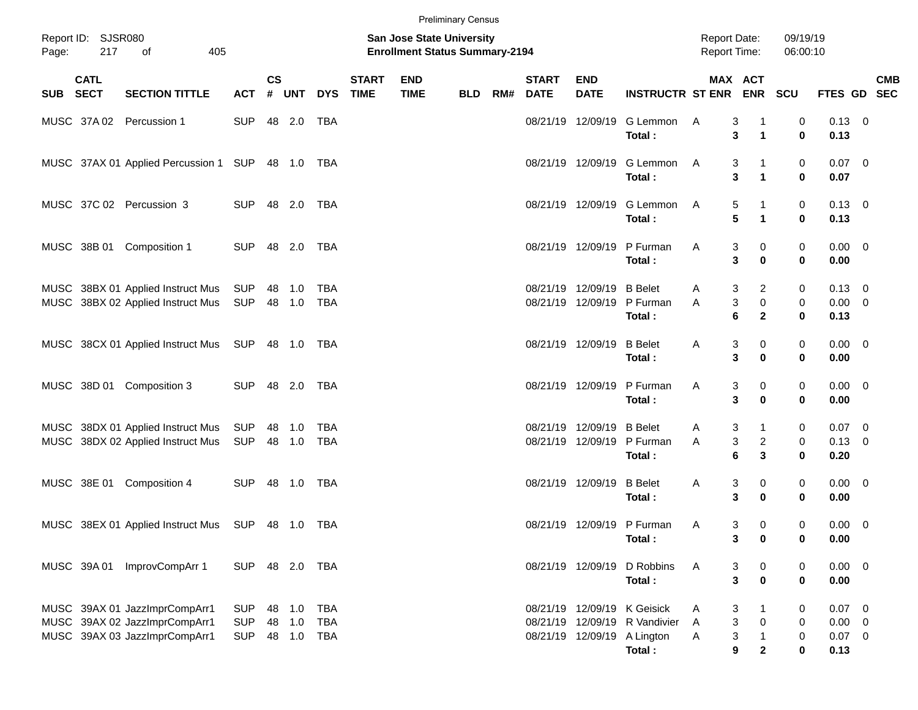Preliminary Census

Report ID: SJSR080

**San Jose State University**
**Enrollment Status Summary-2194**

Report Date: 09/19/19
Report Time: 06:00:10

| SUB | CATL SECT | SECTION TITTLE | ACT | CS # | UNT | DYS | START TIME | END TIME | BLD | RM# | START DATE | END DATE | INSTRUCTR | ST | MAX ENR | ACT ENR | SCU | FTES | GD | CMB SEC |
|---|---|---|---|---|---|---|---|---|---|---|---|---|---|---|---|---|---|---|---|---|
| MUSC | 37A 02 | Percussion 1 | SUP | 48 | 2.0 | TBA | | | | | 08/21/19 | 12/09/19 | G Lemmon | A | 3 | 1 | 0 | 0.13 | 0 | |
| | | | | | | | | | | | | | **Total :** | | **3** | **1** | **0** | **0.13** | | |
| MUSC | 37AX 01 | Applied Percussion 1 | SUP | 48 | 1.0 | TBA | | | | | 08/21/19 | 12/09/19 | G Lemmon | A | 3 | 1 | 0 | 0.07 | 0 | |
| | | | | | | | | | | | | | **Total :** | | **3** | **1** | **0** | **0.07** | | |
| MUSC | 37C 02 | Percussion 3 | SUP | 48 | 2.0 | TBA | | | | | 08/21/19 | 12/09/19 | G Lemmon | A | 5 | 1 | 0 | 0.13 | 0 | |
| | | | | | | | | | | | | | **Total :** | | **5** | **1** | **0** | **0.13** | | |
| MUSC | 38B 01 | Composition 1 | SUP | 48 | 2.0 | TBA | | | | | 08/21/19 | 12/09/19 | P Furman | A | 3 | 0 | 0 | 0.00 | 0 | |
| | | | | | | | | | | | | | **Total :** | | **3** | **0** | **0** | **0.00** | | |
| MUSC | 38BX 01 | Applied Instruct Mus | SUP | 48 | 1.0 | TBA | | | | | 08/21/19 | 12/09/19 | B Belet | A | 3 | 2 | 0 | 0.13 | 0 | |
| MUSC | 38BX 02 | Applied Instruct Mus | SUP | 48 | 1.0 | TBA | | | | | 08/21/19 | 12/09/19 | P Furman | A | 3 | 0 | 0 | 0.00 | 0 | |
| | | | | | | | | | | | | | **Total :** | | **6** | **2** | **0** | **0.13** | | |
| MUSC | 38CX 01 | Applied Instruct Mus | SUP | 48 | 1.0 | TBA | | | | | 08/21/19 | 12/09/19 | B Belet | A | 3 | 0 | 0 | 0.00 | 0 | |
| | | | | | | | | | | | | | **Total :** | | **3** | **0** | **0** | **0.00** | | |
| MUSC | 38D 01 | Composition 3 | SUP | 48 | 2.0 | TBA | | | | | 08/21/19 | 12/09/19 | P Furman | A | 3 | 0 | 0 | 0.00 | 0 | |
| | | | | | | | | | | | | | **Total :** | | **3** | **0** | **0** | **0.00** | | |
| MUSC | 38DX 01 | Applied Instruct Mus | SUP | 48 | 1.0 | TBA | | | | | 08/21/19 | 12/09/19 | B Belet | A | 3 | 1 | 0 | 0.07 | 0 | |
| MUSC | 38DX 02 | Applied Instruct Mus | SUP | 48 | 1.0 | TBA | | | | | 08/21/19 | 12/09/19 | P Furman | A | 3 | 2 | 0 | 0.13 | 0 | |
| | | | | | | | | | | | | | **Total :** | | **6** | **3** | **0** | **0.20** | | |
| MUSC | 38E 01 | Composition 4 | SUP | 48 | 1.0 | TBA | | | | | 08/21/19 | 12/09/19 | B Belet | A | 3 | 0 | 0 | 0.00 | 0 | |
| | | | | | | | | | | | | | **Total :** | | **3** | **0** | **0** | **0.00** | | |
| MUSC | 38EX 01 | Applied Instruct Mus | SUP | 48 | 1.0 | TBA | | | | | 08/21/19 | 12/09/19 | P Furman | A | 3 | 0 | 0 | 0.00 | 0 | |
| | | | | | | | | | | | | | **Total :** | | **3** | **0** | **0** | **0.00** | | |
| MUSC | 39A 01 | ImprovCompArr 1 | SUP | 48 | 2.0 | TBA | | | | | 08/21/19 | 12/09/19 | D Robbins | A | 3 | 0 | 0 | 0.00 | 0 | |
| | | | | | | | | | | | | | **Total :** | | **3** | **0** | **0** | **0.00** | | |
| MUSC | 39AX 01 | JazzImprCompArr1 | SUP | 48 | 1.0 | TBA | | | | | 08/21/19 | 12/09/19 | K Geisick | A | 3 | 1 | 0 | 0.07 | 0 | |
| MUSC | 39AX 02 | JazzImprCompArr1 | SUP | 48 | 1.0 | TBA | | | | | 08/21/19 | 12/09/19 | R Vandivier | A | 3 | 0 | 0 | 0.00 | 0 | |
| MUSC | 39AX 03 | JazzImprCompArr1 | SUP | 48 | 1.0 | TBA | | | | | 08/21/19 | 12/09/19 | A Lington | A | 3 | 1 | 0 | 0.07 | 0 | |
| | | | | | | | | | | | | | **Total :** | | **9** | **2** | **0** | **0.13** | | |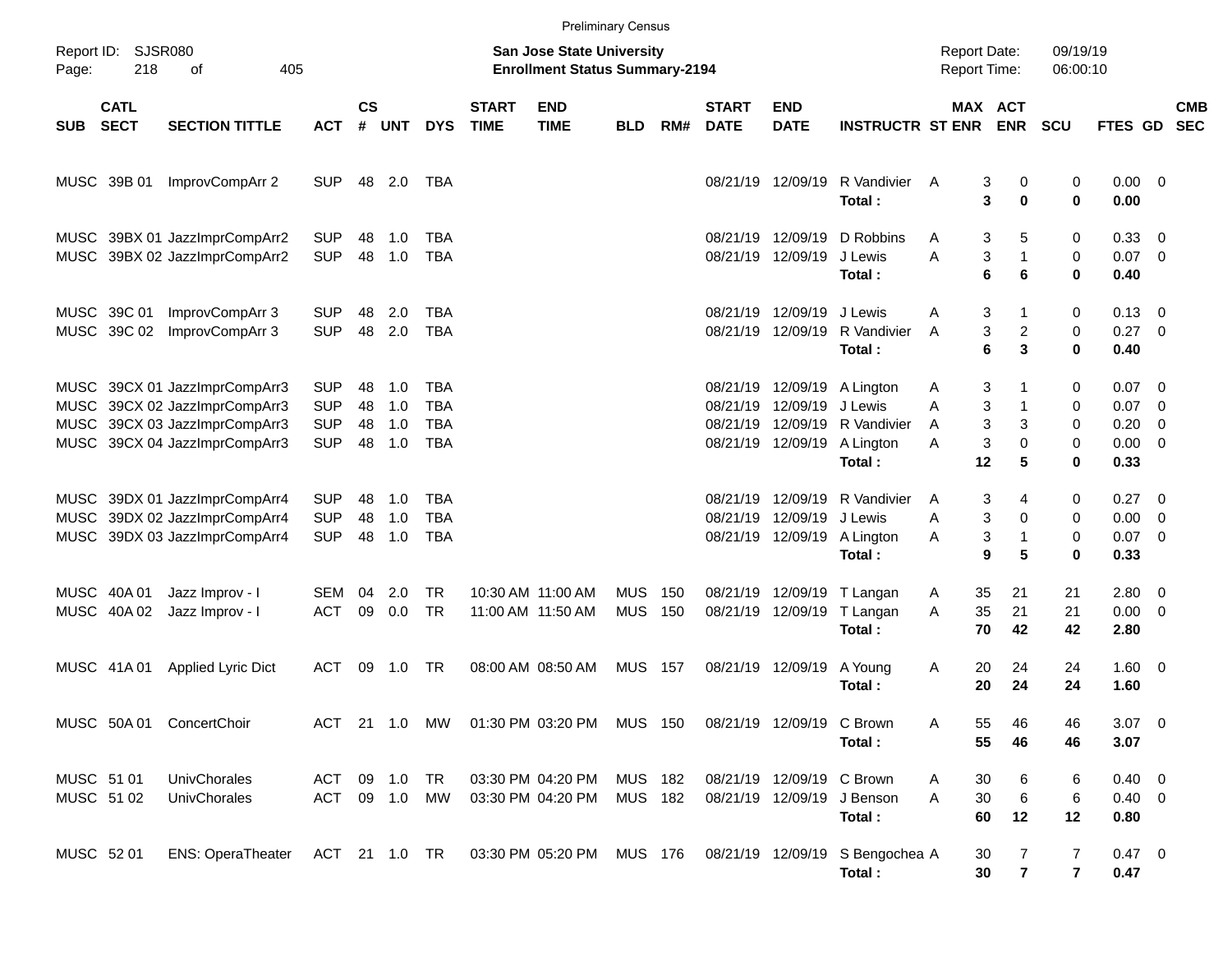Preliminary Census

Report ID: SJSR080

**San Jose State University**
**Enrollment Status Summary-2194**

Report Date: 09/19/19
Report Time: 06:00:10

| SUB | CATL SECT | SECTION TITTLE | ACT | CS # | UNT | DYS | START TIME | END TIME | BLD | RM# | START DATE | END DATE | INSTRUCTR | ST | MAX ENR | ACT ENR | SCU | FTES | GD | CMB SEC |
|---|---|---|---|---|---|---|---|---|---|---|---|---|---|---|---|---|---|---|---|---|
| MUSC | 39B 01 | ImprovCompArr 2 | SUP | 48 | 2.0 | TBA | | | | | 08/21/19 | 12/09/19 | R Vandivier | A | 3 | 0 | 0 | 0.00 | 0 | |
| | | | | | | | | | | | | | **Total :** | | **3** | **0** | **0** | **0.00** | | |
| MUSC | 39BX 01 | JazzImprCompArr2 | SUP | 48 | 1.0 | TBA | | | | | 08/21/19 | 12/09/19 | D Robbins | A | 3 | 5 | 0 | 0.33 | 0 | |
| MUSC | 39BX 02 | JazzImprCompArr2 | SUP | 48 | 1.0 | TBA | | | | | 08/21/19 | 12/09/19 | J Lewis | A | 3 | 1 | 0 | 0.07 | 0 | |
| | | | | | | | | | | | | | **Total :** | | **6** | **6** | **0** | **0.40** | | |
| MUSC | 39C 01 | ImprovCompArr 3 | SUP | 48 | 2.0 | TBA | | | | | 08/21/19 | 12/09/19 | J Lewis | A | 3 | 1 | 0 | 0.13 | 0 | |
| MUSC | 39C 02 | ImprovCompArr 3 | SUP | 48 | 2.0 | TBA | | | | | 08/21/19 | 12/09/19 | R Vandivier | A | 3 | 2 | 0 | 0.27 | 0 | |
| | | | | | | | | | | | | | **Total :** | | **6** | **3** | **0** | **0.40** | | |
| MUSC | 39CX 01 | JazzImprCompArr3 | SUP | 48 | 1.0 | TBA | | | | | 08/21/19 | 12/09/19 | A Lington | A | 3 | 1 | 0 | 0.07 | 0 | |
| MUSC | 39CX 02 | JazzImprCompArr3 | SUP | 48 | 1.0 | TBA | | | | | 08/21/19 | 12/09/19 | J Lewis | A | 3 | 1 | 0 | 0.07 | 0 | |
| MUSC | 39CX 03 | JazzImprCompArr3 | SUP | 48 | 1.0 | TBA | | | | | 08/21/19 | 12/09/19 | R Vandivier | A | 3 | 3 | 0 | 0.20 | 0 | |
| MUSC | 39CX 04 | JazzImprCompArr3 | SUP | 48 | 1.0 | TBA | | | | | 08/21/19 | 12/09/19 | A Lington | A | 3 | 0 | 0 | 0.00 | 0 | |
| | | | | | | | | | | | | | **Total :** | | **12** | **5** | **0** | **0.33** | | |
| MUSC | 39DX 01 | JazzImprCompArr4 | SUP | 48 | 1.0 | TBA | | | | | 08/21/19 | 12/09/19 | R Vandivier | A | 3 | 4 | 0 | 0.27 | 0 | |
| MUSC | 39DX 02 | JazzImprCompArr4 | SUP | 48 | 1.0 | TBA | | | | | 08/21/19 | 12/09/19 | J Lewis | A | 3 | 0 | 0 | 0.00 | 0 | |
| MUSC | 39DX 03 | JazzImprCompArr4 | SUP | 48 | 1.0 | TBA | | | | | 08/21/19 | 12/09/19 | A Lington | A | 3 | 1 | 0 | 0.07 | 0 | |
| | | | | | | | | | | | | | **Total :** | | **9** | **5** | **0** | **0.33** | | |
| MUSC | 40A 01 | Jazz Improv - I | SEM | 04 | 2.0 | TR | 10:30 AM | 11:00 AM | MUS | 150 | 08/21/19 | 12/09/19 | T Langan | A | 35 | 21 | 21 | 2.80 | 0 | |
| MUSC | 40A 02 | Jazz Improv - I | ACT | 09 | 0.0 | TR | 11:00 AM | 11:50 AM | MUS | 150 | 08/21/19 | 12/09/19 | T Langan | A | 35 | 21 | 21 | 0.00 | 0 | |
| | | | | | | | | | | | | | **Total :** | | **70** | **42** | **42** | **2.80** | | |
| MUSC | 41A 01 | Applied Lyric Dict | ACT | 09 | 1.0 | TR | 08:00 AM | 08:50 AM | MUS | 157 | 08/21/19 | 12/09/19 | A Young | A | 20 | 24 | 24 | 1.60 | 0 | |
| | | | | | | | | | | | | | **Total :** | | **20** | **24** | **24** | **1.60** | | |
| MUSC | 50A 01 | ConcertChoir | ACT | 21 | 1.0 | MW | 01:30 PM | 03:20 PM | MUS | 150 | 08/21/19 | 12/09/19 | C Brown | A | 55 | 46 | 46 | 3.07 | 0 | |
| | | | | | | | | | | | | | **Total :** | | **55** | **46** | **46** | **3.07** | | |
| MUSC | 51 01 | UnivChorales | ACT | 09 | 1.0 | TR | 03:30 PM | 04:20 PM | MUS | 182 | 08/21/19 | 12/09/19 | C Brown | A | 30 | 6 | 6 | 0.40 | 0 | |
| MUSC | 51 02 | UnivChorales | ACT | 09 | 1.0 | MW | 03:30 PM | 04:20 PM | MUS | 182 | 08/21/19 | 12/09/19 | J Benson | A | 30 | 6 | 6 | 0.40 | 0 | |
| | | | | | | | | | | | | | **Total :** | | **60** | **12** | **12** | **0.80** | | |
| MUSC | 52 01 | ENS: OperaTheater | ACT | 21 | 1.0 | TR | 03:30 PM | 05:20 PM | MUS | 176 | 08/21/19 | 12/09/19 | S Bengochea | A | 30 | 7 | 7 | 0.47 | 0 | |
| | | | | | | | | | | | | | **Total :** | | **30** | **7** | **7** | **0.47** | | |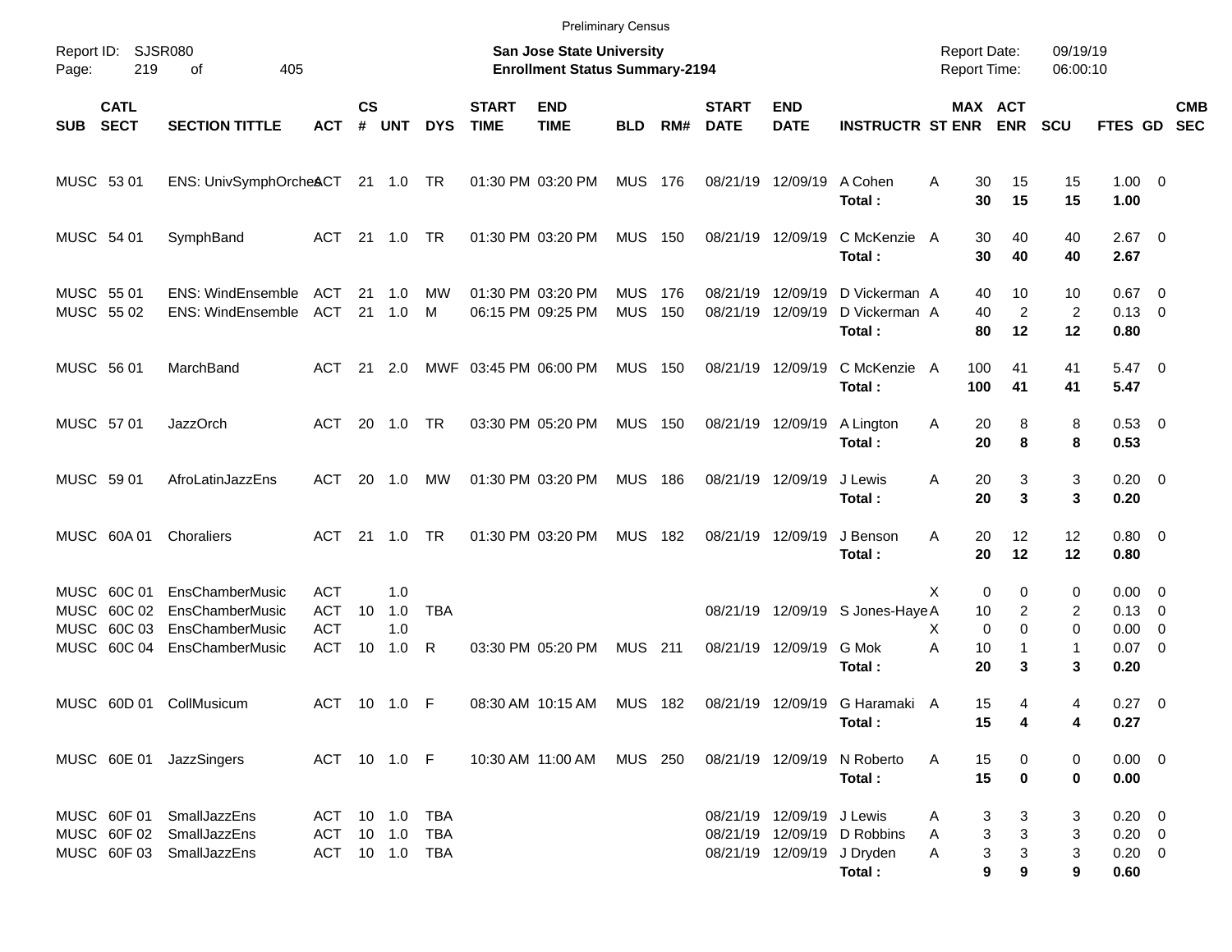Preliminary Census

Report ID: SJSR080

**San Jose State University**
**Enrollment Status Summary-2194**

Report Date: 09/19/19
Report Time: 06:00:10

| SUB | CATL SECT | SECTION TITTLE | ACT | CS # | UNT | DYS | START TIME | END TIME | BLD | RM# | START DATE | END DATE | INSTRUCTR | ST | MAX ENR | ACT ENR | SCU | FTES | GD | CMB SEC |
|---|---|---|---|---|---|---|---|---|---|---|---|---|---|---|---|---|---|---|---|---|
| MUSC | 53 01 | ENS: UnivSymphOrches | ACT | 21 | 1.0 | TR | 01:30 PM | 03:20 PM | MUS | 176 | 08/21/19 | 12/09/19 | A Cohen | A | 30 | 15 | 15 | 1.00 | 0 | |
| | | | | | | | | | | | | | **Total :** | | **30** | **15** | **15** | **1.00** | | |
| MUSC | 54 01 | SymphBand | ACT | 21 | 1.0 | TR | 01:30 PM | 03:20 PM | MUS | 150 | 08/21/19 | 12/09/19 | C McKenzie | A | 30 | 40 | 40 | 2.67 | 0 | |
| | | | | | | | | | | | | | **Total :** | | **30** | **40** | **40** | **2.67** | | |
| MUSC | 55 01 | ENS: WindEnsemble | ACT | 21 | 1.0 | MW | 01:30 PM | 03:20 PM | MUS | 176 | 08/21/19 | 12/09/19 | D Vickerman | A | 40 | 10 | 10 | 0.67 | 0 | |
| MUSC | 55 02 | ENS: WindEnsemble | ACT | 21 | 1.0 | M | 06:15 PM | 09:25 PM | MUS | 150 | 08/21/19 | 12/09/19 | D Vickerman | A | 40 | 2 | 2 | 0.13 | 0 | |
| | | | | | | | | | | | | | **Total :** | | **80** | **12** | **12** | **0.80** | | |
| MUSC | 56 01 | MarchBand | ACT | 21 | 2.0 | MWF | 03:45 PM | 06:00 PM | MUS | 150 | 08/21/19 | 12/09/19 | C McKenzie | A | 100 | 41 | 41 | 5.47 | 0 | |
| | | | | | | | | | | | | | **Total :** | | **100** | **41** | **41** | **5.47** | | |
| MUSC | 57 01 | JazzOrch | ACT | 20 | 1.0 | TR | 03:30 PM | 05:20 PM | MUS | 150 | 08/21/19 | 12/09/19 | A Lington | A | 20 | 8 | 8 | 0.53 | 0 | |
| | | | | | | | | | | | | | **Total :** | | **20** | **8** | **8** | **0.53** | | |
| MUSC | 59 01 | AfroLatinJazzEns | ACT | 20 | 1.0 | MW | 01:30 PM | 03:20 PM | MUS | 186 | 08/21/19 | 12/09/19 | J Lewis | A | 20 | 3 | 3 | 0.20 | 0 | |
| | | | | | | | | | | | | | **Total :** | | **20** | **3** | **3** | **0.20** | | |
| MUSC | 60A 01 | Choraliers | ACT | 21 | 1.0 | TR | 01:30 PM | 03:20 PM | MUS | 182 | 08/21/19 | 12/09/19 | J Benson | A | 20 | 12 | 12 | 0.80 | 0 | |
| | | | | | | | | | | | | | **Total :** | | **20** | **12** | **12** | **0.80** | | |
| MUSC | 60C 01 | EnsChamberMusic | ACT | | 1.0 | | | | | | | | | X | 0 | 0 | 0 | 0.00 | 0 | |
| MUSC | 60C 02 | EnsChamberMusic | ACT | 10 | 1.0 | TBA | | | | | 08/21/19 | 12/09/19 | S Jones-Haye | A | 10 | 2 | 2 | 0.13 | 0 | |
| MUSC | 60C 03 | EnsChamberMusic | ACT | | 1.0 | | | | | | | | | X | 0 | 0 | 0 | 0.00 | 0 | |
| MUSC | 60C 04 | EnsChamberMusic | ACT | 10 | 1.0 | R | 03:30 PM | 05:20 PM | MUS | 211 | 08/21/19 | 12/09/19 | G Mok | A | 10 | 1 | 1 | 0.07 | 0 | |
| | | | | | | | | | | | | | **Total :** | | **20** | **3** | **3** | **0.20** | | |
| MUSC | 60D 01 | CollMusicum | ACT | 10 | 1.0 | F | 08:30 AM | 10:15 AM | MUS | 182 | 08/21/19 | 12/09/19 | G Haramaki | A | 15 | 4 | 4 | 0.27 | 0 | |
| | | | | | | | | | | | | | **Total :** | | **15** | **4** | **4** | **0.27** | | |
| MUSC | 60E 01 | JazzSingers | ACT | 10 | 1.0 | F | 10:30 AM | 11:00 AM | MUS | 250 | 08/21/19 | 12/09/19 | N Roberto | A | 15 | 0 | 0 | 0.00 | 0 | |
| | | | | | | | | | | | | | **Total :** | | **15** | **0** | **0** | **0.00** | | |
| MUSC | 60F 01 | SmallJazzEns | ACT | 10 | 1.0 | TBA | | | | | 08/21/19 | 12/09/19 | J Lewis | A | 3 | 3 | 3 | 0.20 | 0 | |
| MUSC | 60F 02 | SmallJazzEns | ACT | 10 | 1.0 | TBA | | | | | 08/21/19 | 12/09/19 | D Robbins | A | 3 | 3 | 3 | 0.20 | 0 | |
| MUSC | 60F 03 | SmallJazzEns | ACT | 10 | 1.0 | TBA | | | | | 08/21/19 | 12/09/19 | J Dryden | A | 3 | 3 | 3 | 0.20 | 0 | |
| | | | | | | | | | | | | | **Total :** | | **9** | **9** | **9** | **0.60** | | |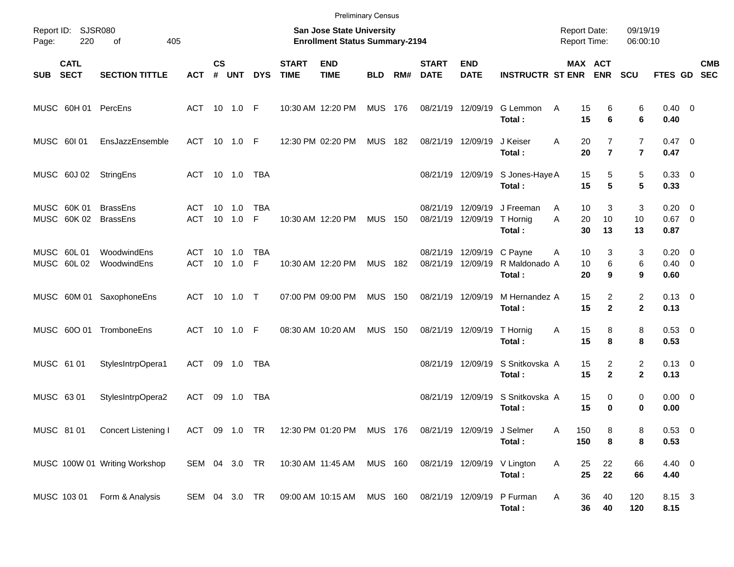Preliminary Census

Report ID: SJSR080

**San Jose State University**
**Enrollment Status Summary-2194**

Report Date: 09/19/19
Report Time: 06:00:10

| SUB | CATL SECT | SECTION TITTLE | ACT | CS # | UNT | DYS | START TIME | END TIME | BLD | RM# | START DATE | END DATE | INSTRUCTR | ST | MAX ENR | ACT ENR | SCU | FTES | GD | CMB SEC |
|---|---|---|---|---|---|---|---|---|---|---|---|---|---|---|---|---|---|---|---|---|
| MUSC | 60H 01 | PercEns | ACT | 10 | 1.0 | F | 10:30 AM | 12:20 PM | MUS | 176 | 08/21/19 | 12/09/19 | G Lemmon | A | 15 | 6 | 6 | 0.40 | 0 | |
| | | | | | | | | | | | | | **Total :** | | **15** | **6** | **6** | **0.40** | | |
| MUSC | 60I 01 | EnsJazzEnsemble | ACT | 10 | 1.0 | F | 12:30 PM | 02:20 PM | MUS | 182 | 08/21/19 | 12/09/19 | J Keiser | A | 20 | 7 | 7 | 0.47 | 0 | |
| | | | | | | | | | | | | | **Total :** | | **20** | **7** | **7** | **0.47** | | |
| MUSC | 60J 02 | StringEns | ACT | 10 | 1.0 | TBA | | | | | 08/21/19 | 12/09/19 | S Jones-Haye | A | 15 | 5 | 5 | 0.33 | 0 | |
| | | | | | | | | | | | | | **Total :** | | **15** | **5** | **5** | **0.33** | | |
| MUSC | 60K 01 | BrassEns | ACT | 10 | 1.0 | TBA | | | | | 08/21/19 | 12/09/19 | J Freeman | A | 10 | 3 | 3 | 0.20 | 0 | |
| MUSC | 60K 02 | BrassEns | ACT | 10 | 1.0 | F | 10:30 AM | 12:20 PM | MUS | 150 | 08/21/19 | 12/09/19 | T Hornig | A | 20 | 10 | 10 | 0.67 | 0 | |
| | | | | | | | | | | | | | **Total :** | | **30** | **13** | **13** | **0.87** | | |
| MUSC | 60L 01 | WoodwindEns | ACT | 10 | 1.0 | TBA | | | | | 08/21/19 | 12/09/19 | C Payne | A | 10 | 3 | 3 | 0.20 | 0 | |
| MUSC | 60L 02 | WoodwindEns | ACT | 10 | 1.0 | F | 10:30 AM | 12:20 PM | MUS | 182 | 08/21/19 | 12/09/19 | R Maldonado | A | 10 | 6 | 6 | 0.40 | 0 | |
| | | | | | | | | | | | | | **Total :** | | **20** | **9** | **9** | **0.60** | | |
| MUSC | 60M 01 | SaxophoneEns | ACT | 10 | 1.0 | T | 07:00 PM | 09:00 PM | MUS | 150 | 08/21/19 | 12/09/19 | M Hernandez | A | 15 | 2 | 2 | 0.13 | 0 | |
| | | | | | | | | | | | | | **Total :** | | **15** | **2** | **2** | **0.13** | | |
| MUSC | 60O 01 | TromboneEns | ACT | 10 | 1.0 | F | 08:30 AM | 10:20 AM | MUS | 150 | 08/21/19 | 12/09/19 | T Hornig | A | 15 | 8 | 8 | 0.53 | 0 | |
| | | | | | | | | | | | | | **Total :** | | **15** | **8** | **8** | **0.53** | | |
| MUSC | 61 01 | StylesIntrpOpera1 | ACT | 09 | 1.0 | TBA | | | | | 08/21/19 | 12/09/19 | S Snitkovska | A | 15 | 2 | 2 | 0.13 | 0 | |
| | | | | | | | | | | | | | **Total :** | | **15** | **2** | **2** | **0.13** | | |
| MUSC | 63 01 | StylesIntrpOpera2 | ACT | 09 | 1.0 | TBA | | | | | 08/21/19 | 12/09/19 | S Snitkovska | A | 15 | 0 | 0 | 0.00 | 0 | |
| | | | | | | | | | | | | | **Total :** | | **15** | **0** | **0** | **0.00** | | |
| MUSC | 81 01 | Concert Listening I | ACT | 09 | 1.0 | TR | 12:30 PM | 01:20 PM | MUS | 176 | 08/21/19 | 12/09/19 | J Selmer | A | 150 | 8 | 8 | 0.53 | 0 | |
| | | | | | | | | | | | | | **Total :** | | **150** | **8** | **8** | **0.53** | | |
| MUSC | 100W 01 | Writing Workshop | SEM | 04 | 3.0 | TR | 10:30 AM | 11:45 AM | MUS | 160 | 08/21/19 | 12/09/19 | V Lington | A | 25 | 22 | 66 | 4.40 | 0 | |
| | | | | | | | | | | | | | **Total :** | | **25** | **22** | **66** | **4.40** | | |
| MUSC | 103 01 | Form & Analysis | SEM | 04 | 3.0 | TR | 09:00 AM | 10:15 AM | MUS | 160 | 08/21/19 | 12/09/19 | P Furman | A | 36 | 40 | 120 | 8.15 | 3 | |
| | | | | | | | | | | | | | **Total :** | | **36** | **40** | **120** | **8.15** | | |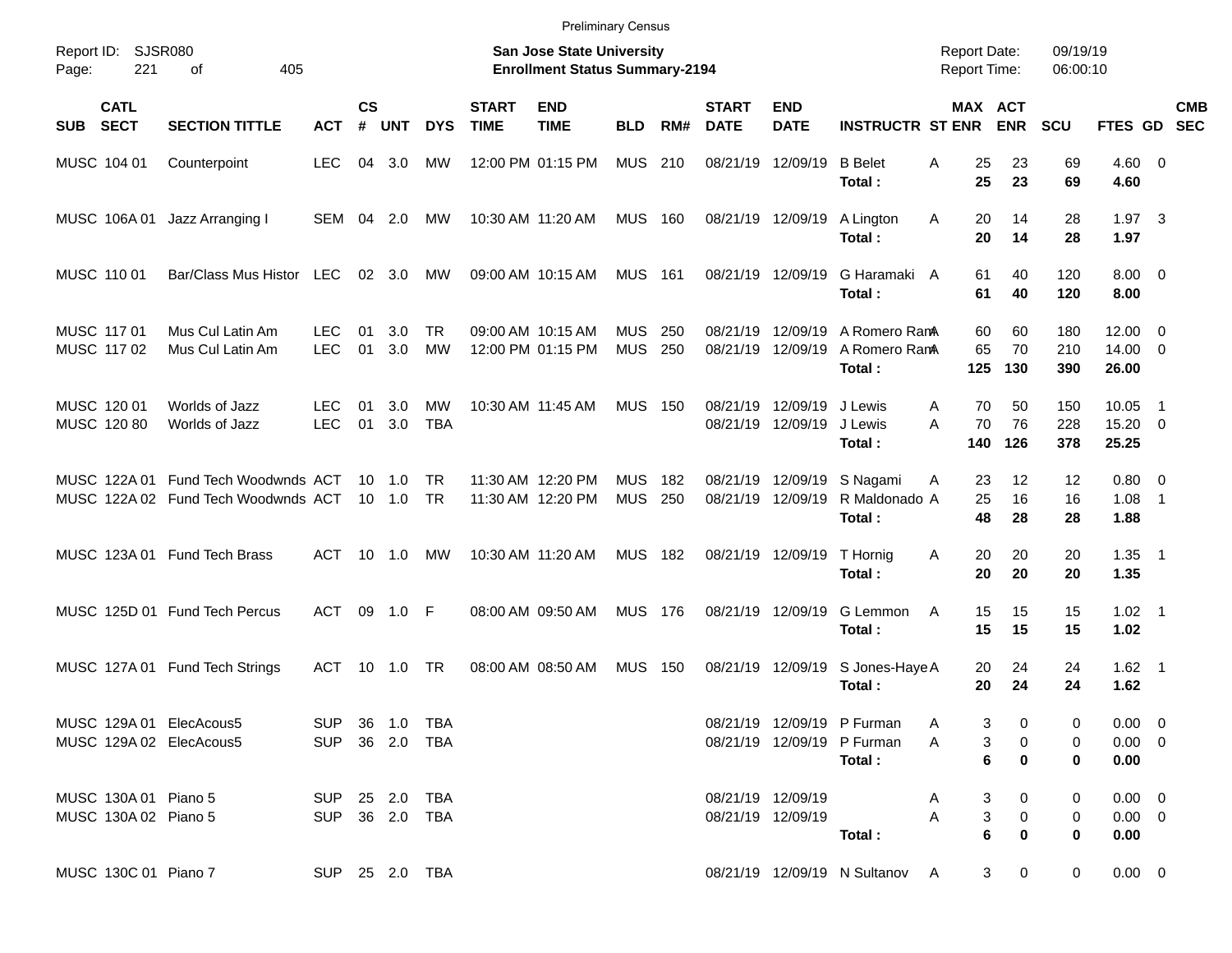Preliminary Census

Report ID: SJSR080

**San Jose State University**
**Enrollment Status Summary-2194**

Report Date: 09/19/19
Report Time: 06:00:10

| SUB | CATL SECT | SECTION TITTLE | ACT | CS # | UNT | DYS | START TIME | END TIME | BLD | RM# | START DATE | END DATE | INSTRUCTR | ST | MAX ENR | ACT ENR | SCU | FTES | GD | CMB SEC |
|---|---|---|---|---|---|---|---|---|---|---|---|---|---|---|---|---|---|---|---|---|
| MUSC | 104 01 | Counterpoint | LEC | 04 | 3.0 | MW | 12:00 PM | 01:15 PM | MUS | 210 | 08/21/19 | 12/09/19 | B Belet | A | 25 | 23 | 69 | 4.60 | 0 | |
| | | | | | | | | | | | | | **Total :** | | **25** | **23** | **69** | **4.60** | | |
| MUSC | 106A 01 | Jazz Arranging I | SEM | 04 | 2.0 | MW | 10:30 AM | 11:20 AM | MUS | 160 | 08/21/19 | 12/09/19 | A Lington | A | 20 | 14 | 28 | 1.97 | 3 | |
| | | | | | | | | | | | | | **Total :** | | **20** | **14** | **28** | **1.97** | | |
| MUSC | 110 01 | Bar/Class Mus Histor | LEC | 02 | 3.0 | MW | 09:00 AM | 10:15 AM | MUS | 161 | 08/21/19 | 12/09/19 | G Haramaki | A | 61 | 40 | 120 | 8.00 | 0 | |
| | | | | | | | | | | | | | **Total :** | | **61** | **40** | **120** | **8.00** | | |
| MUSC | 117 01 | Mus Cul Latin Am | LEC | 01 | 3.0 | TR | 09:00 AM | 10:15 AM | MUS | 250 | 08/21/19 | 12/09/19 | A Romero Ram | A | 60 | 60 | 180 | 12.00 | 0 | |
| MUSC | 117 02 | Mus Cul Latin Am | LEC | 01 | 3.0 | MW | 12:00 PM | 01:15 PM | MUS | 250 | 08/21/19 | 12/09/19 | A Romero Ram | A | 65 | 70 | 210 | 14.00 | 0 | |
| | | | | | | | | | | | | | **Total :** | | **125** | **130** | **390** | **26.00** | | |
| MUSC | 120 01 | Worlds of Jazz | LEC | 01 | 3.0 | MW | 10:30 AM | 11:45 AM | MUS | 150 | 08/21/19 | 12/09/19 | J Lewis | A | 70 | 50 | 150 | 10.05 | 1 | |
| MUSC | 120 80 | Worlds of Jazz | LEC | 01 | 3.0 | TBA | | | | | 08/21/19 | 12/09/19 | J Lewis | A | 70 | 76 | 228 | 15.20 | 0 | |
| | | | | | | | | | | | | | **Total :** | | **140** | **126** | **378** | **25.25** | | |
| MUSC | 122A 01 | Fund Tech Woodwnds | ACT | 10 | 1.0 | TR | 11:30 AM | 12:20 PM | MUS | 182 | 08/21/19 | 12/09/19 | S Nagami | A | 23 | 12 | 12 | 0.80 | 0 | |
| MUSC | 122A 02 | Fund Tech Woodwnds | ACT | 10 | 1.0 | TR | 11:30 AM | 12:20 PM | MUS | 250 | 08/21/19 | 12/09/19 | R Maldonado | A | 25 | 16 | 16 | 1.08 | 1 | |
| | | | | | | | | | | | | | **Total :** | | **48** | **28** | **28** | **1.88** | | |
| MUSC | 123A 01 | Fund Tech Brass | ACT | 10 | 1.0 | MW | 10:30 AM | 11:20 AM | MUS | 182 | 08/21/19 | 12/09/19 | T Hornig | A | 20 | 20 | 20 | 1.35 | 1 | |
| | | | | | | | | | | | | | **Total :** | | **20** | **20** | **20** | **1.35** | | |
| MUSC | 125D 01 | Fund Tech Percus | ACT | 09 | 1.0 | F | 08:00 AM | 09:50 AM | MUS | 176 | 08/21/19 | 12/09/19 | G Lemmon | A | 15 | 15 | 15 | 1.02 | 1 | |
| | | | | | | | | | | | | | **Total :** | | **15** | **15** | **15** | **1.02** | | |
| MUSC | 127A 01 | Fund Tech Strings | ACT | 10 | 1.0 | TR | 08:00 AM | 08:50 AM | MUS | 150 | 08/21/19 | 12/09/19 | S Jones-Haye | A | 20 | 24 | 24 | 1.62 | 1 | |
| | | | | | | | | | | | | | **Total :** | | **20** | **24** | **24** | **1.62** | | |
| MUSC | 129A 01 | ElecAcous5 | SUP | 36 | 1.0 | TBA | | | | | 08/21/19 | 12/09/19 | P Furman | A | 3 | 0 | 0 | 0.00 | 0 | |
| MUSC | 129A 02 | ElecAcous5 | SUP | 36 | 2.0 | TBA | | | | | 08/21/19 | 12/09/19 | P Furman | A | 3 | 0 | 0 | 0.00 | 0 | |
| | | | | | | | | | | | | | **Total :** | | **6** | **0** | **0** | **0.00** | | |
| MUSC | 130A 01 | Piano 5 | SUP | 25 | 2.0 | TBA | | | | | 08/21/19 | 12/09/19 | | A | 3 | 0 | 0 | 0.00 | 0 | |
| MUSC | 130A 02 | Piano 5 | SUP | 36 | 2.0 | TBA | | | | | 08/21/19 | 12/09/19 | | A | 3 | 0 | 0 | 0.00 | 0 | |
| | | | | | | | | | | | | | **Total :** | | **6** | **0** | **0** | **0.00** | | |
| MUSC | 130C 01 | Piano 7 | SUP | 25 | 2.0 | TBA | | | | | 08/21/19 | 12/09/19 | N Sultanov | A | 3 | 0 | 0 | 0.00 | 0 | |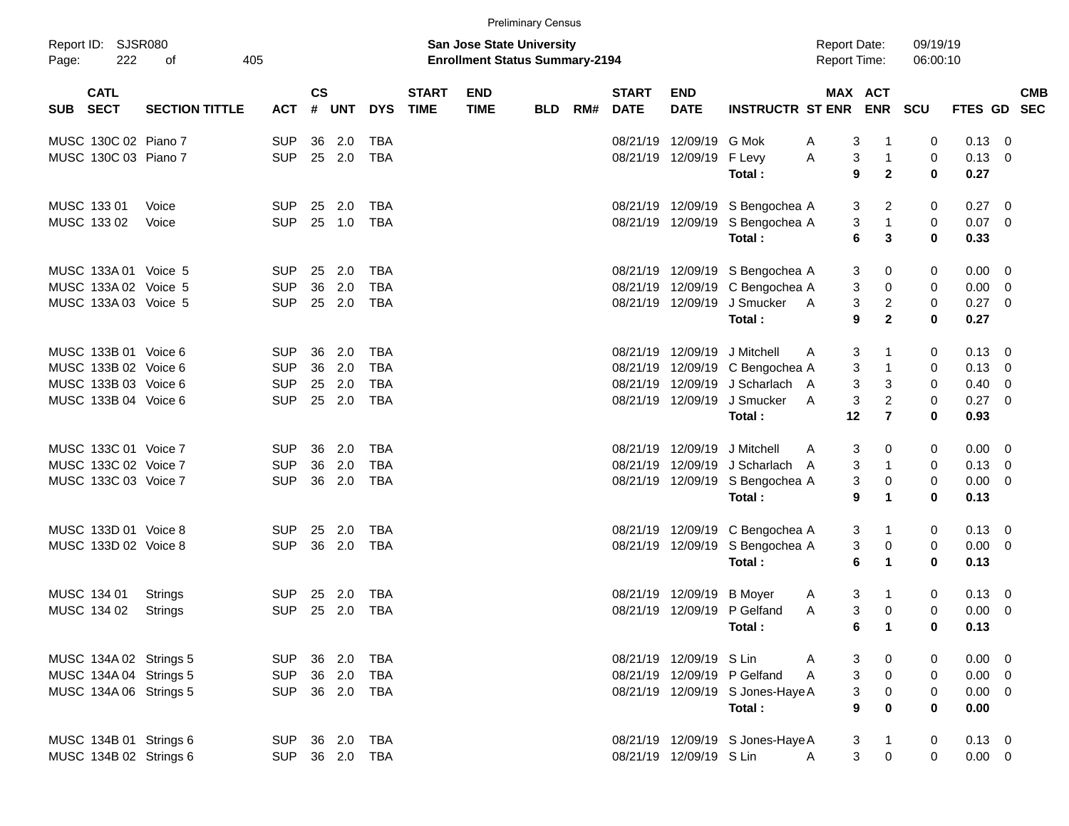Preliminary Census

Report ID: SJSR080

**San Jose State University**
**Enrollment Status Summary-2194**

Report Date: 09/19/19
Report Time: 06:00:10

| SUB | CATL SECT | SECTION TITTLE | ACT | CS # | UNT | DYS | START TIME | END TIME | BLD | RM# | START DATE | END DATE | INSTRUCTR | ST | MAX ENR | ACT ENR | SCU | FTES | GD | CMB SEC |
|---|---|---|---|---|---|---|---|---|---|---|---|---|---|---|---|---|---|---|---|---|
| MUSC | 130C 02 | Piano 7 | SUP | 36 | 2.0 | TBA | | | | | 08/21/19 | 12/09/19 | G Mok | A | 3 | 1 | 0 | 0.13 | 0 | |
| MUSC | 130C 03 | Piano 7 | SUP | 25 | 2.0 | TBA | | | | | 08/21/19 | 12/09/19 | F Levy | A | 3 | 1 | 0 | 0.13 | 0 | |
| | | | | | | | | | | | | | **Total :** | | **9** | **2** | **0** | **0.27** | | |
| MUSC | 133 01 | Voice | SUP | 25 | 2.0 | TBA | | | | | 08/21/19 | 12/09/19 | S Bengochea | A | 3 | 2 | 0 | 0.27 | 0 | |
| MUSC | 133 02 | Voice | SUP | 25 | 1.0 | TBA | | | | | 08/21/19 | 12/09/19 | S Bengochea | A | 3 | 1 | 0 | 0.07 | 0 | |
| | | | | | | | | | | | | | **Total :** | | **6** | **3** | **0** | **0.33** | | |
| MUSC | 133A 01 | Voice 5 | SUP | 25 | 2.0 | TBA | | | | | 08/21/19 | 12/09/19 | S Bengochea | A | 3 | 0 | 0 | 0.00 | 0 | |
| MUSC | 133A 02 | Voice 5 | SUP | 36 | 2.0 | TBA | | | | | 08/21/19 | 12/09/19 | C Bengochea | A | 3 | 0 | 0 | 0.00 | 0 | |
| MUSC | 133A 03 | Voice 5 | SUP | 25 | 2.0 | TBA | | | | | 08/21/19 | 12/09/19 | J Smucker | A | 3 | 2 | 0 | 0.27 | 0 | |
| | | | | | | | | | | | | | **Total :** | | **9** | **2** | **0** | **0.27** | | |
| MUSC | 133B 01 | Voice 6 | SUP | 36 | 2.0 | TBA | | | | | 08/21/19 | 12/09/19 | J Mitchell | A | 3 | 1 | 0 | 0.13 | 0 | |
| MUSC | 133B 02 | Voice 6 | SUP | 36 | 2.0 | TBA | | | | | 08/21/19 | 12/09/19 | C Bengochea | A | 3 | 1 | 0 | 0.13 | 0 | |
| MUSC | 133B 03 | Voice 6 | SUP | 25 | 2.0 | TBA | | | | | 08/21/19 | 12/09/19 | J Scharlach | A | 3 | 3 | 0 | 0.40 | 0 | |
| MUSC | 133B 04 | Voice 6 | SUP | 25 | 2.0 | TBA | | | | | 08/21/19 | 12/09/19 | J Smucker | A | 3 | 2 | 0 | 0.27 | 0 | |
| | | | | | | | | | | | | | **Total :** | | **12** | **7** | **0** | **0.93** | | |
| MUSC | 133C 01 | Voice 7 | SUP | 36 | 2.0 | TBA | | | | | 08/21/19 | 12/09/19 | J Mitchell | A | 3 | 0 | 0 | 0.00 | 0 | |
| MUSC | 133C 02 | Voice 7 | SUP | 36 | 2.0 | TBA | | | | | 08/21/19 | 12/09/19 | J Scharlach | A | 3 | 1 | 0 | 0.13 | 0 | |
| MUSC | 133C 03 | Voice 7 | SUP | 36 | 2.0 | TBA | | | | | 08/21/19 | 12/09/19 | S Bengochea | A | 3 | 0 | 0 | 0.00 | 0 | |
| | | | | | | | | | | | | | **Total :** | | **9** | **1** | **0** | **0.13** | | |
| MUSC | 133D 01 | Voice 8 | SUP | 25 | 2.0 | TBA | | | | | 08/21/19 | 12/09/19 | C Bengochea | A | 3 | 1 | 0 | 0.13 | 0 | |
| MUSC | 133D 02 | Voice 8 | SUP | 36 | 2.0 | TBA | | | | | 08/21/19 | 12/09/19 | S Bengochea | A | 3 | 0 | 0 | 0.00 | 0 | |
| | | | | | | | | | | | | | **Total :** | | **6** | **1** | **0** | **0.13** | | |
| MUSC | 134 01 | Strings | SUP | 25 | 2.0 | TBA | | | | | 08/21/19 | 12/09/19 | B Moyer | A | 3 | 1 | 0 | 0.13 | 0 | |
| MUSC | 134 02 | Strings | SUP | 25 | 2.0 | TBA | | | | | 08/21/19 | 12/09/19 | P Gelfand | A | 3 | 0 | 0 | 0.00 | 0 | |
| | | | | | | | | | | | | | **Total :** | | **6** | **1** | **0** | **0.13** | | |
| MUSC | 134A 02 | Strings 5 | SUP | 36 | 2.0 | TBA | | | | | 08/21/19 | 12/09/19 | S Lin | A | 3 | 0 | 0 | 0.00 | 0 | |
| MUSC | 134A 04 | Strings 5 | SUP | 36 | 2.0 | TBA | | | | | 08/21/19 | 12/09/19 | P Gelfand | A | 3 | 0 | 0 | 0.00 | 0 | |
| MUSC | 134A 06 | Strings 5 | SUP | 36 | 2.0 | TBA | | | | | 08/21/19 | 12/09/19 | S Jones-Haye | A | 3 | 0 | 0 | 0.00 | 0 | |
| | | | | | | | | | | | | | **Total :** | | **9** | **0** | **0** | **0.00** | | |
| MUSC | 134B 01 | Strings 6 | SUP | 36 | 2.0 | TBA | | | | | 08/21/19 | 12/09/19 | S Jones-Haye | A | 3 | 1 | 0 | 0.13 | 0 | |
| MUSC | 134B 02 | Strings 6 | SUP | 36 | 2.0 | TBA | | | | | 08/21/19 | 12/09/19 | S Lin | A | 3 | 0 | 0 | 0.00 | 0 | |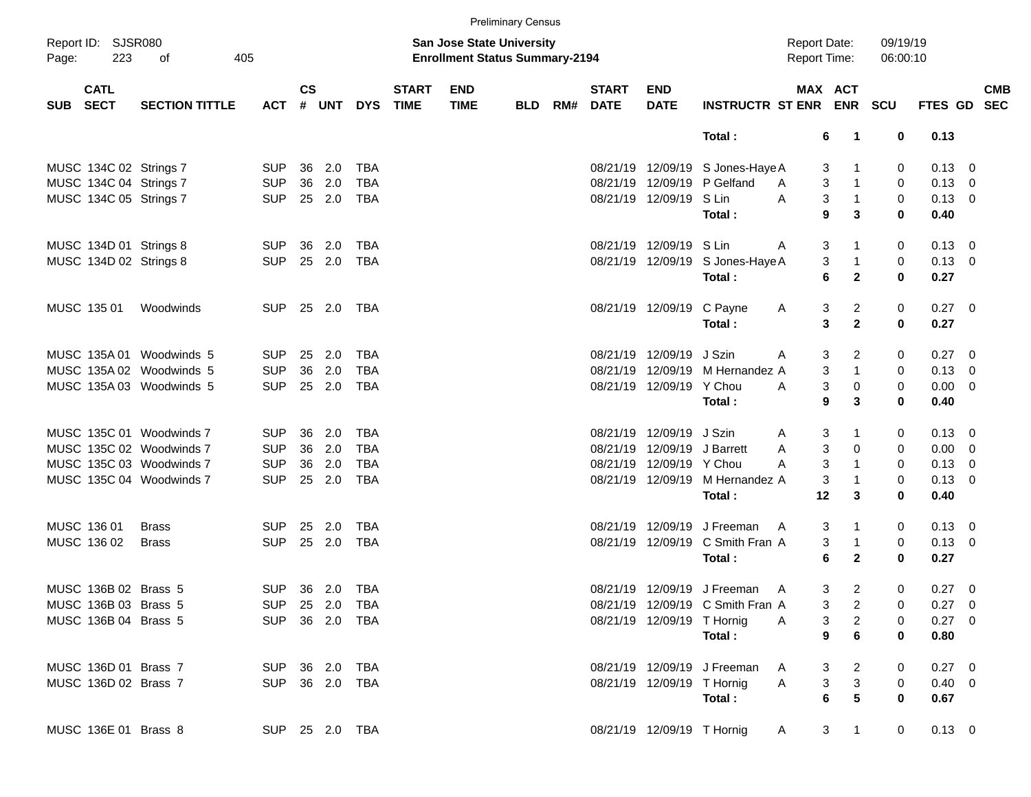Preliminary Census

Report ID: SJSR080

**San Jose State University**
**Enrollment Status Summary-2194**

Report Date: 09/19/19
Report Time: 06:00:10

| SUB | CATL SECT | SECTION TITTLE | ACT | CS # | UNT | DYS | START TIME | END TIME | BLD | RM# | START DATE | END DATE | INSTRUCTR | ST | MAX ENR | ACT ENR | SCU | FTES | GD | CMB SEC |
|---|---|---|---|---|---|---|---|---|---|---|---|---|---|---|---|---|---|---|---|---|
| | | | | | | | | | | | | | **Total :** | | **6** | **1** | **0** | **0.13** | | |
| MUSC | 134C 02 | Strings 7 | SUP | 36 | 2.0 | TBA | | | | | 08/21/19 | 12/09/19 | S Jones-Haye | A | 3 | 1 | 0 | 0.13 | 0 | |
| MUSC | 134C 04 | Strings 7 | SUP | 36 | 2.0 | TBA | | | | | 08/21/19 | 12/09/19 | P Gelfand | A | 3 | 1 | 0 | 0.13 | 0 | |
| MUSC | 134C 05 | Strings 7 | SUP | 25 | 2.0 | TBA | | | | | 08/21/19 | 12/09/19 | S Lin | A | 3 | 1 | 0 | 0.13 | 0 | |
| | | | | | | | | | | | | | **Total :** | | **9** | **3** | **0** | **0.40** | | |
| MUSC | 134D 01 | Strings 8 | SUP | 36 | 2.0 | TBA | | | | | 08/21/19 | 12/09/19 | S Lin | A | 3 | 1 | 0 | 0.13 | 0 | |
| MUSC | 134D 02 | Strings 8 | SUP | 25 | 2.0 | TBA | | | | | 08/21/19 | 12/09/19 | S Jones-Haye | A | 3 | 1 | 0 | 0.13 | 0 | |
| | | | | | | | | | | | | | **Total :** | | **6** | **2** | **0** | **0.27** | | |
| MUSC | 135 01 | Woodwinds | SUP | 25 | 2.0 | TBA | | | | | 08/21/19 | 12/09/19 | C Payne | A | 3 | 2 | 0 | 0.27 | 0 | |
| | | | | | | | | | | | | | **Total :** | | **3** | **2** | **0** | **0.27** | | |
| MUSC | 135A 01 | Woodwinds 5 | SUP | 25 | 2.0 | TBA | | | | | 08/21/19 | 12/09/19 | J Szin | A | 3 | 2 | 0 | 0.27 | 0 | |
| MUSC | 135A 02 | Woodwinds 5 | SUP | 36 | 2.0 | TBA | | | | | 08/21/19 | 12/09/19 | M Hernandez | A | 3 | 1 | 0 | 0.13 | 0 | |
| MUSC | 135A 03 | Woodwinds 5 | SUP | 25 | 2.0 | TBA | | | | | 08/21/19 | 12/09/19 | Y Chou | A | 3 | 0 | 0 | 0.00 | 0 | |
| | | | | | | | | | | | | | **Total :** | | **9** | **3** | **0** | **0.40** | | |
| MUSC | 135C 01 | Woodwinds 7 | SUP | 36 | 2.0 | TBA | | | | | 08/21/19 | 12/09/19 | J Szin | A | 3 | 1 | 0 | 0.13 | 0 | |
| MUSC | 135C 02 | Woodwinds 7 | SUP | 36 | 2.0 | TBA | | | | | 08/21/19 | 12/09/19 | J Barrett | A | 3 | 0 | 0 | 0.00 | 0 | |
| MUSC | 135C 03 | Woodwinds 7 | SUP | 36 | 2.0 | TBA | | | | | 08/21/19 | 12/09/19 | Y Chou | A | 3 | 1 | 0 | 0.13 | 0 | |
| MUSC | 135C 04 | Woodwinds 7 | SUP | 25 | 2.0 | TBA | | | | | 08/21/19 | 12/09/19 | M Hernandez | A | 3 | 1 | 0 | 0.13 | 0 | |
| | | | | | | | | | | | | | **Total :** | | **12** | **3** | **0** | **0.40** | | |
| MUSC | 136 01 | Brass | SUP | 25 | 2.0 | TBA | | | | | 08/21/19 | 12/09/19 | J Freeman | A | 3 | 1 | 0 | 0.13 | 0 | |
| MUSC | 136 02 | Brass | SUP | 25 | 2.0 | TBA | | | | | 08/21/19 | 12/09/19 | C Smith Fran | A | 3 | 1 | 0 | 0.13 | 0 | |
| | | | | | | | | | | | | | **Total :** | | **6** | **2** | **0** | **0.27** | | |
| MUSC | 136B 02 | Brass 5 | SUP | 36 | 2.0 | TBA | | | | | 08/21/19 | 12/09/19 | J Freeman | A | 3 | 2 | 0 | 0.27 | 0 | |
| MUSC | 136B 03 | Brass 5 | SUP | 25 | 2.0 | TBA | | | | | 08/21/19 | 12/09/19 | C Smith Fran | A | 3 | 2 | 0 | 0.27 | 0 | |
| MUSC | 136B 04 | Brass 5 | SUP | 36 | 2.0 | TBA | | | | | 08/21/19 | 12/09/19 | T Hornig | A | 3 | 2 | 0 | 0.27 | 0 | |
| | | | | | | | | | | | | | **Total :** | | **9** | **6** | **0** | **0.80** | | |
| MUSC | 136D 01 | Brass 7 | SUP | 36 | 2.0 | TBA | | | | | 08/21/19 | 12/09/19 | J Freeman | A | 3 | 2 | 0 | 0.27 | 0 | |
| MUSC | 136D 02 | Brass 7 | SUP | 36 | 2.0 | TBA | | | | | 08/21/19 | 12/09/19 | T Hornig | A | 3 | 3 | 0 | 0.40 | 0 | |
| | | | | | | | | | | | | | **Total :** | | **6** | **5** | **0** | **0.67** | | |
| MUSC | 136E 01 | Brass 8 | SUP | 25 | 2.0 | TBA | | | | | 08/21/19 | 12/09/19 | T Hornig | A | 3 | 1 | 0 | 0.13 | 0 | |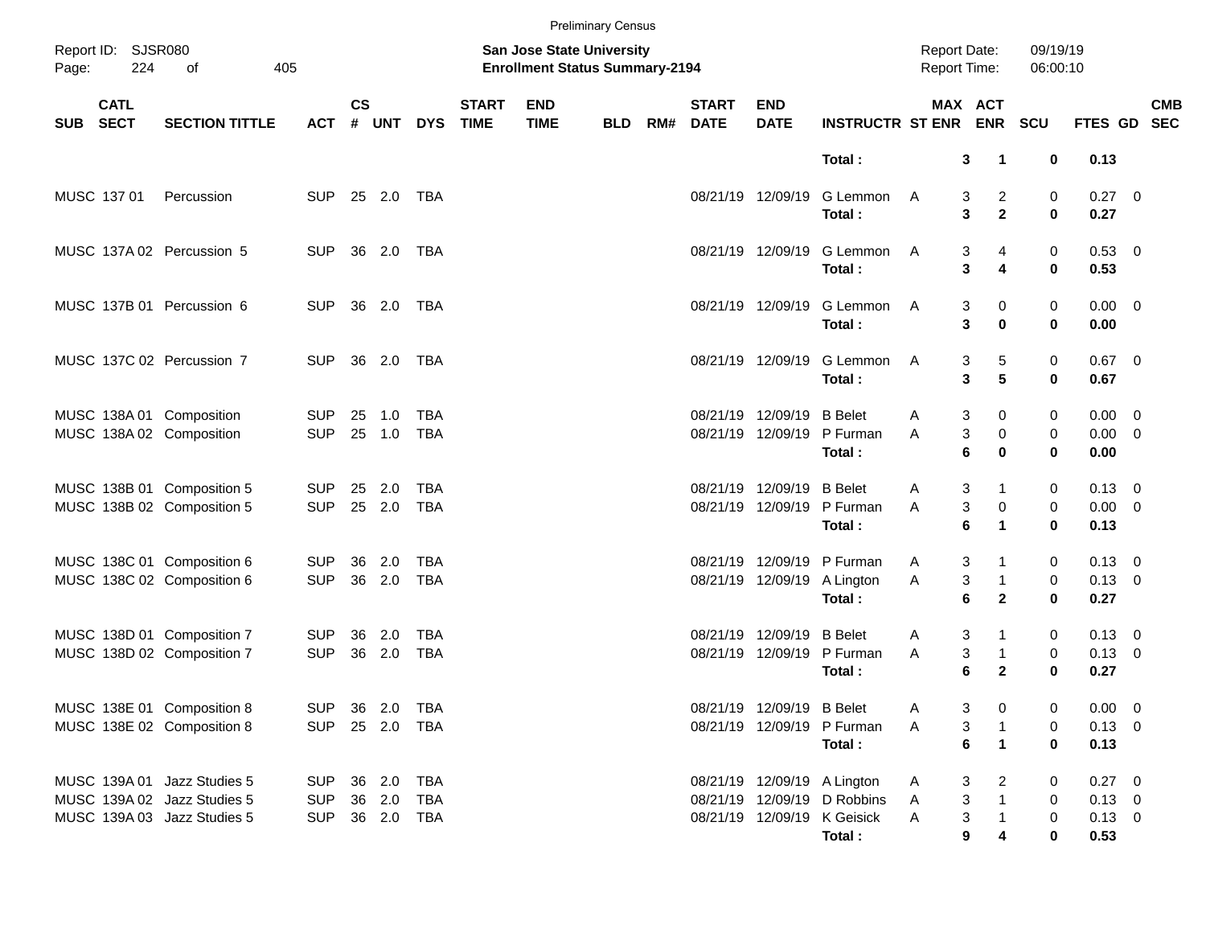Preliminary Census

Report ID: SJSR080

**San Jose State University**
**Enrollment Status Summary-2194**

Report Date: 09/19/19
Report Time: 06:00:10

| SUB | CATL SECT | SECTION TITTLE | ACT | CS # | UNT | DYS | START TIME | END TIME | BLD | RM# | START DATE | END DATE | INSTRUCTR | ST | MAX ENR | ACT ENR | SCU | FTES | GD | CMB SEC |
|---|---|---|---|---|---|---|---|---|---|---|---|---|---|---|---|---|---|---|---|---|
| | | | | | | | | | | | | | **Total :** | | **3** | **1** | **0** | **0.13** | | |
| MUSC | 137 01 | Percussion | SUP | 25 | 2.0 | TBA | | | | | 08/21/19 | 12/09/19 | G Lemmon | A | 3 | 2 | 0 | 0.27 | 0 | |
| | | | | | | | | | | | | | **Total :** | | **3** | **2** | **0** | **0.27** | | |
| MUSC | 137A 02 | Percussion 5 | SUP | 36 | 2.0 | TBA | | | | | 08/21/19 | 12/09/19 | G Lemmon | A | 3 | 4 | 0 | 0.53 | 0 | |
| | | | | | | | | | | | | | **Total :** | | **3** | **4** | **0** | **0.53** | | |
| MUSC | 137B 01 | Percussion 6 | SUP | 36 | 2.0 | TBA | | | | | 08/21/19 | 12/09/19 | G Lemmon | A | 3 | 0 | 0 | 0.00 | 0 | |
| | | | | | | | | | | | | | **Total :** | | **3** | **0** | **0** | **0.00** | | |
| MUSC | 137C 02 | Percussion 7 | SUP | 36 | 2.0 | TBA | | | | | 08/21/19 | 12/09/19 | G Lemmon | A | 3 | 5 | 0 | 0.67 | 0 | |
| | | | | | | | | | | | | | **Total :** | | **3** | **5** | **0** | **0.67** | | |
| MUSC | 138A 01 | Composition | SUP | 25 | 1.0 | TBA | | | | | 08/21/19 | 12/09/19 | B Belet | A | 3 | 0 | 0 | 0.00 | 0 | |
| MUSC | 138A 02 | Composition | SUP | 25 | 1.0 | TBA | | | | | 08/21/19 | 12/09/19 | P Furman | A | 3 | 0 | 0 | 0.00 | 0 | |
| | | | | | | | | | | | | | **Total :** | | **6** | **0** | **0** | **0.00** | | |
| MUSC | 138B 01 | Composition 5 | SUP | 25 | 2.0 | TBA | | | | | 08/21/19 | 12/09/19 | B Belet | A | 3 | 1 | 0 | 0.13 | 0 | |
| MUSC | 138B 02 | Composition 5 | SUP | 25 | 2.0 | TBA | | | | | 08/21/19 | 12/09/19 | P Furman | A | 3 | 0 | 0 | 0.00 | 0 | |
| | | | | | | | | | | | | | **Total :** | | **6** | **1** | **0** | **0.13** | | |
| MUSC | 138C 01 | Composition 6 | SUP | 36 | 2.0 | TBA | | | | | 08/21/19 | 12/09/19 | P Furman | A | 3 | 1 | 0 | 0.13 | 0 | |
| MUSC | 138C 02 | Composition 6 | SUP | 36 | 2.0 | TBA | | | | | 08/21/19 | 12/09/19 | A Lington | A | 3 | 1 | 0 | 0.13 | 0 | |
| | | | | | | | | | | | | | **Total :** | | **6** | **2** | **0** | **0.27** | | |
| MUSC | 138D 01 | Composition 7 | SUP | 36 | 2.0 | TBA | | | | | 08/21/19 | 12/09/19 | B Belet | A | 3 | 1 | 0 | 0.13 | 0 | |
| MUSC | 138D 02 | Composition 7 | SUP | 36 | 2.0 | TBA | | | | | 08/21/19 | 12/09/19 | P Furman | A | 3 | 1 | 0 | 0.13 | 0 | |
| | | | | | | | | | | | | | **Total :** | | **6** | **2** | **0** | **0.27** | | |
| MUSC | 138E 01 | Composition 8 | SUP | 36 | 2.0 | TBA | | | | | 08/21/19 | 12/09/19 | B Belet | A | 3 | 0 | 0 | 0.00 | 0 | |
| MUSC | 138E 02 | Composition 8 | SUP | 25 | 2.0 | TBA | | | | | 08/21/19 | 12/09/19 | P Furman | A | 3 | 1 | 0 | 0.13 | 0 | |
| | | | | | | | | | | | | | **Total :** | | **6** | **1** | **0** | **0.13** | | |
| MUSC | 139A 01 | Jazz Studies 5 | SUP | 36 | 2.0 | TBA | | | | | 08/21/19 | 12/09/19 | A Lington | A | 3 | 2 | 0 | 0.27 | 0 | |
| MUSC | 139A 02 | Jazz Studies 5 | SUP | 36 | 2.0 | TBA | | | | | 08/21/19 | 12/09/19 | D Robbins | A | 3 | 1 | 0 | 0.13 | 0 | |
| MUSC | 139A 03 | Jazz Studies 5 | SUP | 36 | 2.0 | TBA | | | | | 08/21/19 | 12/09/19 | K Geisick | A | 3 | 1 | 0 | 0.13 | 0 | |
| | | | | | | | | | | | | | **Total :** | | **9** | **4** | **0** | **0.53** | | |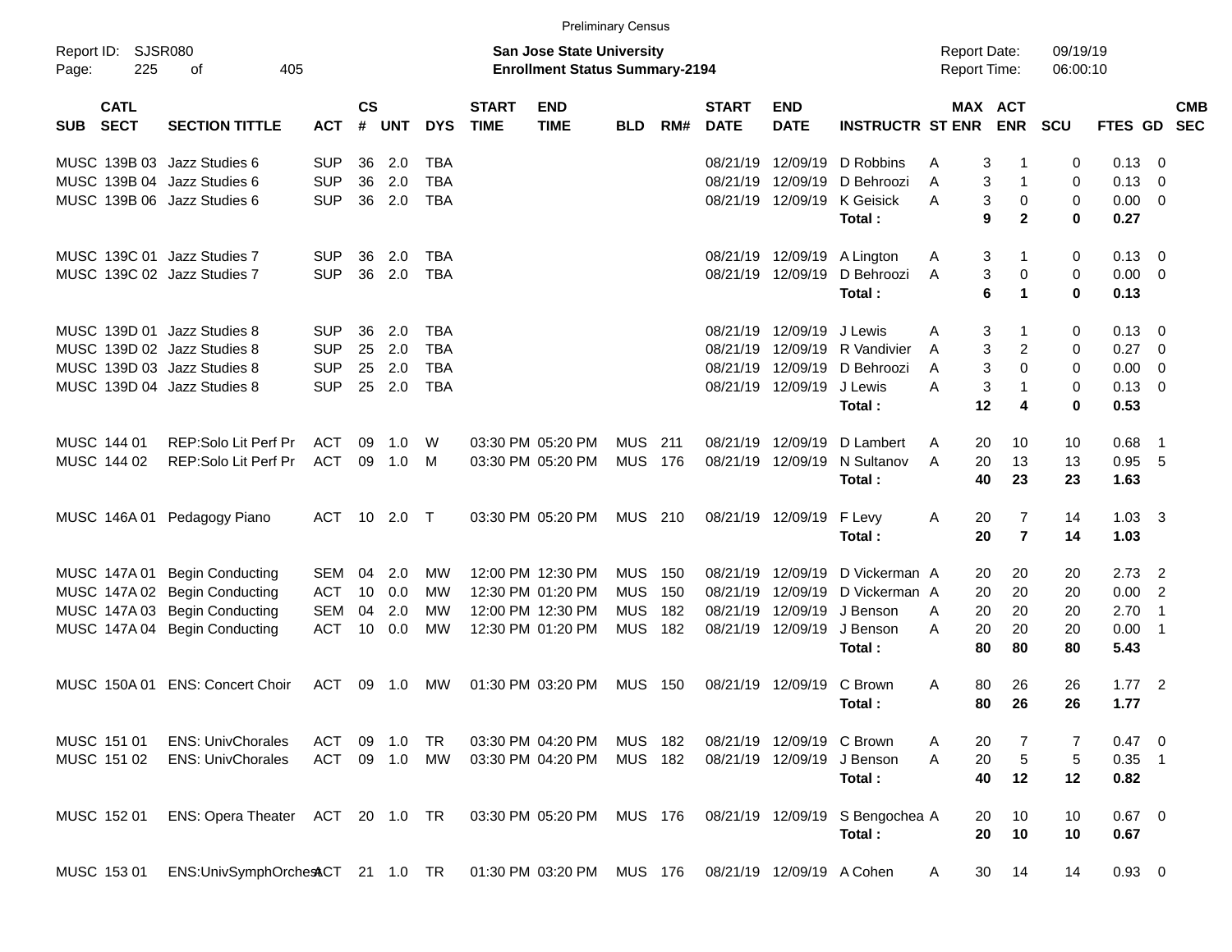Preliminary Census

Report ID: SJSR080
Page: 225 of 405

**San Jose State University**
**Enrollment Status Summary-2194**

Report Date: 09/19/19
Report Time: 06:00:10

| SUB | CATL SECT | SECTION TITTLE | ACT | CS # | UNT | DYS | START TIME | END TIME | BLD | RM# | START DATE | END DATE | INSTRUCTR | ST | MAX ENR | ACT ENR | SCU | FTES | GD | CMB SEC |
|---|---|---|---|---|---|---|---|---|---|---|---|---|---|---|---|---|---|---|---|---|
| MUSC | 139B 03 | Jazz Studies 6 | SUP | 36 | 2.0 | TBA | | | | | 08/21/19 | 12/09/19 | D Robbins | A | 3 | 1 | 0 | 0.13 | 0 | |
| MUSC | 139B 04 | Jazz Studies 6 | SUP | 36 | 2.0 | TBA | | | | | 08/21/19 | 12/09/19 | D Behroozi | A | 3 | 1 | 0 | 0.13 | 0 | |
| MUSC | 139B 06 | Jazz Studies 6 | SUP | 36 | 2.0 | TBA | | | | | 08/21/19 | 12/09/19 | K Geisick | A | 3 | 0 | 0 | 0.00 | 0 | |
| | | | | | | | | | | | | | **Total :** | | **9** | **2** | **0** | **0.27** | | |
| MUSC | 139C 01 | Jazz Studies 7 | SUP | 36 | 2.0 | TBA | | | | | 08/21/19 | 12/09/19 | A Lington | A | 3 | 1 | 0 | 0.13 | 0 | |
| MUSC | 139C 02 | Jazz Studies 7 | SUP | 36 | 2.0 | TBA | | | | | 08/21/19 | 12/09/19 | D Behroozi | A | 3 | 0 | 0 | 0.00 | 0 | |
| | | | | | | | | | | | | | **Total :** | | **6** | **1** | **0** | **0.13** | | |
| MUSC | 139D 01 | Jazz Studies 8 | SUP | 36 | 2.0 | TBA | | | | | 08/21/19 | 12/09/19 | J Lewis | A | 3 | 1 | 0 | 0.13 | 0 | |
| MUSC | 139D 02 | Jazz Studies 8 | SUP | 25 | 2.0 | TBA | | | | | 08/21/19 | 12/09/19 | R Vandivier | A | 3 | 2 | 0 | 0.27 | 0 | |
| MUSC | 139D 03 | Jazz Studies 8 | SUP | 25 | 2.0 | TBA | | | | | 08/21/19 | 12/09/19 | D Behroozi | A | 3 | 0 | 0 | 0.00 | 0 | |
| MUSC | 139D 04 | Jazz Studies 8 | SUP | 25 | 2.0 | TBA | | | | | 08/21/19 | 12/09/19 | J Lewis | A | 3 | 1 | 0 | 0.13 | 0 | |
| | | | | | | | | | | | | | **Total :** | | **12** | **4** | **0** | **0.53** | | |
| MUSC | 144 01 | REP:Solo Lit Perf Pr | ACT | 09 | 1.0 | W | 03:30 PM | 05:20 PM | MUS | 211 | 08/21/19 | 12/09/19 | D Lambert | A | 20 | 10 | 10 | 0.68 | 1 | |
| MUSC | 144 02 | REP:Solo Lit Perf Pr | ACT | 09 | 1.0 | M | 03:30 PM | 05:20 PM | MUS | 176 | 08/21/19 | 12/09/19 | N Sultanov | A | 20 | 13 | 13 | 0.95 | 5 | |
| | | | | | | | | | | | | | **Total :** | | **40** | **23** | **23** | **1.63** | | |
| MUSC | 146A 01 | Pedagogy Piano | ACT | 10 | 2.0 | T | 03:30 PM | 05:20 PM | MUS | 210 | 08/21/19 | 12/09/19 | F Levy | A | 20 | 7 | 14 | 1.03 | 3 | |
| | | | | | | | | | | | | | **Total :** | | **20** | **7** | **14** | **1.03** | | |
| MUSC | 147A 01 | Begin Conducting | SEM | 04 | 2.0 | MW | 12:00 PM | 12:30 PM | MUS | 150 | 08/21/19 | 12/09/19 | D Vickerman | A | 20 | 20 | 20 | 2.73 | 2 | |
| MUSC | 147A 02 | Begin Conducting | ACT | 10 | 0.0 | MW | 12:30 PM | 01:20 PM | MUS | 150 | 08/21/19 | 12/09/19 | D Vickerman | A | 20 | 20 | 20 | 0.00 | 2 | |
| MUSC | 147A 03 | Begin Conducting | SEM | 04 | 2.0 | MW | 12:00 PM | 12:30 PM | MUS | 182 | 08/21/19 | 12/09/19 | J Benson | A | 20 | 20 | 20 | 2.70 | 1 | |
| MUSC | 147A 04 | Begin Conducting | ACT | 10 | 0.0 | MW | 12:30 PM | 01:20 PM | MUS | 182 | 08/21/19 | 12/09/19 | J Benson | A | 20 | 20 | 20 | 0.00 | 1 | |
| | | | | | | | | | | | | | **Total :** | | **80** | **80** | **80** | **5.43** | | |
| MUSC | 150A 01 | ENS: Concert Choir | ACT | 09 | 1.0 | MW | 01:30 PM | 03:20 PM | MUS | 150 | 08/21/19 | 12/09/19 | C Brown | A | 80 | 26 | 26 | 1.77 | 2 | |
| | | | | | | | | | | | | | **Total :** | | **80** | **26** | **26** | **1.77** | | |
| MUSC | 151 01 | ENS: UnivChorales | ACT | 09 | 1.0 | TR | 03:30 PM | 04:20 PM | MUS | 182 | 08/21/19 | 12/09/19 | C Brown | A | 20 | 7 | 7 | 0.47 | 0 | |
| MUSC | 151 02 | ENS: UnivChorales | ACT | 09 | 1.0 | MW | 03:30 PM | 04:20 PM | MUS | 182 | 08/21/19 | 12/09/19 | J Benson | A | 20 | 5 | 5 | 0.35 | 1 | |
| | | | | | | | | | | | | | **Total :** | | **40** | **12** | **12** | **0.82** | | |
| MUSC | 152 01 | ENS: Opera Theater | ACT | 20 | 1.0 | TR | 03:30 PM | 05:20 PM | MUS | 176 | 08/21/19 | 12/09/19 | S Bengochea | A | 20 | 10 | 10 | 0.67 | 0 | |
| | | | | | | | | | | | | | **Total :** | | **20** | **10** | **10** | **0.67** | | |
| MUSC | 153 01 | ENS:UnivSymphOrchest | ACT | 21 | 1.0 | TR | 01:30 PM | 03:20 PM | MUS | 176 | 08/21/19 | 12/09/19 | A Cohen | A | 30 | 14 | 14 | 0.93 | 0 | |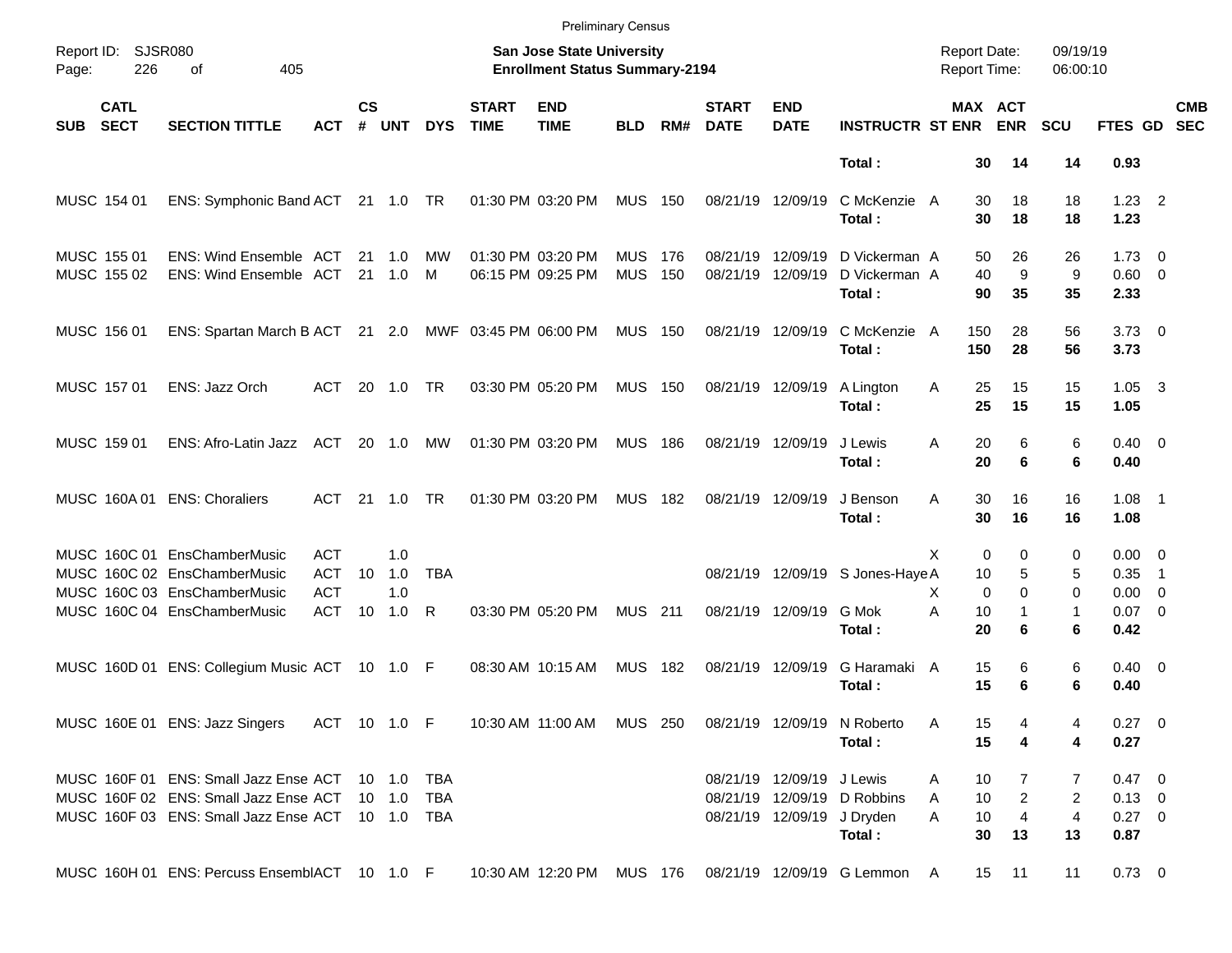Preliminary Census

Report ID: SJSR080

**San Jose State University**
**Enrollment Status Summary-2194**

Report Date: 09/19/19
Report Time: 06:00:10

| SUB | CATL SECT | SECTION TITTLE | ACT | CS # | UNT | DYS | START TIME | END TIME | BLD | RM# | START DATE | END DATE | INSTRUCTR | ST | MAX ENR | ACT ENR | SCU | FTES | GD | CMB SEC |
|---|---|---|---|---|---|---|---|---|---|---|---|---|---|---|---|---|---|---|---|---|
| | | | | | | | | | | | | | **Total :** | | **30** | **14** | **14** | **0.93** | | |
| MUSC | 154 01 | ENS: Symphonic Band | ACT | 21 | 1.0 | TR | 01:30 PM | 03:20 PM | MUS | 150 | 08/21/19 | 12/09/19 | C McKenzie | A | 30 | 18 | 18 | 1.23 | 2 | |
| | | | | | | | | | | | | | **Total :** | | **30** | **18** | **18** | **1.23** | | |
| MUSC | 155 01 | ENS: Wind Ensemble | ACT | 21 | 1.0 | MW | 01:30 PM | 03:20 PM | MUS | 176 | 08/21/19 | 12/09/19 | D Vickerman | A | 50 | 26 | 26 | 1.73 | 0 | |
| MUSC | 155 02 | ENS: Wind Ensemble | ACT | 21 | 1.0 | M | 06:15 PM | 09:25 PM | MUS | 150 | 08/21/19 | 12/09/19 | D Vickerman | A | 40 | 9 | 9 | 0.60 | 0 | |
| | | | | | | | | | | | | | **Total :** | | **90** | **35** | **35** | **2.33** | | |
| MUSC | 156 01 | ENS: Spartan March B | ACT | 21 | 2.0 | MWF | 03:45 PM | 06:00 PM | MUS | 150 | 08/21/19 | 12/09/19 | C McKenzie | A | 150 | 28 | 56 | 3.73 | 0 | |
| | | | | | | | | | | | | | **Total :** | | **150** | **28** | **56** | **3.73** | | |
| MUSC | 157 01 | ENS: Jazz Orch | ACT | 20 | 1.0 | TR | 03:30 PM | 05:20 PM | MUS | 150 | 08/21/19 | 12/09/19 | A Lington | A | 25 | 15 | 15 | 1.05 | 3 | |
| | | | | | | | | | | | | | **Total :** | | **25** | **15** | **15** | **1.05** | | |
| MUSC | 159 01 | ENS: Afro-Latin Jazz | ACT | 20 | 1.0 | MW | 01:30 PM | 03:20 PM | MUS | 186 | 08/21/19 | 12/09/19 | J Lewis | A | 20 | 6 | 6 | 0.40 | 0 | |
| | | | | | | | | | | | | | **Total :** | | **20** | **6** | **6** | **0.40** | | |
| MUSC | 160A 01 | ENS: Choraliers | ACT | 21 | 1.0 | TR | 01:30 PM | 03:20 PM | MUS | 182 | 08/21/19 | 12/09/19 | J Benson | A | 30 | 16 | 16 | 1.08 | 1 | |
| | | | | | | | | | | | | | **Total :** | | **30** | **16** | **16** | **1.08** | | |
| MUSC | 160C 01 | EnsChamberMusic | ACT | | 1.0 | | | | | | | | | X | 0 | 0 | 0 | 0.00 | 0 | |
| MUSC | 160C 02 | EnsChamberMusic | ACT | 10 | 1.0 | TBA | | | | | 08/21/19 | 12/09/19 | S Jones-Haye | A | 10 | 5 | 5 | 0.35 | 1 | |
| MUSC | 160C 03 | EnsChamberMusic | ACT | | 1.0 | | | | | | | | | X | 0 | 0 | 0 | 0.00 | 0 | |
| MUSC | 160C 04 | EnsChamberMusic | ACT | 10 | 1.0 | R | 03:30 PM | 05:20 PM | MUS | 211 | 08/21/19 | 12/09/19 | G Mok | A | 10 | 1 | 1 | 0.07 | 0 | |
| | | | | | | | | | | | | | **Total :** | | **20** | **6** | **6** | **0.42** | | |
| MUSC | 160D 01 | ENS: Collegium Music | ACT | 10 | 1.0 | F | 08:30 AM | 10:15 AM | MUS | 182 | 08/21/19 | 12/09/19 | G Haramaki | A | 15 | 6 | 6 | 0.40 | 0 | |
| | | | | | | | | | | | | | **Total :** | | **15** | **6** | **6** | **0.40** | | |
| MUSC | 160E 01 | ENS: Jazz Singers | ACT | 10 | 1.0 | F | 10:30 AM | 11:00 AM | MUS | 250 | 08/21/19 | 12/09/19 | N Roberto | A | 15 | 4 | 4 | 0.27 | 0 | |
| | | | | | | | | | | | | | **Total :** | | **15** | **4** | **4** | **0.27** | | |
| MUSC | 160F 01 | ENS: Small Jazz Ense | ACT | 10 | 1.0 | TBA | | | | | 08/21/19 | 12/09/19 | J Lewis | A | 10 | 7 | 7 | 0.47 | 0 | |
| MUSC | 160F 02 | ENS: Small Jazz Ense | ACT | 10 | 1.0 | TBA | | | | | 08/21/19 | 12/09/19 | D Robbins | A | 10 | 2 | 2 | 0.13 | 0 | |
| MUSC | 160F 03 | ENS: Small Jazz Ense | ACT | 10 | 1.0 | TBA | | | | | 08/21/19 | 12/09/19 | J Dryden | A | 10 | 4 | 4 | 0.27 | 0 | |
| | | | | | | | | | | | | | **Total :** | | **30** | **13** | **13** | **0.87** | | |
| MUSC | 160H 01 | ENS: Percuss Ensembl | ACT | 10 | 1.0 | F | 10:30 AM | 12:20 PM | MUS | 176 | 08/21/19 | 12/09/19 | G Lemmon | A | 15 | 11 | 11 | 0.73 | 0 | |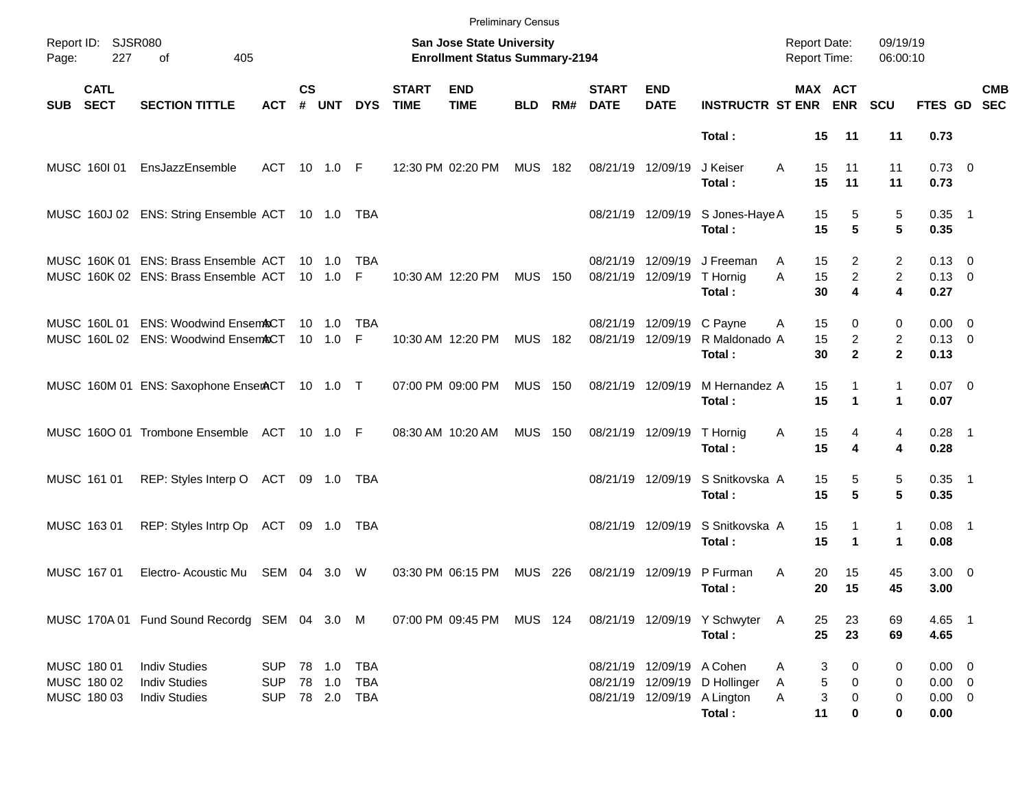Preliminary Census

Report ID: SJSR080

**San Jose State University**
**Enrollment Status Summary-2194**

Report Date: 09/19/19
Report Time: 06:00:10

| SUB | CATL SECT | SECTION TITTLE | ACT | CS # | UNT | DYS | START TIME | END TIME | BLD | RM# | START DATE | END DATE | INSTRUCTR | ST | MAX ENR | ACT ENR | SCU | FTES | GD | CMB SEC |
|---|---|---|---|---|---|---|---|---|---|---|---|---|---|---|---|---|---|---|---|---|
| | | | | | | | | | | | | | **Total :** | | **15** | **11** | **11** | **0.73** | | |
| MUSC | 160I 01 | EnsJazzEnsemble | ACT | 10 | 1.0 | F | 12:30 PM | 02:20 PM | MUS | 182 | 08/21/19 | 12/09/19 | J Keiser | A | 15 | 11 | 11 | 0.73 | 0 | |
| | | | | | | | | | | | | | **Total :** | | **15** | **11** | **11** | **0.73** | | |
| MUSC | 160J 02 | ENS: String Ensemble | ACT | 10 | 1.0 | TBA | | | | | 08/21/19 | 12/09/19 | S Jones-Haye | A | 15 | 5 | 5 | 0.35 | 1 | |
| | | | | | | | | | | | | | **Total :** | | **15** | **5** | **5** | **0.35** | | |
| MUSC | 160K 01 | ENS: Brass Ensemble | ACT | 10 | 1.0 | TBA | | | | | 08/21/19 | 12/09/19 | J Freeman | A | 15 | 2 | 2 | 0.13 | 0 | |
| MUSC | 160K 02 | ENS: Brass Ensemble | ACT | 10 | 1.0 | F | 10:30 AM | 12:20 PM | MUS | 150 | 08/21/19 | 12/09/19 | T Hornig | A | 15 | 2 | 2 | 0.13 | 0 | |
| | | | | | | | | | | | | | **Total :** | | **30** | **4** | **4** | **0.27** | | |
| MUSC | 160L 01 | ENS: Woodwind Ensem | ACT | 10 | 1.0 | TBA | | | | | 08/21/19 | 12/09/19 | C Payne | A | 15 | 0 | 0 | 0.00 | 0 | |
| MUSC | 160L 02 | ENS: Woodwind Ensem | ACT | 10 | 1.0 | F | 10:30 AM | 12:20 PM | MUS | 182 | 08/21/19 | 12/09/19 | R Maldonado | A | 15 | 2 | 2 | 0.13 | 0 | |
| | | | | | | | | | | | | | **Total :** | | **30** | **2** | **2** | **0.13** | | |
| MUSC | 160M 01 | ENS: Saxophone Ensem | ACT | 10 | 1.0 | T | 07:00 PM | 09:00 PM | MUS | 150 | 08/21/19 | 12/09/19 | M Hernandez | A | 15 | 1 | 1 | 0.07 | 0 | |
| | | | | | | | | | | | | | **Total :** | | **15** | **1** | **1** | **0.07** | | |
| MUSC | 160O 01 | Trombone Ensemble | ACT | 10 | 1.0 | F | 08:30 AM | 10:20 AM | MUS | 150 | 08/21/19 | 12/09/19 | T Hornig | A | 15 | 4 | 4 | 0.28 | 1 | |
| | | | | | | | | | | | | | **Total :** | | **15** | **4** | **4** | **0.28** | | |
| MUSC | 161 01 | REP: Styles Interp O | ACT | 09 | 1.0 | TBA | | | | | 08/21/19 | 12/09/19 | S Snitkovska | A | 15 | 5 | 5 | 0.35 | 1 | |
| | | | | | | | | | | | | | **Total :** | | **15** | **5** | **5** | **0.35** | | |
| MUSC | 163 01 | REP: Styles Intrp Op | ACT | 09 | 1.0 | TBA | | | | | 08/21/19 | 12/09/19 | S Snitkovska | A | 15 | 1 | 1 | 0.08 | 1 | |
| | | | | | | | | | | | | | **Total :** | | **15** | **1** | **1** | **0.08** | | |
| MUSC | 167 01 | Electro- Acoustic Mu | SEM | 04 | 3.0 | W | 03:30 PM | 06:15 PM | MUS | 226 | 08/21/19 | 12/09/19 | P Furman | A | 20 | 15 | 45 | 3.00 | 0 | |
| | | | | | | | | | | | | | **Total :** | | **20** | **15** | **45** | **3.00** | | |
| MUSC | 170A 01 | Fund Sound Recordg | SEM | 04 | 3.0 | M | 07:00 PM | 09:45 PM | MUS | 124 | 08/21/19 | 12/09/19 | Y Schwyter | A | 25 | 23 | 69 | 4.65 | 1 | |
| | | | | | | | | | | | | | **Total :** | | **25** | **23** | **69** | **4.65** | | |
| MUSC | 180 01 | Indiv Studies | SUP | 78 | 1.0 | TBA | | | | | 08/21/19 | 12/09/19 | A Cohen | A | 3 | 0 | 0 | 0.00 | 0 | |
| MUSC | 180 02 | Indiv Studies | SUP | 78 | 1.0 | TBA | | | | | 08/21/19 | 12/09/19 | D Hollinger | A | 5 | 0 | 0 | 0.00 | 0 | |
| MUSC | 180 03 | Indiv Studies | SUP | 78 | 2.0 | TBA | | | | | 08/21/19 | 12/09/19 | A Lington | A | 3 | 0 | 0 | 0.00 | 0 | |
| | | | | | | | | | | | | | **Total :** | | **11** | **0** | **0** | **0.00** | | |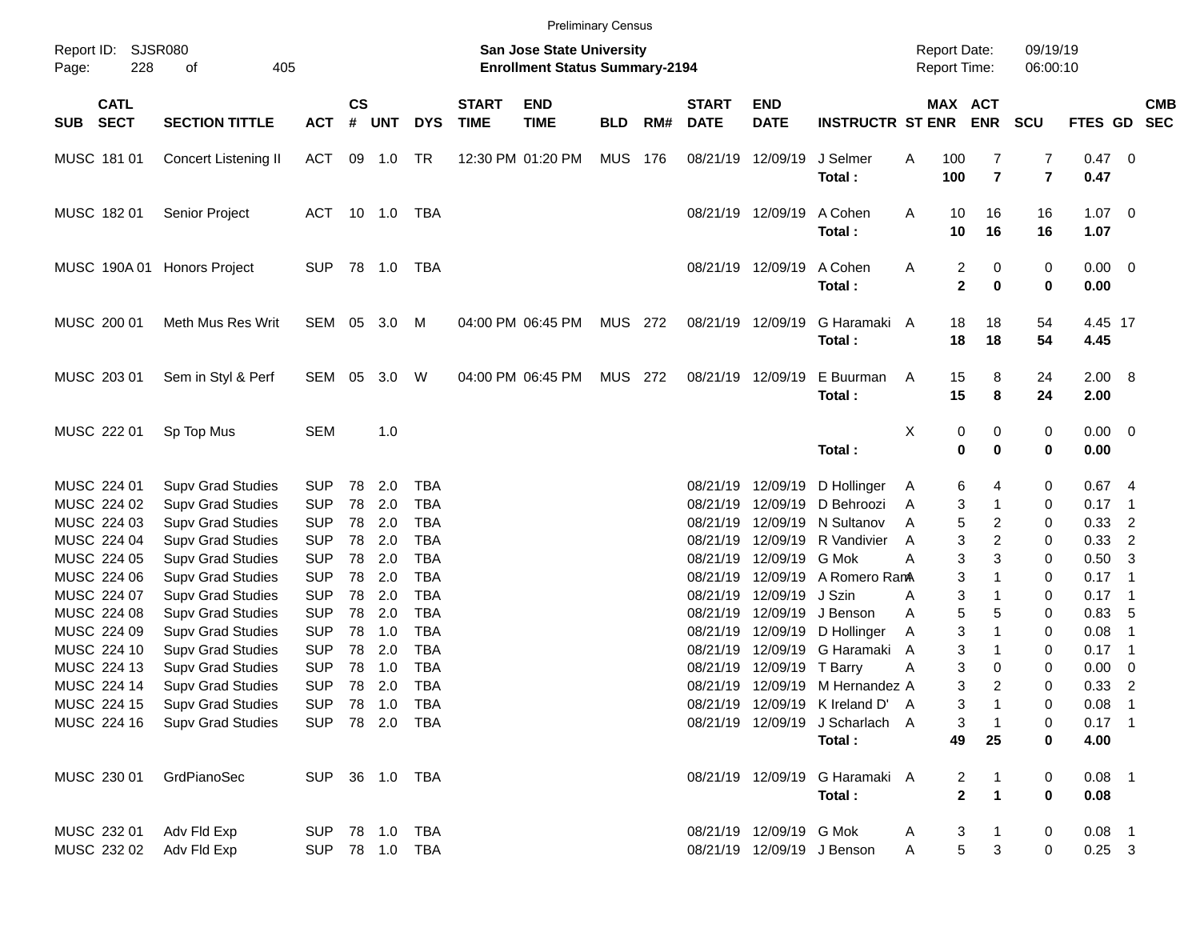Preliminary Census

Report ID: SJSR080

**San Jose State University**
**Enrollment Status Summary-2194**

Report Date: 09/19/19
Report Time: 06:00:10

| SUB | CATL SECT | SECTION TITTLE | ACT | CS # | UNT | DYS | START TIME | END TIME | BLD | RM# | START DATE | END DATE | INSTRUCTR | ST | MAX ENR | ACT ENR | SCU | FTES | GD | CMB SEC |
|---|---|---|---|---|---|---|---|---|---|---|---|---|---|---|---|---|---|---|---|---|
| MUSC | 181 01 | Concert Listening II | ACT | 09 | 1.0 | TR | 12:30 PM | 01:20 PM | MUS | 176 | 08/21/19 | 12/09/19 | J Selmer | A | 100 | 7 | 7 | 0.47 | 0 | |
| | | | | | | | | | | | | | **Total :** | | **100** | **7** | **7** | **0.47** | | |
| MUSC | 182 01 | Senior Project | ACT | 10 | 1.0 | TBA | | | | | 08/21/19 | 12/09/19 | A Cohen | A | 10 | 16 | 16 | 1.07 | 0 | |
| | | | | | | | | | | | | | **Total :** | | **10** | **16** | **16** | **1.07** | | |
| MUSC | 190A 01 | Honors Project | SUP | 78 | 1.0 | TBA | | | | | 08/21/19 | 12/09/19 | A Cohen | A | 2 | 0 | 0 | 0.00 | 0 | |
| | | | | | | | | | | | | | **Total :** | | **2** | **0** | **0** | **0.00** | | |
| MUSC | 200 01 | Meth Mus Res Writ | SEM | 05 | 3.0 | M | 04:00 PM | 06:45 PM | MUS | 272 | 08/21/19 | 12/09/19 | G Haramaki | A | 18 | 18 | 54 | 4.45 | 17 | |
| | | | | | | | | | | | | | **Total :** | | **18** | **18** | **54** | **4.45** | | |
| MUSC | 203 01 | Sem in Styl & Perf | SEM | 05 | 3.0 | W | 04:00 PM | 06:45 PM | MUS | 272 | 08/21/19 | 12/09/19 | E Buurman | A | 15 | 8 | 24 | 2.00 | 8 | |
| | | | | | | | | | | | | | **Total :** | | **15** | **8** | **24** | **2.00** | | |
| MUSC | 222 01 | Sp Top Mus | SEM | | 1.0 | | | | | | | | | X | 0 | 0 | 0 | 0.00 | 0 | |
| | | | | | | | | | | | | | **Total :** | | **0** | **0** | **0** | **0.00** | | |
| MUSC | 224 01 | Supv Grad Studies | SUP | 78 | 2.0 | TBA | | | | | 08/21/19 | 12/09/19 | D Hollinger | A | 6 | 4 | 0 | 0.67 | 4 | |
| MUSC | 224 02 | Supv Grad Studies | SUP | 78 | 2.0 | TBA | | | | | 08/21/19 | 12/09/19 | D Behroozi | A | 3 | 1 | 0 | 0.17 | 1 | |
| MUSC | 224 03 | Supv Grad Studies | SUP | 78 | 2.0 | TBA | | | | | 08/21/19 | 12/09/19 | N Sultanov | A | 5 | 2 | 0 | 0.33 | 2 | |
| MUSC | 224 04 | Supv Grad Studies | SUP | 78 | 2.0 | TBA | | | | | 08/21/19 | 12/09/19 | R Vandivier | A | 3 | 2 | 0 | 0.33 | 2 | |
| MUSC | 224 05 | Supv Grad Studies | SUP | 78 | 2.0 | TBA | | | | | 08/21/19 | 12/09/19 | G Mok | A | 3 | 3 | 0 | 0.50 | 3 | |
| MUSC | 224 06 | Supv Grad Studies | SUP | 78 | 2.0 | TBA | | | | | 08/21/19 | 12/09/19 | A Romero Ram | A | 3 | 1 | 0 | 0.17 | 1 | |
| MUSC | 224 07 | Supv Grad Studies | SUP | 78 | 2.0 | TBA | | | | | 08/21/19 | 12/09/19 | J Szin | A | 3 | 1 | 0 | 0.17 | 1 | |
| MUSC | 224 08 | Supv Grad Studies | SUP | 78 | 2.0 | TBA | | | | | 08/21/19 | 12/09/19 | J Benson | A | 5 | 5 | 0 | 0.83 | 5 | |
| MUSC | 224 09 | Supv Grad Studies | SUP | 78 | 1.0 | TBA | | | | | 08/21/19 | 12/09/19 | D Hollinger | A | 3 | 1 | 0 | 0.08 | 1 | |
| MUSC | 224 10 | Supv Grad Studies | SUP | 78 | 2.0 | TBA | | | | | 08/21/19 | 12/09/19 | G Haramaki | A | 3 | 1 | 0 | 0.17 | 1 | |
| MUSC | 224 13 | Supv Grad Studies | SUP | 78 | 1.0 | TBA | | | | | 08/21/19 | 12/09/19 | T Barry | A | 3 | 0 | 0 | 0.00 | 0 | |
| MUSC | 224 14 | Supv Grad Studies | SUP | 78 | 2.0 | TBA | | | | | 08/21/19 | 12/09/19 | M Hernandez | A | 3 | 2 | 0 | 0.33 | 2 | |
| MUSC | 224 15 | Supv Grad Studies | SUP | 78 | 1.0 | TBA | | | | | 08/21/19 | 12/09/19 | K Ireland D' | A | 3 | 1 | 0 | 0.08 | 1 | |
| MUSC | 224 16 | Supv Grad Studies | SUP | 78 | 2.0 | TBA | | | | | 08/21/19 | 12/09/19 | J Scharlach | A | 3 | 1 | 0 | 0.17 | 1 | |
| | | | | | | | | | | | | | **Total :** | | **49** | **25** | **0** | **4.00** | | |
| MUSC | 230 01 | GrdPianoSec | SUP | 36 | 1.0 | TBA | | | | | 08/21/19 | 12/09/19 | G Haramaki | A | 2 | 1 | 0 | 0.08 | 1 | |
| | | | | | | | | | | | | | **Total :** | | **2** | **1** | **0** | **0.08** | | |
| MUSC | 232 01 | Adv Fld Exp | SUP | 78 | 1.0 | TBA | | | | | 08/21/19 | 12/09/19 | G Mok | A | 3 | 1 | 0 | 0.08 | 1 | |
| MUSC | 232 02 | Adv Fld Exp | SUP | 78 | 1.0 | TBA | | | | | 08/21/19 | 12/09/19 | J Benson | A | 5 | 3 | 0 | 0.25 | 3 | |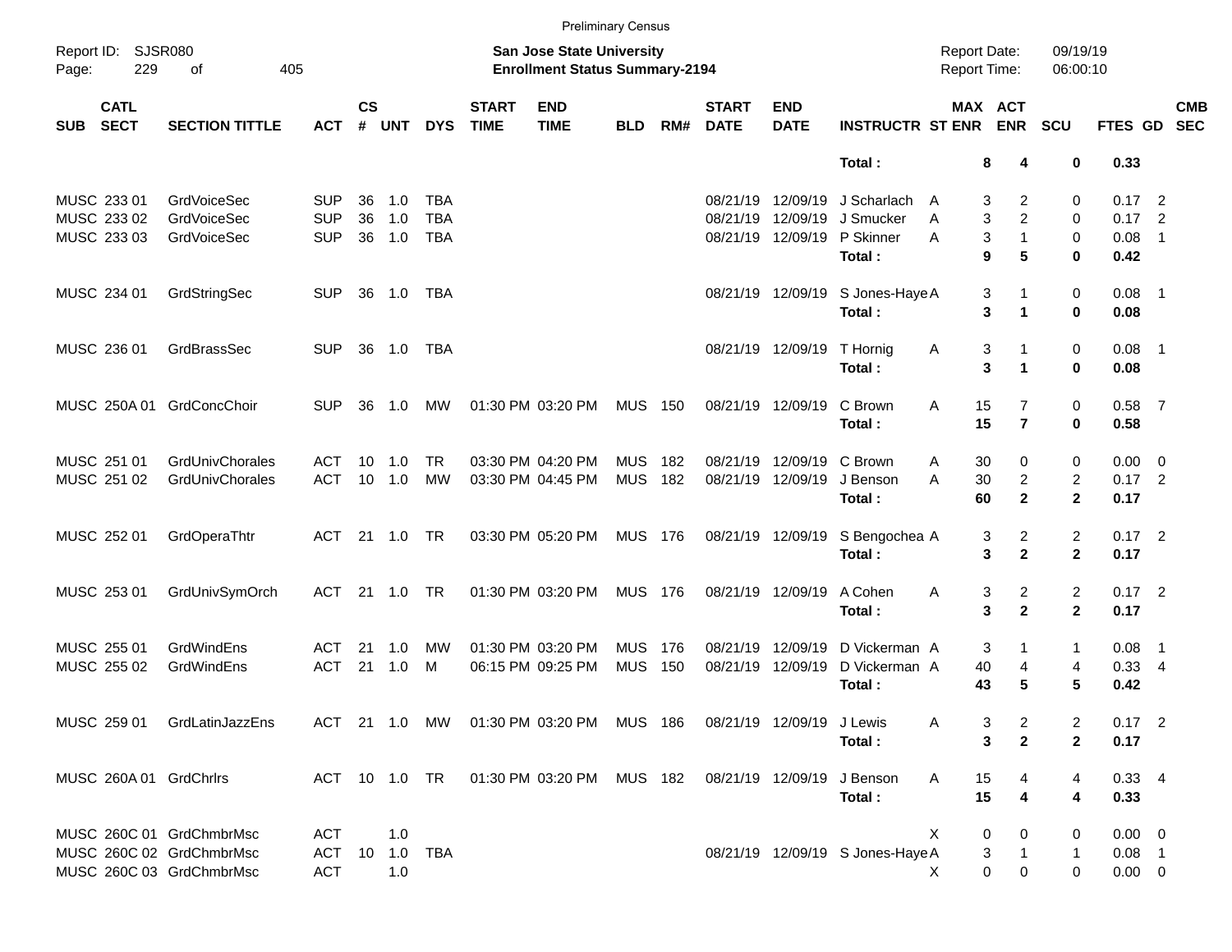Preliminary Census

Report ID: SJSR080

**San Jose State University**
**Enrollment Status Summary-2194**

Report Date: 09/19/19
Report Time: 06:00:10

| SUB | CATL SECT | SECTION TITTLE | ACT | CS # | UNT | DYS | START TIME | END TIME | BLD | RM# | START DATE | END DATE | INSTRUCTR | ST | MAX ENR | ACT ENR | SCU | FTES | GD | CMB SEC |
|---|---|---|---|---|---|---|---|---|---|---|---|---|---|---|---|---|---|---|---|---|
| | | | | | | | | | | | | | **Total :** | | **8** | **4** | **0** | **0.33** | | |
| MUSC | 233 01 | GrdVoiceSec | SUP | 36 | 1.0 | TBA | | | | | 08/21/19 | 12/09/19 | J Scharlach | A | 3 | 2 | 0 | 0.17 | 2 | |
| MUSC | 233 02 | GrdVoiceSec | SUP | 36 | 1.0 | TBA | | | | | 08/21/19 | 12/09/19 | J Smucker | A | 3 | 2 | 0 | 0.17 | 2 | |
| MUSC | 233 03 | GrdVoiceSec | SUP | 36 | 1.0 | TBA | | | | | 08/21/19 | 12/09/19 | P Skinner | A | 3 | 1 | 0 | 0.08 | 1 | |
| | | | | | | | | | | | | | **Total :** | | **9** | **5** | **0** | **0.42** | | |
| MUSC | 234 01 | GrdStringSec | SUP | 36 | 1.0 | TBA | | | | | 08/21/19 | 12/09/19 | S Jones-Haye | A | 3 | 1 | 0 | 0.08 | 1 | |
| | | | | | | | | | | | | | **Total :** | | **3** | **1** | **0** | **0.08** | | |
| MUSC | 236 01 | GrdBrassSec | SUP | 36 | 1.0 | TBA | | | | | 08/21/19 | 12/09/19 | T Hornig | A | 3 | 1 | 0 | 0.08 | 1 | |
| | | | | | | | | | | | | | **Total :** | | **3** | **1** | **0** | **0.08** | | |
| MUSC | 250A 01 | GrdConcChoir | SUP | 36 | 1.0 | MW | 01:30 PM | 03:20 PM | MUS | 150 | 08/21/19 | 12/09/19 | C Brown | A | 15 | 7 | 0 | 0.58 | 7 | |
| | | | | | | | | | | | | | **Total :** | | **15** | **7** | **0** | **0.58** | | |
| MUSC | 251 01 | GrdUnivChorales | ACT | 10 | 1.0 | TR | 03:30 PM | 04:20 PM | MUS | 182 | 08/21/19 | 12/09/19 | C Brown | A | 30 | 0 | 0 | 0.00 | 0 | |
| MUSC | 251 02 | GrdUnivChorales | ACT | 10 | 1.0 | MW | 03:30 PM | 04:45 PM | MUS | 182 | 08/21/19 | 12/09/19 | J Benson | A | 30 | 2 | 2 | 0.17 | 2 | |
| | | | | | | | | | | | | | **Total :** | | **60** | **2** | **2** | **0.17** | | |
| MUSC | 252 01 | GrdOperaThtr | ACT | 21 | 1.0 | TR | 03:30 PM | 05:20 PM | MUS | 176 | 08/21/19 | 12/09/19 | S Bengochea | A | 3 | 2 | 2 | 0.17 | 2 | |
| | | | | | | | | | | | | | **Total :** | | **3** | **2** | **2** | **0.17** | | |
| MUSC | 253 01 | GrdUnivSymOrch | ACT | 21 | 1.0 | TR | 01:30 PM | 03:20 PM | MUS | 176 | 08/21/19 | 12/09/19 | A Cohen | A | 3 | 2 | 2 | 0.17 | 2 | |
| | | | | | | | | | | | | | **Total :** | | **3** | **2** | **2** | **0.17** | | |
| MUSC | 255 01 | GrdWindEns | ACT | 21 | 1.0 | MW | 01:30 PM | 03:20 PM | MUS | 176 | 08/21/19 | 12/09/19 | D Vickerman | A | 3 | 1 | 1 | 0.08 | 1 | |
| MUSC | 255 02 | GrdWindEns | ACT | 21 | 1.0 | M | 06:15 PM | 09:25 PM | MUS | 150 | 08/21/19 | 12/09/19 | D Vickerman | A | 40 | 4 | 4 | 0.33 | 4 | |
| | | | | | | | | | | | | | **Total :** | | **43** | **5** | **5** | **0.42** | | |
| MUSC | 259 01 | GrdLatinJazzEns | ACT | 21 | 1.0 | MW | 01:30 PM | 03:20 PM | MUS | 186 | 08/21/19 | 12/09/19 | J Lewis | A | 3 | 2 | 2 | 0.17 | 2 | |
| | | | | | | | | | | | | | **Total :** | | **3** | **2** | **2** | **0.17** | | |
| MUSC | 260A 01 | GrdChrlrs | ACT | 10 | 1.0 | TR | 01:30 PM | 03:20 PM | MUS | 182 | 08/21/19 | 12/09/19 | J Benson | A | 15 | 4 | 4 | 0.33 | 4 | |
| | | | | | | | | | | | | | **Total :** | | **15** | **4** | **4** | **0.33** | | |
| MUSC | 260C 01 | GrdChmbrMsc | ACT | | 1.0 | | | | | | | | | X | 0 | 0 | 0 | 0.00 | 0 | |
| MUSC | 260C 02 | GrdChmbrMsc | ACT | 10 | 1.0 | TBA | | | | | 08/21/19 | 12/09/19 | S Jones-Haye | A | 3 | 1 | 1 | 0.08 | 1 | |
| MUSC | 260C 03 | GrdChmbrMsc | ACT | | 1.0 | | | | | | | | | X | 0 | 0 | 0 | 0.00 | 0 | |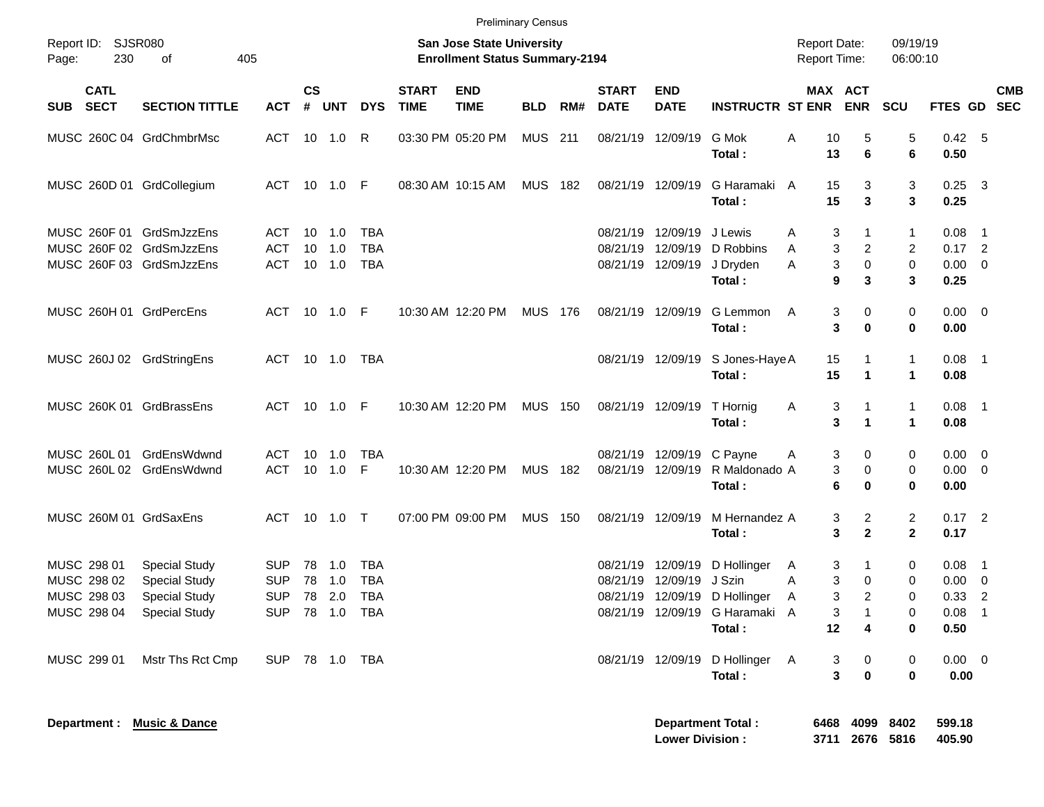Preliminary Census

Report ID: SJSR080

**San Jose State University**
**Enrollment Status Summary-2194**

Report Date: 09/19/19
Report Time: 06:00:10

| SUB | CATL SECT | SECTION TITTLE | ACT | CS # | UNT | DYS | START TIME | END TIME | BLD | RM# | START DATE | END DATE | INSTRUCTR | ST | MAX ENR | ACT ENR | SCU | FTES | GD | CMB SEC |
|---|---|---|---|---|---|---|---|---|---|---|---|---|---|---|---|---|---|---|---|---|
| MUSC | 260C 04 | GrdChmbrMsc | ACT | 10 | 1.0 | R | 03:30 PM | 05:20 PM | MUS | 211 | 08/21/19 | 12/09/19 | G Mok | A | 10 | 5 | 5 | 0.42 | 5 | |
| | | | | | | | | | | | | | **Total :** | | **13** | **6** | **6** | **0.50** | | |
| MUSC | 260D 01 | GrdCollegium | ACT | 10 | 1.0 | F | 08:30 AM | 10:15 AM | MUS | 182 | 08/21/19 | 12/09/19 | G Haramaki | A | 15 | 3 | 3 | 0.25 | 3 | |
| | | | | | | | | | | | | | **Total :** | | **15** | **3** | **3** | **0.25** | | |
| MUSC | 260F 01 | GrdSmJzzEns | ACT | 10 | 1.0 | TBA | | | | | 08/21/19 | 12/09/19 | J Lewis | A | 3 | 1 | 1 | 0.08 | 1 | |
| MUSC | 260F 02 | GrdSmJzzEns | ACT | 10 | 1.0 | TBA | | | | | 08/21/19 | 12/09/19 | D Robbins | A | 3 | 2 | 2 | 0.17 | 2 | |
| MUSC | 260F 03 | GrdSmJzzEns | ACT | 10 | 1.0 | TBA | | | | | 08/21/19 | 12/09/19 | J Dryden | A | 3 | 0 | 0 | 0.00 | 0 | |
| | | | | | | | | | | | | | **Total :** | | **9** | **3** | **3** | **0.25** | | |
| MUSC | 260H 01 | GrdPercEns | ACT | 10 | 1.0 | F | 10:30 AM | 12:20 PM | MUS | 176 | 08/21/19 | 12/09/19 | G Lemmon | A | 3 | 0 | 0 | 0.00 | 0 | |
| | | | | | | | | | | | | | **Total :** | | **3** | **0** | **0** | **0.00** | | |
| MUSC | 260J 02 | GrdStringEns | ACT | 10 | 1.0 | TBA | | | | | 08/21/19 | 12/09/19 | S Jones-Haye | A | 15 | 1 | 1 | 0.08 | 1 | |
| | | | | | | | | | | | | | **Total :** | | **15** | **1** | **1** | **0.08** | | |
| MUSC | 260K 01 | GrdBrassEns | ACT | 10 | 1.0 | F | 10:30 AM | 12:20 PM | MUS | 150 | 08/21/19 | 12/09/19 | T Hornig | A | 3 | 1 | 1 | 0.08 | 1 | |
| | | | | | | | | | | | | | **Total :** | | **3** | **1** | **1** | **0.08** | | |
| MUSC | 260L 01 | GrdEnsWdwnd | ACT | 10 | 1.0 | TBA | | | | | 08/21/19 | 12/09/19 | C Payne | A | 3 | 0 | 0 | 0.00 | 0 | |
| MUSC | 260L 02 | GrdEnsWdwnd | ACT | 10 | 1.0 | F | 10:30 AM | 12:20 PM | MUS | 182 | 08/21/19 | 12/09/19 | R Maldonado | A | 3 | 0 | 0 | 0.00 | 0 | |
| | | | | | | | | | | | | | **Total :** | | **6** | **0** | **0** | **0.00** | | |
| MUSC | 260M 01 | GrdSaxEns | ACT | 10 | 1.0 | T | 07:00 PM | 09:00 PM | MUS | 150 | 08/21/19 | 12/09/19 | M Hernandez | A | 3 | 2 | 2 | 0.17 | 2 | |
| | | | | | | | | | | | | | **Total :** | | **3** | **2** | **2** | **0.17** | | |
| MUSC | 298 01 | Special Study | SUP | 78 | 1.0 | TBA | | | | | 08/21/19 | 12/09/19 | D Hollinger | A | 3 | 1 | 0 | 0.08 | 1 | |
| MUSC | 298 02 | Special Study | SUP | 78 | 1.0 | TBA | | | | | 08/21/19 | 12/09/19 | J Szin | A | 3 | 0 | 0 | 0.00 | 0 | |
| MUSC | 298 03 | Special Study | SUP | 78 | 2.0 | TBA | | | | | 08/21/19 | 12/09/19 | D Hollinger | A | 3 | 2 | 0 | 0.33 | 2 | |
| MUSC | 298 04 | Special Study | SUP | 78 | 1.0 | TBA | | | | | 08/21/19 | 12/09/19 | G Haramaki | A | 3 | 1 | 0 | 0.08 | 1 | |
| | | | | | | | | | | | | | **Total :** | | **12** | **4** | **0** | **0.50** | | |
| MUSC | 299 01 | Mstr Ths Rct Cmp | SUP | 78 | 1.0 | TBA | | | | | 08/21/19 | 12/09/19 | D Hollinger | A | 3 | 0 | 0 | 0.00 | 0 | |
| | | | | | | | | | | | | | **Total :** | | **3** | **0** | **0** | **0.00** | | |

**Department : Music & Dance**

| | MAX ENR | ACT ENR | SCU | FTES |
|---|---|---|---|---|
| **Department Total :** | **6468** | **4099** | **8402** | **599.18** |
| **Lower Division :** | **3711** | **2676** | **5816** | **405.90** |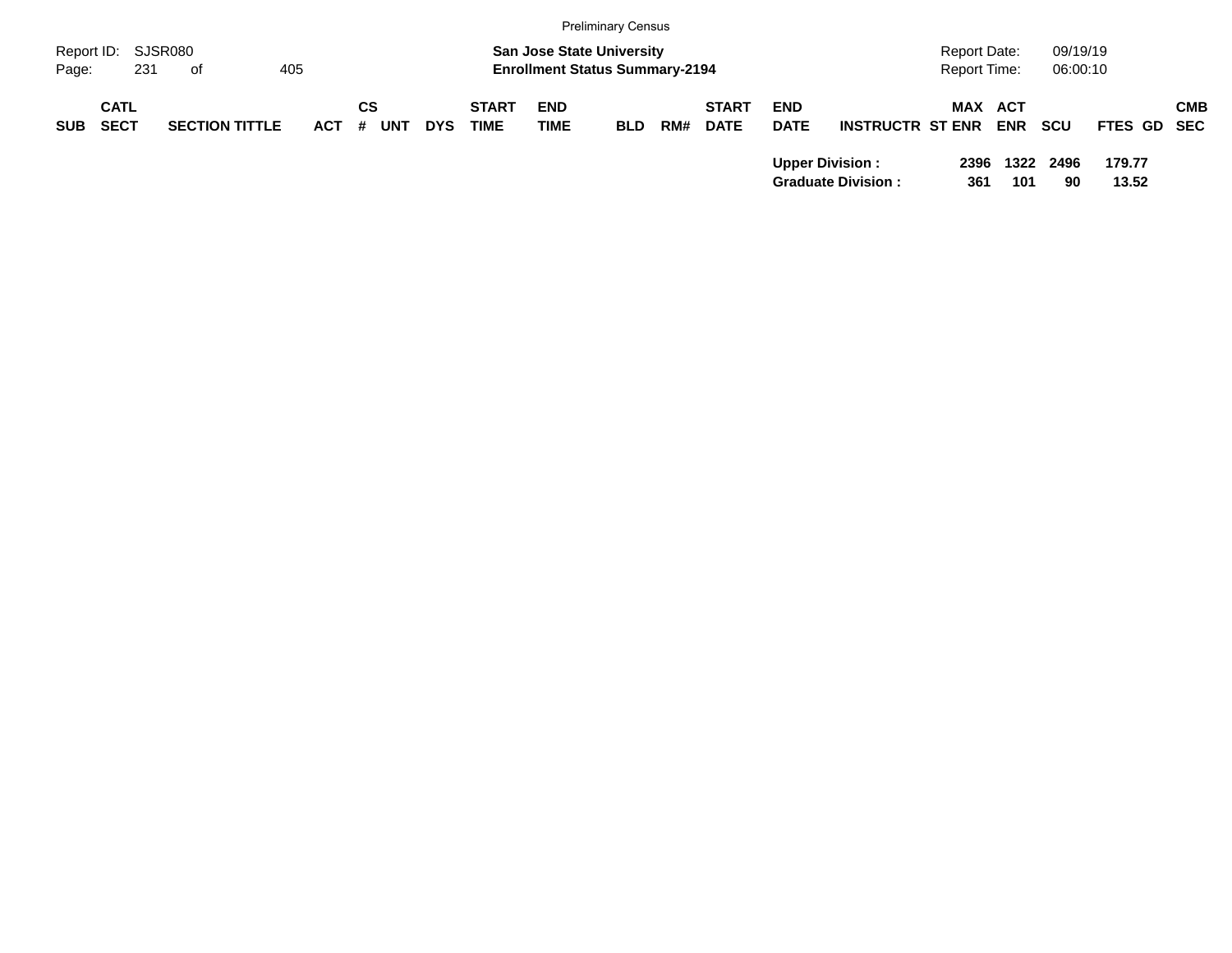| SUB | CATL SECT | SECTION TITTLE | ACT | CS # | UNT | DYS | START TIME | END TIME | BLD | RM# | START DATE | END DATE | INSTRUCTR | ST | MAX ENR | ACT ENR | SCU | FTES | GD | CMB SEC |
|---|---|---|---|---|---|---|---|---|---|---|---|---|---|---|---|---|---|---|---|---|
| | | | | | | | | | | | | **Upper Division :** | | | **2396** | **1322** | **2496** | **179.77** | | |
| | | | | | | | | | | | | **Graduate Division :** | | | **361** | **101** | **90** | **13.52** | | |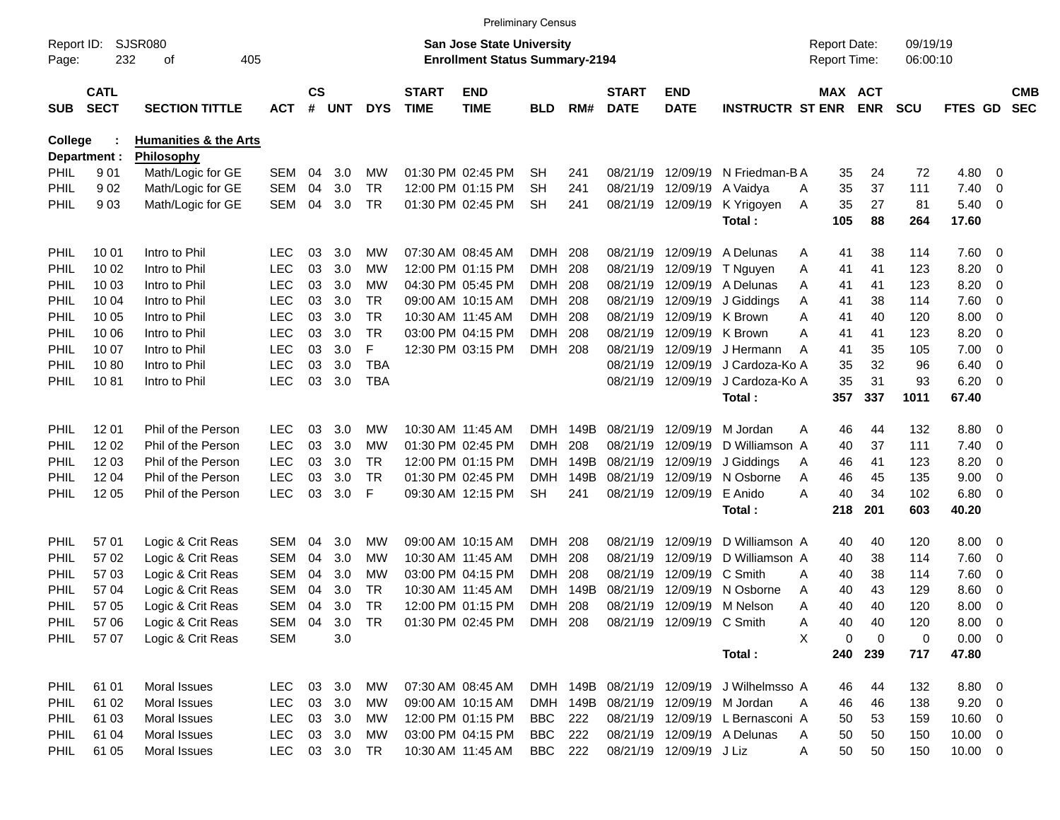Preliminary Census

Report ID: SJSR080
Page: 232 of 405

**San Jose State University**
**Enrollment Status Summary-2194**

Report Date: 09/19/19
Report Time: 06:00:10

**College : Humanities & the Arts**
**Department : Philosophy**

| SUB | CATL SECT | SECTION TITTLE | ACT | CS # | UNT | DYS | START TIME | END TIME | BLD | RM# | START DATE | END DATE | INSTRUCTR | ST | MAX ENR | ACT ENR | SCU | FTES | GD | CMB SEC |
|---|---|---|---|---|---|---|---|---|---|---|---|---|---|---|---|---|---|---|---|---|
| PHIL | 9 01 | Math/Logic for GE | SEM | 04 | 3.0 | MW | 01:30 PM | 02:45 PM | SH | 241 | 08/21/19 | 12/09/19 | N Friedman-B | A | 35 | 24 | 72 | 4.80 | 0 | |
| PHIL | 9 02 | Math/Logic for GE | SEM | 04 | 3.0 | TR | 12:00 PM | 01:15 PM | SH | 241 | 08/21/19 | 12/09/19 | A Vaidya | A | 35 | 37 | 111 | 7.40 | 0 | |
| PHIL | 9 03 | Math/Logic for GE | SEM | 04 | 3.0 | TR | 01:30 PM | 02:45 PM | SH | 241 | 08/21/19 | 12/09/19 | K Yrigoyen | A | 35 | 27 | 81 | 5.40 | 0 | |
| | | | | | | | | | | | | | **Total :** | | **105** | **88** | **264** | **17.60** | | |
| PHIL | 10 01 | Intro to Phil | LEC | 03 | 3.0 | MW | 07:30 AM | 08:45 AM | DMH | 208 | 08/21/19 | 12/09/19 | A Delunas | A | 41 | 38 | 114 | 7.60 | 0 | |
| PHIL | 10 02 | Intro to Phil | LEC | 03 | 3.0 | MW | 12:00 PM | 01:15 PM | DMH | 208 | 08/21/19 | 12/09/19 | T Nguyen | A | 41 | 41 | 123 | 8.20 | 0 | |
| PHIL | 10 03 | Intro to Phil | LEC | 03 | 3.0 | MW | 04:30 PM | 05:45 PM | DMH | 208 | 08/21/19 | 12/09/19 | A Delunas | A | 41 | 41 | 123 | 8.20 | 0 | |
| PHIL | 10 04 | Intro to Phil | LEC | 03 | 3.0 | TR | 09:00 AM | 10:15 AM | DMH | 208 | 08/21/19 | 12/09/19 | J Giddings | A | 41 | 38 | 114 | 7.60 | 0 | |
| PHIL | 10 05 | Intro to Phil | LEC | 03 | 3.0 | TR | 10:30 AM | 11:45 AM | DMH | 208 | 08/21/19 | 12/09/19 | K Brown | A | 41 | 40 | 120 | 8.00 | 0 | |
| PHIL | 10 06 | Intro to Phil | LEC | 03 | 3.0 | TR | 03:00 PM | 04:15 PM | DMH | 208 | 08/21/19 | 12/09/19 | K Brown | A | 41 | 41 | 123 | 8.20 | 0 | |
| PHIL | 10 07 | Intro to Phil | LEC | 03 | 3.0 | F | 12:30 PM | 03:15 PM | DMH | 208 | 08/21/19 | 12/09/19 | J Hermann | A | 41 | 35 | 105 | 7.00 | 0 | |
| PHIL | 10 80 | Intro to Phil | LEC | 03 | 3.0 | TBA | | | | | 08/21/19 | 12/09/19 | J Cardoza-Ko | A | 35 | 32 | 96 | 6.40 | 0 | |
| PHIL | 10 81 | Intro to Phil | LEC | 03 | 3.0 | TBA | | | | | 08/21/19 | 12/09/19 | J Cardoza-Ko | A | 35 | 31 | 93 | 6.20 | 0 | |
| | | | | | | | | | | | | | **Total :** | | **357** | **337** | **1011** | **67.40** | | |
| PHIL | 12 01 | Phil of the Person | LEC | 03 | 3.0 | MW | 10:30 AM | 11:45 AM | DMH | 149B | 08/21/19 | 12/09/19 | M Jordan | A | 46 | 44 | 132 | 8.80 | 0 | |
| PHIL | 12 02 | Phil of the Person | LEC | 03 | 3.0 | MW | 01:30 PM | 02:45 PM | DMH | 208 | 08/21/19 | 12/09/19 | D Williamson | A | 40 | 37 | 111 | 7.40 | 0 | |
| PHIL | 12 03 | Phil of the Person | LEC | 03 | 3.0 | TR | 12:00 PM | 01:15 PM | DMH | 149B | 08/21/19 | 12/09/19 | J Giddings | A | 46 | 41 | 123 | 8.20 | 0 | |
| PHIL | 12 04 | Phil of the Person | LEC | 03 | 3.0 | TR | 01:30 PM | 02:45 PM | DMH | 149B | 08/21/19 | 12/09/19 | N Osborne | A | 46 | 45 | 135 | 9.00 | 0 | |
| PHIL | 12 05 | Phil of the Person | LEC | 03 | 3.0 | F | 09:30 AM | 12:15 PM | SH | 241 | 08/21/19 | 12/09/19 | E Anido | A | 40 | 34 | 102 | 6.80 | 0 | |
| | | | | | | | | | | | | | **Total :** | | **218** | **201** | **603** | **40.20** | | |
| PHIL | 57 01 | Logic & Crit Reas | SEM | 04 | 3.0 | MW | 09:00 AM | 10:15 AM | DMH | 208 | 08/21/19 | 12/09/19 | D Williamson | A | 40 | 40 | 120 | 8.00 | 0 | |
| PHIL | 57 02 | Logic & Crit Reas | SEM | 04 | 3.0 | MW | 10:30 AM | 11:45 AM | DMH | 208 | 08/21/19 | 12/09/19 | D Williamson | A | 40 | 38 | 114 | 7.60 | 0 | |
| PHIL | 57 03 | Logic & Crit Reas | SEM | 04 | 3.0 | MW | 03:00 PM | 04:15 PM | DMH | 208 | 08/21/19 | 12/09/19 | C Smith | A | 40 | 38 | 114 | 7.60 | 0 | |
| PHIL | 57 04 | Logic & Crit Reas | SEM | 04 | 3.0 | TR | 10:30 AM | 11:45 AM | DMH | 149B | 08/21/19 | 12/09/19 | N Osborne | A | 40 | 43 | 129 | 8.60 | 0 | |
| PHIL | 57 05 | Logic & Crit Reas | SEM | 04 | 3.0 | TR | 12:00 PM | 01:15 PM | DMH | 208 | 08/21/19 | 12/09/19 | M Nelson | A | 40 | 40 | 120 | 8.00 | 0 | |
| PHIL | 57 06 | Logic & Crit Reas | SEM | 04 | 3.0 | TR | 01:30 PM | 02:45 PM | DMH | 208 | 08/21/19 | 12/09/19 | C Smith | A | 40 | 40 | 120 | 8.00 | 0 | |
| PHIL | 57 07 | Logic & Crit Reas | SEM | | 3.0 | | | | | | | | | X | 0 | 0 | 0 | 0.00 | 0 | |
| | | | | | | | | | | | | | **Total :** | | **240** | **239** | **717** | **47.80** | | |
| PHIL | 61 01 | Moral Issues | LEC | 03 | 3.0 | MW | 07:30 AM | 08:45 AM | DMH | 149B | 08/21/19 | 12/09/19 | J Wilhelmsso | A | 46 | 44 | 132 | 8.80 | 0 | |
| PHIL | 61 02 | Moral Issues | LEC | 03 | 3.0 | MW | 09:00 AM | 10:15 AM | DMH | 149B | 08/21/19 | 12/09/19 | M Jordan | A | 46 | 46 | 138 | 9.20 | 0 | |
| PHIL | 61 03 | Moral Issues | LEC | 03 | 3.0 | MW | 12:00 PM | 01:15 PM | BBC | 222 | 08/21/19 | 12/09/19 | L Bernasconi | A | 50 | 53 | 159 | 10.60 | 0 | |
| PHIL | 61 04 | Moral Issues | LEC | 03 | 3.0 | MW | 03:00 PM | 04:15 PM | BBC | 222 | 08/21/19 | 12/09/19 | A Delunas | A | 50 | 50 | 150 | 10.00 | 0 | |
| PHIL | 61 05 | Moral Issues | LEC | 03 | 3.0 | TR | 10:30 AM | 11:45 AM | BBC | 222 | 08/21/19 | 12/09/19 | J Liz | A | 50 | 50 | 150 | 10.00 | 0 | |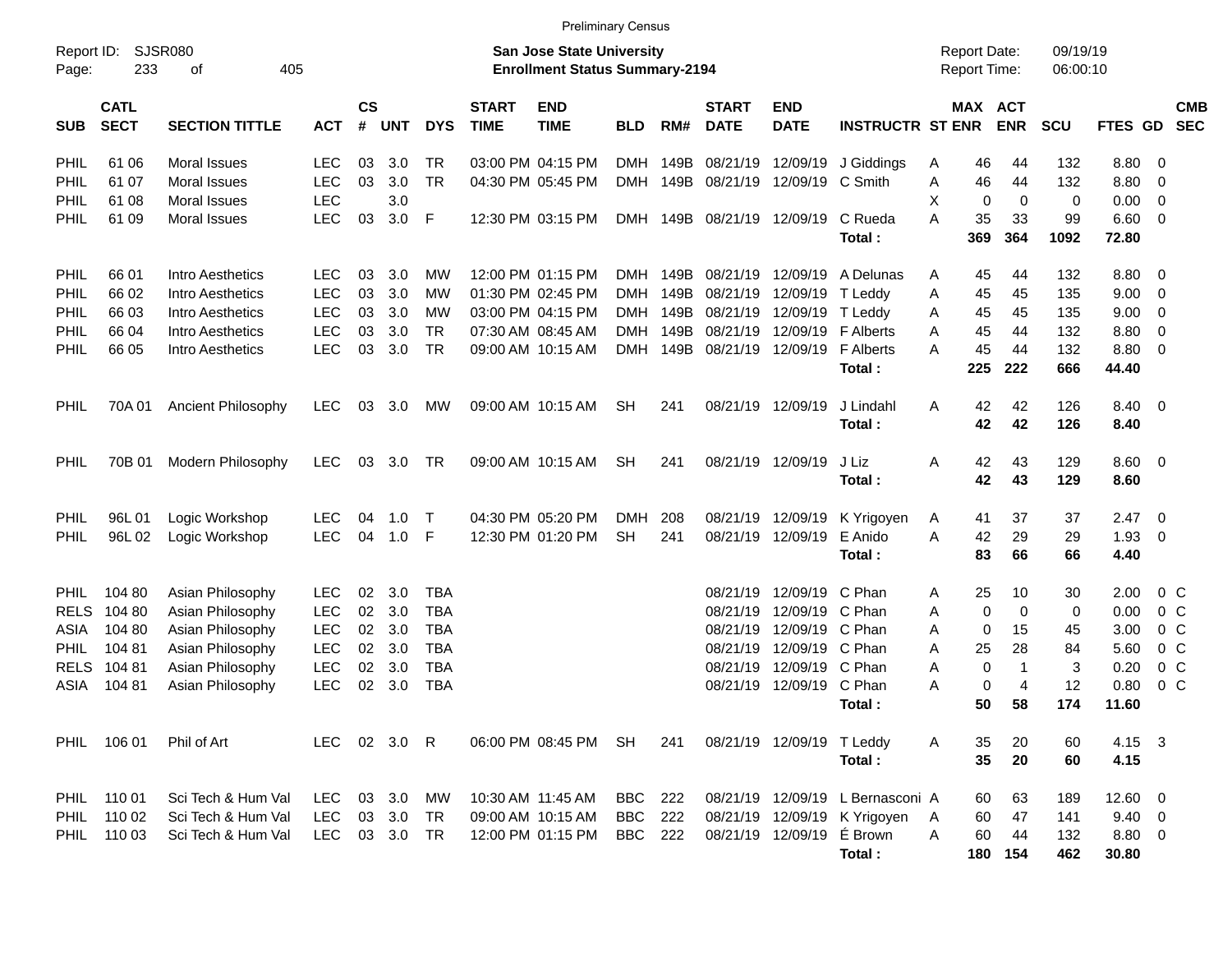Preliminary Census

Report ID: SJSR080
Page: 233 of 405

**San Jose State University**
**Enrollment Status Summary-2194**

Report Date: 09/19/19
Report Time: 06:00:10

| SUB | CATL SECT | SECTION TITTLE | ACT | CS # | UNT | DYS | START TIME | END TIME | BLD | RM# | START DATE | END DATE | INSTRUCTR | ST | MAX ENR | ACT ENR | SCU | FTES | GD | CMB SEC |
|---|---|---|---|---|---|---|---|---|---|---|---|---|---|---|---|---|---|---|---|---|
| PHIL | 61 06 | Moral Issues | LEC | 03 | 3.0 | TR | 03:00 PM | 04:15 PM | DMH | 149B | 08/21/19 | 12/09/19 | J Giddings | A | 46 | 44 | 132 | 8.80 | 0 | |
| PHIL | 61 07 | Moral Issues | LEC | 03 | 3.0 | TR | 04:30 PM | 05:45 PM | DMH | 149B | 08/21/19 | 12/09/19 | C Smith | A | 46 | 44 | 132 | 8.80 | 0 | |
| PHIL | 61 08 | Moral Issues | LEC | | 3.0 | | | | | | | | | X | 0 | 0 | 0 | 0.00 | 0 | |
| PHIL | 61 09 | Moral Issues | LEC | 03 | 3.0 | F | 12:30 PM | 03:15 PM | DMH | 149B | 08/21/19 | 12/09/19 | C Rueda | A | 35 | 33 | 99 | 6.60 | 0 | |
| | | | | | | | | | | | | | **Total :** | | **369** | **364** | **1092** | **72.80** | | |
| PHIL | 66 01 | Intro Aesthetics | LEC | 03 | 3.0 | MW | 12:00 PM | 01:15 PM | DMH | 149B | 08/21/19 | 12/09/19 | A Delunas | A | 45 | 44 | 132 | 8.80 | 0 | |
| PHIL | 66 02 | Intro Aesthetics | LEC | 03 | 3.0 | MW | 01:30 PM | 02:45 PM | DMH | 149B | 08/21/19 | 12/09/19 | T Leddy | A | 45 | 45 | 135 | 9.00 | 0 | |
| PHIL | 66 03 | Intro Aesthetics | LEC | 03 | 3.0 | MW | 03:00 PM | 04:15 PM | DMH | 149B | 08/21/19 | 12/09/19 | T Leddy | A | 45 | 45 | 135 | 9.00 | 0 | |
| PHIL | 66 04 | Intro Aesthetics | LEC | 03 | 3.0 | TR | 07:30 AM | 08:45 AM | DMH | 149B | 08/21/19 | 12/09/19 | F Alberts | A | 45 | 44 | 132 | 8.80 | 0 | |
| PHIL | 66 05 | Intro Aesthetics | LEC | 03 | 3.0 | TR | 09:00 AM | 10:15 AM | DMH | 149B | 08/21/19 | 12/09/19 | F Alberts | A | 45 | 44 | 132 | 8.80 | 0 | |
| | | | | | | | | | | | | | **Total :** | | **225** | **222** | **666** | **44.40** | | |
| PHIL | 70A 01 | Ancient Philosophy | LEC | 03 | 3.0 | MW | 09:00 AM | 10:15 AM | SH | 241 | 08/21/19 | 12/09/19 | J Lindahl | A | 42 | 42 | 126 | 8.40 | 0 | |
| | | | | | | | | | | | | | **Total :** | | **42** | **42** | **126** | **8.40** | | |
| PHIL | 70B 01 | Modern Philosophy | LEC | 03 | 3.0 | TR | 09:00 AM | 10:15 AM | SH | 241 | 08/21/19 | 12/09/19 | J Liz | A | 42 | 43 | 129 | 8.60 | 0 | |
| | | | | | | | | | | | | | **Total :** | | **42** | **43** | **129** | **8.60** | | |
| PHIL | 96L 01 | Logic Workshop | LEC | 04 | 1.0 | T | 04:30 PM | 05:20 PM | DMH | 208 | 08/21/19 | 12/09/19 | K Yrigoyen | A | 41 | 37 | 37 | 2.47 | 0 | |
| PHIL | 96L 02 | Logic Workshop | LEC | 04 | 1.0 | F | 12:30 PM | 01:20 PM | SH | 241 | 08/21/19 | 12/09/19 | E Anido | A | 42 | 29 | 29 | 1.93 | 0 | |
| | | | | | | | | | | | | | **Total :** | | **83** | **66** | **66** | **4.40** | | |
| PHIL | 104 80 | Asian Philosophy | LEC | 02 | 3.0 | TBA | | | | | 08/21/19 | 12/09/19 | C Phan | A | 25 | 10 | 30 | 2.00 | 0 | C |
| RELS | 104 80 | Asian Philosophy | LEC | 02 | 3.0 | TBA | | | | | 08/21/19 | 12/09/19 | C Phan | A | 0 | 0 | 0 | 0.00 | 0 | C |
| ASIA | 104 80 | Asian Philosophy | LEC | 02 | 3.0 | TBA | | | | | 08/21/19 | 12/09/19 | C Phan | A | 0 | 15 | 45 | 3.00 | 0 | C |
| PHIL | 104 81 | Asian Philosophy | LEC | 02 | 3.0 | TBA | | | | | 08/21/19 | 12/09/19 | C Phan | A | 25 | 28 | 84 | 5.60 | 0 | C |
| RELS | 104 81 | Asian Philosophy | LEC | 02 | 3.0 | TBA | | | | | 08/21/19 | 12/09/19 | C Phan | A | 0 | 1 | 3 | 0.20 | 0 | C |
| ASIA | 104 81 | Asian Philosophy | LEC | 02 | 3.0 | TBA | | | | | 08/21/19 | 12/09/19 | C Phan | A | 0 | 4 | 12 | 0.80 | 0 | C |
| | | | | | | | | | | | | | **Total :** | | **50** | **58** | **174** | **11.60** | | |
| PHIL | 106 01 | Phil of Art | LEC | 02 | 3.0 | R | 06:00 PM | 08:45 PM | SH | 241 | 08/21/19 | 12/09/19 | T Leddy | A | 35 | 20 | 60 | 4.15 | 3 | |
| | | | | | | | | | | | | | **Total :** | | **35** | **20** | **60** | **4.15** | | |
| PHIL | 110 01 | Sci Tech & Hum Val | LEC | 03 | 3.0 | MW | 10:30 AM | 11:45 AM | BBC | 222 | 08/21/19 | 12/09/19 | L Bernasconi | A | 60 | 63 | 189 | 12.60 | 0 | |
| PHIL | 110 02 | Sci Tech & Hum Val | LEC | 03 | 3.0 | TR | 09:00 AM | 10:15 AM | BBC | 222 | 08/21/19 | 12/09/19 | K Yrigoyen | A | 60 | 47 | 141 | 9.40 | 0 | |
| PHIL | 110 03 | Sci Tech & Hum Val | LEC | 03 | 3.0 | TR | 12:00 PM | 01:15 PM | BBC | 222 | 08/21/19 | 12/09/19 | É Brown | A | 60 | 44 | 132 | 8.80 | 0 | |
| | | | | | | | | | | | | | **Total :** | | **180** | **154** | **462** | **30.80** | | |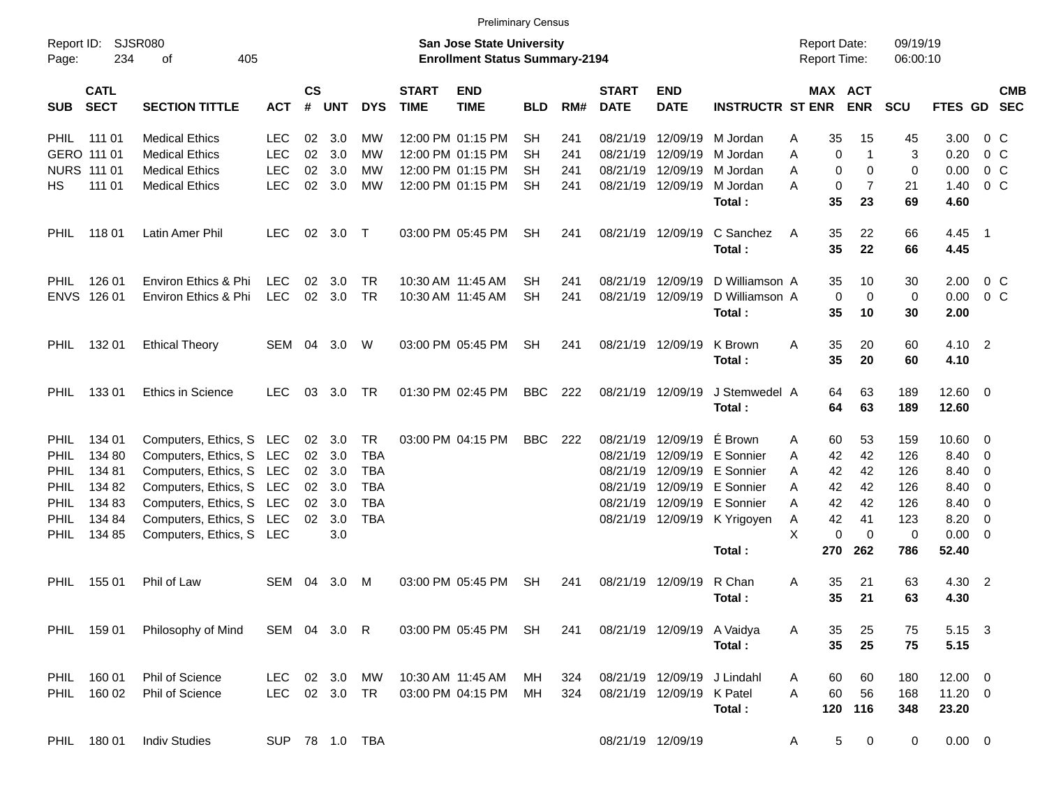Preliminary Census

Report ID: SJSR080
Page: 234 of 405

**San Jose State University**
**Enrollment Status Summary-2194**

Report Date: 09/19/19
Report Time: 06:00:10

| SUB | CATL SECT | SECTION TITTLE | ACT | CS # | UNT | DYS | START TIME | END TIME | BLD | RM# | START DATE | END DATE | INSTRUCTR | ST | MAX ENR | ACT ENR | SCU | FTES | GD | CMB SEC |
|---|---|---|---|---|---|---|---|---|---|---|---|---|---|---|---|---|---|---|---|---|
| PHIL | 111 01 | Medical Ethics | LEC | 02 | 3.0 | MW | 12:00 PM | 01:15 PM | SH | 241 | 08/21/19 | 12/09/19 | M Jordan | A | 35 | 15 | 45 | 3.00 | 0 | C |
| GERO | 111 01 | Medical Ethics | LEC | 02 | 3.0 | MW | 12:00 PM | 01:15 PM | SH | 241 | 08/21/19 | 12/09/19 | M Jordan | A | 0 | 1 | 3 | 0.20 | 0 | C |
| NURS | 111 01 | Medical Ethics | LEC | 02 | 3.0 | MW | 12:00 PM | 01:15 PM | SH | 241 | 08/21/19 | 12/09/19 | M Jordan | A | 0 | 0 | 0 | 0.00 | 0 | C |
| HS | 111 01 | Medical Ethics | LEC | 02 | 3.0 | MW | 12:00 PM | 01:15 PM | SH | 241 | 08/21/19 | 12/09/19 | M Jordan | A | 0 | 7 | 21 | 1.40 | 0 | C |
| | | | | | | | | | | | | | **Total :** | | **35** | **23** | **69** | **4.60** | | |
| PHIL | 118 01 | Latin Amer Phil | LEC | 02 | 3.0 | T | 03:00 PM | 05:45 PM | SH | 241 | 08/21/19 | 12/09/19 | C Sanchez | A | 35 | 22 | 66 | 4.45 | 1 | |
| | | | | | | | | | | | | | **Total :** | | **35** | **22** | **66** | **4.45** | | |
| PHIL | 126 01 | Environ Ethics & Phi | LEC | 02 | 3.0 | TR | 10:30 AM | 11:45 AM | SH | 241 | 08/21/19 | 12/09/19 | D Williamson | A | 35 | 10 | 30 | 2.00 | 0 | C |
| ENVS | 126 01 | Environ Ethics & Phi | LEC | 02 | 3.0 | TR | 10:30 AM | 11:45 AM | SH | 241 | 08/21/19 | 12/09/19 | D Williamson | A | 0 | 0 | 0 | 0.00 | 0 | C |
| | | | | | | | | | | | | | **Total :** | | **35** | **10** | **30** | **2.00** | | |
| PHIL | 132 01 | Ethical Theory | SEM | 04 | 3.0 | W | 03:00 PM | 05:45 PM | SH | 241 | 08/21/19 | 12/09/19 | K Brown | A | 35 | 20 | 60 | 4.10 | 2 | |
| | | | | | | | | | | | | | **Total :** | | **35** | **20** | **60** | **4.10** | | |
| PHIL | 133 01 | Ethics in Science | LEC | 03 | 3.0 | TR | 01:30 PM | 02:45 PM | BBC | 222 | 08/21/19 | 12/09/19 | J Stemwedel | A | 64 | 63 | 189 | 12.60 | 0 | |
| | | | | | | | | | | | | | **Total :** | | **64** | **63** | **189** | **12.60** | | |
| PHIL | 134 01 | Computers, Ethics, S | LEC | 02 | 3.0 | TR | 03:00 PM | 04:15 PM | BBC | 222 | 08/21/19 | 12/09/19 | É Brown | A | 60 | 53 | 159 | 10.60 | 0 | |
| PHIL | 134 80 | Computers, Ethics, S | LEC | 02 | 3.0 | TBA | | | | | 08/21/19 | 12/09/19 | E Sonnier | A | 42 | 42 | 126 | 8.40 | 0 | |
| PHIL | 134 81 | Computers, Ethics, S | LEC | 02 | 3.0 | TBA | | | | | 08/21/19 | 12/09/19 | E Sonnier | A | 42 | 42 | 126 | 8.40 | 0 | |
| PHIL | 134 82 | Computers, Ethics, S | LEC | 02 | 3.0 | TBA | | | | | 08/21/19 | 12/09/19 | E Sonnier | A | 42 | 42 | 126 | 8.40 | 0 | |
| PHIL | 134 83 | Computers, Ethics, S | LEC | 02 | 3.0 | TBA | | | | | 08/21/19 | 12/09/19 | E Sonnier | A | 42 | 42 | 126 | 8.40 | 0 | |
| PHIL | 134 84 | Computers, Ethics, S | LEC | 02 | 3.0 | TBA | | | | | 08/21/19 | 12/09/19 | K Yrigoyen | A | 42 | 41 | 123 | 8.20 | 0 | |
| PHIL | 134 85 | Computers, Ethics, S | LEC | | 3.0 | | | | | | | | | X | 0 | 0 | 0 | 0.00 | 0 | |
| | | | | | | | | | | | | | **Total :** | | **270** | **262** | **786** | **52.40** | | |
| PHIL | 155 01 | Phil of Law | SEM | 04 | 3.0 | M | 03:00 PM | 05:45 PM | SH | 241 | 08/21/19 | 12/09/19 | R Chan | A | 35 | 21 | 63 | 4.30 | 2 | |
| | | | | | | | | | | | | | **Total :** | | **35** | **21** | **63** | **4.30** | | |
| PHIL | 159 01 | Philosophy of Mind | SEM | 04 | 3.0 | R | 03:00 PM | 05:45 PM | SH | 241 | 08/21/19 | 12/09/19 | A Vaidya | A | 35 | 25 | 75 | 5.15 | 3 | |
| | | | | | | | | | | | | | **Total :** | | **35** | **25** | **75** | **5.15** | | |
| PHIL | 160 01 | Phil of Science | LEC | 02 | 3.0 | MW | 10:30 AM | 11:45 AM | MH | 324 | 08/21/19 | 12/09/19 | J Lindahl | A | 60 | 60 | 180 | 12.00 | 0 | |
| PHIL | 160 02 | Phil of Science | LEC | 02 | 3.0 | TR | 03:00 PM | 04:15 PM | MH | 324 | 08/21/19 | 12/09/19 | K Patel | A | 60 | 56 | 168 | 11.20 | 0 | |
| | | | | | | | | | | | | | **Total :** | | **120** | **116** | **348** | **23.20** | | |
| PHIL | 180 01 | Indiv Studies | SUP | 78 | 1.0 | TBA | | | | | 08/21/19 | 12/09/19 | | A | 5 | 0 | 0 | 0.00 | 0 | |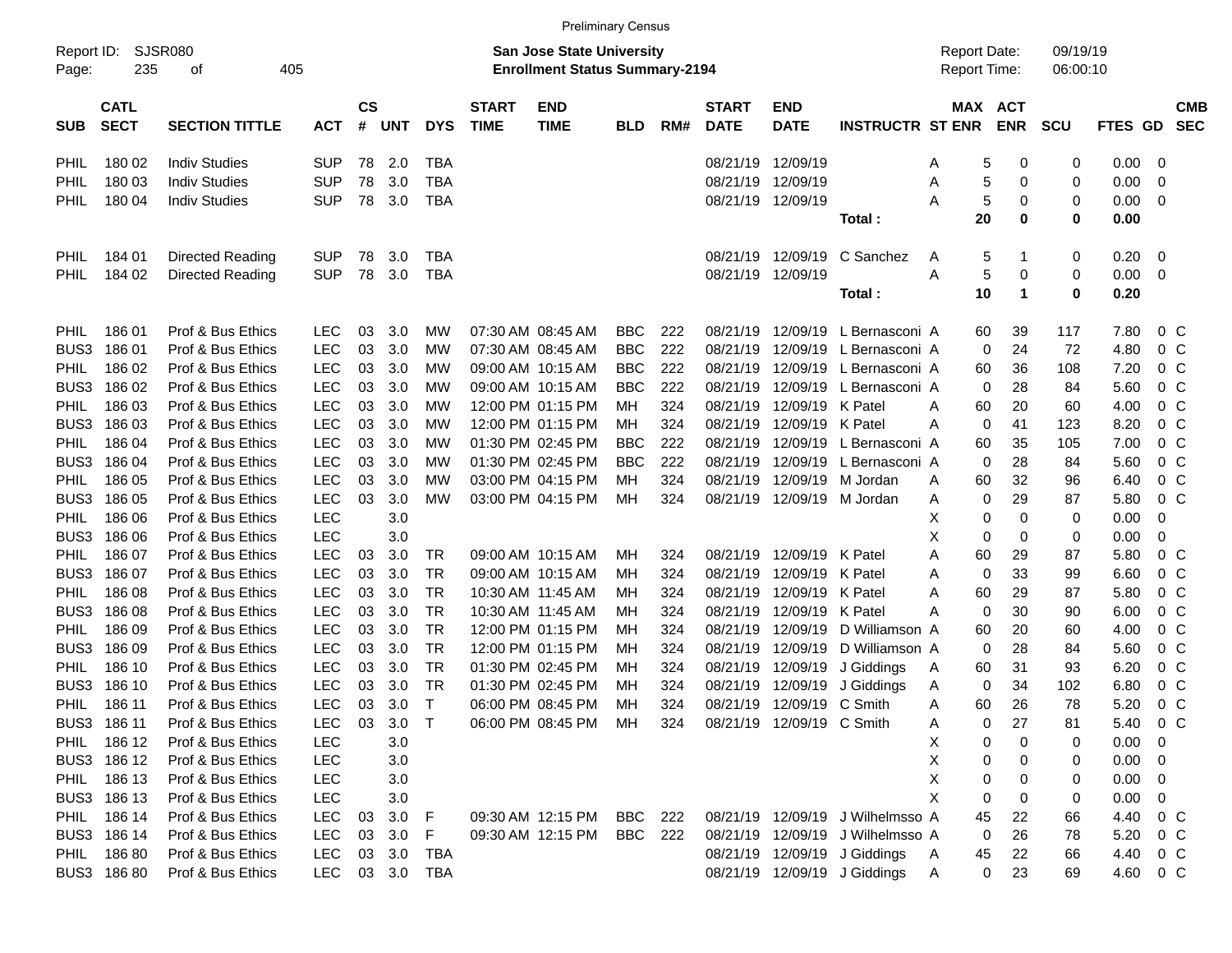Preliminary Census

Report ID: SJSR080
Page: 235 of 405

**San Jose State University**
**Enrollment Status Summary-2194**

Report Date: 09/19/19
Report Time: 06:00:10

| SUB | CATL SECT | SECTION TITTLE | ACT | CS # | UNT | DYS | START TIME | END TIME | BLD | RM# | START DATE | END DATE | INSTRUCTR | ST | MAX ENR | ACT ENR | SCU | FTES | GD | CMB SEC |
|---|---|---|---|---|---|---|---|---|---|---|---|---|---|---|---|---|---|---|---|---|
| PHIL | 180 02 | Indiv Studies | SUP | 78 | 2.0 | TBA | | | | | 08/21/19 | 12/09/19 | | A | 5 | 0 | 0 | 0.00 | 0 | |
| PHIL | 180 03 | Indiv Studies | SUP | 78 | 3.0 | TBA | | | | | 08/21/19 | 12/09/19 | | A | 5 | 0 | 0 | 0.00 | 0 | |
| PHIL | 180 04 | Indiv Studies | SUP | 78 | 3.0 | TBA | | | | | 08/21/19 | 12/09/19 | | A | 5 | 0 | 0 | 0.00 | 0 | |
| | | | | | | | | | | | | | **Total :** | | **20** | **0** | **0** | **0.00** | | |
| PHIL | 184 01 | Directed Reading | SUP | 78 | 3.0 | TBA | | | | | 08/21/19 | 12/09/19 | C Sanchez | A | 5 | 1 | 0 | 0.20 | 0 | |
| PHIL | 184 02 | Directed Reading | SUP | 78 | 3.0 | TBA | | | | | 08/21/19 | 12/09/19 | | A | 5 | 0 | 0 | 0.00 | 0 | |
| | | | | | | | | | | | | | **Total :** | | **10** | **1** | **0** | **0.20** | | |
| PHIL | 186 01 | Prof & Bus Ethics | LEC | 03 | 3.0 | MW | 07:30 AM | 08:45 AM | BBC | 222 | 08/21/19 | 12/09/19 | L Bernasconi | A | 60 | 39 | 117 | 7.80 | 0 | C |
| BUS3 | 186 01 | Prof & Bus Ethics | LEC | 03 | 3.0 | MW | 07:30 AM | 08:45 AM | BBC | 222 | 08/21/19 | 12/09/19 | L Bernasconi | A | 0 | 24 | 72 | 4.80 | 0 | C |
| PHIL | 186 02 | Prof & Bus Ethics | LEC | 03 | 3.0 | MW | 09:00 AM | 10:15 AM | BBC | 222 | 08/21/19 | 12/09/19 | L Bernasconi | A | 60 | 36 | 108 | 7.20 | 0 | C |
| BUS3 | 186 02 | Prof & Bus Ethics | LEC | 03 | 3.0 | MW | 09:00 AM | 10:15 AM | BBC | 222 | 08/21/19 | 12/09/19 | L Bernasconi | A | 0 | 28 | 84 | 5.60 | 0 | C |
| PHIL | 186 03 | Prof & Bus Ethics | LEC | 03 | 3.0 | MW | 12:00 PM | 01:15 PM | MH | 324 | 08/21/19 | 12/09/19 | K Patel | A | 60 | 20 | 60 | 4.00 | 0 | C |
| BUS3 | 186 03 | Prof & Bus Ethics | LEC | 03 | 3.0 | MW | 12:00 PM | 01:15 PM | MH | 324 | 08/21/19 | 12/09/19 | K Patel | A | 0 | 41 | 123 | 8.20 | 0 | C |
| PHIL | 186 04 | Prof & Bus Ethics | LEC | 03 | 3.0 | MW | 01:30 PM | 02:45 PM | BBC | 222 | 08/21/19 | 12/09/19 | L Bernasconi | A | 60 | 35 | 105 | 7.00 | 0 | C |
| BUS3 | 186 04 | Prof & Bus Ethics | LEC | 03 | 3.0 | MW | 01:30 PM | 02:45 PM | BBC | 222 | 08/21/19 | 12/09/19 | L Bernasconi | A | 0 | 28 | 84 | 5.60 | 0 | C |
| PHIL | 186 05 | Prof & Bus Ethics | LEC | 03 | 3.0 | MW | 03:00 PM | 04:15 PM | MH | 324 | 08/21/19 | 12/09/19 | M Jordan | A | 60 | 32 | 96 | 6.40 | 0 | C |
| BUS3 | 186 05 | Prof & Bus Ethics | LEC | 03 | 3.0 | MW | 03:00 PM | 04:15 PM | MH | 324 | 08/21/19 | 12/09/19 | M Jordan | A | 0 | 29 | 87 | 5.80 | 0 | C |
| PHIL | 186 06 | Prof & Bus Ethics | LEC | | 3.0 | | | | | | | | | X | 0 | 0 | 0 | 0.00 | 0 | |
| BUS3 | 186 06 | Prof & Bus Ethics | LEC | | 3.0 | | | | | | | | | X | 0 | 0 | 0 | 0.00 | 0 | |
| PHIL | 186 07 | Prof & Bus Ethics | LEC | 03 | 3.0 | TR | 09:00 AM | 10:15 AM | MH | 324 | 08/21/19 | 12/09/19 | K Patel | A | 60 | 29 | 87 | 5.80 | 0 | C |
| BUS3 | 186 07 | Prof & Bus Ethics | LEC | 03 | 3.0 | TR | 09:00 AM | 10:15 AM | MH | 324 | 08/21/19 | 12/09/19 | K Patel | A | 0 | 33 | 99 | 6.60 | 0 | C |
| PHIL | 186 08 | Prof & Bus Ethics | LEC | 03 | 3.0 | TR | 10:30 AM | 11:45 AM | MH | 324 | 08/21/19 | 12/09/19 | K Patel | A | 60 | 29 | 87 | 5.80 | 0 | C |
| BUS3 | 186 08 | Prof & Bus Ethics | LEC | 03 | 3.0 | TR | 10:30 AM | 11:45 AM | MH | 324 | 08/21/19 | 12/09/19 | K Patel | A | 0 | 30 | 90 | 6.00 | 0 | C |
| PHIL | 186 09 | Prof & Bus Ethics | LEC | 03 | 3.0 | TR | 12:00 PM | 01:15 PM | MH | 324 | 08/21/19 | 12/09/19 | D Williamson | A | 60 | 20 | 60 | 4.00 | 0 | C |
| BUS3 | 186 09 | Prof & Bus Ethics | LEC | 03 | 3.0 | TR | 12:00 PM | 01:15 PM | MH | 324 | 08/21/19 | 12/09/19 | D Williamson | A | 0 | 28 | 84 | 5.60 | 0 | C |
| PHIL | 186 10 | Prof & Bus Ethics | LEC | 03 | 3.0 | TR | 01:30 PM | 02:45 PM | MH | 324 | 08/21/19 | 12/09/19 | J Giddings | A | 60 | 31 | 93 | 6.20 | 0 | C |
| BUS3 | 186 10 | Prof & Bus Ethics | LEC | 03 | 3.0 | TR | 01:30 PM | 02:45 PM | MH | 324 | 08/21/19 | 12/09/19 | J Giddings | A | 0 | 34 | 102 | 6.80 | 0 | C |
| PHIL | 186 11 | Prof & Bus Ethics | LEC | 03 | 3.0 | T | 06:00 PM | 08:45 PM | MH | 324 | 08/21/19 | 12/09/19 | C Smith | A | 60 | 26 | 78 | 5.20 | 0 | C |
| BUS3 | 186 11 | Prof & Bus Ethics | LEC | 03 | 3.0 | T | 06:00 PM | 08:45 PM | MH | 324 | 08/21/19 | 12/09/19 | C Smith | A | 0 | 27 | 81 | 5.40 | 0 | C |
| PHIL | 186 12 | Prof & Bus Ethics | LEC | | 3.0 | | | | | | | | | X | 0 | 0 | 0 | 0.00 | 0 | |
| BUS3 | 186 12 | Prof & Bus Ethics | LEC | | 3.0 | | | | | | | | | X | 0 | 0 | 0 | 0.00 | 0 | |
| PHIL | 186 13 | Prof & Bus Ethics | LEC | | 3.0 | | | | | | | | | X | 0 | 0 | 0 | 0.00 | 0 | |
| BUS3 | 186 13 | Prof & Bus Ethics | LEC | | 3.0 | | | | | | | | | X | 0 | 0 | 0 | 0.00 | 0 | |
| PHIL | 186 14 | Prof & Bus Ethics | LEC | 03 | 3.0 | F | 09:30 AM | 12:15 PM | BBC | 222 | 08/21/19 | 12/09/19 | J Wilhelmsso | A | 45 | 22 | 66 | 4.40 | 0 | C |
| BUS3 | 186 14 | Prof & Bus Ethics | LEC | 03 | 3.0 | F | 09:30 AM | 12:15 PM | BBC | 222 | 08/21/19 | 12/09/19 | J Wilhelmsso | A | 0 | 26 | 78 | 5.20 | 0 | C |
| PHIL | 186 80 | Prof & Bus Ethics | LEC | 03 | 3.0 | TBA | | | | | 08/21/19 | 12/09/19 | J Giddings | A | 45 | 22 | 66 | 4.40 | 0 | C |
| BUS3 | 186 80 | Prof & Bus Ethics | LEC | 03 | 3.0 | TBA | | | | | 08/21/19 | 12/09/19 | J Giddings | A | 0 | 23 | 69 | 4.60 | 0 | C |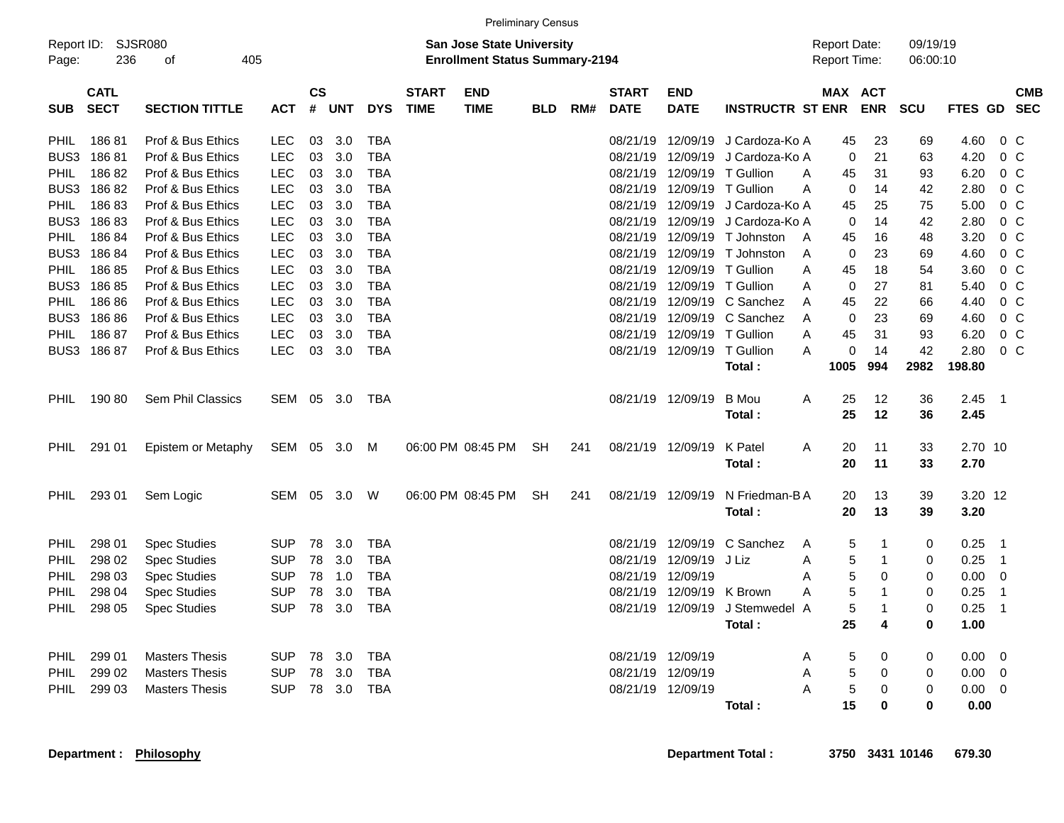Preliminary Census

Report ID: SJSR080 | **San Jose State University** | Report Date: 09/19/19
**Enrollment Status Summary-2194** | Report Time: 06:00:10

| SUB | CATL SECT | SECTION TITTLE | ACT | CS # | UNT | DYS | START TIME | END TIME | BLD | RM# | START DATE | END DATE | INSTRUCTR | ST | MAX ENR | ACT ENR | SCU | FTES | GD | CMB SEC |
|---|---|---|---|---|---|---|---|---|---|---|---|---|---|---|---|---|---|---|---|---|
| PHIL | 186 81 | Prof & Bus Ethics | LEC | 03 | 3.0 | TBA | | | | | 08/21/19 | 12/09/19 | J Cardoza-Ko | A | 45 | 23 | 69 | 4.60 | 0 | C |
| BUS3 | 186 81 | Prof & Bus Ethics | LEC | 03 | 3.0 | TBA | | | | | 08/21/19 | 12/09/19 | J Cardoza-Ko | A | 0 | 21 | 63 | 4.20 | 0 | C |
| PHIL | 186 82 | Prof & Bus Ethics | LEC | 03 | 3.0 | TBA | | | | | 08/21/19 | 12/09/19 | T Gullion | A | 45 | 31 | 93 | 6.20 | 0 | C |
| BUS3 | 186 82 | Prof & Bus Ethics | LEC | 03 | 3.0 | TBA | | | | | 08/21/19 | 12/09/19 | T Gullion | A | 0 | 14 | 42 | 2.80 | 0 | C |
| PHIL | 186 83 | Prof & Bus Ethics | LEC | 03 | 3.0 | TBA | | | | | 08/21/19 | 12/09/19 | J Cardoza-Ko | A | 45 | 25 | 75 | 5.00 | 0 | C |
| BUS3 | 186 83 | Prof & Bus Ethics | LEC | 03 | 3.0 | TBA | | | | | 08/21/19 | 12/09/19 | J Cardoza-Ko | A | 0 | 14 | 42 | 2.80 | 0 | C |
| PHIL | 186 84 | Prof & Bus Ethics | LEC | 03 | 3.0 | TBA | | | | | 08/21/19 | 12/09/19 | T Johnston | A | 45 | 16 | 48 | 3.20 | 0 | C |
| BUS3 | 186 84 | Prof & Bus Ethics | LEC | 03 | 3.0 | TBA | | | | | 08/21/19 | 12/09/19 | T Johnston | A | 0 | 23 | 69 | 4.60 | 0 | C |
| PHIL | 186 85 | Prof & Bus Ethics | LEC | 03 | 3.0 | TBA | | | | | 08/21/19 | 12/09/19 | T Gullion | A | 45 | 18 | 54 | 3.60 | 0 | C |
| BUS3 | 186 85 | Prof & Bus Ethics | LEC | 03 | 3.0 | TBA | | | | | 08/21/19 | 12/09/19 | T Gullion | A | 0 | 27 | 81 | 5.40 | 0 | C |
| PHIL | 186 86 | Prof & Bus Ethics | LEC | 03 | 3.0 | TBA | | | | | 08/21/19 | 12/09/19 | C Sanchez | A | 45 | 22 | 66 | 4.40 | 0 | C |
| BUS3 | 186 86 | Prof & Bus Ethics | LEC | 03 | 3.0 | TBA | | | | | 08/21/19 | 12/09/19 | C Sanchez | A | 0 | 23 | 69 | 4.60 | 0 | C |
| PHIL | 186 87 | Prof & Bus Ethics | LEC | 03 | 3.0 | TBA | | | | | 08/21/19 | 12/09/19 | T Gullion | A | 45 | 31 | 93 | 6.20 | 0 | C |
| BUS3 | 186 87 | Prof & Bus Ethics | LEC | 03 | 3.0 | TBA | | | | | 08/21/19 | 12/09/19 | T Gullion | A | 0 | 14 | 42 | 2.80 | 0 | C |
| | | | | | | | | | | | | | **Total :** | | **1005** | **994** | **2982** | **198.80** | | |
| PHIL | 190 80 | Sem Phil Classics | SEM | 05 | 3.0 | TBA | | | | | 08/21/19 | 12/09/19 | B Mou | A | 25 | 12 | 36 | 2.45 | 1 | |
| | | | | | | | | | | | | | **Total :** | | **25** | **12** | **36** | **2.45** | | |
| PHIL | 291 01 | Epistem or Metaphy | SEM | 05 | 3.0 | M | 06:00 PM | 08:45 PM | SH | 241 | 08/21/19 | 12/09/19 | K Patel | A | 20 | 11 | 33 | 2.70 | 10 | |
| | | | | | | | | | | | | | **Total :** | | **20** | **11** | **33** | **2.70** | | |
| PHIL | 293 01 | Sem Logic | SEM | 05 | 3.0 | W | 06:00 PM | 08:45 PM | SH | 241 | 08/21/19 | 12/09/19 | N Friedman-B | A | 20 | 13 | 39 | 3.20 | 12 | |
| | | | | | | | | | | | | | **Total :** | | **20** | **13** | **39** | **3.20** | | |
| PHIL | 298 01 | Spec Studies | SUP | 78 | 3.0 | TBA | | | | | 08/21/19 | 12/09/19 | C Sanchez | A | 5 | 1 | 0 | 0.25 | 1 | |
| PHIL | 298 02 | Spec Studies | SUP | 78 | 3.0 | TBA | | | | | 08/21/19 | 12/09/19 | J Liz | A | 5 | 1 | 0 | 0.25 | 1 | |
| PHIL | 298 03 | Spec Studies | SUP | 78 | 1.0 | TBA | | | | | 08/21/19 | 12/09/19 | | A | 5 | 0 | 0 | 0.00 | 0 | |
| PHIL | 298 04 | Spec Studies | SUP | 78 | 3.0 | TBA | | | | | 08/21/19 | 12/09/19 | K Brown | A | 5 | 1 | 0 | 0.25 | 1 | |
| PHIL | 298 05 | Spec Studies | SUP | 78 | 3.0 | TBA | | | | | 08/21/19 | 12/09/19 | J Stemwedel | A | 5 | 1 | 0 | 0.25 | 1 | |
| | | | | | | | | | | | | | **Total :** | | **25** | **4** | **0** | **1.00** | | |
| PHIL | 299 01 | Masters Thesis | SUP | 78 | 3.0 | TBA | | | | | 08/21/19 | 12/09/19 | | A | 5 | 0 | 0 | 0.00 | 0 | |
| PHIL | 299 02 | Masters Thesis | SUP | 78 | 3.0 | TBA | | | | | 08/21/19 | 12/09/19 | | A | 5 | 0 | 0 | 0.00 | 0 | |
| PHIL | 299 03 | Masters Thesis | SUP | 78 | 3.0 | TBA | | | | | 08/21/19 | 12/09/19 | | A | 5 | 0 | 0 | 0.00 | 0 | |
| | | | | | | | | | | | | | **Total :** | | **15** | **0** | **0** | **0.00** | | |

**Department :** **Philosophy** | **Department Total :** | **3750** | **3431** | **10146** | **679.30**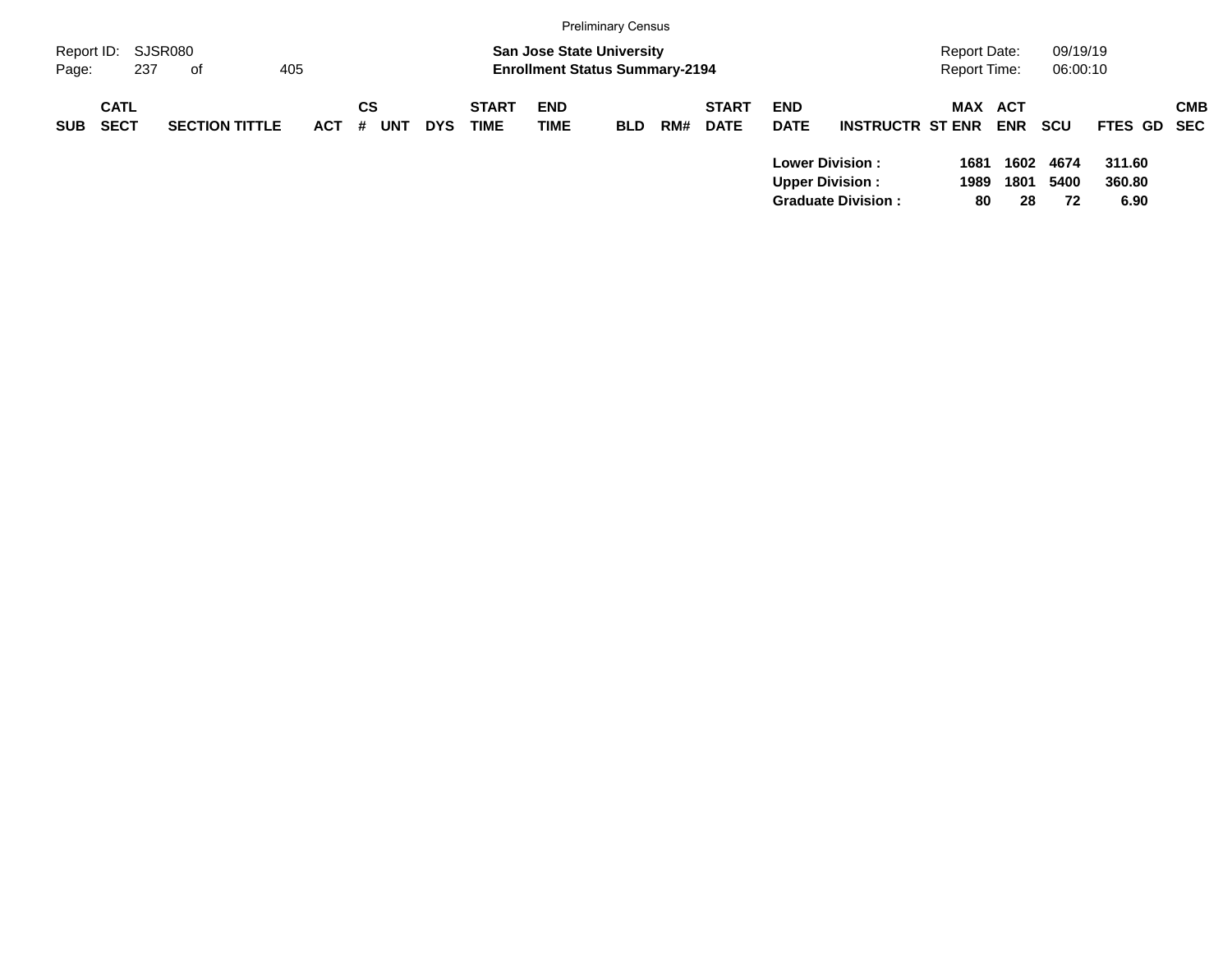| SUB | CATL SECT | SECTION TITTLE | ACT | CS # | UNT | DYS | START TIME | END TIME | BLD | RM# | START DATE | END DATE | INSTRUCTR | MAX ST ENR | ACT ENR | SCU | FTES | GD | CMB SEC |
|---|---|---|---|---|---|---|---|---|---|---|---|---|---|---|---|---|---|---|---|
| | | | | | | | | | | | | **Lower Division :** | | **1681** | **1602** | **4674** | **311.60** | | |
| | | | | | | | | | | | | **Upper Division :** | | **1989** | **1801** | **5400** | **360.80** | | |
| | | | | | | | | | | | | **Graduate Division :** | | **80** | **28** | **72** | **6.90** | | |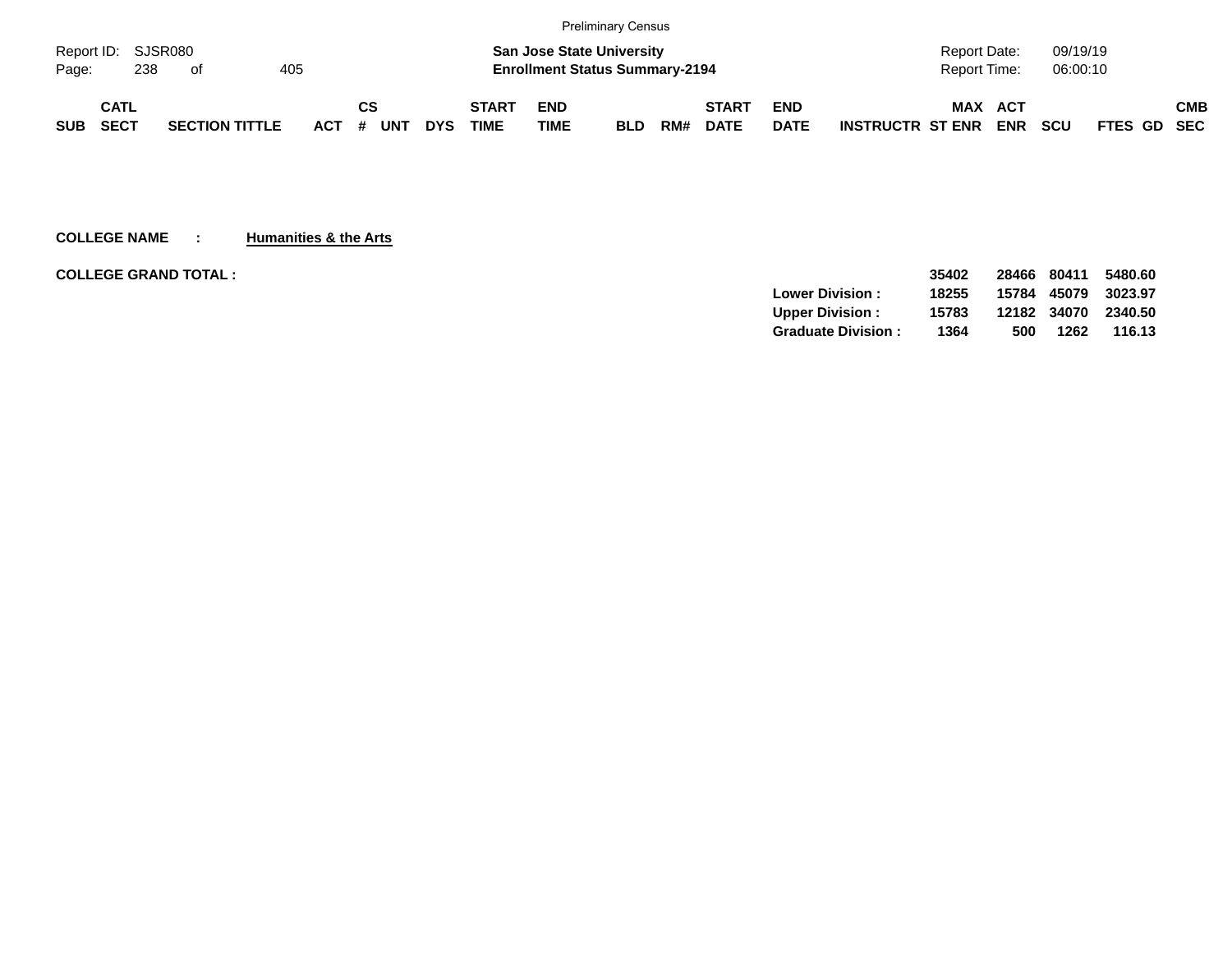Preliminary Census

Report ID: SJSR080

**San Jose State University**
**Enrollment Status Summary-2194**

Report Date: 09/19/19
Report Time: 06:00:10

| SUB | CATL SECT | SECTION TITTLE | ACT | CS # | UNT | DYS | START TIME | END TIME | BLD | RM# | START DATE | END DATE | INSTRUCTR | MAX ST ENR | ACT ENR | SCU | FTES | GD | CMB SEC |
|---|---|---|---|---|---|---|---|---|---|---|---|---|---|---|---|---|---|---|---|

**COLLEGE NAME : Humanities & the Arts**

**COLLEGE GRAND TOTAL :**

| | MAX ST ENR | ACT ENR | SCU | FTES |
|---|---|---|---|---|
| **Total** | **35402** | **28466** | **80411** | **5480.60** |
| **Lower Division :** | **18255** | **15784** | **45079** | **3023.97** |
| **Upper Division :** | **15783** | **12182** | **34070** | **2340.50** |
| **Graduate Division :** | **1364** | **500** | **1262** | **116.13** |